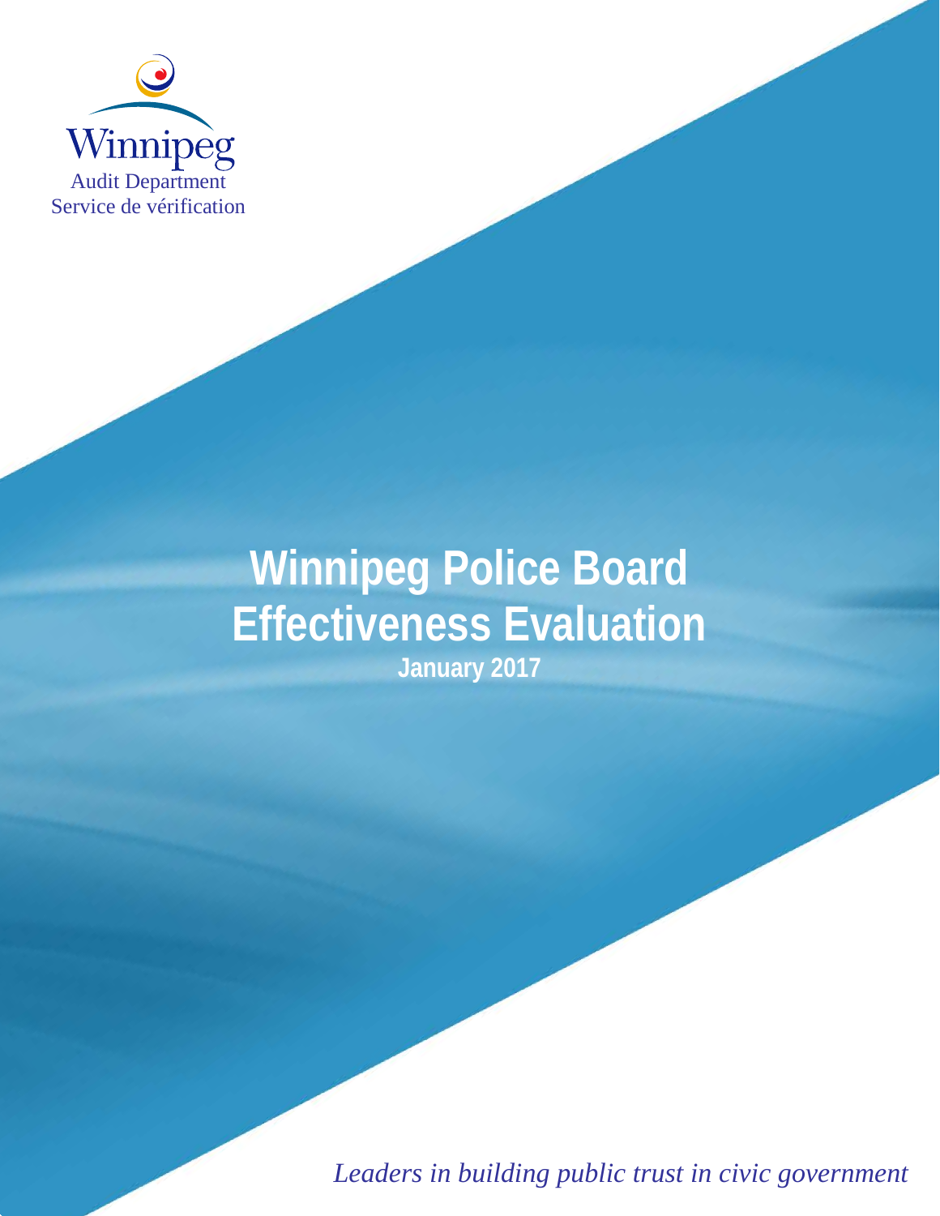Winnipeg
Audit Department
Service de vérification

# Winnipeg Police Board Effectiveness Evaluation

**January 2017**

*Leaders in building public trust in civic government*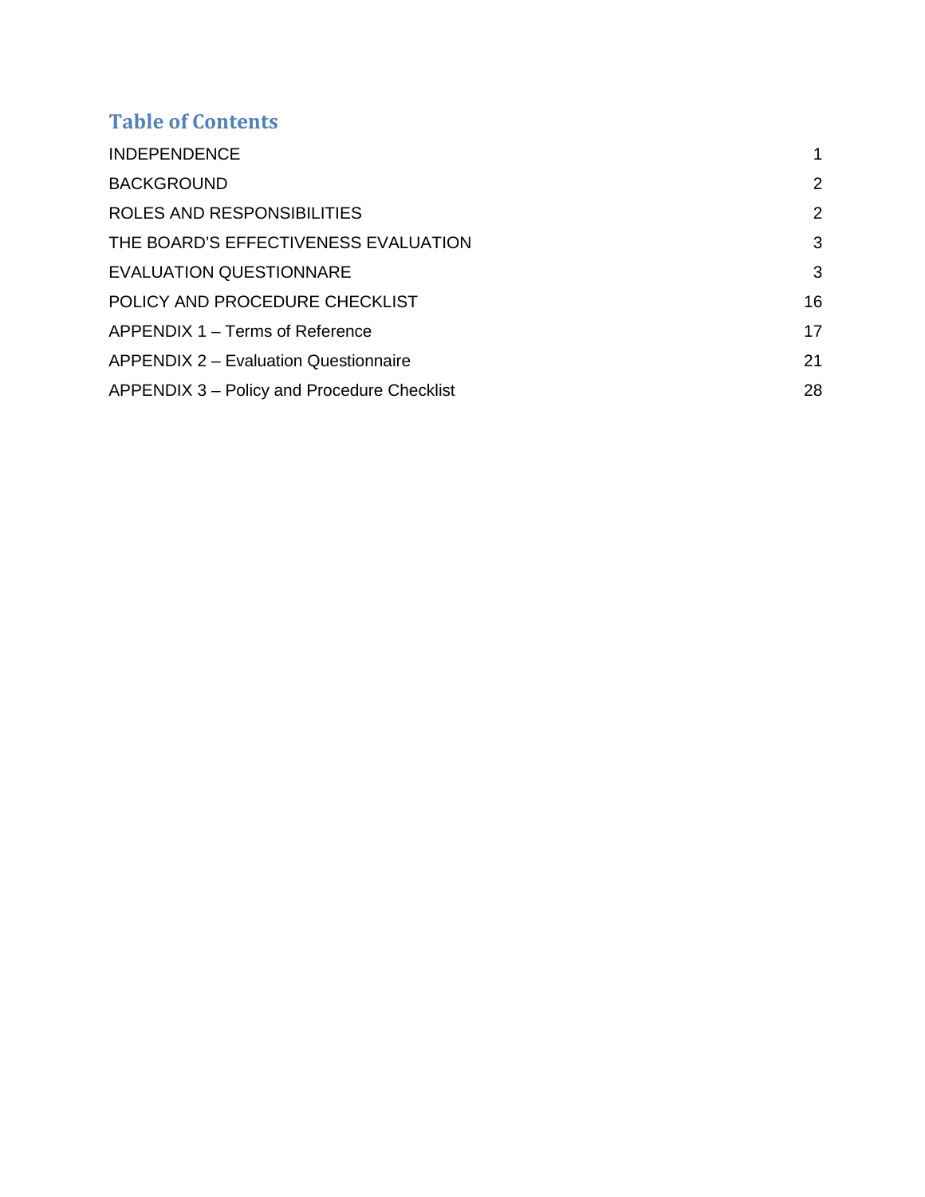## Table of Contents

| | |
|---|---|
| INDEPENDENCE | 1 |
| BACKGROUND | 2 |
| ROLES AND RESPONSIBILITIES | 2 |
| THE BOARD'S EFFECTIVENESS EVALUATION | 3 |
| EVALUATION QUESTIONNARE | 3 |
| POLICY AND PROCEDURE CHECKLIST | 16 |
| APPENDIX 1 – Terms of Reference | 17 |
| APPENDIX 2 – Evaluation Questionnaire | 21 |
| APPENDIX 3 – Policy and Procedure Checklist | 28 |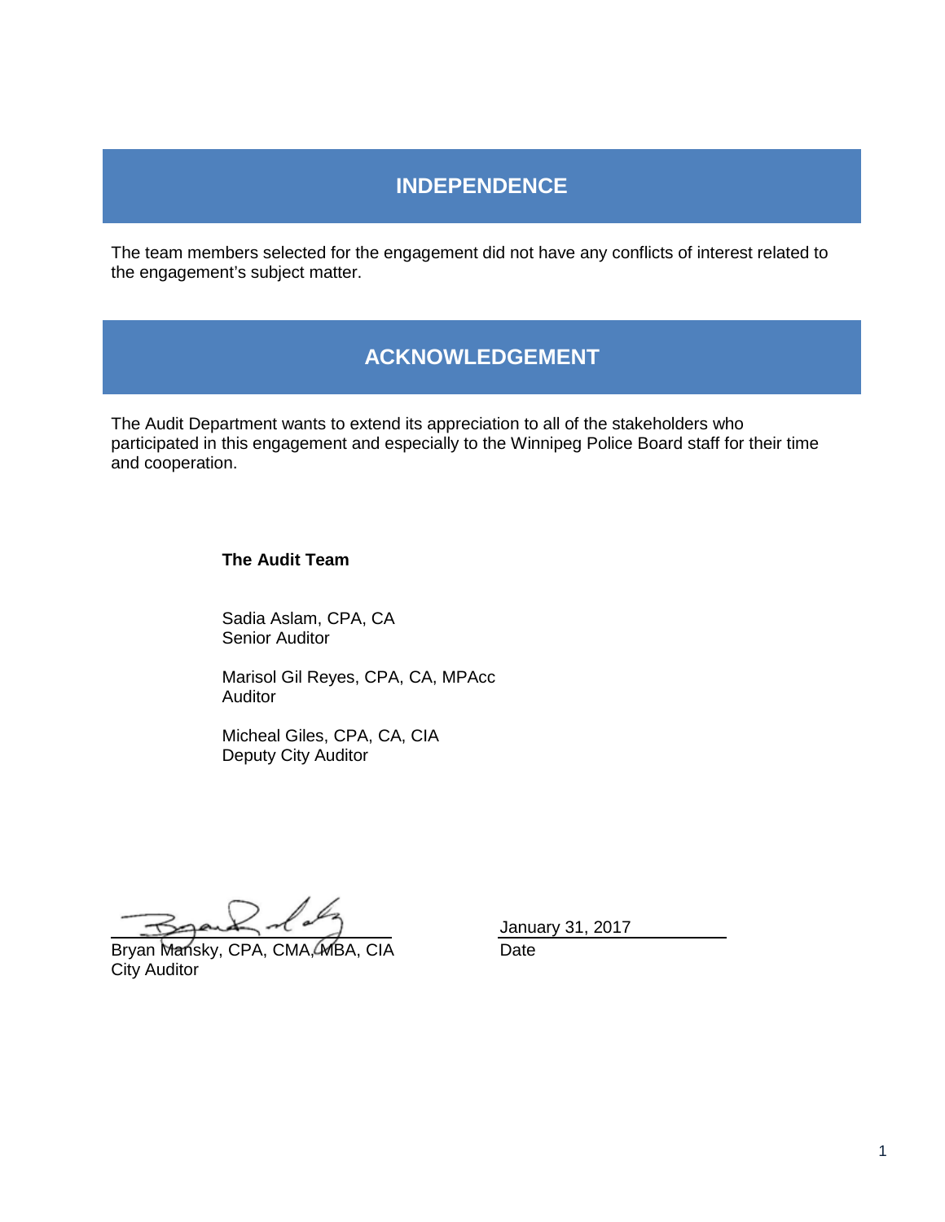## INDEPENDENCE

The team members selected for the engagement did not have any conflicts of interest related to the engagement's subject matter.

## ACKNOWLEDGEMENT

The Audit Department wants to extend its appreciation to all of the stakeholders who participated in this engagement and especially to the Winnipeg Police Board staff for their time and cooperation.

**The Audit Team**

Sadia Aslam, CPA, CA
Senior Auditor

Marisol Gil Reyes, CPA, CA, MPAcc
Auditor

Micheal Giles, CPA, CA, CIA
Deputy City Auditor

Bryan Mansky, CPA, CMA, MBA, CIA
City Auditor

January 31, 2017
Date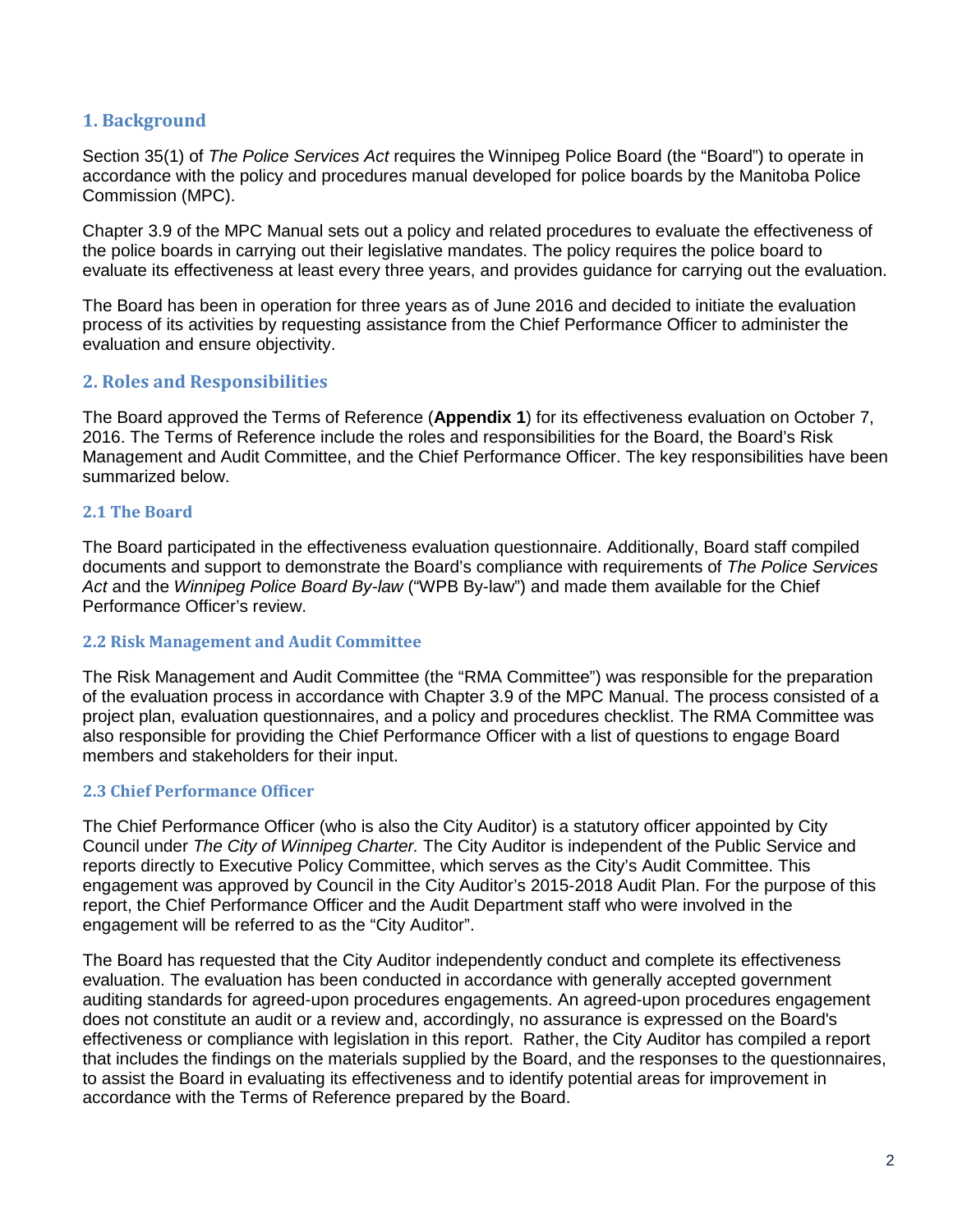## 1. Background

Section 35(1) of *The Police Services Act* requires the Winnipeg Police Board (the "Board") to operate in accordance with the policy and procedures manual developed for police boards by the Manitoba Police Commission (MPC).

Chapter 3.9 of the MPC Manual sets out a policy and related procedures to evaluate the effectiveness of the police boards in carrying out their legislative mandates. The policy requires the police board to evaluate its effectiveness at least every three years, and provides guidance for carrying out the evaluation.

The Board has been in operation for three years as of June 2016 and decided to initiate the evaluation process of its activities by requesting assistance from the Chief Performance Officer to administer the evaluation and ensure objectivity.

## 2. Roles and Responsibilities

The Board approved the Terms of Reference (**Appendix 1**) for its effectiveness evaluation on October 7, 2016. The Terms of Reference include the roles and responsibilities for the Board, the Board's Risk Management and Audit Committee, and the Chief Performance Officer. The key responsibilities have been summarized below.

### 2.1 The Board

The Board participated in the effectiveness evaluation questionnaire. Additionally, Board staff compiled documents and support to demonstrate the Board's compliance with requirements of *The Police Services Act* and the *Winnipeg Police Board By-law* ("WPB By-law") and made them available for the Chief Performance Officer's review.

### 2.2 Risk Management and Audit Committee

The Risk Management and Audit Committee (the "RMA Committee") was responsible for the preparation of the evaluation process in accordance with Chapter 3.9 of the MPC Manual. The process consisted of a project plan, evaluation questionnaires, and a policy and procedures checklist. The RMA Committee was also responsible for providing the Chief Performance Officer with a list of questions to engage Board members and stakeholders for their input.

### 2.3 Chief Performance Officer

The Chief Performance Officer (who is also the City Auditor) is a statutory officer appointed by City Council under *The City of Winnipeg Charter.* The City Auditor is independent of the Public Service and reports directly to Executive Policy Committee, which serves as the City's Audit Committee. This engagement was approved by Council in the City Auditor's 2015-2018 Audit Plan. For the purpose of this report, the Chief Performance Officer and the Audit Department staff who were involved in the engagement will be referred to as the "City Auditor".

The Board has requested that the City Auditor independently conduct and complete its effectiveness evaluation. The evaluation has been conducted in accordance with generally accepted government auditing standards for agreed-upon procedures engagements. An agreed-upon procedures engagement does not constitute an audit or a review and, accordingly, no assurance is expressed on the Board's effectiveness or compliance with legislation in this report. Rather, the City Auditor has compiled a report that includes the findings on the materials supplied by the Board, and the responses to the questionnaires, to assist the Board in evaluating its effectiveness and to identify potential areas for improvement in accordance with the Terms of Reference prepared by the Board.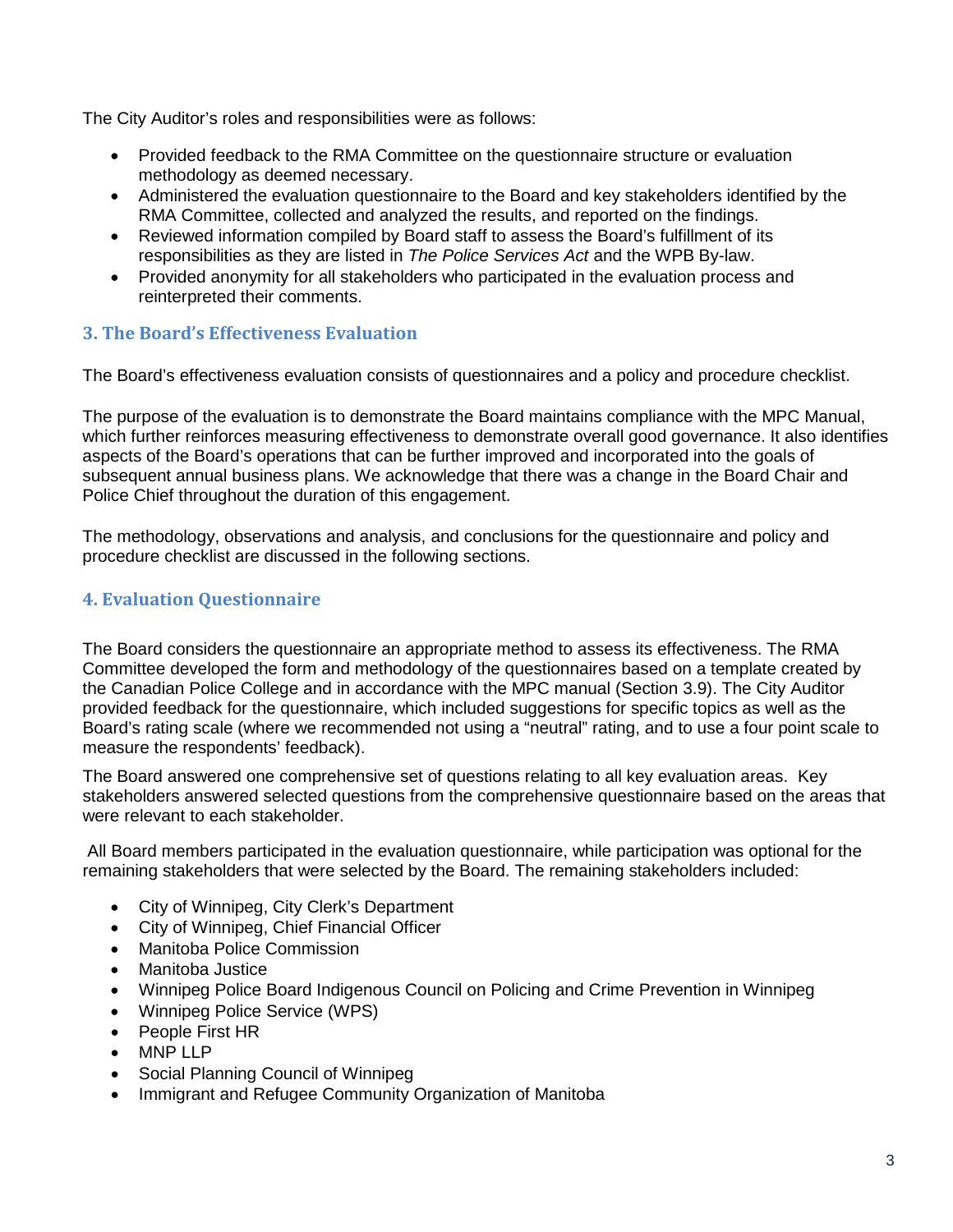The City Auditor's roles and responsibilities were as follows:

- Provided feedback to the RMA Committee on the questionnaire structure or evaluation methodology as deemed necessary.
- Administered the evaluation questionnaire to the Board and key stakeholders identified by the RMA Committee, collected and analyzed the results, and reported on the findings.
- Reviewed information compiled by Board staff to assess the Board's fulfillment of its responsibilities as they are listed in *The Police Services Act* and the WPB By-law.
- Provided anonymity for all stakeholders who participated in the evaluation process and reinterpreted their comments.

## 3. The Board's Effectiveness Evaluation

The Board's effectiveness evaluation consists of questionnaires and a policy and procedure checklist.

The purpose of the evaluation is to demonstrate the Board maintains compliance with the MPC Manual, which further reinforces measuring effectiveness to demonstrate overall good governance. It also identifies aspects of the Board's operations that can be further improved and incorporated into the goals of subsequent annual business plans. We acknowledge that there was a change in the Board Chair and Police Chief throughout the duration of this engagement.

The methodology, observations and analysis, and conclusions for the questionnaire and policy and procedure checklist are discussed in the following sections.

## 4. Evaluation Questionnaire

The Board considers the questionnaire an appropriate method to assess its effectiveness. The RMA Committee developed the form and methodology of the questionnaires based on a template created by the Canadian Police College and in accordance with the MPC manual (Section 3.9). The City Auditor provided feedback for the questionnaire, which included suggestions for specific topics as well as the Board's rating scale (where we recommended not using a "neutral" rating, and to use a four point scale to measure the respondents' feedback).

The Board answered one comprehensive set of questions relating to all key evaluation areas. Key stakeholders answered selected questions from the comprehensive questionnaire based on the areas that were relevant to each stakeholder.

All Board members participated in the evaluation questionnaire, while participation was optional for the remaining stakeholders that were selected by the Board. The remaining stakeholders included:

- City of Winnipeg, City Clerk's Department
- City of Winnipeg, Chief Financial Officer
- Manitoba Police Commission
- Manitoba Justice
- Winnipeg Police Board Indigenous Council on Policing and Crime Prevention in Winnipeg
- Winnipeg Police Service (WPS)
- People First HR
- MNP LLP
- Social Planning Council of Winnipeg
- Immigrant and Refugee Community Organization of Manitoba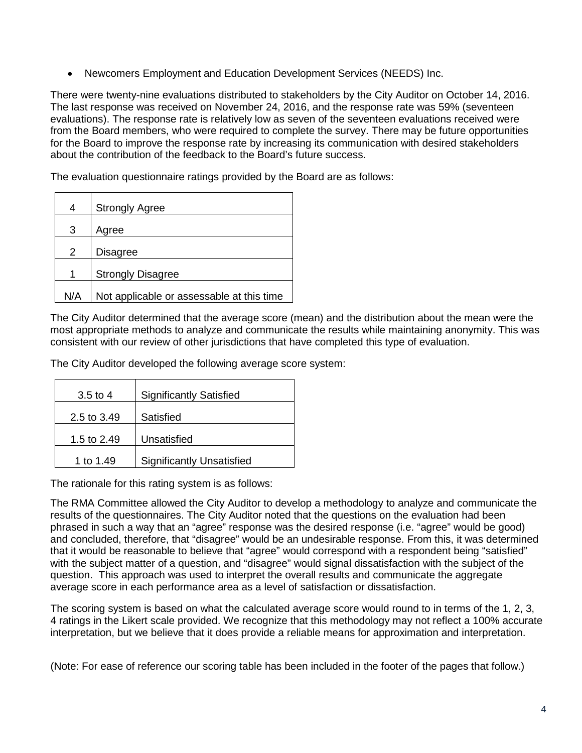- Newcomers Employment and Education Development Services (NEEDS) Inc.

There were twenty-nine evaluations distributed to stakeholders by the City Auditor on October 14, 2016. The last response was received on November 24, 2016, and the response rate was 59% (seventeen evaluations). The response rate is relatively low as seven of the seventeen evaluations received were from the Board members, who were required to complete the survey. There may be future opportunities for the Board to improve the response rate by increasing its communication with desired stakeholders about the contribution of the feedback to the Board's future success.

The evaluation questionnaire ratings provided by the Board are as follows:

| | |
|---|---|
| 4 | Strongly Agree |
| 3 | Agree |
| 2 | Disagree |
| 1 | Strongly Disagree |
| N/A | Not applicable or assessable at this time |

The City Auditor determined that the average score (mean) and the distribution about the mean were the most appropriate methods to analyze and communicate the results while maintaining anonymity. This was consistent with our review of other jurisdictions that have completed this type of evaluation.

The City Auditor developed the following average score system:

| | |
|---|---|
| 3.5 to 4 | Significantly Satisfied |
| 2.5 to 3.49 | Satisfied |
| 1.5 to 2.49 | Unsatisfied |
| 1 to 1.49 | Significantly Unsatisfied |

The rationale for this rating system is as follows:

The RMA Committee allowed the City Auditor to develop a methodology to analyze and communicate the results of the questionnaires. The City Auditor noted that the questions on the evaluation had been phrased in such a way that an "agree" response was the desired response (i.e. "agree" would be good) and concluded, therefore, that "disagree" would be an undesirable response. From this, it was determined that it would be reasonable to believe that "agree" would correspond with a respondent being "satisfied" with the subject matter of a question, and "disagree" would signal dissatisfaction with the subject of the question. This approach was used to interpret the overall results and communicate the aggregate average score in each performance area as a level of satisfaction or dissatisfaction.

The scoring system is based on what the calculated average score would round to in terms of the 1, 2, 3, 4 ratings in the Likert scale provided. We recognize that this methodology may not reflect a 100% accurate interpretation, but we believe that it does provide a reliable means for approximation and interpretation.

(Note: For ease of reference our scoring table has been included in the footer of the pages that follow.)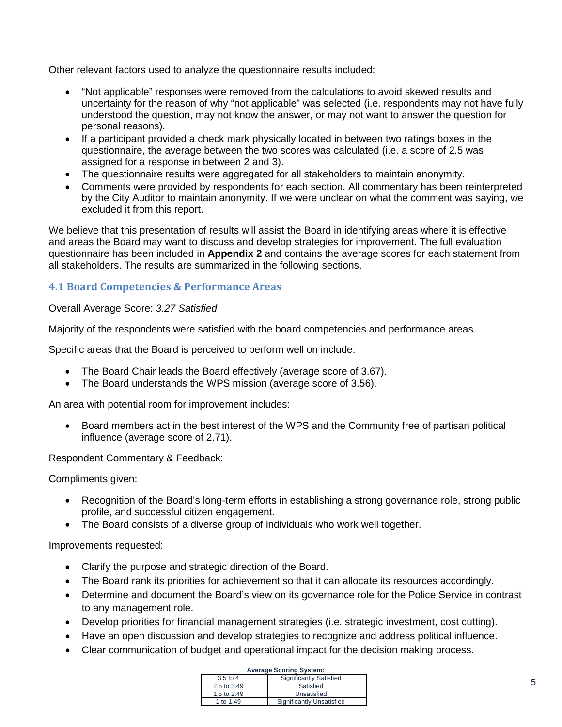Other relevant factors used to analyze the questionnaire results included:

- "Not applicable" responses were removed from the calculations to avoid skewed results and uncertainty for the reason of why "not applicable" was selected (i.e. respondents may not have fully understood the question, may not know the answer, or may not want to answer the question for personal reasons).
- If a participant provided a check mark physically located in between two ratings boxes in the questionnaire, the average between the two scores was calculated (i.e. a score of 2.5 was assigned for a response in between 2 and 3).
- The questionnaire results were aggregated for all stakeholders to maintain anonymity.
- Comments were provided by respondents for each section. All commentary has been reinterpreted by the City Auditor to maintain anonymity. If we were unclear on what the comment was saying, we excluded it from this report.

We believe that this presentation of results will assist the Board in identifying areas where it is effective and areas the Board may want to discuss and develop strategies for improvement. The full evaluation questionnaire has been included in **Appendix 2** and contains the average scores for each statement from all stakeholders. The results are summarized in the following sections.

### 4.1 Board Competencies & Performance Areas

Overall Average Score: *3.27 Satisfied*

Majority of the respondents were satisfied with the board competencies and performance areas.

Specific areas that the Board is perceived to perform well on include:

- The Board Chair leads the Board effectively (average score of 3.67).
- The Board understands the WPS mission (average score of 3.56).

An area with potential room for improvement includes:

- Board members act in the best interest of the WPS and the Community free of partisan political influence (average score of 2.71).

Respondent Commentary & Feedback:

Compliments given:

- Recognition of the Board's long-term efforts in establishing a strong governance role, strong public profile, and successful citizen engagement.
- The Board consists of a diverse group of individuals who work well together.

Improvements requested:

- Clarify the purpose and strategic direction of the Board.
- The Board rank its priorities for achievement so that it can allocate its resources accordingly.
- Determine and document the Board's view on its governance role for the Police Service in contrast to any management role.
- Develop priorities for financial management strategies (i.e. strategic investment, cost cutting).
- Have an open discussion and develop strategies to recognize and address political influence.
- Clear communication of budget and operational impact for the decision making process.

**Average Scoring System:**

| | |
|---|---|
| 3.5 to 4 | Significantly Satisfied |
| 2.5 to 3.49 | Satisfied |
| 1.5 to 2.49 | Unsatisfied |
| 1 to 1.49 | Significantly Unsatisfied |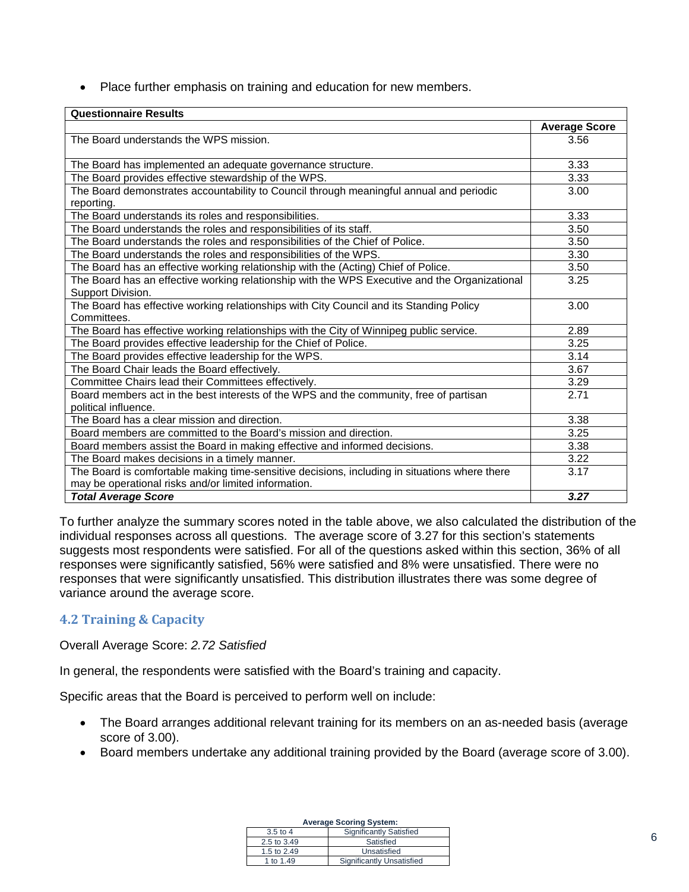- Place further emphasis on training and education for new members.

| Questionnaire Results | |
|---|---|
| | **Average Score** |
| The Board understands the WPS mission. | 3.56 |
| The Board has implemented an adequate governance structure. | 3.33 |
| The Board provides effective stewardship of the WPS. | 3.33 |
| The Board demonstrates accountability to Council through meaningful annual and periodic reporting. | 3.00 |
| The Board understands its roles and responsibilities. | 3.33 |
| The Board understands the roles and responsibilities of its staff. | 3.50 |
| The Board understands the roles and responsibilities of the Chief of Police. | 3.50 |
| The Board understands the roles and responsibilities of the WPS. | 3.30 |
| The Board has an effective working relationship with the (Acting) Chief of Police. | 3.50 |
| The Board has an effective working relationship with the WPS Executive and the Organizational Support Division. | 3.25 |
| The Board has effective working relationships with City Council and its Standing Policy Committees. | 3.00 |
| The Board has effective working relationships with the City of Winnipeg public service. | 2.89 |
| The Board provides effective leadership for the Chief of Police. | 3.25 |
| The Board provides effective leadership for the WPS. | 3.14 |
| The Board Chair leads the Board effectively. | 3.67 |
| Committee Chairs lead their Committees effectively. | 3.29 |
| Board members act in the best interests of the WPS and the community, free of partisan political influence. | 2.71 |
| The Board has a clear mission and direction. | 3.38 |
| Board members are committed to the Board's mission and direction. | 3.25 |
| Board members assist the Board in making effective and informed decisions. | 3.38 |
| The Board makes decisions in a timely manner. | 3.22 |
| The Board is comfortable making time-sensitive decisions, including in situations where there may be operational risks and/or limited information. | 3.17 |
| ***Total Average Score*** | ***3.27*** |

To further analyze the summary scores noted in the table above, we also calculated the distribution of the individual responses across all questions. The average score of 3.27 for this section's statements suggests most respondents were satisfied. For all of the questions asked within this section, 36% of all responses were significantly satisfied, 56% were satisfied and 8% were unsatisfied. There were no responses that were significantly unsatisfied. This distribution illustrates there was some degree of variance around the average score.

### 4.2 Training & Capacity

Overall Average Score: *2.72 Satisfied*

In general, the respondents were satisfied with the Board's training and capacity.

Specific areas that the Board is perceived to perform well on include:

- The Board arranges additional relevant training for its members on an as-needed basis (average score of 3.00).
- Board members undertake any additional training provided by the Board (average score of 3.00).

**Average Scoring System:**

| | |
|---|---|
| 3.5 to 4 | Significantly Satisfied |
| 2.5 to 3.49 | Satisfied |
| 1.5 to 2.49 | Unsatisfied |
| 1 to 1.49 | Significantly Unsatisfied |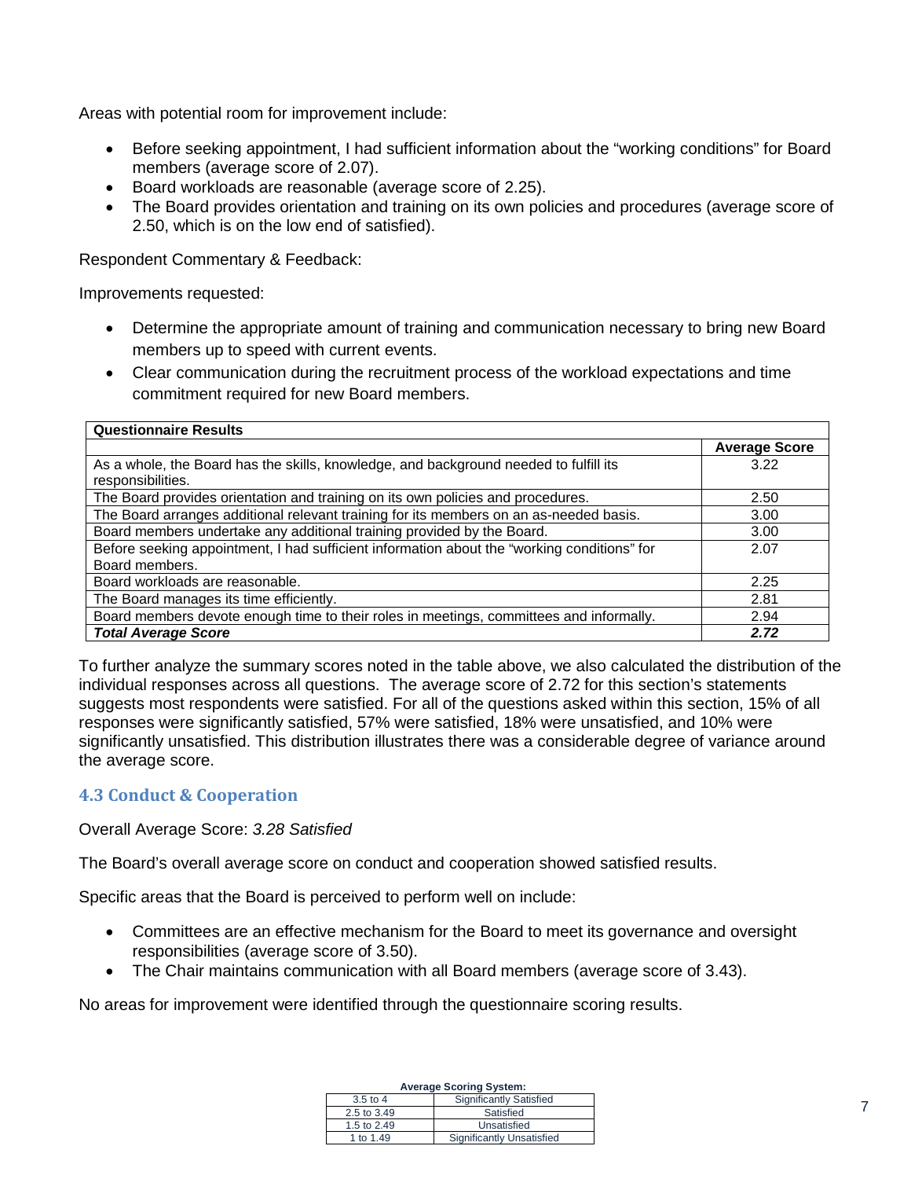Areas with potential room for improvement include:

- Before seeking appointment, I had sufficient information about the "working conditions" for Board members (average score of 2.07).
- Board workloads are reasonable (average score of 2.25).
- The Board provides orientation and training on its own policies and procedures (average score of 2.50, which is on the low end of satisfied).

Respondent Commentary & Feedback:

Improvements requested:

- Determine the appropriate amount of training and communication necessary to bring new Board members up to speed with current events.
- Clear communication during the recruitment process of the workload expectations and time commitment required for new Board members.

| **Questionnaire Results** | |
|---|---|
| | **Average Score** |
| As a whole, the Board has the skills, knowledge, and background needed to fulfill its responsibilities. | 3.22 |
| The Board provides orientation and training on its own policies and procedures. | 2.50 |
| The Board arranges additional relevant training for its members on an as-needed basis. | 3.00 |
| Board members undertake any additional training provided by the Board. | 3.00 |
| Before seeking appointment, I had sufficient information about the "working conditions" for Board members. | 2.07 |
| Board workloads are reasonable. | 2.25 |
| The Board manages its time efficiently. | 2.81 |
| Board members devote enough time to their roles in meetings, committees and informally. | 2.94 |
| ***Total Average Score*** | ***2.72*** |

To further analyze the summary scores noted in the table above, we also calculated the distribution of the individual responses across all questions. The average score of 2.72 for this section's statements suggests most respondents were satisfied. For all of the questions asked within this section, 15% of all responses were significantly satisfied, 57% were satisfied, 18% were unsatisfied, and 10% were significantly unsatisfied. This distribution illustrates there was a considerable degree of variance around the average score.

### 4.3 Conduct & Cooperation

Overall Average Score: *3.28 Satisfied*

The Board's overall average score on conduct and cooperation showed satisfied results.

Specific areas that the Board is perceived to perform well on include:

- Committees are an effective mechanism for the Board to meet its governance and oversight responsibilities (average score of 3.50).
- The Chair maintains communication with all Board members (average score of 3.43).

No areas for improvement were identified through the questionnaire scoring results.

| **Average Scoring System:** | |
|---|---|
| 3.5 to 4 | Significantly Satisfied |
| 2.5 to 3.49 | Satisfied |
| 1.5 to 2.49 | Unsatisfied |
| 1 to 1.49 | Significantly Unsatisfied |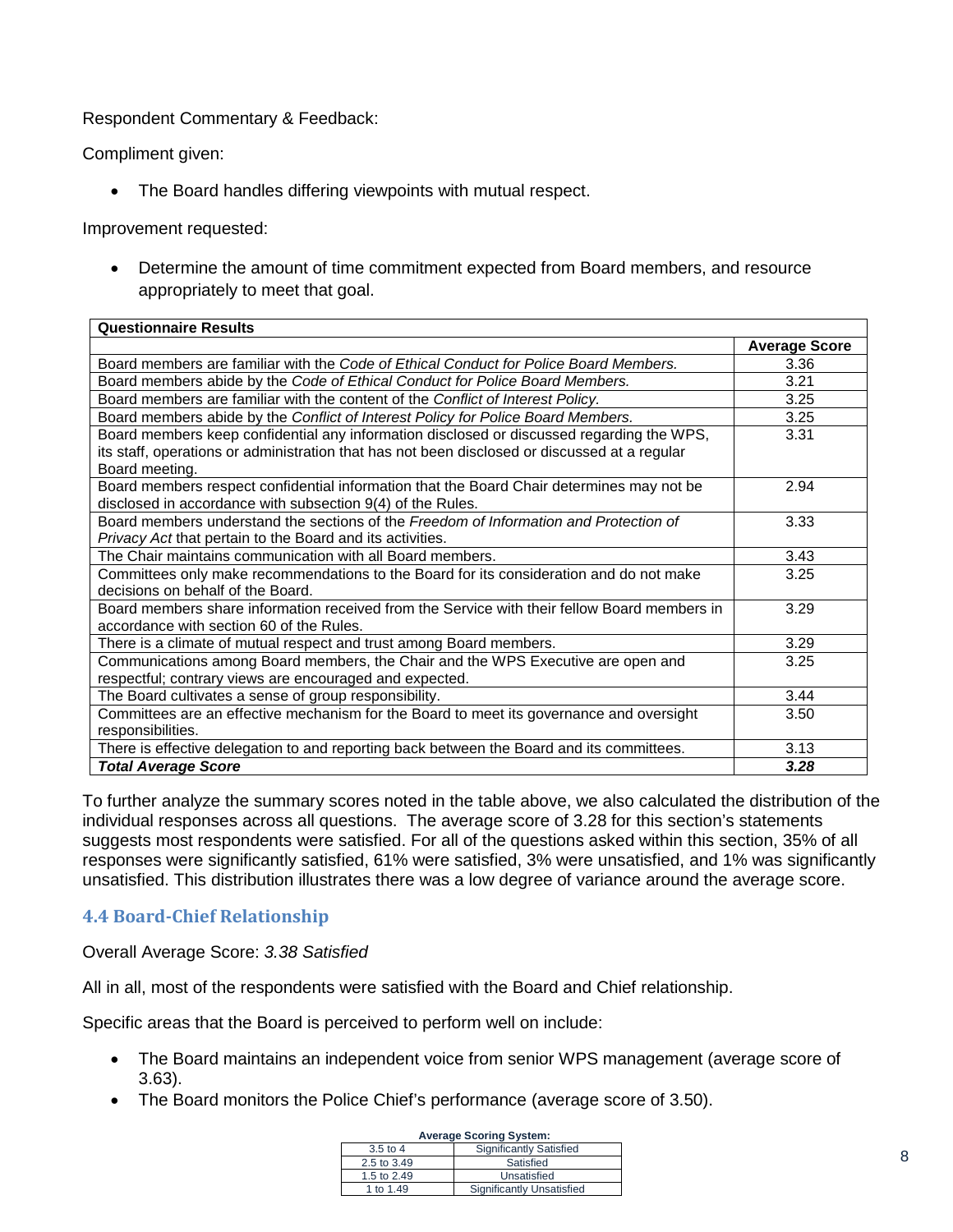Respondent Commentary & Feedback:

Compliment given:

- The Board handles differing viewpoints with mutual respect.

Improvement requested:

- Determine the amount of time commitment expected from Board members, and resource appropriately to meet that goal.

| Questionnaire Results | |
|---|---|
| | **Average Score** |
| Board members are familiar with the *Code of Ethical Conduct for Police Board Members.* | 3.36 |
| Board members abide by the *Code of Ethical Conduct for Police Board Members.* | 3.21 |
| Board members are familiar with the content of the *Conflict of Interest Policy.* | 3.25 |
| Board members abide by the *Conflict of Interest Policy for Police Board Members.* | 3.25 |
| Board members keep confidential any information disclosed or discussed regarding the WPS, its staff, operations or administration that has not been disclosed or discussed at a regular Board meeting. | 3.31 |
| Board members respect confidential information that the Board Chair determines may not be disclosed in accordance with subsection 9(4) of the Rules. | 2.94 |
| Board members understand the sections of the *Freedom of Information and Protection of Privacy Act* that pertain to the Board and its activities. | 3.33 |
| The Chair maintains communication with all Board members. | 3.43 |
| Committees only make recommendations to the Board for its consideration and do not make decisions on behalf of the Board. | 3.25 |
| Board members share information received from the Service with their fellow Board members in accordance with section 60 of the Rules. | 3.29 |
| There is a climate of mutual respect and trust among Board members. | 3.29 |
| Communications among Board members, the Chair and the WPS Executive are open and respectful; contrary views are encouraged and expected. | 3.25 |
| The Board cultivates a sense of group responsibility. | 3.44 |
| Committees are an effective mechanism for the Board to meet its governance and oversight responsibilities. | 3.50 |
| There is effective delegation to and reporting back between the Board and its committees. | 3.13 |
| ***Total Average Score*** | ***3.28*** |

To further analyze the summary scores noted in the table above, we also calculated the distribution of the individual responses across all questions. The average score of 3.28 for this section's statements suggests most respondents were satisfied. For all of the questions asked within this section, 35% of all responses were significantly satisfied, 61% were satisfied, 3% were unsatisfied, and 1% was significantly unsatisfied. This distribution illustrates there was a low degree of variance around the average score.

### 4.4 Board-Chief Relationship

Overall Average Score: *3.38 Satisfied*

All in all, most of the respondents were satisfied with the Board and Chief relationship.

Specific areas that the Board is perceived to perform well on include:

- The Board maintains an independent voice from senior WPS management (average score of 3.63).
- The Board monitors the Police Chief's performance (average score of 3.50).

| Average Scoring System: | |
|---|---|
| 3.5 to 4 | Significantly Satisfied |
| 2.5 to 3.49 | Satisfied |
| 1.5 to 2.49 | Unsatisfied |
| 1 to 1.49 | Significantly Unsatisfied |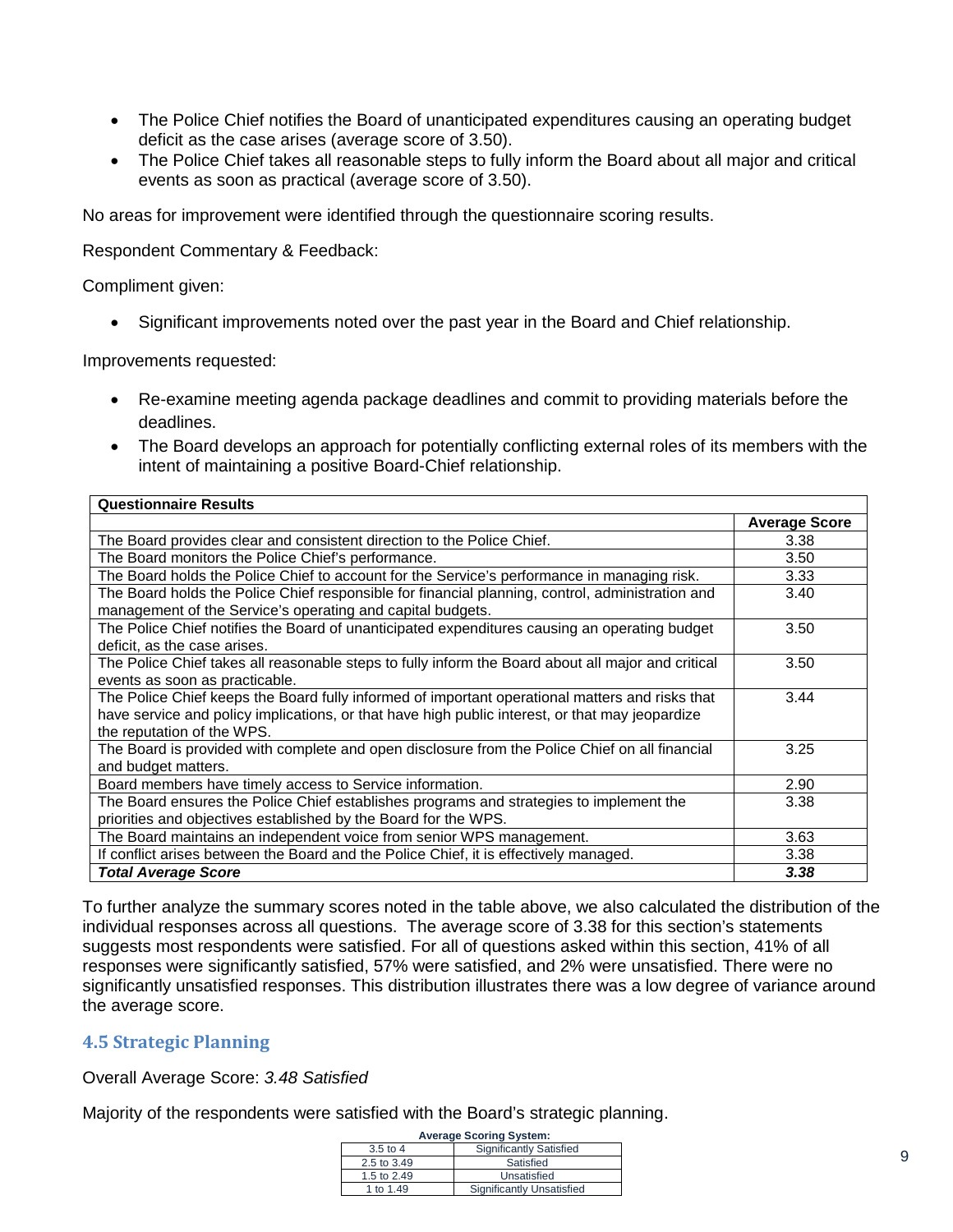- The Police Chief notifies the Board of unanticipated expenditures causing an operating budget deficit as the case arises (average score of 3.50).
- The Police Chief takes all reasonable steps to fully inform the Board about all major and critical events as soon as practical (average score of 3.50).

No areas for improvement were identified through the questionnaire scoring results.

Respondent Commentary & Feedback:

Compliment given:

- Significant improvements noted over the past year in the Board and Chief relationship.

Improvements requested:

- Re-examine meeting agenda package deadlines and commit to providing materials before the deadlines.
- The Board develops an approach for potentially conflicting external roles of its members with the intent of maintaining a positive Board-Chief relationship.

| **Questionnaire Results** | |
|---|---|
| | **Average Score** |
| The Board provides clear and consistent direction to the Police Chief. | 3.38 |
| The Board monitors the Police Chief's performance. | 3.50 |
| The Board holds the Police Chief to account for the Service's performance in managing risk. | 3.33 |
| The Board holds the Police Chief responsible for financial planning, control, administration and management of the Service's operating and capital budgets. | 3.40 |
| The Police Chief notifies the Board of unanticipated expenditures causing an operating budget deficit, as the case arises. | 3.50 |
| The Police Chief takes all reasonable steps to fully inform the Board about all major and critical events as soon as practicable. | 3.50 |
| The Police Chief keeps the Board fully informed of important operational matters and risks that have service and policy implications, or that have high public interest, or that may jeopardize the reputation of the WPS. | 3.44 |
| The Board is provided with complete and open disclosure from the Police Chief on all financial and budget matters. | 3.25 |
| Board members have timely access to Service information. | 2.90 |
| The Board ensures the Police Chief establishes programs and strategies to implement the priorities and objectives established by the Board for the WPS. | 3.38 |
| The Board maintains an independent voice from senior WPS management. | 3.63 |
| If conflict arises between the Board and the Police Chief, it is effectively managed. | 3.38 |
| ***Total Average Score*** | ***3.38*** |

To further analyze the summary scores noted in the table above, we also calculated the distribution of the individual responses across all questions. The average score of 3.38 for this section's statements suggests most respondents were satisfied. For all of questions asked within this section, 41% of all responses were significantly satisfied, 57% were satisfied, and 2% were unsatisfied. There were no significantly unsatisfied responses. This distribution illustrates there was a low degree of variance around the average score.

### 4.5 Strategic Planning

Overall Average Score: *3.48 Satisfied*

Majority of the respondents were satisfied with the Board's strategic planning.

| **Average Scoring System:** | |
|---|---|
| 3.5 to 4 | Significantly Satisfied |
| 2.5 to 3.49 | Satisfied |
| 1.5 to 2.49 | Unsatisfied |
| 1 to 1.49 | Significantly Unsatisfied |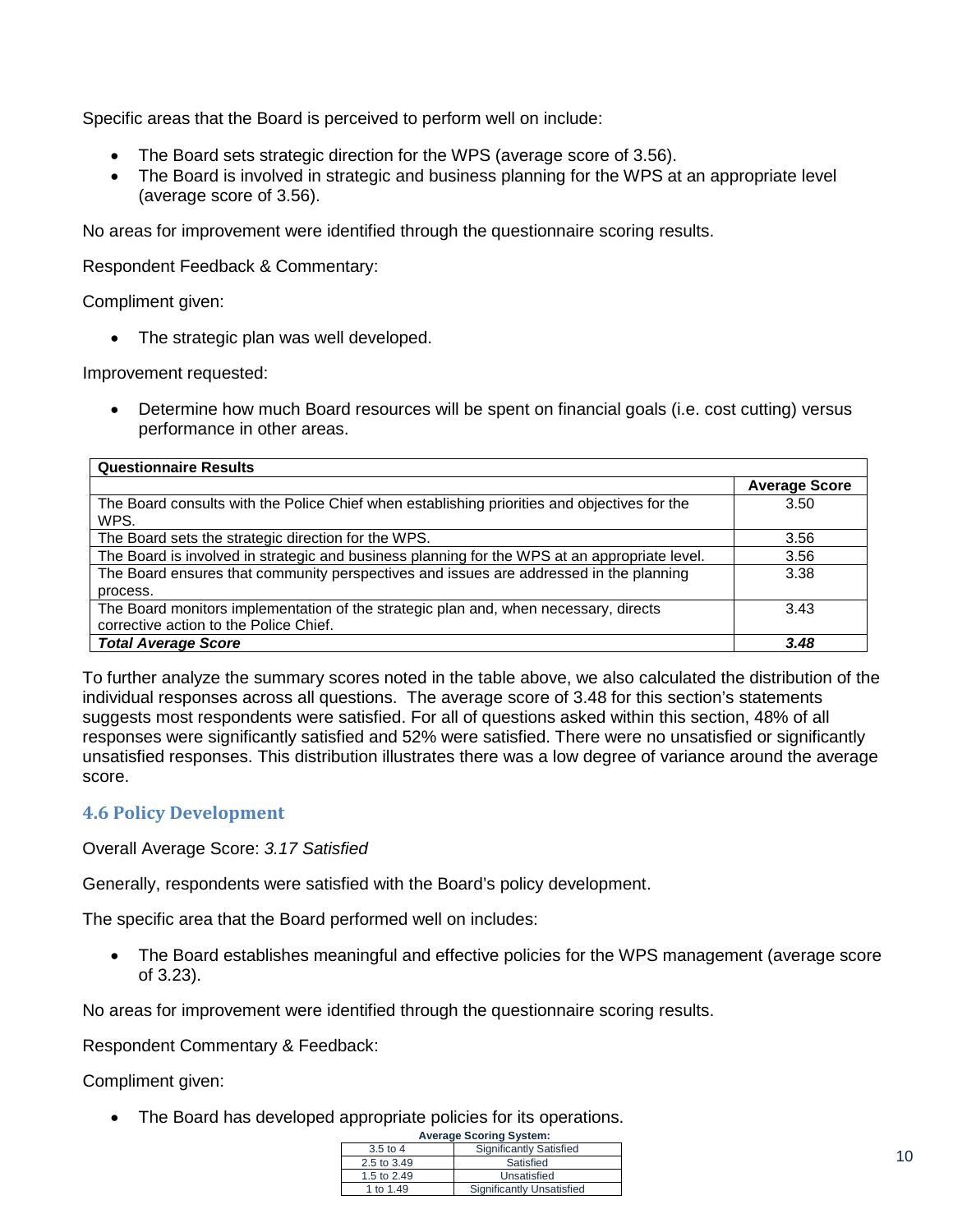Specific areas that the Board is perceived to perform well on include:

- The Board sets strategic direction for the WPS (average score of 3.56).
- The Board is involved in strategic and business planning for the WPS at an appropriate level (average score of 3.56).

No areas for improvement were identified through the questionnaire scoring results.

Respondent Feedback & Commentary:

Compliment given:

- The strategic plan was well developed.

Improvement requested:

- Determine how much Board resources will be spent on financial goals (i.e. cost cutting) versus performance in other areas.

| **Questionnaire Results** | |
|---|---|
| | **Average Score** |
| The Board consults with the Police Chief when establishing priorities and objectives for the WPS. | 3.50 |
| The Board sets the strategic direction for the WPS. | 3.56 |
| The Board is involved in strategic and business planning for the WPS at an appropriate level. | 3.56 |
| The Board ensures that community perspectives and issues are addressed in the planning process. | 3.38 |
| The Board monitors implementation of the strategic plan and, when necessary, directs corrective action to the Police Chief. | 3.43 |
| ***Total Average Score*** | ***3.48*** |

To further analyze the summary scores noted in the table above, we also calculated the distribution of the individual responses across all questions. The average score of 3.48 for this section's statements suggests most respondents were satisfied. For all of questions asked within this section, 48% of all responses were significantly satisfied and 52% were satisfied. There were no unsatisfied or significantly unsatisfied responses. This distribution illustrates there was a low degree of variance around the average score.

### 4.6 Policy Development

Overall Average Score: *3.17 Satisfied*

Generally, respondents were satisfied with the Board's policy development.

The specific area that the Board performed well on includes:

- The Board establishes meaningful and effective policies for the WPS management (average score of 3.23).

No areas for improvement were identified through the questionnaire scoring results.

Respondent Commentary & Feedback:

Compliment given:

- The Board has developed appropriate policies for its operations.

| **Average Scoring System:** | |
|---|---|
| 3.5 to 4 | Significantly Satisfied |
| 2.5 to 3.49 | Satisfied |
| 1.5 to 2.49 | Unsatisfied |
| 1 to 1.49 | Significantly Unsatisfied |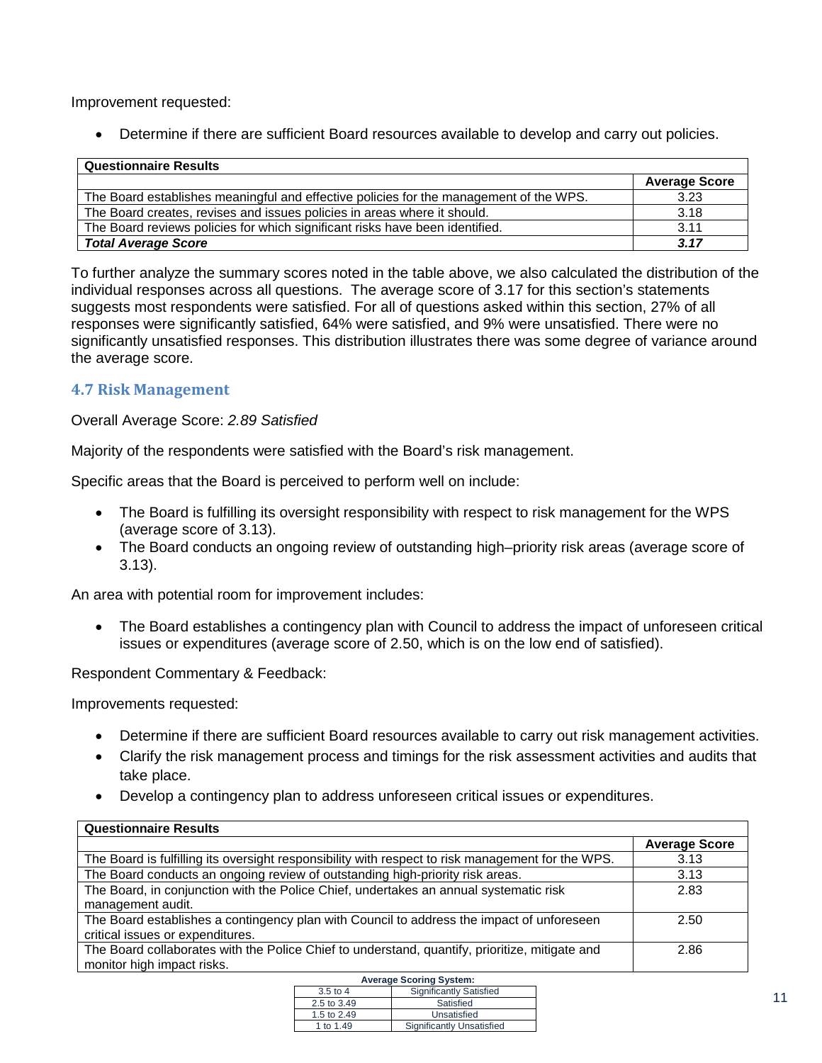Improvement requested:

- Determine if there are sufficient Board resources available to develop and carry out policies.

| **Questionnaire Results** | |
|---|---|
| | **Average Score** |
| The Board establishes meaningful and effective policies for the management of the WPS. | 3.23 |
| The Board creates, revises and issues policies in areas where it should. | 3.18 |
| The Board reviews policies for which significant risks have been identified. | 3.11 |
| ***Total Average Score*** | ***3.17*** |

To further analyze the summary scores noted in the table above, we also calculated the distribution of the individual responses across all questions. The average score of 3.17 for this section's statements suggests most respondents were satisfied. For all of questions asked within this section, 27% of all responses were significantly satisfied, 64% were satisfied, and 9% were unsatisfied. There were no significantly unsatisfied responses. This distribution illustrates there was some degree of variance around the average score.

### 4.7 Risk Management

Overall Average Score: *2.89 Satisfied*

Majority of the respondents were satisfied with the Board's risk management.

Specific areas that the Board is perceived to perform well on include:

- The Board is fulfilling its oversight responsibility with respect to risk management for the WPS (average score of 3.13).
- The Board conducts an ongoing review of outstanding high–priority risk areas (average score of 3.13).

An area with potential room for improvement includes:

- The Board establishes a contingency plan with Council to address the impact of unforeseen critical issues or expenditures (average score of 2.50, which is on the low end of satisfied).

Respondent Commentary & Feedback:

Improvements requested:

- Determine if there are sufficient Board resources available to carry out risk management activities.
- Clarify the risk management process and timings for the risk assessment activities and audits that take place.
- Develop a contingency plan to address unforeseen critical issues or expenditures.

| **Questionnaire Results** | |
|---|---|
| | **Average Score** |
| The Board is fulfilling its oversight responsibility with respect to risk management for the WPS. | 3.13 |
| The Board conducts an ongoing review of outstanding high-priority risk areas. | 3.13 |
| The Board, in conjunction with the Police Chief, undertakes an annual systematic risk management audit. | 2.83 |
| The Board establishes a contingency plan with Council to address the impact of unforeseen critical issues or expenditures. | 2.50 |
| The Board collaborates with the Police Chief to understand, quantify, prioritize, mitigate and monitor high impact risks. | 2.86 |

| **Average Scoring System:** | |
|---|---|
| 3.5 to 4 | Significantly Satisfied |
| 2.5 to 3.49 | Satisfied |
| 1.5 to 2.49 | Unsatisfied |
| 1 to 1.49 | Significantly Unsatisfied |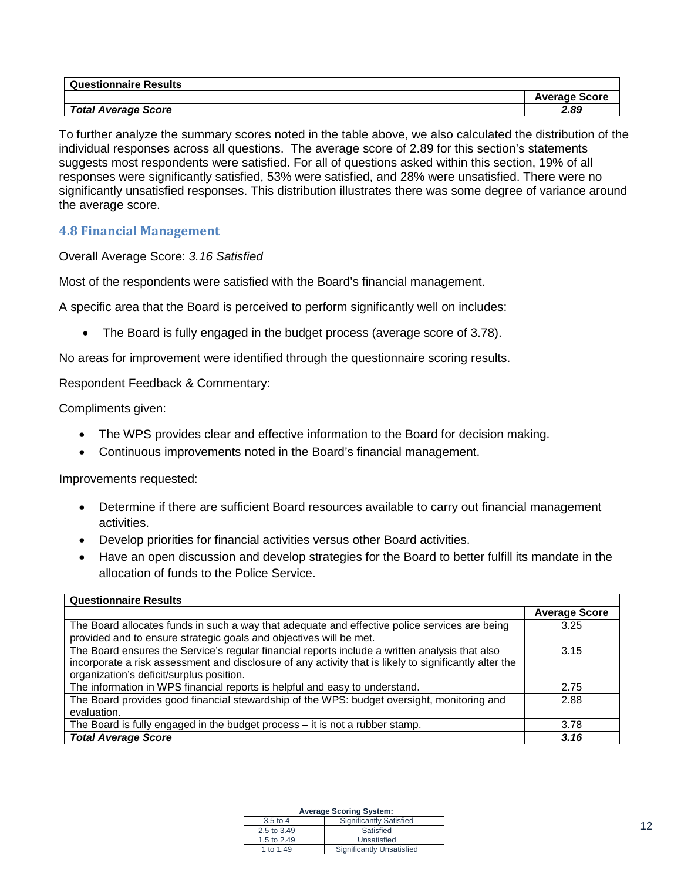| Questionnaire Results | |
|---|---|
| | **Average Score** |
| ***Total Average Score*** | ***2.89*** |

To further analyze the summary scores noted in the table above, we also calculated the distribution of the individual responses across all questions. The average score of 2.89 for this section's statements suggests most respondents were satisfied. For all of questions asked within this section, 19% of all responses were significantly satisfied, 53% were satisfied, and 28% were unsatisfied. There were no significantly unsatisfied responses. This distribution illustrates there was some degree of variance around the average score.

### 4.8 Financial Management

Overall Average Score: *3.16 Satisfied*

Most of the respondents were satisfied with the Board's financial management.

A specific area that the Board is perceived to perform significantly well on includes:

- The Board is fully engaged in the budget process (average score of 3.78).

No areas for improvement were identified through the questionnaire scoring results.

Respondent Feedback & Commentary:

Compliments given:

- The WPS provides clear and effective information to the Board for decision making.
- Continuous improvements noted in the Board's financial management.

Improvements requested:

- Determine if there are sufficient Board resources available to carry out financial management activities.
- Develop priorities for financial activities versus other Board activities.
- Have an open discussion and develop strategies for the Board to better fulfill its mandate in the allocation of funds to the Police Service.

| Questionnaire Results | |
|---|---|
| | **Average Score** |
| The Board allocates funds in such a way that adequate and effective police services are being provided and to ensure strategic goals and objectives will be met. | 3.25 |
| The Board ensures the Service's regular financial reports include a written analysis that also incorporate a risk assessment and disclosure of any activity that is likely to significantly alter the organization's deficit/surplus position. | 3.15 |
| The information in WPS financial reports is helpful and easy to understand. | 2.75 |
| The Board provides good financial stewardship of the WPS: budget oversight, monitoring and evaluation. | 2.88 |
| The Board is fully engaged in the budget process – it is not a rubber stamp. | 3.78 |
| ***Total Average Score*** | ***3.16*** |

**Average Scoring System:**

| | |
|---|---|
| 3.5 to 4 | Significantly Satisfied |
| 2.5 to 3.49 | Satisfied |
| 1.5 to 2.49 | Unsatisfied |
| 1 to 1.49 | Significantly Unsatisfied |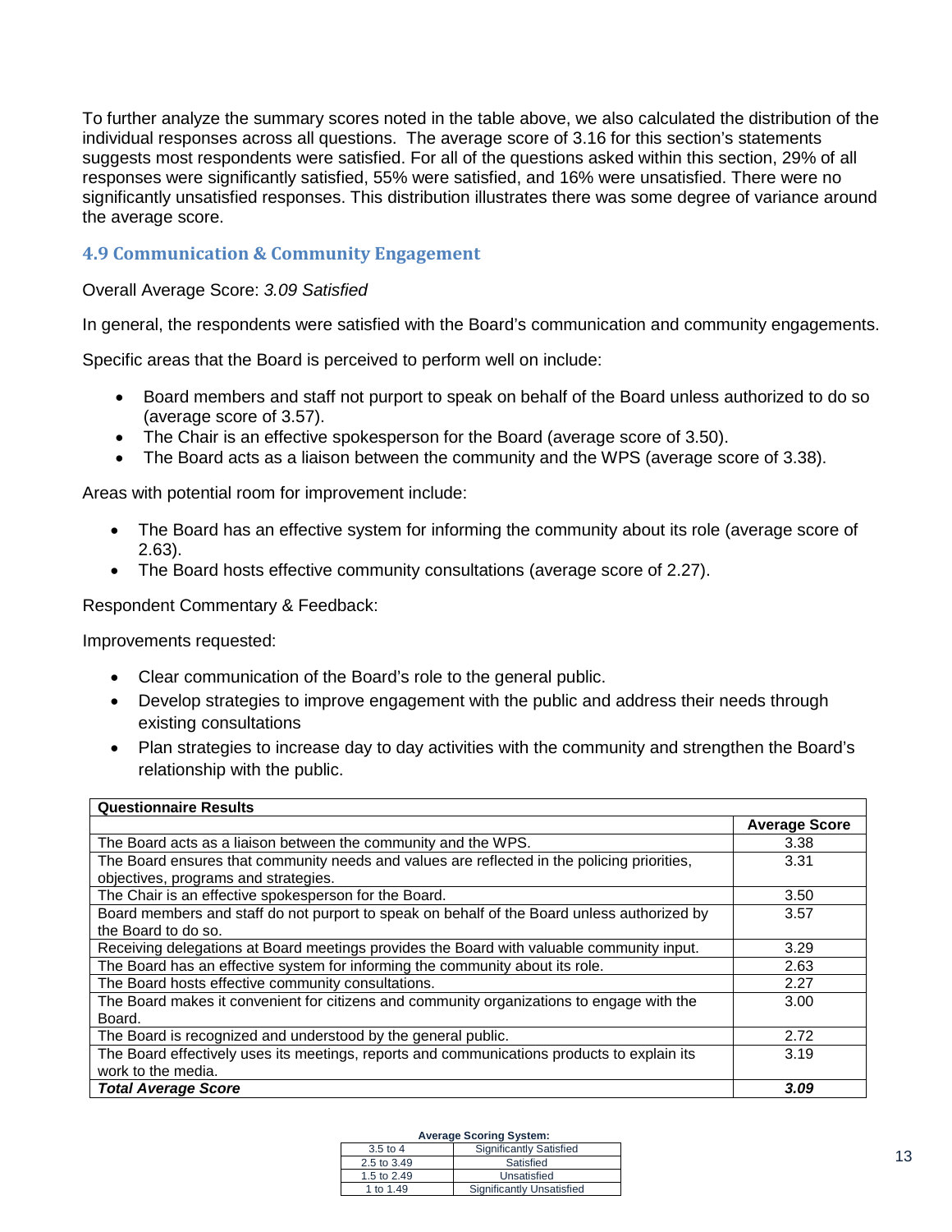To further analyze the summary scores noted in the table above, we also calculated the distribution of the individual responses across all questions. The average score of 3.16 for this section's statements suggests most respondents were satisfied. For all of the questions asked within this section, 29% of all responses were significantly satisfied, 55% were satisfied, and 16% were unsatisfied. There were no significantly unsatisfied responses. This distribution illustrates there was some degree of variance around the average score.

### 4.9 Communication & Community Engagement

Overall Average Score: *3.09 Satisfied*

In general, the respondents were satisfied with the Board's communication and community engagements.

Specific areas that the Board is perceived to perform well on include:

- Board members and staff not purport to speak on behalf of the Board unless authorized to do so (average score of 3.57).
- The Chair is an effective spokesperson for the Board (average score of 3.50).
- The Board acts as a liaison between the community and the WPS (average score of 3.38).

Areas with potential room for improvement include:

- The Board has an effective system for informing the community about its role (average score of 2.63).
- The Board hosts effective community consultations (average score of 2.27).

Respondent Commentary & Feedback:

Improvements requested:

- Clear communication of the Board's role to the general public.
- Develop strategies to improve engagement with the public and address their needs through existing consultations
- Plan strategies to increase day to day activities with the community and strengthen the Board's relationship with the public.

| **Questionnaire Results** | **Average Score** |
|---|---|
| The Board acts as a liaison between the community and the WPS. | 3.38 |
| The Board ensures that community needs and values are reflected in the policing priorities, objectives, programs and strategies. | 3.31 |
| The Chair is an effective spokesperson for the Board. | 3.50 |
| Board members and staff do not purport to speak on behalf of the Board unless authorized by the Board to do so. | 3.57 |
| Receiving delegations at Board meetings provides the Board with valuable community input. | 3.29 |
| The Board has an effective system for informing the community about its role. | 2.63 |
| The Board hosts effective community consultations. | 2.27 |
| The Board makes it convenient for citizens and community organizations to engage with the Board. | 3.00 |
| The Board is recognized and understood by the general public. | 2.72 |
| The Board effectively uses its meetings, reports and communications products to explain its work to the media. | 3.19 |
| ***Total Average Score*** | ***3.09*** |

**Average Scoring System:**

| Range | Rating |
|---|---|
| 3.5 to 4 | Significantly Satisfied |
| 2.5 to 3.49 | Satisfied |
| 1.5 to 2.49 | Unsatisfied |
| 1 to 1.49 | Significantly Unsatisfied |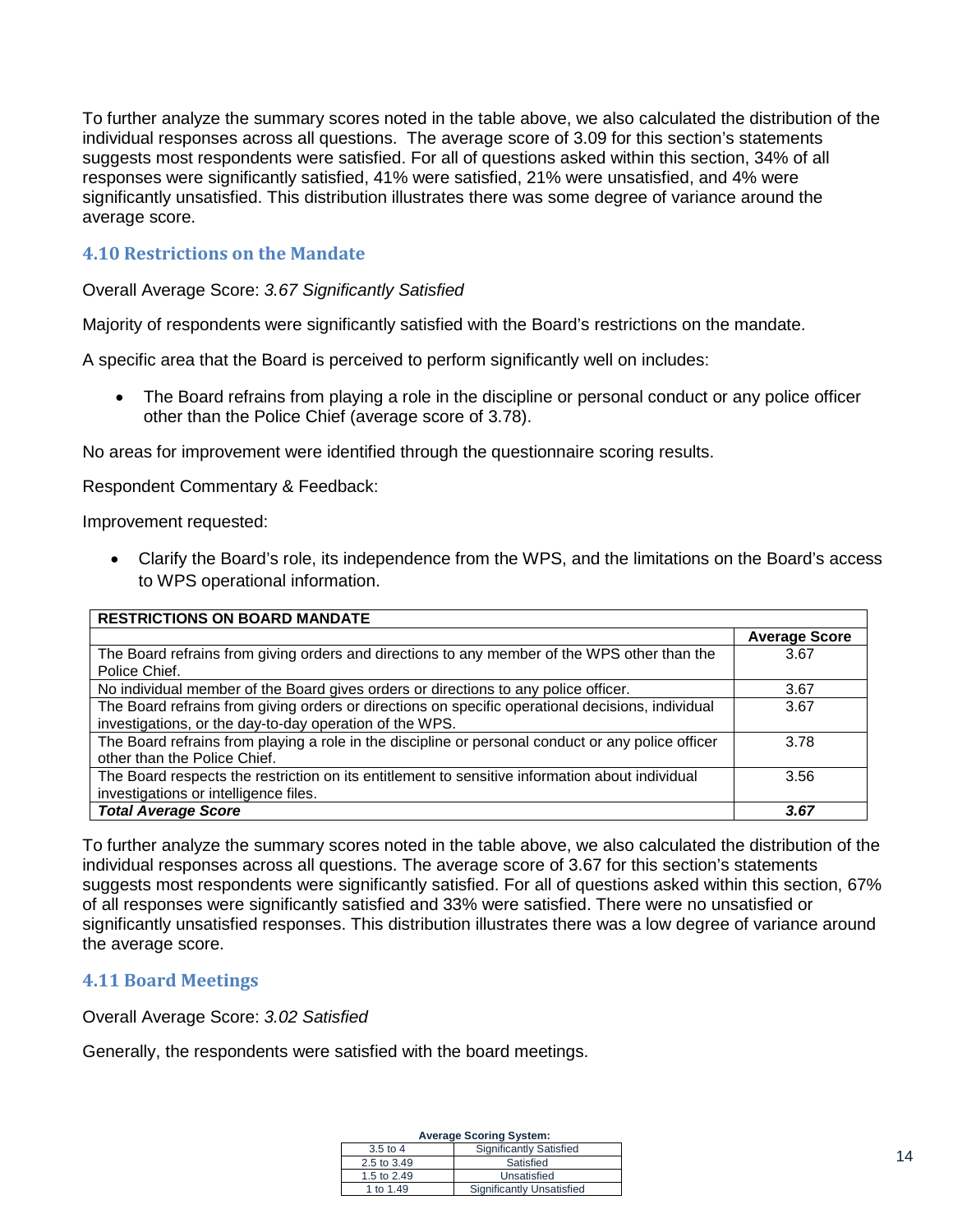To further analyze the summary scores noted in the table above, we also calculated the distribution of the individual responses across all questions. The average score of 3.09 for this section's statements suggests most respondents were satisfied. For all of questions asked within this section, 34% of all responses were significantly satisfied, 41% were satisfied, 21% were unsatisfied, and 4% were significantly unsatisfied. This distribution illustrates there was some degree of variance around the average score.

### 4.10 Restrictions on the Mandate

Overall Average Score: *3.67 Significantly Satisfied*

Majority of respondents were significantly satisfied with the Board's restrictions on the mandate.

A specific area that the Board is perceived to perform significantly well on includes:

- The Board refrains from playing a role in the discipline or personal conduct or any police officer other than the Police Chief (average score of 3.78).

No areas for improvement were identified through the questionnaire scoring results.

Respondent Commentary & Feedback:

Improvement requested:

- Clarify the Board's role, its independence from the WPS, and the limitations on the Board's access to WPS operational information.

| **RESTRICTIONS ON BOARD MANDATE** | |
|---|---|
| | **Average Score** |
| The Board refrains from giving orders and directions to any member of the WPS other than the Police Chief. | 3.67 |
| No individual member of the Board gives orders or directions to any police officer. | 3.67 |
| The Board refrains from giving orders or directions on specific operational decisions, individual investigations, or the day-to-day operation of the WPS. | 3.67 |
| The Board refrains from playing a role in the discipline or personal conduct or any police officer other than the Police Chief. | 3.78 |
| The Board respects the restriction on its entitlement to sensitive information about individual investigations or intelligence files. | 3.56 |
| ***Total Average Score*** | ***3.67*** |

To further analyze the summary scores noted in the table above, we also calculated the distribution of the individual responses across all questions. The average score of 3.67 for this section's statements suggests most respondents were significantly satisfied. For all of questions asked within this section, 67% of all responses were significantly satisfied and 33% were satisfied. There were no unsatisfied or significantly unsatisfied responses. This distribution illustrates there was a low degree of variance around the average score.

### 4.11 Board Meetings

Overall Average Score: *3.02 Satisfied*

Generally, the respondents were satisfied with the board meetings.

**Average Scoring System:**

| | |
|---|---|
| 3.5 to 4 | Significantly Satisfied |
| 2.5 to 3.49 | Satisfied |
| 1.5 to 2.49 | Unsatisfied |
| 1 to 1.49 | Significantly Unsatisfied |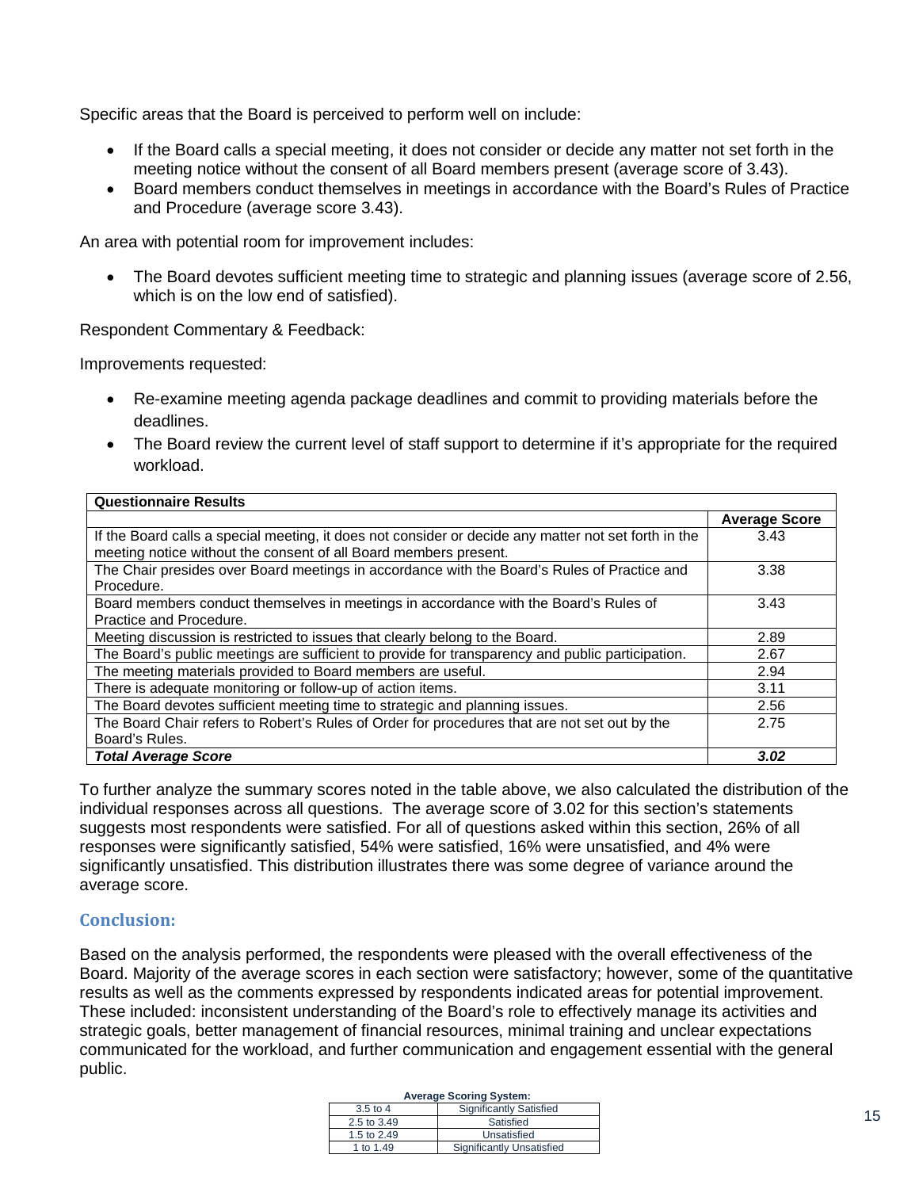Specific areas that the Board is perceived to perform well on include:

- If the Board calls a special meeting, it does not consider or decide any matter not set forth in the meeting notice without the consent of all Board members present (average score of 3.43).
- Board members conduct themselves in meetings in accordance with the Board's Rules of Practice and Procedure (average score 3.43).

An area with potential room for improvement includes:

- The Board devotes sufficient meeting time to strategic and planning issues (average score of 2.56, which is on the low end of satisfied).

Respondent Commentary & Feedback:

Improvements requested:

- Re-examine meeting agenda package deadlines and commit to providing materials before the deadlines.
- The Board review the current level of staff support to determine if it's appropriate for the required workload.

| **Questionnaire Results** | |
|---|---|
| | **Average Score** |
| If the Board calls a special meeting, it does not consider or decide any matter not set forth in the meeting notice without the consent of all Board members present. | 3.43 |
| The Chair presides over Board meetings in accordance with the Board's Rules of Practice and Procedure. | 3.38 |
| Board members conduct themselves in meetings in accordance with the Board's Rules of Practice and Procedure. | 3.43 |
| Meeting discussion is restricted to issues that clearly belong to the Board. | 2.89 |
| The Board's public meetings are sufficient to provide for transparency and public participation. | 2.67 |
| The meeting materials provided to Board members are useful. | 2.94 |
| There is adequate monitoring or follow-up of action items. | 3.11 |
| The Board devotes sufficient meeting time to strategic and planning issues. | 2.56 |
| The Board Chair refers to Robert's Rules of Order for procedures that are not set out by the Board's Rules. | 2.75 |
| ***Total Average Score*** | ***3.02*** |

To further analyze the summary scores noted in the table above, we also calculated the distribution of the individual responses across all questions. The average score of 3.02 for this section's statements suggests most respondents were satisfied. For all of questions asked within this section, 26% of all responses were significantly satisfied, 54% were satisfied, 16% were unsatisfied, and 4% were significantly unsatisfied. This distribution illustrates there was some degree of variance around the average score.

## Conclusion:

Based on the analysis performed, the respondents were pleased with the overall effectiveness of the Board. Majority of the average scores in each section were satisfactory; however, some of the quantitative results as well as the comments expressed by respondents indicated areas for potential improvement. These included: inconsistent understanding of the Board's role to effectively manage its activities and strategic goals, better management of financial resources, minimal training and unclear expectations communicated for the workload, and further communication and engagement essential with the general public.

| **Average Scoring System:** | |
|---|---|
| 3.5 to 4 | Significantly Satisfied |
| 2.5 to 3.49 | Satisfied |
| 1.5 to 2.49 | Unsatisfied |
| 1 to 1.49 | Significantly Unsatisfied |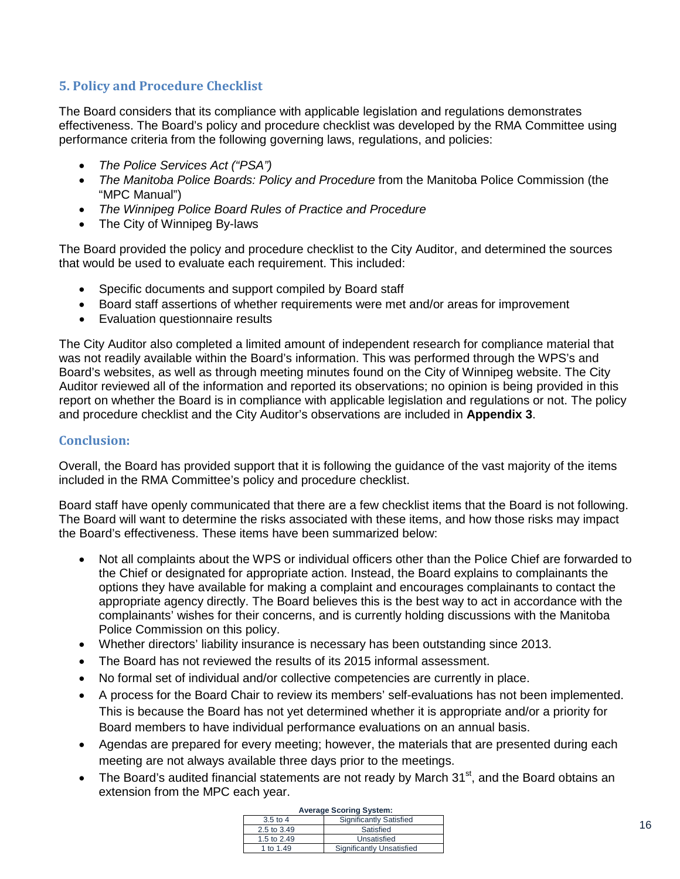## 5. Policy and Procedure Checklist

The Board considers that its compliance with applicable legislation and regulations demonstrates effectiveness. The Board's policy and procedure checklist was developed by the RMA Committee using performance criteria from the following governing laws, regulations, and policies:

- *The Police Services Act ("PSA")*
- *The Manitoba Police Boards: Policy and Procedure* from the Manitoba Police Commission (the "MPC Manual")
- *The Winnipeg Police Board Rules of Practice and Procedure*
- The City of Winnipeg By-laws

The Board provided the policy and procedure checklist to the City Auditor, and determined the sources that would be used to evaluate each requirement. This included:

- Specific documents and support compiled by Board staff
- Board staff assertions of whether requirements were met and/or areas for improvement
- Evaluation questionnaire results

The City Auditor also completed a limited amount of independent research for compliance material that was not readily available within the Board's information. This was performed through the WPS's and Board's websites, as well as through meeting minutes found on the City of Winnipeg website. The City Auditor reviewed all of the information and reported its observations; no opinion is being provided in this report on whether the Board is in compliance with applicable legislation and regulations or not. The policy and procedure checklist and the City Auditor's observations are included in **Appendix 3**.

### Conclusion:

Overall, the Board has provided support that it is following the guidance of the vast majority of the items included in the RMA Committee's policy and procedure checklist.

Board staff have openly communicated that there are a few checklist items that the Board is not following. The Board will want to determine the risks associated with these items, and how those risks may impact the Board's effectiveness. These items have been summarized below:

- Not all complaints about the WPS or individual officers other than the Police Chief are forwarded to the Chief or designated for appropriate action. Instead, the Board explains to complainants the options they have available for making a complaint and encourages complainants to contact the appropriate agency directly. The Board believes this is the best way to act in accordance with the complainants' wishes for their concerns, and is currently holding discussions with the Manitoba Police Commission on this policy.
- Whether directors' liability insurance is necessary has been outstanding since 2013.
- The Board has not reviewed the results of its 2015 informal assessment.
- No formal set of individual and/or collective competencies are currently in place.
- A process for the Board Chair to review its members' self-evaluations has not been implemented. This is because the Board has not yet determined whether it is appropriate and/or a priority for Board members to have individual performance evaluations on an annual basis.
- Agendas are prepared for every meeting; however, the materials that are presented during each meeting are not always available three days prior to the meetings.
- The Board's audited financial statements are not ready by March 31st, and the Board obtains an extension from the MPC each year.

**Average Scoring System:**

| | |
|---|---|
| 3.5 to 4 | Significantly Satisfied |
| 2.5 to 3.49 | Satisfied |
| 1.5 to 2.49 | Unsatisfied |
| 1 to 1.49 | Significantly Unsatisfied |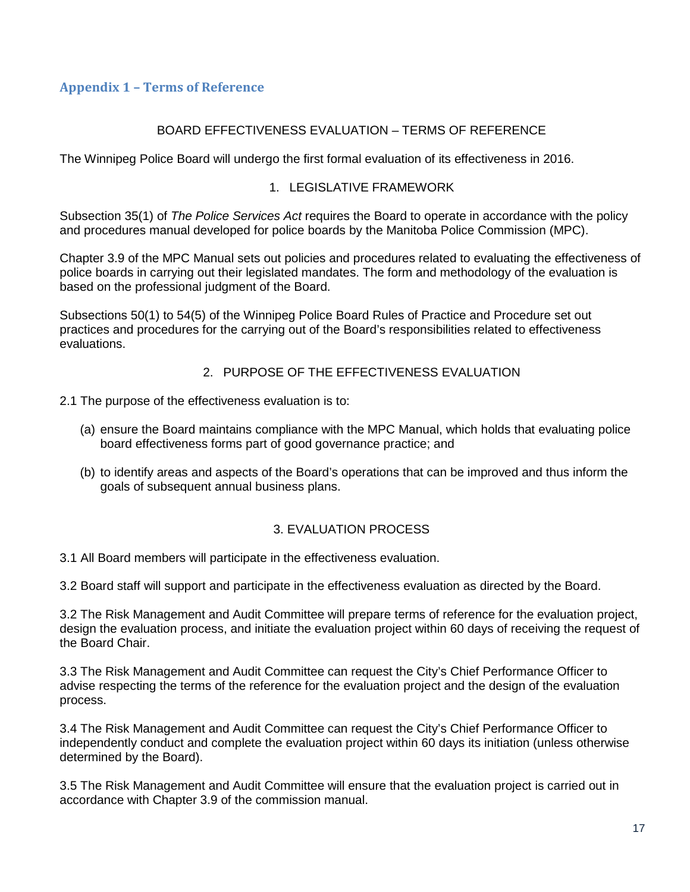## Appendix 1 – Terms of Reference

BOARD EFFECTIVENESS EVALUATION – TERMS OF REFERENCE

The Winnipeg Police Board will undergo the first formal evaluation of its effectiveness in 2016.

1. LEGISLATIVE FRAMEWORK

Subsection 35(1) of *The Police Services Act* requires the Board to operate in accordance with the policy and procedures manual developed for police boards by the Manitoba Police Commission (MPC).

Chapter 3.9 of the MPC Manual sets out policies and procedures related to evaluating the effectiveness of police boards in carrying out their legislated mandates. The form and methodology of the evaluation is based on the professional judgment of the Board.

Subsections 50(1) to 54(5) of the Winnipeg Police Board Rules of Practice and Procedure set out practices and procedures for the carrying out of the Board's responsibilities related to effectiveness evaluations.

2. PURPOSE OF THE EFFECTIVENESS EVALUATION

2.1 The purpose of the effectiveness evaluation is to:

(a) ensure the Board maintains compliance with the MPC Manual, which holds that evaluating police board effectiveness forms part of good governance practice; and

(b) to identify areas and aspects of the Board's operations that can be improved and thus inform the goals of subsequent annual business plans.

3. EVALUATION PROCESS

3.1 All Board members will participate in the effectiveness evaluation.

3.2 Board staff will support and participate in the effectiveness evaluation as directed by the Board.

3.2 The Risk Management and Audit Committee will prepare terms of reference for the evaluation project, design the evaluation process, and initiate the evaluation project within 60 days of receiving the request of the Board Chair.

3.3 The Risk Management and Audit Committee can request the City's Chief Performance Officer to advise respecting the terms of the reference for the evaluation project and the design of the evaluation process.

3.4 The Risk Management and Audit Committee can request the City's Chief Performance Officer to independently conduct and complete the evaluation project within 60 days its initiation (unless otherwise determined by the Board).

3.5 The Risk Management and Audit Committee will ensure that the evaluation project is carried out in accordance with Chapter 3.9 of the commission manual.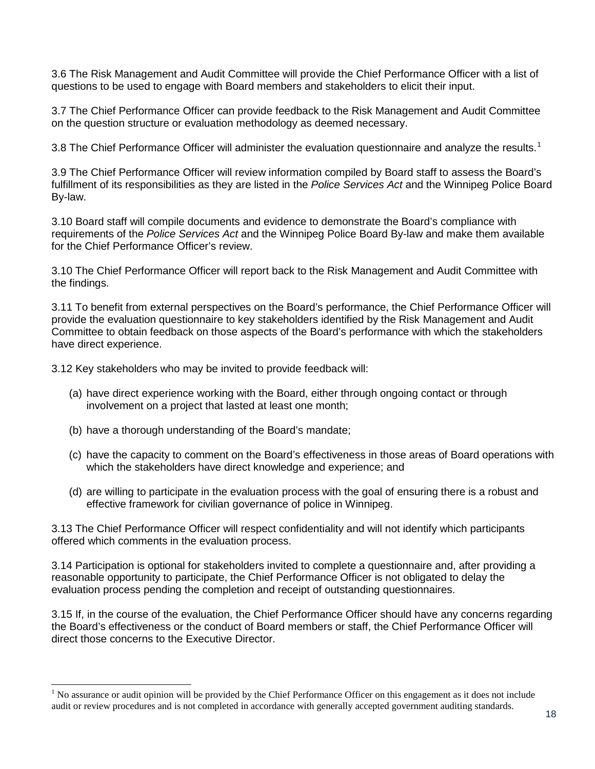3.6 The Risk Management and Audit Committee will provide the Chief Performance Officer with a list of questions to be used to engage with Board members and stakeholders to elicit their input.

3.7 The Chief Performance Officer can provide feedback to the Risk Management and Audit Committee on the question structure or evaluation methodology as deemed necessary.

3.8 The Chief Performance Officer will administer the evaluation questionnaire and analyze the results.[1]

3.9 The Chief Performance Officer will review information compiled by Board staff to assess the Board's fulfillment of its responsibilities as they are listed in the *Police Services Act* and the Winnipeg Police Board By-law.

3.10 Board staff will compile documents and evidence to demonstrate the Board's compliance with requirements of the *Police Services Act* and the Winnipeg Police Board By-law and make them available for the Chief Performance Officer's review.

3.10 The Chief Performance Officer will report back to the Risk Management and Audit Committee with the findings.

3.11 To benefit from external perspectives on the Board's performance, the Chief Performance Officer will provide the evaluation questionnaire to key stakeholders identified by the Risk Management and Audit Committee to obtain feedback on those aspects of the Board's performance with which the stakeholders have direct experience.

3.12 Key stakeholders who may be invited to provide feedback will:

(a) have direct experience working with the Board, either through ongoing contact or through involvement on a project that lasted at least one month;

(b) have a thorough understanding of the Board's mandate;

(c) have the capacity to comment on the Board's effectiveness in those areas of Board operations with which the stakeholders have direct knowledge and experience; and

(d) are willing to participate in the evaluation process with the goal of ensuring there is a robust and effective framework for civilian governance of police in Winnipeg.

3.13 The Chief Performance Officer will respect confidentiality and will not identify which participants offered which comments in the evaluation process.

3.14 Participation is optional for stakeholders invited to complete a questionnaire and, after providing a reasonable opportunity to participate, the Chief Performance Officer is not obligated to delay the evaluation process pending the completion and receipt of outstanding questionnaires.

3.15 If, in the course of the evaluation, the Chief Performance Officer should have any concerns regarding the Board's effectiveness or the conduct of Board members or staff, the Chief Performance Officer will direct those concerns to the Executive Director.

[1] No assurance or audit opinion will be provided by the Chief Performance Officer on this engagement as it does not include audit or review procedures and is not completed in accordance with generally accepted government auditing standards.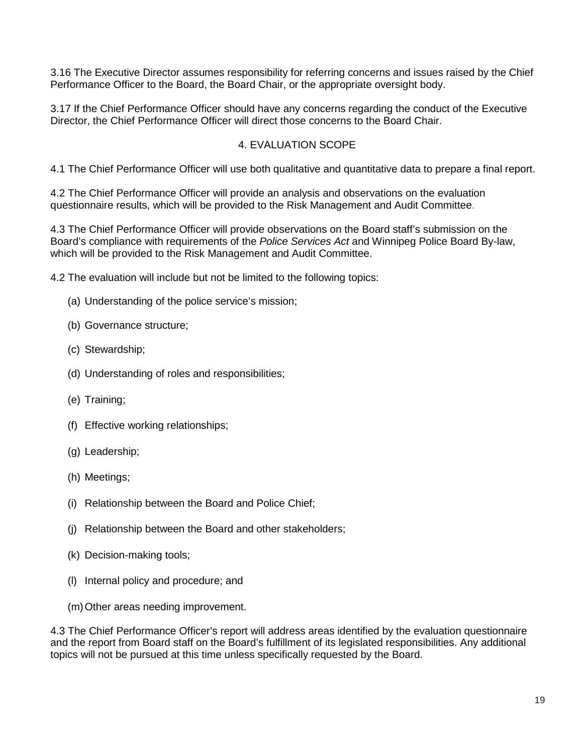3.16 The Executive Director assumes responsibility for referring concerns and issues raised by the Chief Performance Officer to the Board, the Board Chair, or the appropriate oversight body.

3.17 If the Chief Performance Officer should have any concerns regarding the conduct of the Executive Director, the Chief Performance Officer will direct those concerns to the Board Chair.

## 4. EVALUATION SCOPE

4.1 The Chief Performance Officer will use both qualitative and quantitative data to prepare a final report.

4.2 The Chief Performance Officer will provide an analysis and observations on the evaluation questionnaire results, which will be provided to the Risk Management and Audit Committee.

4.3 The Chief Performance Officer will provide observations on the Board staff's submission on the Board's compliance with requirements of the *Police Services Act* and Winnipeg Police Board By-law, which will be provided to the Risk Management and Audit Committee.

4.2 The evaluation will include but not be limited to the following topics:

(a) Understanding of the police service's mission;

(b) Governance structure;

(c) Stewardship;

(d) Understanding of roles and responsibilities;

(e) Training;

(f) Effective working relationships;

(g) Leadership;

(h) Meetings;

(i) Relationship between the Board and Police Chief;

(j) Relationship between the Board and other stakeholders;

(k) Decision-making tools;

(l) Internal policy and procedure; and

(m) Other areas needing improvement.

4.3 The Chief Performance Officer's report will address areas identified by the evaluation questionnaire and the report from Board staff on the Board's fulfillment of its legislated responsibilities. Any additional topics will not be pursued at this time unless specifically requested by the Board.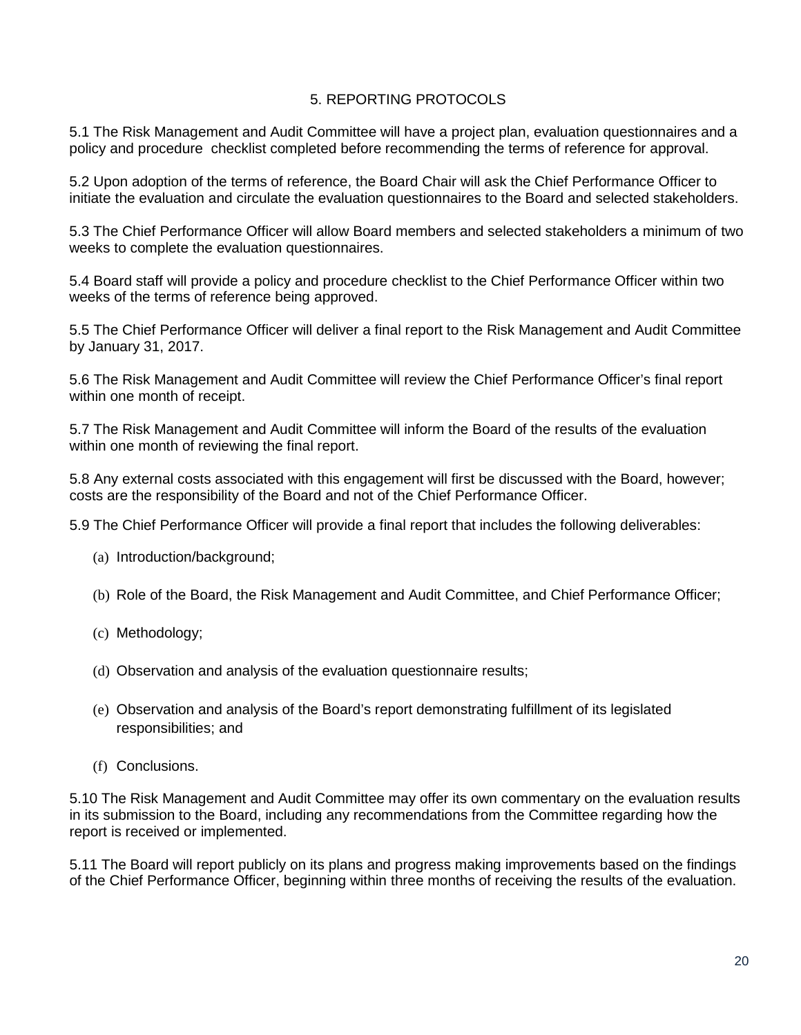## 5. REPORTING PROTOCOLS

5.1 The Risk Management and Audit Committee will have a project plan, evaluation questionnaires and a policy and procedure checklist completed before recommending the terms of reference for approval.

5.2 Upon adoption of the terms of reference, the Board Chair will ask the Chief Performance Officer to initiate the evaluation and circulate the evaluation questionnaires to the Board and selected stakeholders.

5.3 The Chief Performance Officer will allow Board members and selected stakeholders a minimum of two weeks to complete the evaluation questionnaires.

5.4 Board staff will provide a policy and procedure checklist to the Chief Performance Officer within two weeks of the terms of reference being approved.

5.5 The Chief Performance Officer will deliver a final report to the Risk Management and Audit Committee by January 31, 2017.

5.6 The Risk Management and Audit Committee will review the Chief Performance Officer's final report within one month of receipt.

5.7 The Risk Management and Audit Committee will inform the Board of the results of the evaluation within one month of reviewing the final report.

5.8 Any external costs associated with this engagement will first be discussed with the Board, however; costs are the responsibility of the Board and not of the Chief Performance Officer.

5.9 The Chief Performance Officer will provide a final report that includes the following deliverables:

(a) Introduction/background;

(b) Role of the Board, the Risk Management and Audit Committee, and Chief Performance Officer;

(c) Methodology;

(d) Observation and analysis of the evaluation questionnaire results;

(e) Observation and analysis of the Board's report demonstrating fulfillment of its legislated responsibilities; and

(f) Conclusions.

5.10 The Risk Management and Audit Committee may offer its own commentary on the evaluation results in its submission to the Board, including any recommendations from the Committee regarding how the report is received or implemented.

5.11 The Board will report publicly on its plans and progress making improvements based on the findings of the Chief Performance Officer, beginning within three months of receiving the results of the evaluation.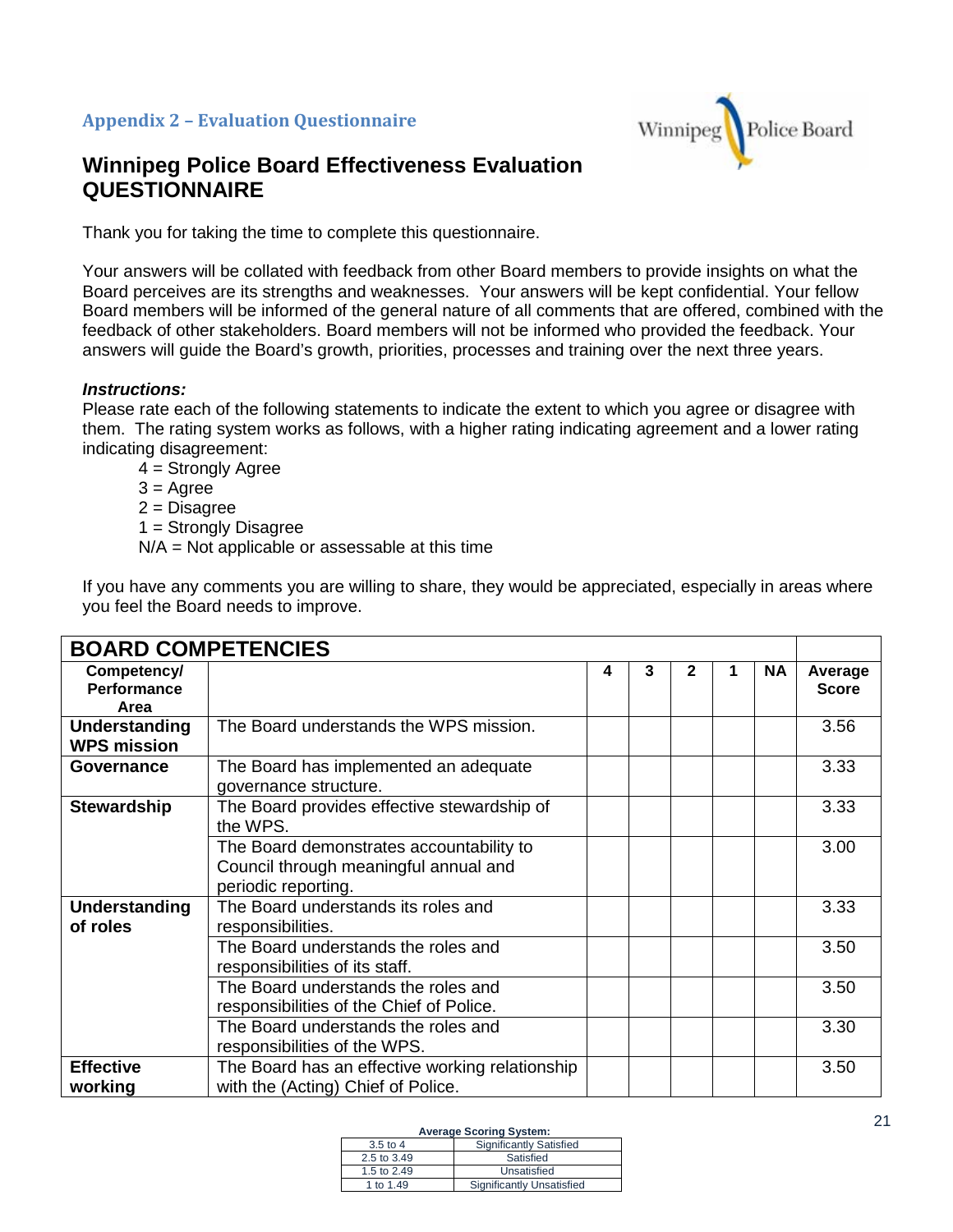## Appendix 2 – Evaluation Questionnaire

# Winnipeg Police Board Effectiveness Evaluation QUESTIONNAIRE

Thank you for taking the time to complete this questionnaire.

Your answers will be collated with feedback from other Board members to provide insights on what the Board perceives are its strengths and weaknesses. Your answers will be kept confidential. Your fellow Board members will be informed of the general nature of all comments that are offered, combined with the feedback of other stakeholders. Board members will not be informed who provided the feedback. Your answers will guide the Board's growth, priorities, processes and training over the next three years.

***Instructions:***
Please rate each of the following statements to indicate the extent to which you agree or disagree with them. The rating system works as follows, with a higher rating indicating agreement and a lower rating indicating disagreement:

4 = Strongly Agree
3 = Agree
2 = Disagree
1 = Strongly Disagree
N/A = Not applicable or assessable at this time

If you have any comments you are willing to share, they would be appreciated, especially in areas where you feel the Board needs to improve.

| BOARD COMPETENCIES | | | | | | | |
|---|---|---|---|---|---|---|---|
| **Competency/ Performance Area** | | **4** | **3** | **2** | **1** | **NA** | **Average Score** |
| **Understanding WPS mission** | The Board understands the WPS mission. | | | | | | 3.56 |
| **Governance** | The Board has implemented an adequate governance structure. | | | | | | 3.33 |
| **Stewardship** | The Board provides effective stewardship of the WPS. | | | | | | 3.33 |
| | The Board demonstrates accountability to Council through meaningful annual and periodic reporting. | | | | | | 3.00 |
| **Understanding of roles** | The Board understands its roles and responsibilities. | | | | | | 3.33 |
| | The Board understands the roles and responsibilities of its staff. | | | | | | 3.50 |
| | The Board understands the roles and responsibilities of the Chief of Police. | | | | | | 3.50 |
| | The Board understands the roles and responsibilities of the WPS. | | | | | | 3.30 |
| **Effective working** | The Board has an effective working relationship with the (Acting) Chief of Police. | | | | | | 3.50 |

**Average Scoring System:**

| | |
|---|---|
| 3.5 to 4 | Significantly Satisfied |
| 2.5 to 3.49 | Satisfied |
| 1.5 to 2.49 | Unsatisfied |
| 1 to 1.49 | Significantly Unsatisfied |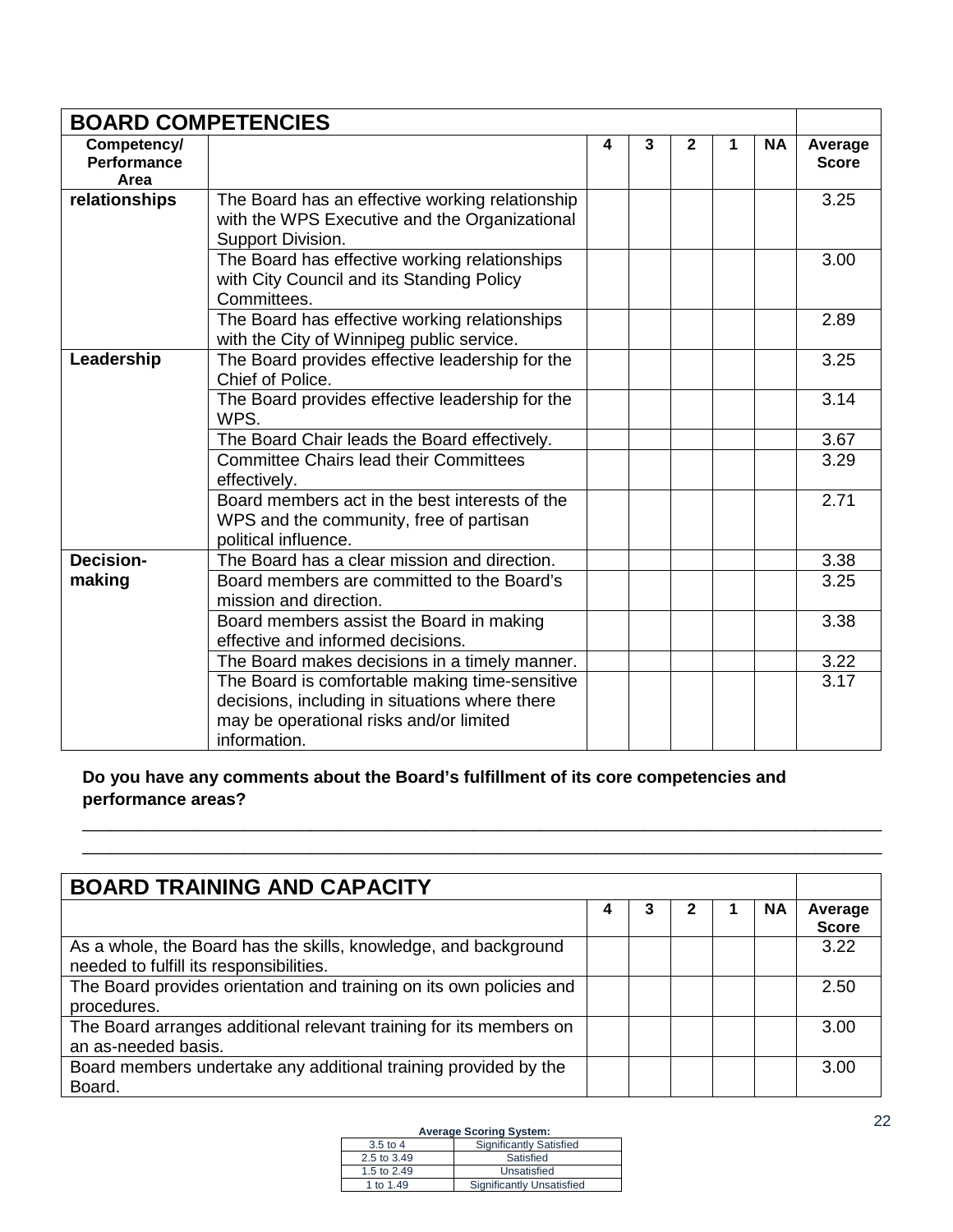| BOARD COMPETENCIES | | | | | | | |
|---|---|---|---|---|---|---|---|
| **Competency/ Performance Area** | | **4** | **3** | **2** | **1** | **NA** | **Average Score** |
| **relationships** | The Board has an effective working relationship with the WPS Executive and the Organizational Support Division. | | | | | | 3.25 |
| | The Board has effective working relationships with City Council and its Standing Policy Committees. | | | | | | 3.00 |
| | The Board has effective working relationships with the City of Winnipeg public service. | | | | | | 2.89 |
| **Leadership** | The Board provides effective leadership for the Chief of Police. | | | | | | 3.25 |
| | The Board provides effective leadership for the WPS. | | | | | | 3.14 |
| | The Board Chair leads the Board effectively. | | | | | | 3.67 |
| | Committee Chairs lead their Committees effectively. | | | | | | 3.29 |
| | Board members act in the best interests of the WPS and the community, free of partisan political influence. | | | | | | 2.71 |
| **Decision-making** | The Board has a clear mission and direction. | | | | | | 3.38 |
| | Board members are committed to the Board's mission and direction. | | | | | | 3.25 |
| | Board members assist the Board in making effective and informed decisions. | | | | | | 3.38 |
| | The Board makes decisions in a timely manner. | | | | | | 3.22 |
| | The Board is comfortable making time-sensitive decisions, including in situations where there may be operational risks and/or limited information. | | | | | | 3.17 |

**Do you have any comments about the Board's fulfillment of its core competencies and performance areas?**

______________________________________________________________________________________

______________________________________________________________________________________

| BOARD TRAINING AND CAPACITY | | | | | | |
|---|---|---|---|---|---|---|
| | **4** | **3** | **2** | **1** | **NA** | **Average Score** |
| As a whole, the Board has the skills, knowledge, and background needed to fulfill its responsibilities. | | | | | | 3.22 |
| The Board provides orientation and training on its own policies and procedures. | | | | | | 2.50 |
| The Board arranges additional relevant training for its members on an as-needed basis. | | | | | | 3.00 |
| Board members undertake any additional training provided by the Board. | | | | | | 3.00 |

**Average Scoring System:**

| | |
|---|---|
| 3.5 to 4 | Significantly Satisfied |
| 2.5 to 3.49 | Satisfied |
| 1.5 to 2.49 | Unsatisfied |
| 1 to 1.49 | Significantly Unsatisfied |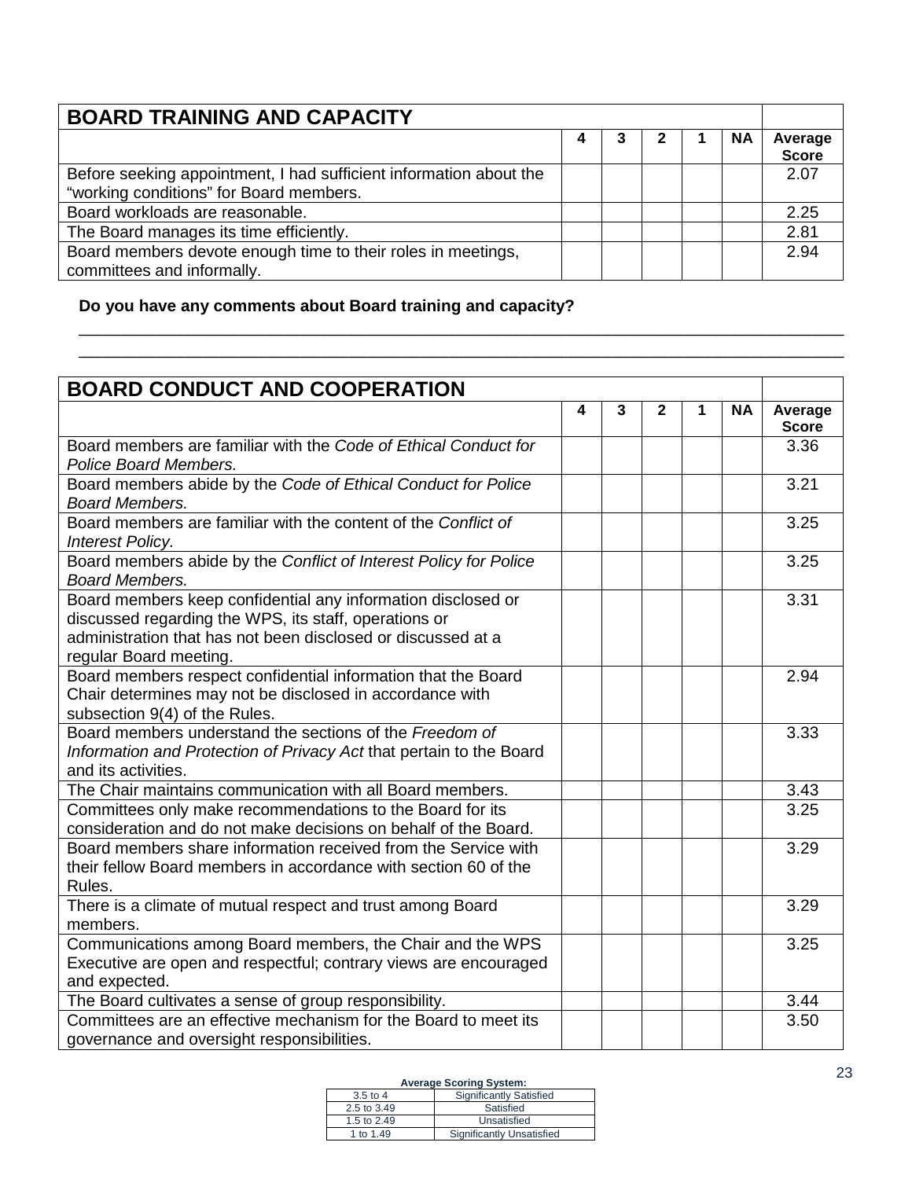| BOARD TRAINING AND CAPACITY | | | | | | |
|---|---|---|---|---|---|---|
| | 4 | 3 | 2 | 1 | NA | Average Score |
| Before seeking appointment, I had sufficient information about the "working conditions" for Board members. | | | | | | 2.07 |
| Board workloads are reasonable. | | | | | | 2.25 |
| The Board manages its time efficiently. | | | | | | 2.81 |
| Board members devote enough time to their roles in meetings, committees and informally. | | | | | | 2.94 |

**Do you have any comments about Board training and capacity?**

______________________________________________________________________________

______________________________________________________________________________

| BOARD CONDUCT AND COOPERATION | | | | | | |
|---|---|---|---|---|---|---|
| | 4 | 3 | 2 | 1 | NA | Average Score |
| Board members are familiar with the *Code of Ethical Conduct for Police Board Members.* | | | | | | 3.36 |
| Board members abide by the *Code of Ethical Conduct for Police Board Members.* | | | | | | 3.21 |
| Board members are familiar with the content of the *Conflict of Interest Policy.* | | | | | | 3.25 |
| Board members abide by the *Conflict of Interest Policy for Police Board Members.* | | | | | | 3.25 |
| Board members keep confidential any information disclosed or discussed regarding the WPS, its staff, operations or administration that has not been disclosed or discussed at a regular Board meeting. | | | | | | 3.31 |
| Board members respect confidential information that the Board Chair determines may not be disclosed in accordance with subsection 9(4) of the Rules. | | | | | | 2.94 |
| Board members understand the sections of the *Freedom of Information and Protection of Privacy Act* that pertain to the Board and its activities. | | | | | | 3.33 |
| The Chair maintains communication with all Board members. | | | | | | 3.43 |
| Committees only make recommendations to the Board for its consideration and do not make decisions on behalf of the Board. | | | | | | 3.25 |
| Board members share information received from the Service with their fellow Board members in accordance with section 60 of the Rules. | | | | | | 3.29 |
| There is a climate of mutual respect and trust among Board members. | | | | | | 3.29 |
| Communications among Board members, the Chair and the WPS Executive are open and respectful; contrary views are encouraged and expected. | | | | | | 3.25 |
| The Board cultivates a sense of group responsibility. | | | | | | 3.44 |
| Committees are an effective mechanism for the Board to meet its governance and oversight responsibilities. | | | | | | 3.50 |

**Average Scoring System:**

| | |
|---|---|
| 3.5 to 4 | Significantly Satisfied |
| 2.5 to 3.49 | Satisfied |
| 1.5 to 2.49 | Unsatisfied |
| 1 to 1.49 | Significantly Unsatisfied |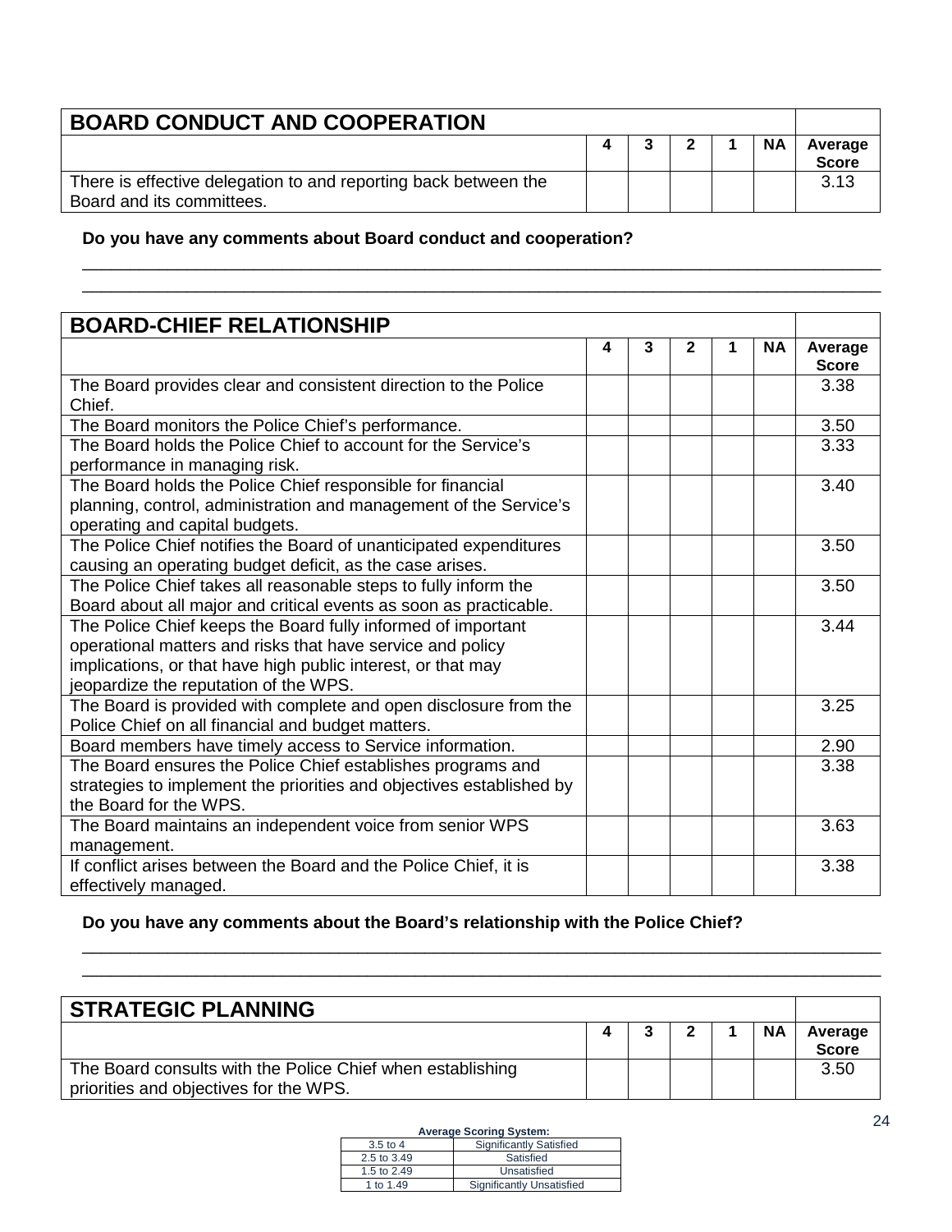| BOARD CONDUCT AND COOPERATION | | | | | | |
|---|---|---|---|---|---|---|
| | 4 | 3 | 2 | 1 | NA | Average Score |
| There is effective delegation to and reporting back between the Board and its committees. | | | | | | 3.13 |

**Do you have any comments about Board conduct and cooperation?**

______________________________________________________________________

______________________________________________________________________

| BOARD-CHIEF RELATIONSHIP | | | | | | |
|---|---|---|---|---|---|---|
| | 4 | 3 | 2 | 1 | NA | Average Score |
| The Board provides clear and consistent direction to the Police Chief. | | | | | | 3.38 |
| The Board monitors the Police Chief's performance. | | | | | | 3.50 |
| The Board holds the Police Chief to account for the Service's performance in managing risk. | | | | | | 3.33 |
| The Board holds the Police Chief responsible for financial planning, control, administration and management of the Service's operating and capital budgets. | | | | | | 3.40 |
| The Police Chief notifies the Board of unanticipated expenditures causing an operating budget deficit, as the case arises. | | | | | | 3.50 |
| The Police Chief takes all reasonable steps to fully inform the Board about all major and critical events as soon as practicable. | | | | | | 3.50 |
| The Police Chief keeps the Board fully informed of important operational matters and risks that have service and policy implications, or that have high public interest, or that may jeopardize the reputation of the WPS. | | | | | | 3.44 |
| The Board is provided with complete and open disclosure from the Police Chief on all financial and budget matters. | | | | | | 3.25 |
| Board members have timely access to Service information. | | | | | | 2.90 |
| The Board ensures the Police Chief establishes programs and strategies to implement the priorities and objectives established by the Board for the WPS. | | | | | | 3.38 |
| The Board maintains an independent voice from senior WPS management. | | | | | | 3.63 |
| If conflict arises between the Board and the Police Chief, it is effectively managed. | | | | | | 3.38 |

**Do you have any comments about the Board's relationship with the Police Chief?**

______________________________________________________________________

______________________________________________________________________

| STRATEGIC PLANNING | | | | | | |
|---|---|---|---|---|---|---|
| | 4 | 3 | 2 | 1 | NA | Average Score |
| The Board consults with the Police Chief when establishing priorities and objectives for the WPS. | | | | | | 3.50 |

**Average Scoring System:**

| Range | Rating |
|---|---|
| 3.5 to 4 | Significantly Satisfied |
| 2.5 to 3.49 | Satisfied |
| 1.5 to 2.49 | Unsatisfied |
| 1 to 1.49 | Significantly Unsatisfied |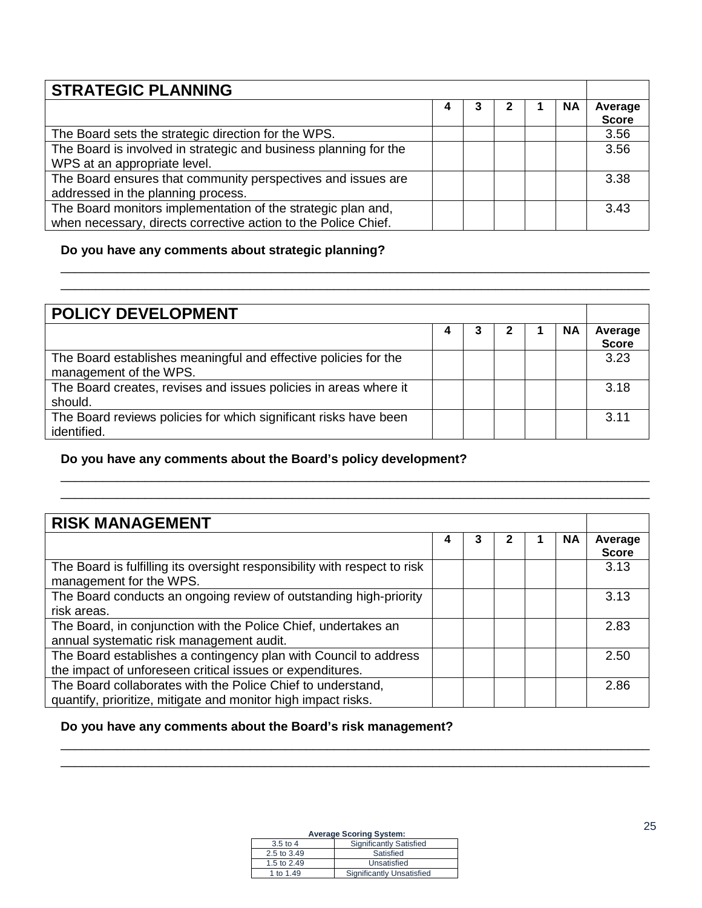| STRATEGIC PLANNING | | | | | | |
|---|---|---|---|---|---|---|
| | 4 | 3 | 2 | 1 | NA | Average Score |
| The Board sets the strategic direction for the WPS. | | | | | | 3.56 |
| The Board is involved in strategic and business planning for the WPS at an appropriate level. | | | | | | 3.56 |
| The Board ensures that community perspectives and issues are addressed in the planning process. | | | | | | 3.38 |
| The Board monitors implementation of the strategic plan and, when necessary, directs corrective action to the Police Chief. | | | | | | 3.43 |

**Do you have any comments about strategic planning?**

______________________________________________________________________________

______________________________________________________________________________

| POLICY DEVELOPMENT | | | | | | |
|---|---|---|---|---|---|---|
| | 4 | 3 | 2 | 1 | NA | Average Score |
| The Board establishes meaningful and effective policies for the management of the WPS. | | | | | | 3.23 |
| The Board creates, revises and issues policies in areas where it should. | | | | | | 3.18 |
| The Board reviews policies for which significant risks have been identified. | | | | | | 3.11 |

**Do you have any comments about the Board's policy development?**

______________________________________________________________________________

______________________________________________________________________________

| RISK MANAGEMENT | | | | | | |
|---|---|---|---|---|---|---|
| | 4 | 3 | 2 | 1 | NA | Average Score |
| The Board is fulfilling its oversight responsibility with respect to risk management for the WPS. | | | | | | 3.13 |
| The Board conducts an ongoing review of outstanding high-priority risk areas. | | | | | | 3.13 |
| The Board, in conjunction with the Police Chief, undertakes an annual systematic risk management audit. | | | | | | 2.83 |
| The Board establishes a contingency plan with Council to address the impact of unforeseen critical issues or expenditures. | | | | | | 2.50 |
| The Board collaborates with the Police Chief to understand, quantify, prioritize, mitigate and monitor high impact risks. | | | | | | 2.86 |

**Do you have any comments about the Board's risk management?**

______________________________________________________________________________

______________________________________________________________________________

**Average Scoring System:**

| 3.5 to 4 | Significantly Satisfied |
|---|---|
| 2.5 to 3.49 | Satisfied |
| 1.5 to 2.49 | Unsatisfied |
| 1 to 1.49 | Significantly Unsatisfied |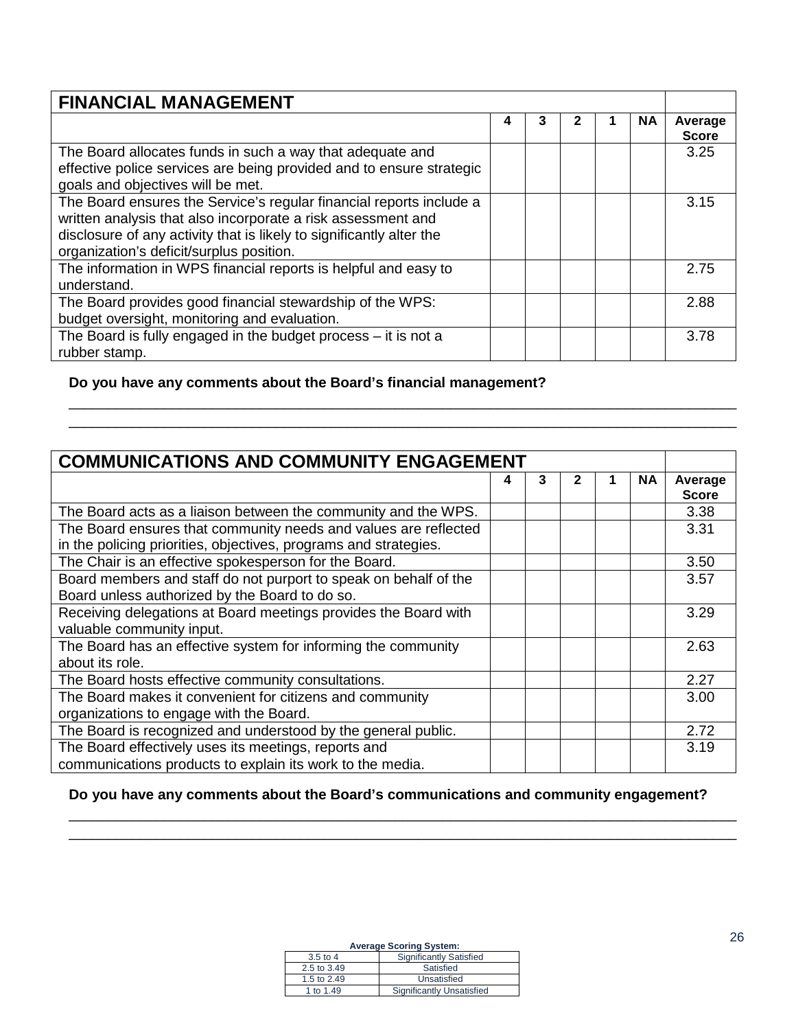| FINANCIAL MANAGEMENT | | | | | | |
|---|---|---|---|---|---|---|
| | 4 | 3 | 2 | 1 | NA | Average Score |
| The Board allocates funds in such a way that adequate and effective police services are being provided and to ensure strategic goals and objectives will be met. | | | | | | 3.25 |
| The Board ensures the Service's regular financial reports include a written analysis that also incorporate a risk assessment and disclosure of any activity that is likely to significantly alter the organization's deficit/surplus position. | | | | | | 3.15 |
| The information in WPS financial reports is helpful and easy to understand. | | | | | | 2.75 |
| The Board provides good financial stewardship of the WPS: budget oversight, monitoring and evaluation. | | | | | | 2.88 |
| The Board is fully engaged in the budget process – it is not a rubber stamp. | | | | | | 3.78 |

**Do you have any comments about the Board's financial management?**

\_\_\_\_\_\_\_\_\_\_\_\_\_\_\_\_\_\_\_\_\_\_\_\_\_\_\_\_\_\_\_\_\_\_\_\_\_\_\_\_\_\_\_\_\_\_\_\_\_\_\_\_\_\_\_\_\_\_\_\_\_\_\_\_\_\_\_\_\_\_\_\_\_\_\_\_

\_\_\_\_\_\_\_\_\_\_\_\_\_\_\_\_\_\_\_\_\_\_\_\_\_\_\_\_\_\_\_\_\_\_\_\_\_\_\_\_\_\_\_\_\_\_\_\_\_\_\_\_\_\_\_\_\_\_\_\_\_\_\_\_\_\_\_\_\_\_\_\_\_\_\_\_

| COMMUNICATIONS AND COMMUNITY ENGAGEMENT | | | | | | |
|---|---|---|---|---|---|---|
| | 4 | 3 | 2 | 1 | NA | Average Score |
| The Board acts as a liaison between the community and the WPS. | | | | | | 3.38 |
| The Board ensures that community needs and values are reflected in the policing priorities, objectives, programs and strategies. | | | | | | 3.31 |
| The Chair is an effective spokesperson for the Board. | | | | | | 3.50 |
| Board members and staff do not purport to speak on behalf of the Board unless authorized by the Board to do so. | | | | | | 3.57 |
| Receiving delegations at Board meetings provides the Board with valuable community input. | | | | | | 3.29 |
| The Board has an effective system for informing the community about its role. | | | | | | 2.63 |
| The Board hosts effective community consultations. | | | | | | 2.27 |
| The Board makes it convenient for citizens and community organizations to engage with the Board. | | | | | | 3.00 |
| The Board is recognized and understood by the general public. | | | | | | 2.72 |
| The Board effectively uses its meetings, reports and communications products to explain its work to the media. | | | | | | 3.19 |

**Do you have any comments about the Board's communications and community engagement?**

\_\_\_\_\_\_\_\_\_\_\_\_\_\_\_\_\_\_\_\_\_\_\_\_\_\_\_\_\_\_\_\_\_\_\_\_\_\_\_\_\_\_\_\_\_\_\_\_\_\_\_\_\_\_\_\_\_\_\_\_\_\_\_\_\_\_\_\_\_\_\_\_\_\_\_\_

\_\_\_\_\_\_\_\_\_\_\_\_\_\_\_\_\_\_\_\_\_\_\_\_\_\_\_\_\_\_\_\_\_\_\_\_\_\_\_\_\_\_\_\_\_\_\_\_\_\_\_\_\_\_\_\_\_\_\_\_\_\_\_\_\_\_\_\_\_\_\_\_\_\_\_\_

**Average Scoring System:**

| | |
|---|---|
| 3.5 to 4 | Significantly Satisfied |
| 2.5 to 3.49 | Satisfied |
| 1.5 to 2.49 | Unsatisfied |
| 1 to 1.49 | Significantly Unsatisfied |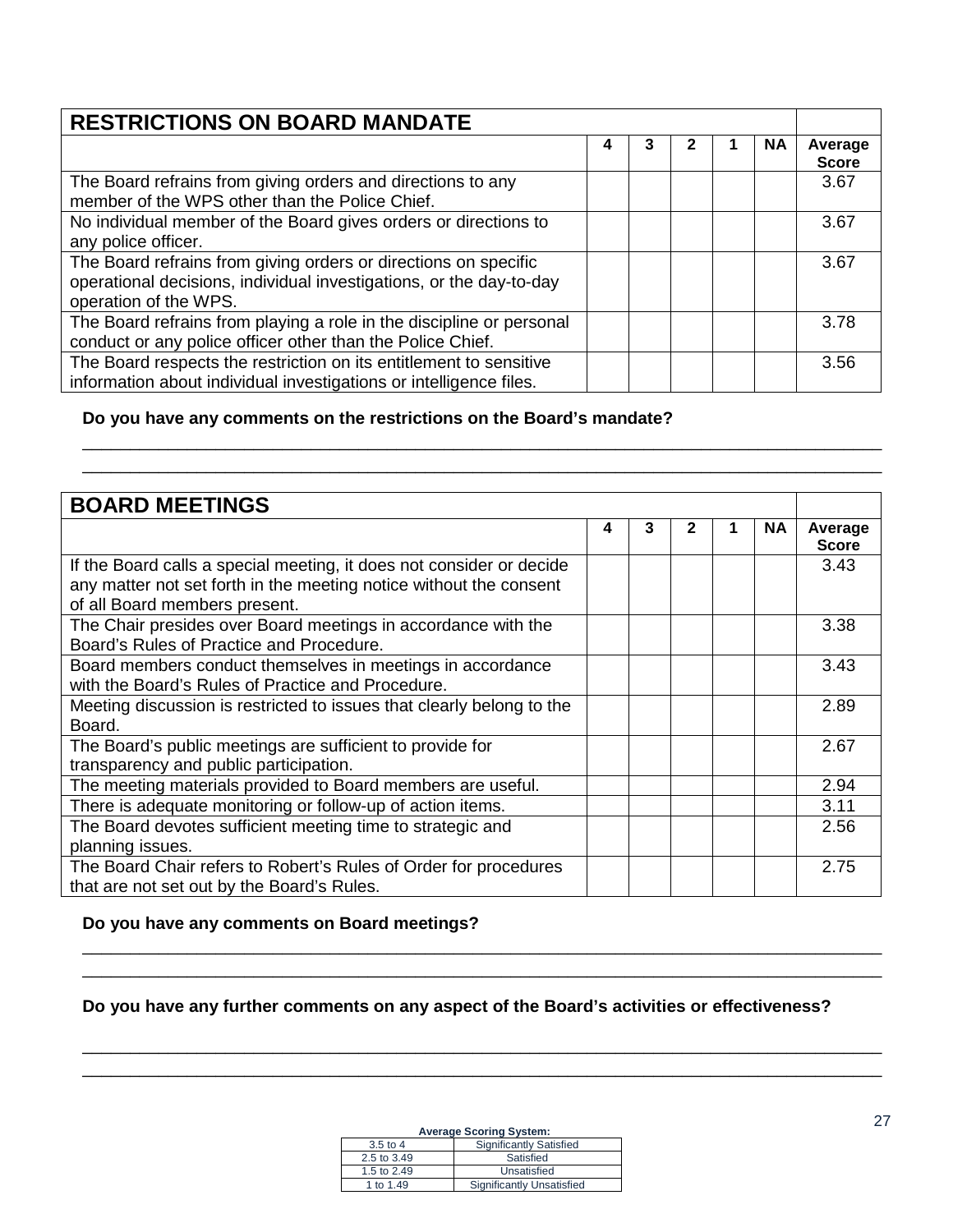| RESTRICTIONS ON BOARD MANDATE | | | | | | |
|---|---|---|---|---|---|---|
| | 4 | 3 | 2 | 1 | NA | Average Score |
| The Board refrains from giving orders and directions to any member of the WPS other than the Police Chief. | | | | | | 3.67 |
| No individual member of the Board gives orders or directions to any police officer. | | | | | | 3.67 |
| The Board refrains from giving orders or directions on specific operational decisions, individual investigations, or the day-to-day operation of the WPS. | | | | | | 3.67 |
| The Board refrains from playing a role in the discipline or personal conduct or any police officer other than the Police Chief. | | | | | | 3.78 |
| The Board respects the restriction on its entitlement to sensitive information about individual investigations or intelligence files. | | | | | | 3.56 |

**Do you have any comments on the restrictions on the Board's mandate?**

______________________________________________________________________________

______________________________________________________________________________

| BOARD MEETINGS | | | | | | |
|---|---|---|---|---|---|---|
| | 4 | 3 | 2 | 1 | NA | Average Score |
| If the Board calls a special meeting, it does not consider or decide any matter not set forth in the meeting notice without the consent of all Board members present. | | | | | | 3.43 |
| The Chair presides over Board meetings in accordance with the Board's Rules of Practice and Procedure. | | | | | | 3.38 |
| Board members conduct themselves in meetings in accordance with the Board's Rules of Practice and Procedure. | | | | | | 3.43 |
| Meeting discussion is restricted to issues that clearly belong to the Board. | | | | | | 2.89 |
| The Board's public meetings are sufficient to provide for transparency and public participation. | | | | | | 2.67 |
| The meeting materials provided to Board members are useful. | | | | | | 2.94 |
| There is adequate monitoring or follow-up of action items. | | | | | | 3.11 |
| The Board devotes sufficient meeting time to strategic and planning issues. | | | | | | 2.56 |
| The Board Chair refers to Robert's Rules of Order for procedures that are not set out by the Board's Rules. | | | | | | 2.75 |

**Do you have any comments on Board meetings?**

______________________________________________________________________________

______________________________________________________________________________

**Do you have any further comments on any aspect of the Board's activities or effectiveness?**

______________________________________________________________________________

______________________________________________________________________________

**Average Scoring System:**

| | |
|---|---|
| 3.5 to 4 | Significantly Satisfied |
| 2.5 to 3.49 | Satisfied |
| 1.5 to 2.49 | Unsatisfied |
| 1 to 1.49 | Significantly Unsatisfied |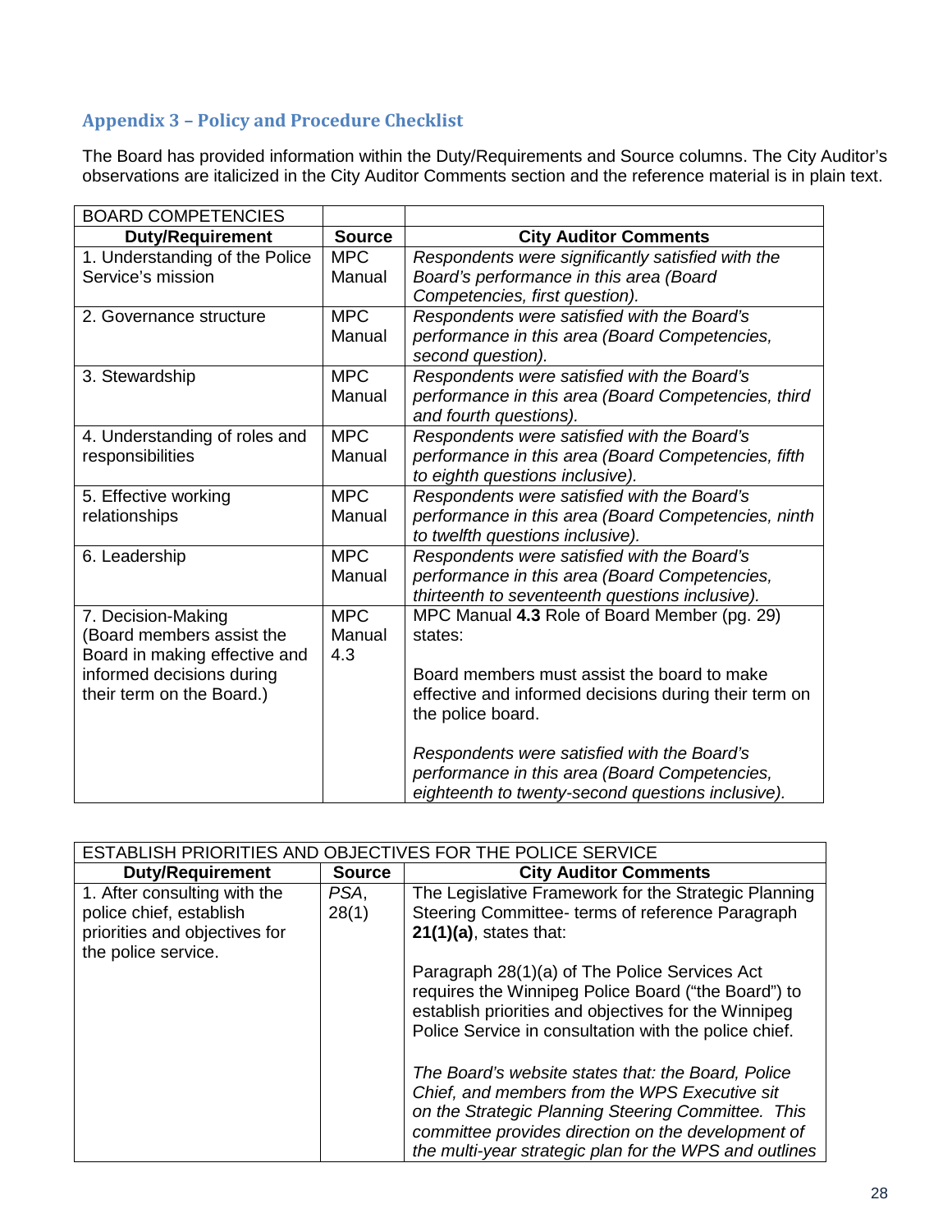## Appendix 3 – Policy and Procedure Checklist

The Board has provided information within the Duty/Requirements and Source columns. The City Auditor's observations are italicized in the City Auditor Comments section and the reference material is in plain text.

| BOARD COMPETENCIES | | |
|---|---|---|
| **Duty/Requirement** | **Source** | **City Auditor Comments** |
| 1. Understanding of the Police Service's mission | MPC Manual | *Respondents were significantly satisfied with the Board's performance in this area (Board Competencies, first question).* |
| 2. Governance structure | MPC Manual | *Respondents were satisfied with the Board's performance in this area (Board Competencies, second question).* |
| 3. Stewardship | MPC Manual | *Respondents were satisfied with the Board's performance in this area (Board Competencies, third and fourth questions).* |
| 4. Understanding of roles and responsibilities | MPC Manual | *Respondents were satisfied with the Board's performance in this area (Board Competencies, fifth to eighth questions inclusive).* |
| 5. Effective working relationships | MPC Manual | *Respondents were satisfied with the Board's performance in this area (Board Competencies, ninth to twelfth questions inclusive).* |
| 6. Leadership | MPC Manual | *Respondents were satisfied with the Board's performance in this area (Board Competencies, thirteenth to seventeenth questions inclusive).* |
| 7. Decision-Making (Board members assist the Board in making effective and informed decisions during their term on the Board.) | MPC Manual 4.3 | MPC Manual **4.3** Role of Board Member (pg. 29) states:<br><br>Board members must assist the board to make effective and informed decisions during their term on the police board.<br><br>*Respondents were satisfied with the Board's performance in this area (Board Competencies, eighteenth to twenty-second questions inclusive).* |

| ESTABLISH PRIORITIES AND OBJECTIVES FOR THE POLICE SERVICE | | |
|---|---|---|
| **Duty/Requirement** | **Source** | **City Auditor Comments** |
| 1. After consulting with the police chief, establish priorities and objectives for the police service. | *PSA*, 28(1) | The Legislative Framework for the Strategic Planning Steering Committee- terms of reference Paragraph **21(1)(a)**, states that:<br><br>Paragraph 28(1)(a) of The Police Services Act requires the Winnipeg Police Board ("the Board") to establish priorities and objectives for the Winnipeg Police Service in consultation with the police chief.<br><br>*The Board's website states that: the Board, Police Chief, and members from the WPS Executive sit on the Strategic Planning Steering Committee. This committee provides direction on the development of the multi-year strategic plan for the WPS and outlines* |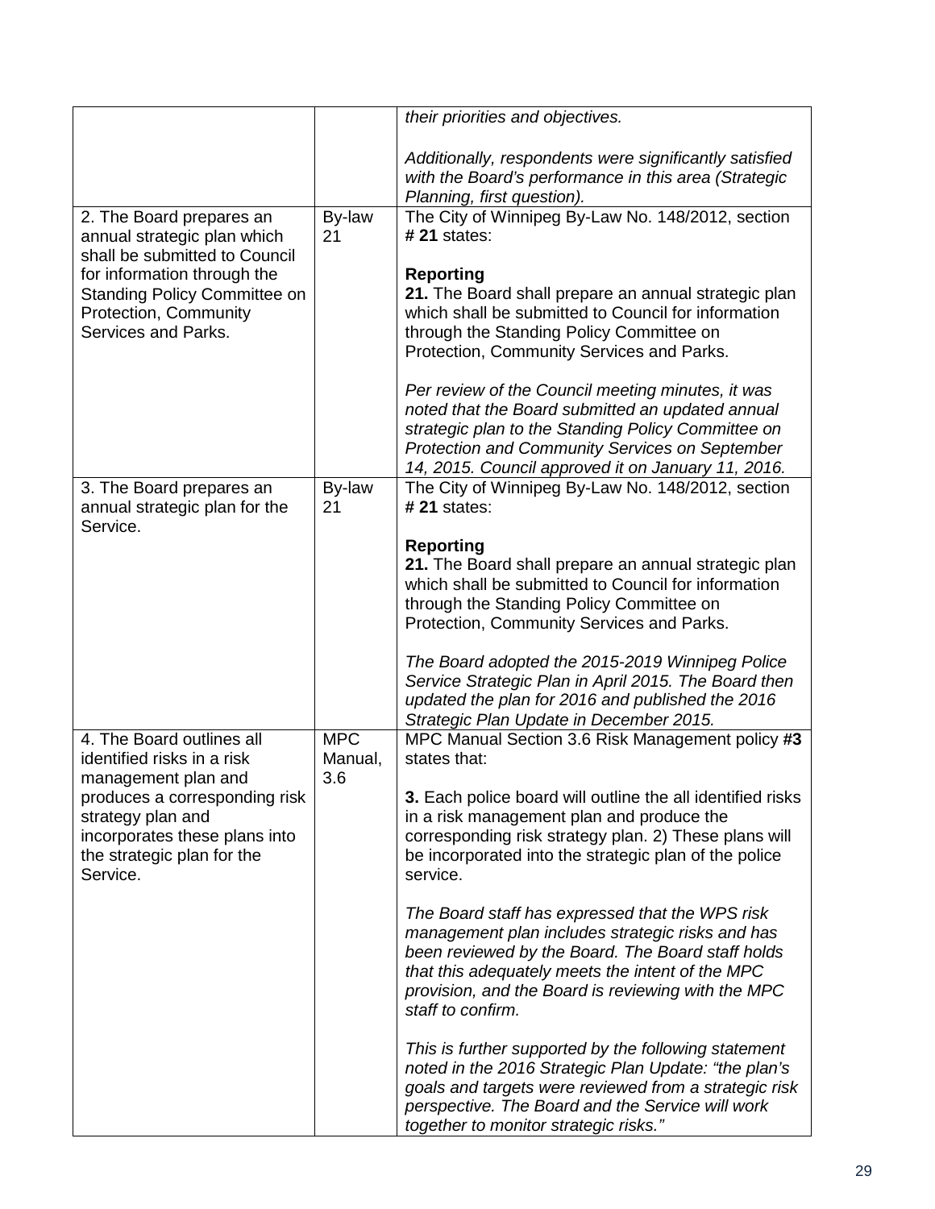| | | |
|---|---|---|
| | | *their priorities and objectives.*<br><br>*Additionally, respondents were significantly satisfied with the Board's performance in this area (Strategic Planning, first question).* |
| 2. The Board prepares an annual strategic plan which shall be submitted to Council for information through the Standing Policy Committee on Protection, Community Services and Parks. | By-law 21 | The City of Winnipeg By-Law No. 148/2012, section **# 21** states:<br><br>**Reporting**<br>**21.** The Board shall prepare an annual strategic plan which shall be submitted to Council for information through the Standing Policy Committee on Protection, Community Services and Parks.<br><br>*Per review of the Council meeting minutes, it was noted that the Board submitted an updated annual strategic plan to the Standing Policy Committee on Protection and Community Services on September 14, 2015. Council approved it on January 11, 2016.* |
| 3. The Board prepares an annual strategic plan for the Service. | By-law 21 | The City of Winnipeg By-Law No. 148/2012, section **# 21** states:<br><br>**Reporting**<br>**21.** The Board shall prepare an annual strategic plan which shall be submitted to Council for information through the Standing Policy Committee on Protection, Community Services and Parks.<br><br>*The Board adopted the 2015-2019 Winnipeg Police Service Strategic Plan in April 2015. The Board then updated the plan for 2016 and published the 2016 Strategic Plan Update in December 2015.* |
| 4. The Board outlines all identified risks in a risk management plan and produces a corresponding risk strategy plan and incorporates these plans into the strategic plan for the Service. | MPC Manual, 3.6 | MPC Manual Section 3.6 Risk Management policy **#3** states that:<br><br>**3.** Each police board will outline the all identified risks in a risk management plan and produce the corresponding risk strategy plan. 2) These plans will be incorporated into the strategic plan of the police service.<br><br>*The Board staff has expressed that the WPS risk management plan includes strategic risks and has been reviewed by the Board. The Board staff holds that this adequately meets the intent of the MPC provision, and the Board is reviewing with the MPC staff to confirm.*<br><br>*This is further supported by the following statement noted in the 2016 Strategic Plan Update: "the plan's goals and targets were reviewed from a strategic risk perspective. The Board and the Service will work together to monitor strategic risks."* |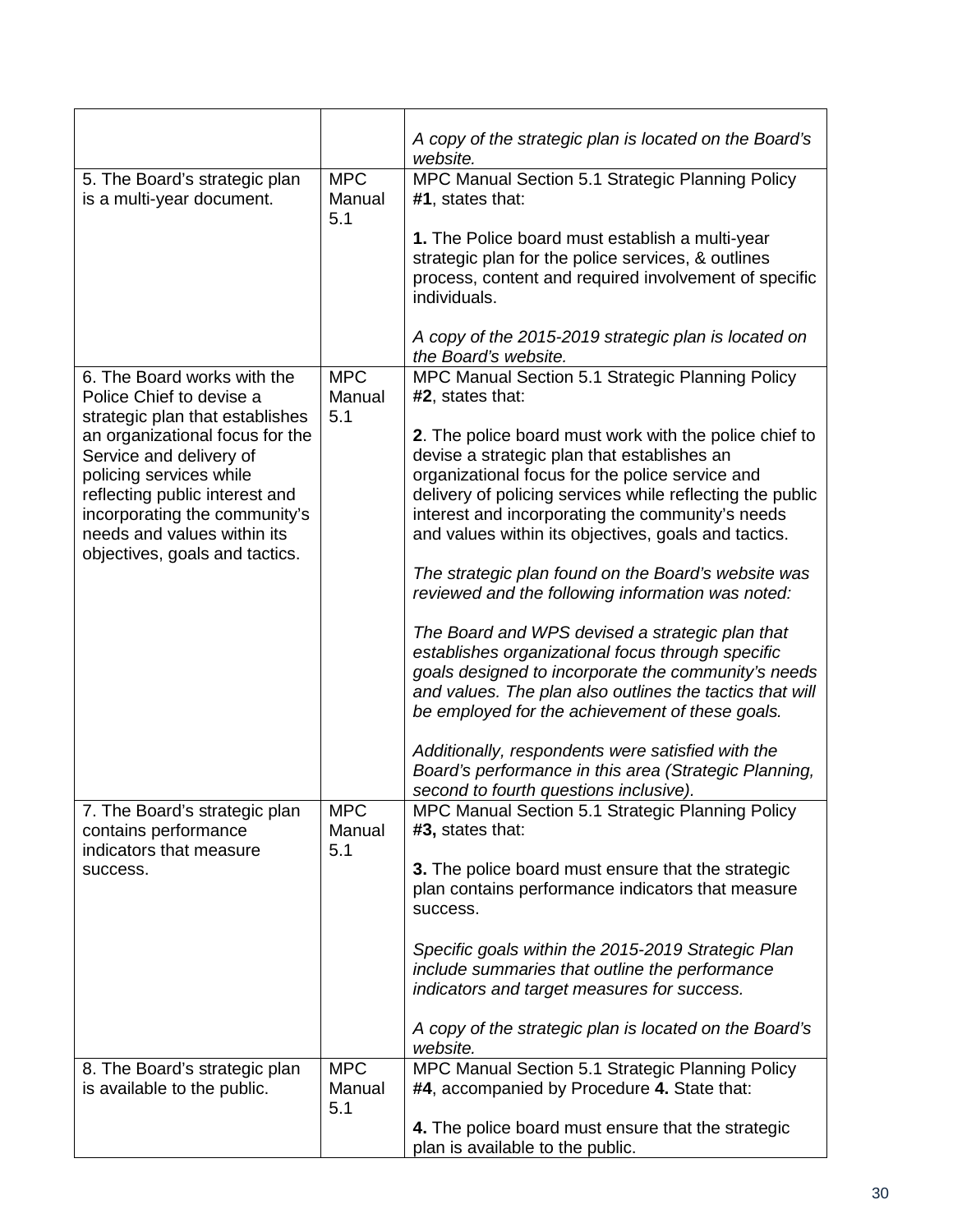| | | |
|---|---|---|
| | | *A copy of the strategic plan is located on the Board's website.* |
| 5. The Board's strategic plan is a multi-year document. | MPC Manual 5.1 | MPC Manual Section 5.1 Strategic Planning Policy #**1**, states that:<br><br>**1.** The Police board must establish a multi-year strategic plan for the police services, & outlines process, content and required involvement of specific individuals.<br><br>*A copy of the 2015-2019 strategic plan is located on the Board's website.* |
| 6. The Board works with the Police Chief to devise a strategic plan that establishes an organizational focus for the Service and delivery of policing services while reflecting public interest and incorporating the community's needs and values within its objectives, goals and tactics. | MPC Manual 5.1 | MPC Manual Section 5.1 Strategic Planning Policy #**2**, states that:<br><br>**2**. The police board must work with the police chief to devise a strategic plan that establishes an organizational focus for the police service and delivery of policing services while reflecting the public interest and incorporating the community's needs and values within its objectives, goals and tactics.<br><br>*The strategic plan found on the Board's website was reviewed and the following information was noted:*<br><br>*The Board and WPS devised a strategic plan that establishes organizational focus through specific goals designed to incorporate the community's needs and values. The plan also outlines the tactics that will be employed for the achievement of these goals.*<br><br>*Additionally, respondents were satisfied with the Board's performance in this area (Strategic Planning, second to fourth questions inclusive).* |
| 7. The Board's strategic plan contains performance indicators that measure success. | MPC Manual 5.1 | MPC Manual Section 5.1 Strategic Planning Policy #**3,** states that:<br><br>**3.** The police board must ensure that the strategic plan contains performance indicators that measure success.<br><br>*Specific goals within the 2015-2019 Strategic Plan include summaries that outline the performance indicators and target measures for success.*<br><br>*A copy of the strategic plan is located on the Board's website.* |
| 8. The Board's strategic plan is available to the public. | MPC Manual 5.1 | MPC Manual Section 5.1 Strategic Planning Policy #**4**, accompanied by Procedure **4.** State that:<br><br>**4.** The police board must ensure that the strategic plan is available to the public. |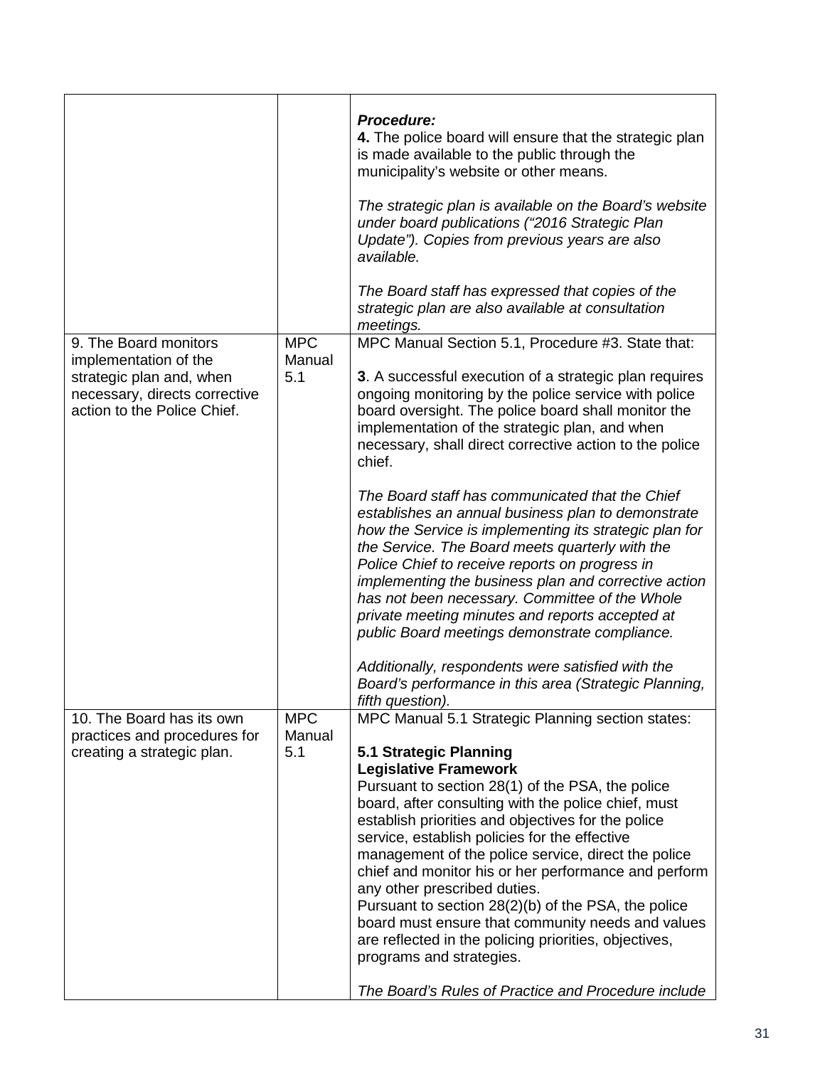| | | |
|---|---|---|
| | | ***Procedure:***<br>**4.** The police board will ensure that the strategic plan is made available to the public through the municipality's website or other means.<br><br>*The strategic plan is available on the Board's website under board publications ("2016 Strategic Plan Update"). Copies from previous years are also available.*<br><br>*The Board staff has expressed that copies of the strategic plan are also available at consultation meetings.* |
| 9. The Board monitors implementation of the strategic plan and, when necessary, directs corrective action to the Police Chief. | MPC Manual 5.1 | MPC Manual Section 5.1, Procedure #3. State that:<br><br>**3**. A successful execution of a strategic plan requires ongoing monitoring by the police service with police board oversight. The police board shall monitor the implementation of the strategic plan, and when necessary, shall direct corrective action to the police chief.<br><br>*The Board staff has communicated that the Chief establishes an annual business plan to demonstrate how the Service is implementing its strategic plan for the Service. The Board meets quarterly with the Police Chief to receive reports on progress in implementing the business plan and corrective action has not been necessary. Committee of the Whole private meeting minutes and reports accepted at public Board meetings demonstrate compliance.*<br><br>*Additionally, respondents were satisfied with the Board's performance in this area (Strategic Planning, fifth question).* |
| 10. The Board has its own practices and procedures for creating a strategic plan. | MPC Manual 5.1 | MPC Manual 5.1 Strategic Planning section states:<br><br>**5.1 Strategic Planning**<br>**Legislative Framework**<br>Pursuant to section 28(1) of the PSA, the police board, after consulting with the police chief, must establish priorities and objectives for the police service, establish policies for the effective management of the police service, direct the police chief and monitor his or her performance and perform any other prescribed duties.<br>Pursuant to section 28(2)(b) of the PSA, the police board must ensure that community needs and values are reflected in the policing priorities, objectives, programs and strategies.<br><br>*The Board's Rules of Practice and Procedure include* |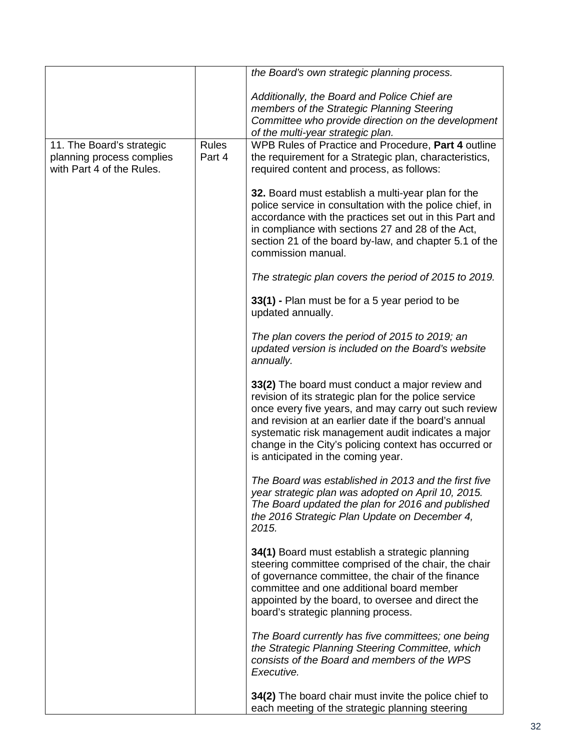| | | |
|---|---|---|
| | | *the Board's own strategic planning process.*<br><br>*Additionally, the Board and Police Chief are members of the Strategic Planning Steering Committee who provide direction on the development of the multi-year strategic plan.* |
| 11. The Board's strategic planning process complies with Part 4 of the Rules. | Rules Part 4 | WPB Rules of Practice and Procedure, **Part 4** outline the requirement for a Strategic plan, characteristics, required content and process, as follows:<br><br>**32.** Board must establish a multi-year plan for the police service in consultation with the police chief, in accordance with the practices set out in this Part and in compliance with sections 27 and 28 of the Act, section 21 of the board by-law, and chapter 5.1 of the commission manual.<br><br>*The strategic plan covers the period of 2015 to 2019.*<br><br>**33(1) -** Plan must be for a 5 year period to be updated annually.<br><br>*The plan covers the period of 2015 to 2019; an updated version is included on the Board's website annually.*<br><br>**33(2)** The board must conduct a major review and revision of its strategic plan for the police service once every five years, and may carry out such review and revision at an earlier date if the board's annual systematic risk management audit indicates a major change in the City's policing context has occurred or is anticipated in the coming year.<br><br>*The Board was established in 2013 and the first five year strategic plan was adopted on April 10, 2015. The Board updated the plan for 2016 and published the 2016 Strategic Plan Update on December 4, 2015.*<br><br>**34(1)** Board must establish a strategic planning steering committee comprised of the chair, the chair of governance committee, the chair of the finance committee and one additional board member appointed by the board, to oversee and direct the board's strategic planning process.<br><br>*The Board currently has five committees; one being the Strategic Planning Steering Committee, which consists of the Board and members of the WPS Executive.*<br><br>**34(2)** The board chair must invite the police chief to each meeting of the strategic planning steering |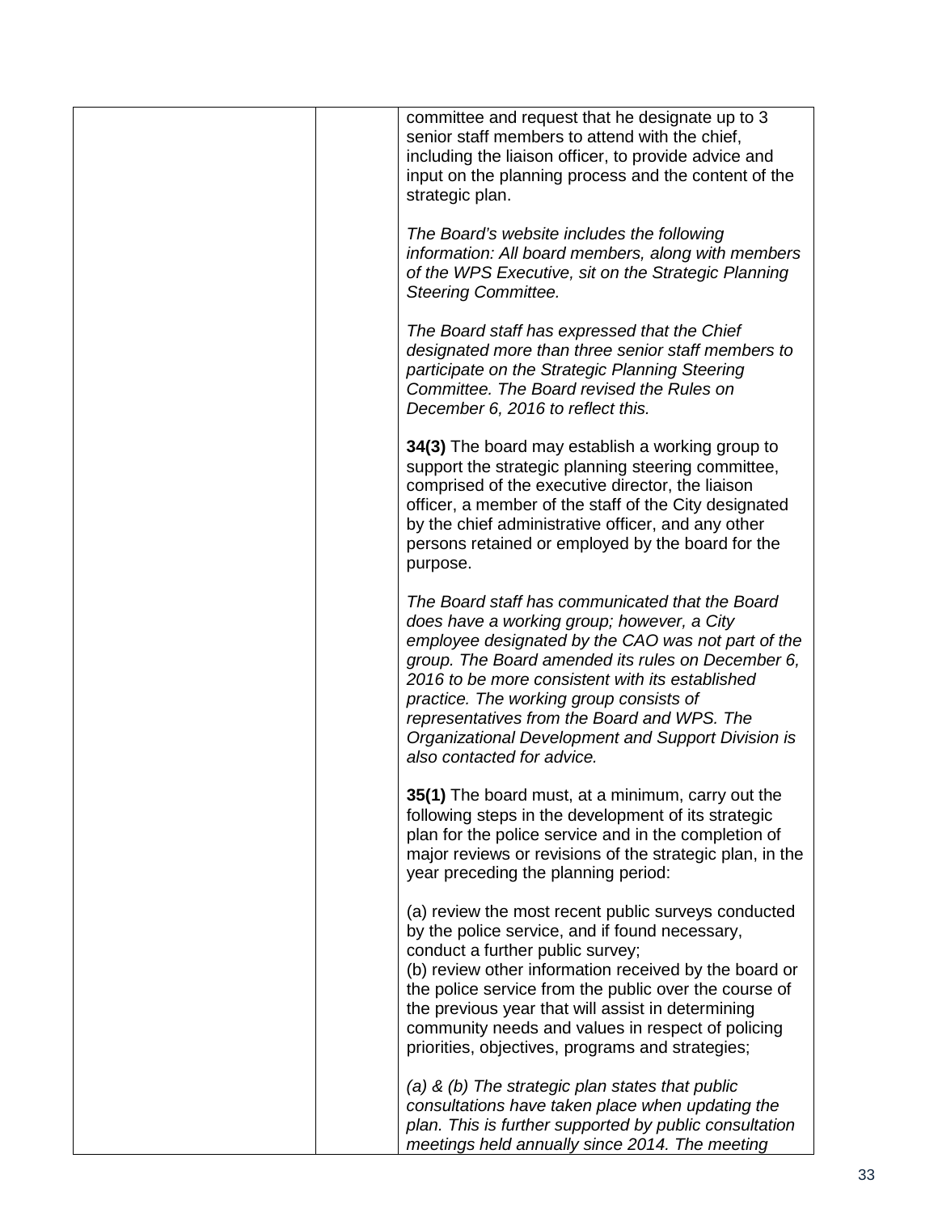| | | committee and request that he designate up to 3 senior staff members to attend with the chief, including the liaison officer, to provide advice and input on the planning process and the content of the strategic plan.<br><br>*The Board's website includes the following information: All board members, along with members of the WPS Executive, sit on the Strategic Planning Steering Committee.*<br><br>*The Board staff has expressed that the Chief designated more than three senior staff members to participate on the Strategic Planning Steering Committee. The Board revised the Rules on December 6, 2016 to reflect this.*<br><br>**34(3)** The board may establish a working group to support the strategic planning steering committee, comprised of the executive director, the liaison officer, a member of the staff of the City designated by the chief administrative officer, and any other persons retained or employed by the board for the purpose.<br><br>*The Board staff has communicated that the Board does have a working group; however, a City employee designated by the CAO was not part of the group. The Board amended its rules on December 6, 2016 to be more consistent with its established practice. The working group consists of representatives from the Board and WPS. The Organizational Development and Support Division is also contacted for advice.*<br><br>**35(1)** The board must, at a minimum, carry out the following steps in the development of its strategic plan for the police service and in the completion of major reviews or revisions of the strategic plan, in the year preceding the planning period:<br><br>(a) review the most recent public surveys conducted by the police service, and if found necessary, conduct a further public survey;<br>(b) review other information received by the board or the police service from the public over the course of the previous year that will assist in determining community needs and values in respect of policing priorities, objectives, programs and strategies;<br><br>*(a) & (b) The strategic plan states that public consultations have taken place when updating the plan. This is further supported by public consultation meetings held annually since 2014. The meeting* |
|---|---|---|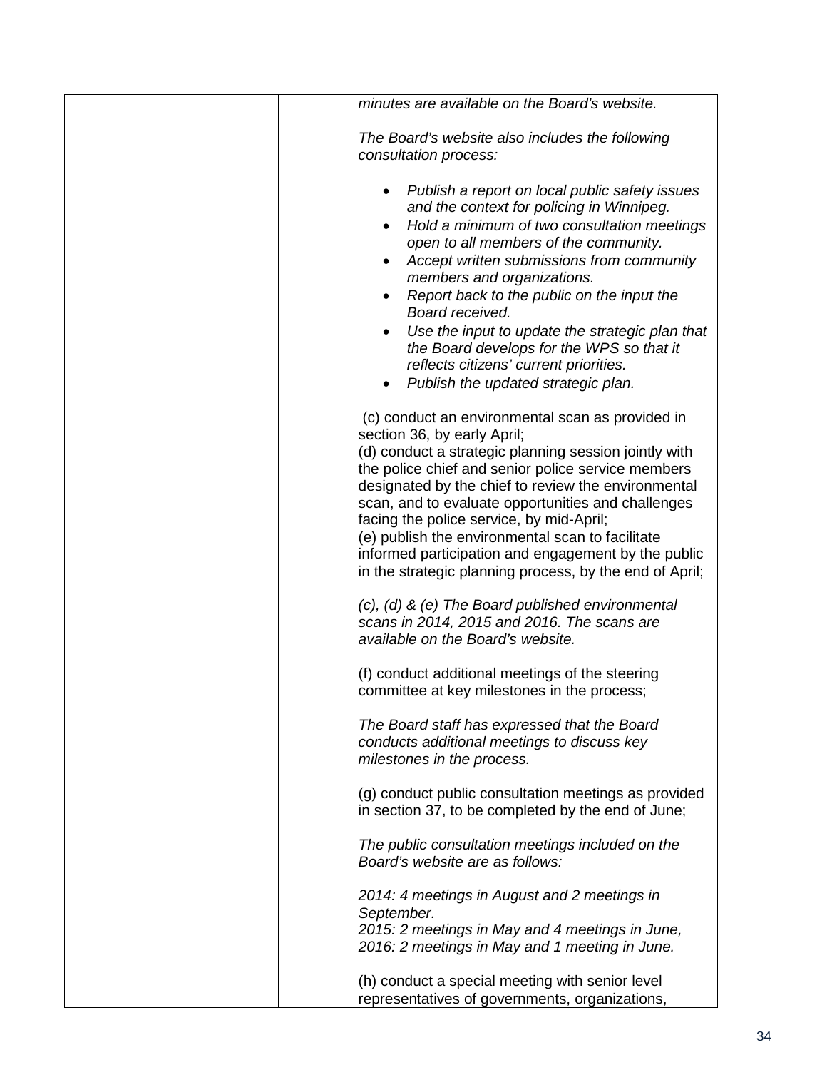| | | |
|---|---|---|
| | | *minutes are available on the Board's website.*<br><br>*The Board's website also includes the following consultation process:*<br><br>• *Publish a report on local public safety issues and the context for policing in Winnipeg.*<br>• *Hold a minimum of two consultation meetings open to all members of the community.*<br>• *Accept written submissions from community members and organizations.*<br>• *Report back to the public on the input the Board received.*<br>• *Use the input to update the strategic plan that the Board develops for the WPS so that it reflects citizens' current priorities.*<br>• *Publish the updated strategic plan.*<br><br>(c) conduct an environmental scan as provided in section 36, by early April;<br>(d) conduct a strategic planning session jointly with the police chief and senior police service members designated by the chief to review the environmental scan, and to evaluate opportunities and challenges facing the police service, by mid-April;<br>(e) publish the environmental scan to facilitate informed participation and engagement by the public in the strategic planning process, by the end of April;<br><br>*(c), (d) & (e) The Board published environmental scans in 2014, 2015 and 2016. The scans are available on the Board's website.*<br><br>(f) conduct additional meetings of the steering committee at key milestones in the process;<br><br>*The Board staff has expressed that the Board conducts additional meetings to discuss key milestones in the process.*<br><br>(g) conduct public consultation meetings as provided in section 37, to be completed by the end of June;<br><br>*The public consultation meetings included on the Board's website are as follows:*<br><br>*2014: 4 meetings in August and 2 meetings in September.*<br>*2015: 2 meetings in May and 4 meetings in June,*<br>*2016: 2 meetings in May and 1 meeting in June.*<br><br>(h) conduct a special meeting with senior level representatives of governments, organizations, |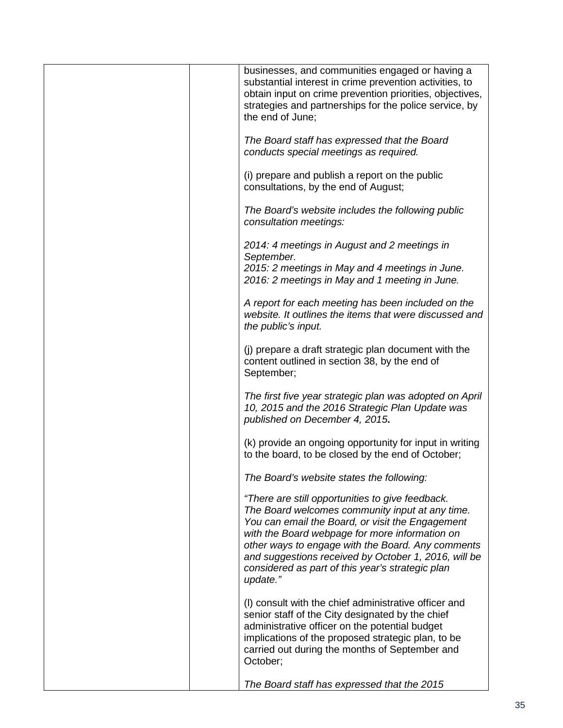| | | businesses, and communities engaged or having a substantial interest in crime prevention activities, to obtain input on crime prevention priorities, objectives, strategies and partnerships for the police service, by the end of June;<br><br>*The Board staff has expressed that the Board conducts special meetings as required.*<br><br>(i) prepare and publish a report on the public consultations, by the end of August;<br><br>*The Board's website includes the following public consultation meetings:*<br><br>*2014: 4 meetings in August and 2 meetings in September.*<br>*2015: 2 meetings in May and 4 meetings in June.*<br>*2016: 2 meetings in May and 1 meeting in June.*<br><br>*A report for each meeting has been included on the website. It outlines the items that were discussed and the public's input.*<br><br>(j) prepare a draft strategic plan document with the content outlined in section 38, by the end of September;<br><br>*The first five year strategic plan was adopted on April 10, 2015 and the 2016 Strategic Plan Update was published on December 4, 2015.*<br><br>(k) provide an ongoing opportunity for input in writing to the board, to be closed by the end of October;<br><br>*The Board's website states the following:*<br><br>*"There are still opportunities to give feedback. The Board welcomes community input at any time. You can email the Board, or visit the Engagement with the Board webpage for more information on other ways to engage with the Board. Any comments and suggestions received by October 1, 2016, will be considered as part of this year's strategic plan update."*<br><br>(l) consult with the chief administrative officer and senior staff of the City designated by the chief administrative officer on the potential budget implications of the proposed strategic plan, to be carried out during the months of September and October;<br><br>*The Board staff has expressed that the 2015* |
|---|---|---|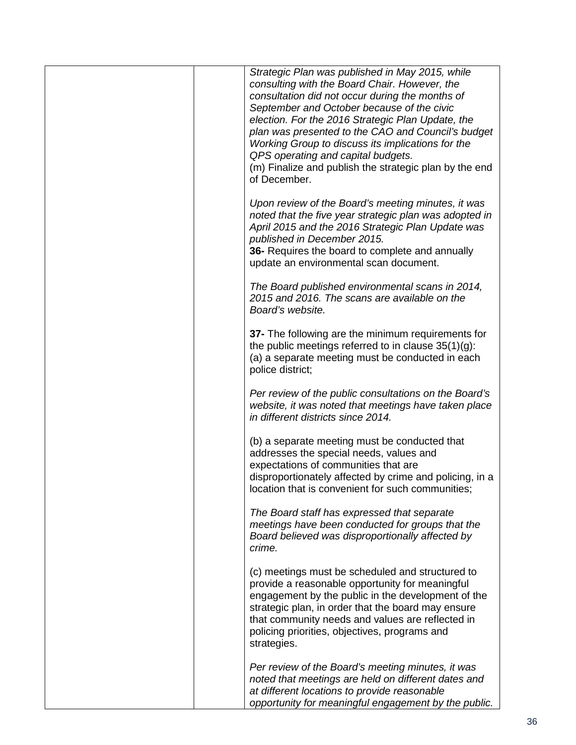| | | |
|---|---|---|
| | | *Strategic Plan was published in May 2015, while consulting with the Board Chair. However, the consultation did not occur during the months of September and October because of the civic election. For the 2016 Strategic Plan Update, the plan was presented to the CAO and Council's budget Working Group to discuss its implications for the QPS operating and capital budgets.*<br>(m) Finalize and publish the strategic plan by the end of December.<br><br>*Upon review of the Board's meeting minutes, it was noted that the five year strategic plan was adopted in April 2015 and the 2016 Strategic Plan Update was published in December 2015.*<br>**36-** Requires the board to complete and annually update an environmental scan document.<br><br>*The Board published environmental scans in 2014, 2015 and 2016. The scans are available on the Board's website.*<br><br>**37-** The following are the minimum requirements for the public meetings referred to in clause 35(1)(g):<br>(a) a separate meeting must be conducted in each police district;<br><br>*Per review of the public consultations on the Board's website, it was noted that meetings have taken place in different districts since 2014.*<br><br>(b) a separate meeting must be conducted that addresses the special needs, values and expectations of communities that are disproportionately affected by crime and policing, in a location that is convenient for such communities;<br><br>*The Board staff has expressed that separate meetings have been conducted for groups that the Board believed was disproportionally affected by crime.*<br><br>(c) meetings must be scheduled and structured to provide a reasonable opportunity for meaningful engagement by the public in the development of the strategic plan, in order that the board may ensure that community needs and values are reflected in policing priorities, objectives, programs and strategies.<br><br>*Per review of the Board's meeting minutes, it was noted that meetings are held on different dates and at different locations to provide reasonable opportunity for meaningful engagement by the public.* |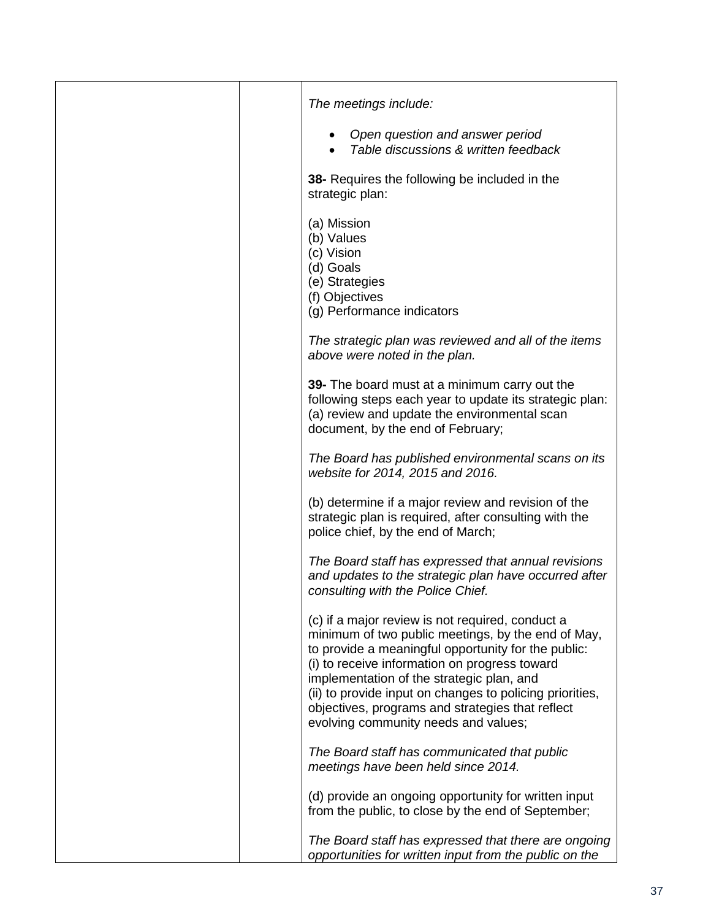| | | |
|---|---|---|
| | | *The meetings include:*<br><br>• *Open question and answer period*<br>• *Table discussions & written feedback*<br><br>**38-** Requires the following be included in the strategic plan:<br><br>(a) Mission<br>(b) Values<br>(c) Vision<br>(d) Goals<br>(e) Strategies<br>(f) Objectives<br>(g) Performance indicators<br><br>*The strategic plan was reviewed and all of the items above were noted in the plan.*<br><br>**39-** The board must at a minimum carry out the following steps each year to update its strategic plan:<br>(a) review and update the environmental scan document, by the end of February;<br><br>*The Board has published environmental scans on its website for 2014, 2015 and 2016.*<br><br>(b) determine if a major review and revision of the strategic plan is required, after consulting with the police chief, by the end of March;<br><br>*The Board staff has expressed that annual revisions and updates to the strategic plan have occurred after consulting with the Police Chief.*<br><br>(c) if a major review is not required, conduct a minimum of two public meetings, by the end of May, to provide a meaningful opportunity for the public:<br>(i) to receive information on progress toward implementation of the strategic plan, and<br>(ii) to provide input on changes to policing priorities, objectives, programs and strategies that reflect evolving community needs and values;<br><br>*The Board staff has communicated that public meetings have been held since 2014.*<br><br>(d) provide an ongoing opportunity for written input from the public, to close by the end of September;<br><br>*The Board staff has expressed that there are ongoing opportunities for written input from the public on the* |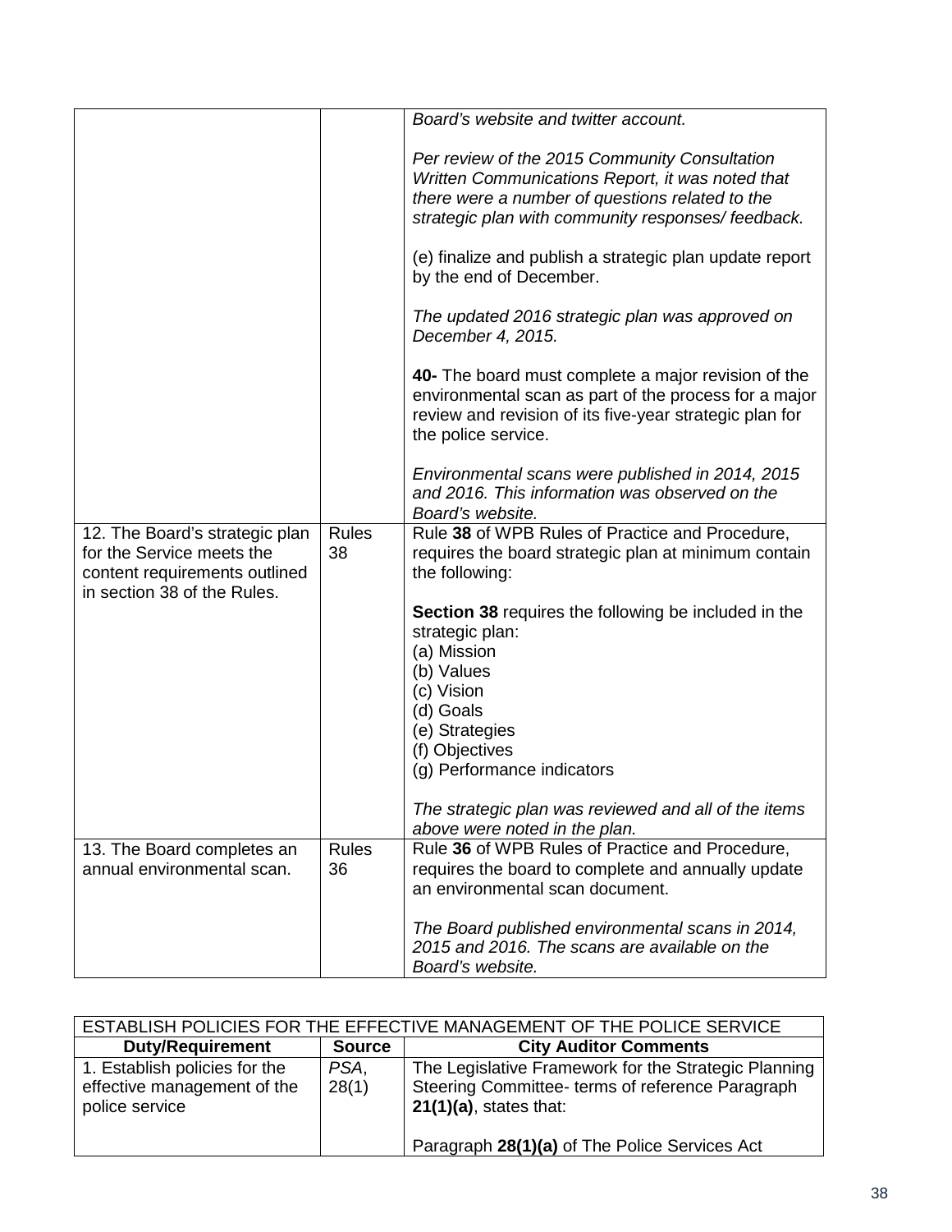| | | |
|---|---|---|
| | | *Board's website and twitter account.*<br><br>*Per review of the 2015 Community Consultation Written Communications Report, it was noted that there were a number of questions related to the strategic plan with community responses/ feedback.*<br><br>(e) finalize and publish a strategic plan update report by the end of December.<br><br>*The updated 2016 strategic plan was approved on December 4, 2015.*<br><br>**40-** The board must complete a major revision of the environmental scan as part of the process for a major review and revision of its five-year strategic plan for the police service.<br><br>*Environmental scans were published in 2014, 2015 and 2016. This information was observed on the Board's website.* |
| 12. The Board's strategic plan for the Service meets the content requirements outlined in section 38 of the Rules. | Rules 38 | Rule **38** of WPB Rules of Practice and Procedure, requires the board strategic plan at minimum contain the following:<br><br>**Section 38** requires the following be included in the strategic plan:<br>(a) Mission<br>(b) Values<br>(c) Vision<br>(d) Goals<br>(e) Strategies<br>(f) Objectives<br>(g) Performance indicators<br><br>*The strategic plan was reviewed and all of the items above were noted in the plan.* |
| 13. The Board completes an annual environmental scan. | Rules 36 | Rule **36** of WPB Rules of Practice and Procedure, requires the board to complete and annually update an environmental scan document.<br><br>*The Board published environmental scans in 2014, 2015 and 2016. The scans are available on the Board's website.* |

| ESTABLISH POLICIES FOR THE EFFECTIVE MANAGEMENT OF THE POLICE SERVICE | | |
|---|---|---|
| **Duty/Requirement** | **Source** | **City Auditor Comments** |
| 1. Establish policies for the effective management of the police service | *PSA*, 28(1) | The Legislative Framework for the Strategic Planning Steering Committee- terms of reference Paragraph **21(1)(a)**, states that:<br><br>Paragraph **28(1)(a)** of The Police Services Act |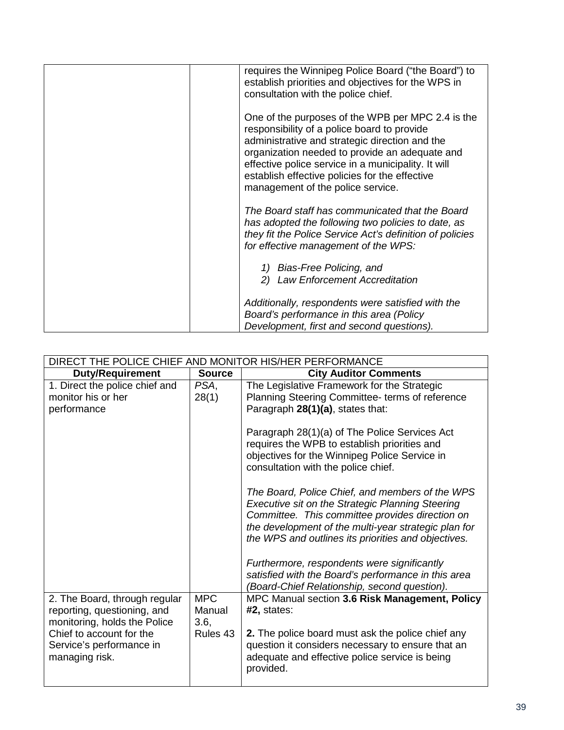| | | |
|---|---|---|
| | | requires the Winnipeg Police Board ("the Board") to establish priorities and objectives for the WPS in consultation with the police chief.<br><br>One of the purposes of the WPB per MPC 2.4 is the responsibility of a police board to provide administrative and strategic direction and the organization needed to provide an adequate and effective police service in a municipality. It will establish effective policies for the effective management of the police service.<br><br>*The Board staff has communicated that the Board has adopted the following two policies to date, as they fit the Police Service Act's definition of policies for effective management of the WPS:*<br><br>*1) Bias-Free Policing, and*<br>*2) Law Enforcement Accreditation*<br><br>*Additionally, respondents were satisfied with the Board's performance in this area (Policy Development, first and second questions).* |

| DIRECT THE POLICE CHIEF AND MONITOR HIS/HER PERFORMANCE | | |
|---|---|---|
| **Duty/Requirement** | **Source** | **City Auditor Comments** |
| 1. Direct the police chief and monitor his or her performance | *PSA*, 28(1) | The Legislative Framework for the Strategic Planning Steering Committee- terms of reference Paragraph **28(1)(a)**, states that:<br><br>Paragraph 28(1)(a) of The Police Services Act requires the WPB to establish priorities and objectives for the Winnipeg Police Service in consultation with the police chief.<br><br>*The Board, Police Chief, and members of the WPS Executive sit on the Strategic Planning Steering Committee. This committee provides direction on the development of the multi-year strategic plan for the WPS and outlines its priorities and objectives.*<br><br>*Furthermore, respondents were significantly satisfied with the Board's performance in this area (Board-Chief Relationship, second question).* |
| 2. The Board, through regular reporting, questioning, and monitoring, holds the Police Chief to account for the Service's performance in managing risk. | MPC Manual 3.6, Rules 43 | MPC Manual section **3.6 Risk Management, Policy #2,** states:<br><br>**2.** The police board must ask the police chief any question it considers necessary to ensure that an adequate and effective police service is being provided. |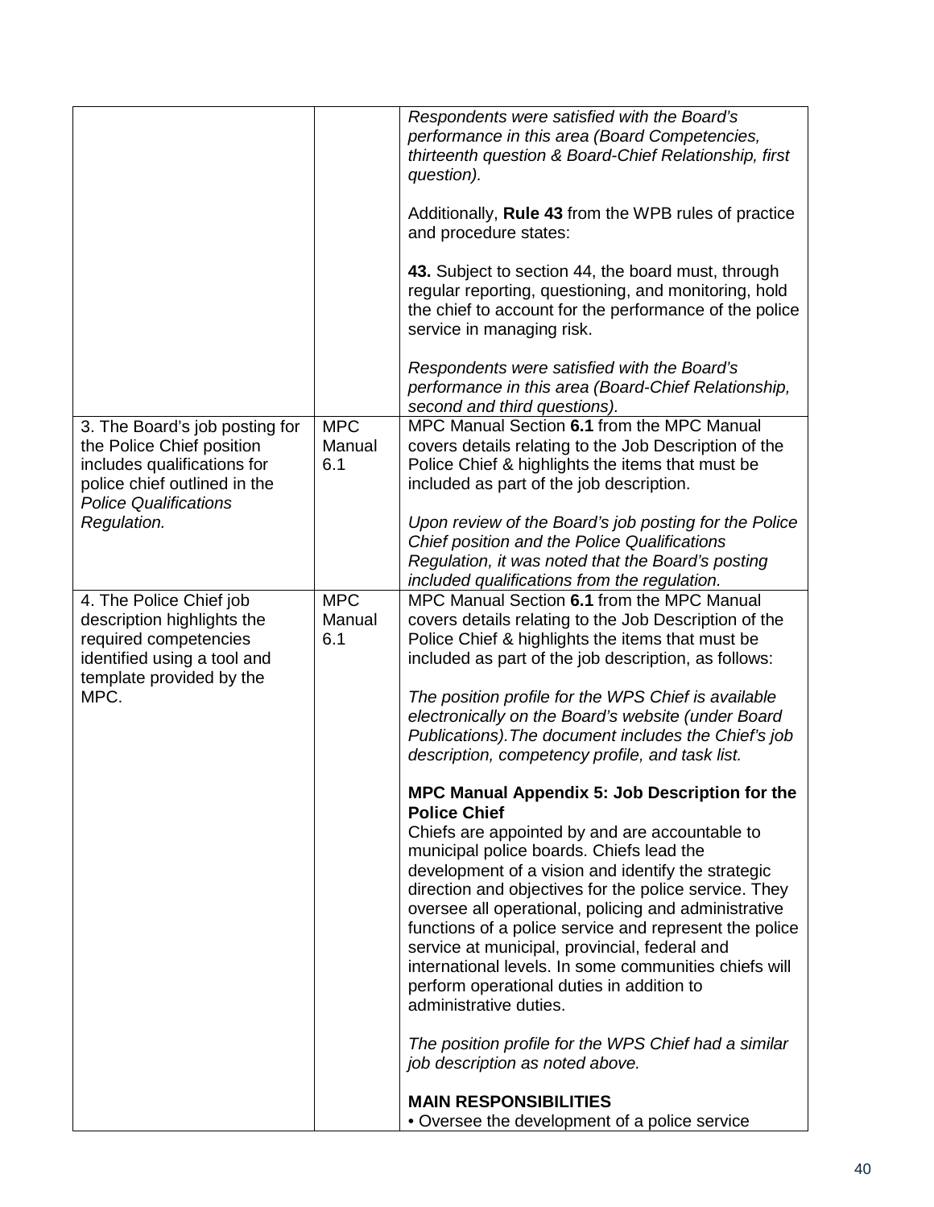| | | |
|---|---|---|
| | | *Respondents were satisfied with the Board's performance in this area (Board Competencies, thirteenth question & Board-Chief Relationship, first question).*<br><br>Additionally, **Rule 43** from the WPB rules of practice and procedure states:<br><br>**43.** Subject to section 44, the board must, through regular reporting, questioning, and monitoring, hold the chief to account for the performance of the police service in managing risk.<br><br>*Respondents were satisfied with the Board's performance in this area (Board-Chief Relationship, second and third questions).* |
| 3. The Board's job posting for the Police Chief position includes qualifications for police chief outlined in the *Police Qualifications Regulation.* | MPC Manual 6.1 | MPC Manual Section **6.1** from the MPC Manual covers details relating to the Job Description of the Police Chief & highlights the items that must be included as part of the job description.<br><br>*Upon review of the Board's job posting for the Police Chief position and the Police Qualifications Regulation, it was noted that the Board's posting included qualifications from the regulation.* |
| 4. The Police Chief job description highlights the required competencies identified using a tool and template provided by the MPC. | MPC Manual 6.1 | MPC Manual Section **6.1** from the MPC Manual covers details relating to the Job Description of the Police Chief & highlights the items that must be included as part of the job description, as follows:<br><br>*The position profile for the WPS Chief is available electronically on the Board's website (under Board Publications).The document includes the Chief's job description, competency profile, and task list.*<br><br>**MPC Manual Appendix 5: Job Description for the Police Chief**<br>Chiefs are appointed by and are accountable to municipal police boards. Chiefs lead the development of a vision and identify the strategic direction and objectives for the police service. They oversee all operational, policing and administrative functions of a police service and represent the police service at municipal, provincial, federal and international levels. In some communities chiefs will perform operational duties in addition to administrative duties.<br><br>*The position profile for the WPS Chief had a similar job description as noted above.*<br><br>**MAIN RESPONSIBILITIES**<br>• Oversee the development of a police service |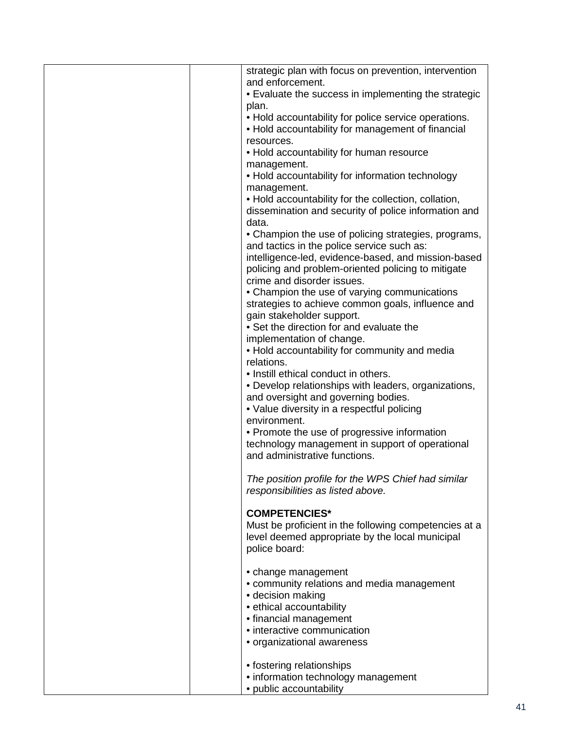| | | strategic plan with focus on prevention, intervention and enforcement.<br>• Evaluate the success in implementing the strategic plan.<br>• Hold accountability for police service operations.<br>• Hold accountability for management of financial resources.<br>• Hold accountability for human resource management.<br>• Hold accountability for information technology management.<br>• Hold accountability for the collection, collation, dissemination and security of police information and data.<br>• Champion the use of policing strategies, programs, and tactics in the police service such as: intelligence-led, evidence-based, and mission-based policing and problem-oriented policing to mitigate crime and disorder issues.<br>• Champion the use of varying communications strategies to achieve common goals, influence and gain stakeholder support.<br>• Set the direction for and evaluate the implementation of change.<br>• Hold accountability for community and media relations.<br>• Instill ethical conduct in others.<br>• Develop relationships with leaders, organizations, and oversight and governing bodies.<br>• Value diversity in a respectful policing environment.<br>• Promote the use of progressive information technology management in support of operational and administrative functions.<br><br>*The position profile for the WPS Chief had similar responsibilities as listed above.*<br><br>**COMPETENCIES***<br>Must be proficient in the following competencies at a level deemed appropriate by the local municipal police board:<br><br>• change management<br>• community relations and media management<br>• decision making<br>• ethical accountability<br>• financial management<br>• interactive communication<br>• organizational awareness<br><br>• fostering relationships<br>• information technology management<br>• public accountability |
|---|---|---|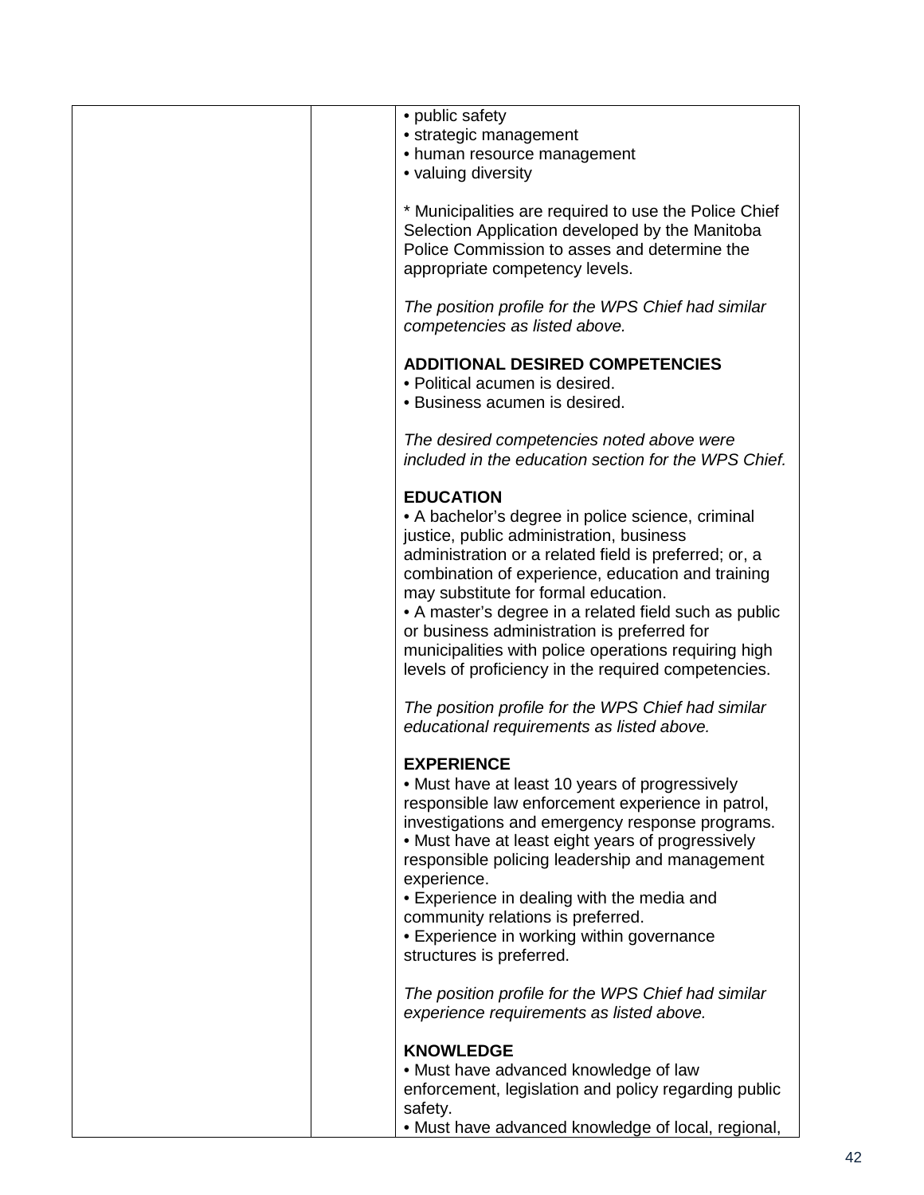| | | • public safety<br>• strategic management<br>• human resource management<br>• valuing diversity<br><br>* Municipalities are required to use the Police Chief Selection Application developed by the Manitoba Police Commission to asses and determine the appropriate competency levels.<br><br>*The position profile for the WPS Chief had similar competencies as listed above.*<br><br>**ADDITIONAL DESIRED COMPETENCIES**<br>• Political acumen is desired.<br>• Business acumen is desired.<br><br>*The desired competencies noted above were included in the education section for the WPS Chief.*<br><br>**EDUCATION**<br>• A bachelor's degree in police science, criminal justice, public administration, business administration or a related field is preferred; or, a combination of experience, education and training may substitute for formal education.<br>• A master's degree in a related field such as public or business administration is preferred for municipalities with police operations requiring high levels of proficiency in the required competencies.<br><br>*The position profile for the WPS Chief had similar educational requirements as listed above.*<br><br>**EXPERIENCE**<br>• Must have at least 10 years of progressively responsible law enforcement experience in patrol, investigations and emergency response programs.<br>• Must have at least eight years of progressively responsible policing leadership and management experience.<br>• Experience in dealing with the media and community relations is preferred.<br>• Experience in working within governance structures is preferred.<br><br>*The position profile for the WPS Chief had similar experience requirements as listed above.*<br><br>**KNOWLEDGE**<br>• Must have advanced knowledge of law enforcement, legislation and policy regarding public safety.<br>• Must have advanced knowledge of local, regional, |
|---|---|---|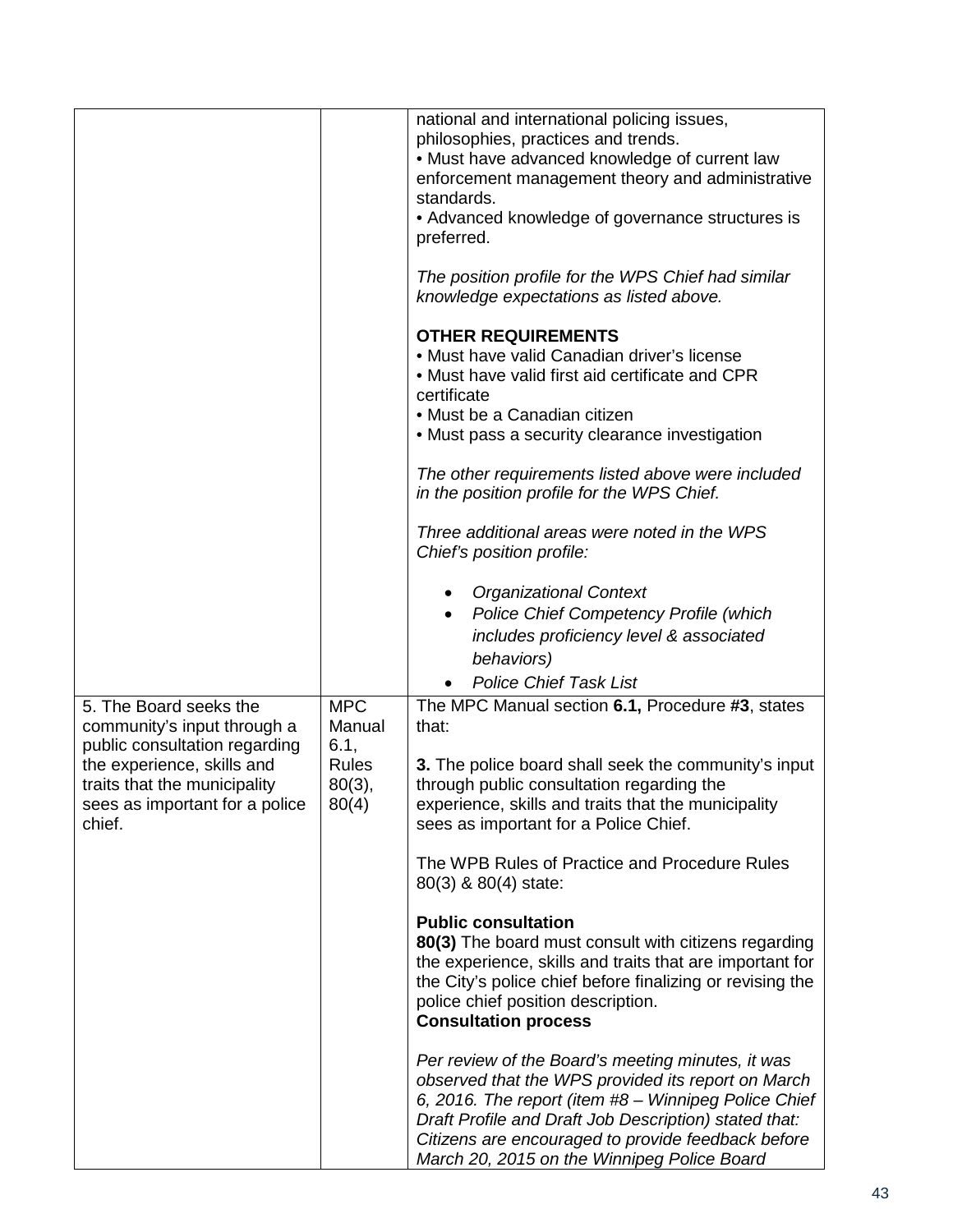| | | |
|---|---|---|
| | | national and international policing issues, philosophies, practices and trends.<br>• Must have advanced knowledge of current law enforcement management theory and administrative standards.<br>• Advanced knowledge of governance structures is preferred.<br><br>*The position profile for the WPS Chief had similar knowledge expectations as listed above.*<br><br>**OTHER REQUIREMENTS**<br>• Must have valid Canadian driver's license<br>• Must have valid first aid certificate and CPR certificate<br>• Must be a Canadian citizen<br>• Must pass a security clearance investigation<br><br>*The other requirements listed above were included in the position profile for the WPS Chief.*<br><br>*Three additional areas were noted in the WPS Chief's position profile:*<br><br>• *Organizational Context*<br>• *Police Chief Competency Profile (which includes proficiency level & associated behaviors)*<br>• *Police Chief Task List* |
| 5. The Board seeks the community's input through a public consultation regarding the experience, skills and traits that the municipality sees as important for a police chief. | MPC Manual 6.1, Rules 80(3), 80(4) | The MPC Manual section **6.1,** Procedure **#3**, states that:<br><br>**3.** The police board shall seek the community's input through public consultation regarding the experience, skills and traits that the municipality sees as important for a Police Chief.<br><br>The WPB Rules of Practice and Procedure Rules 80(3) & 80(4) state:<br><br>**Public consultation**<br>**80(3)** The board must consult with citizens regarding the experience, skills and traits that are important for the City's police chief before finalizing or revising the police chief position description.<br>**Consultation process**<br><br>*Per review of the Board's meeting minutes, it was observed that the WPS provided its report on March 6, 2016. The report (item #8 – Winnipeg Police Chief Draft Profile and Draft Job Description) stated that: Citizens are encouraged to provide feedback before March 20, 2015 on the Winnipeg Police Board* |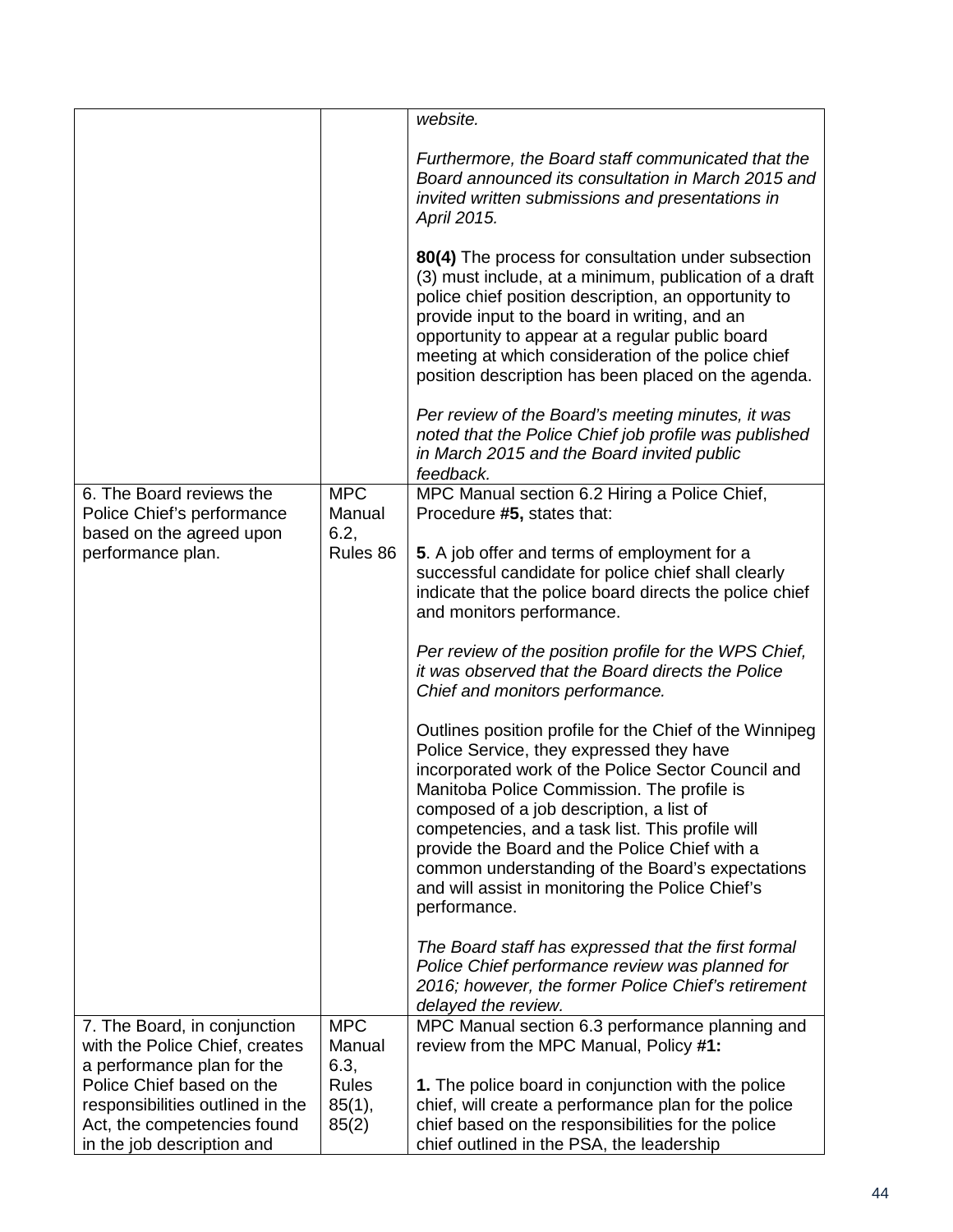| | | |
|---|---|---|
| | | *website.*<br><br>*Furthermore, the Board staff communicated that the Board announced its consultation in March 2015 and invited written submissions and presentations in April 2015.*<br><br>**80(4)** The process for consultation under subsection (3) must include, at a minimum, publication of a draft police chief position description, an opportunity to provide input to the board in writing, and an opportunity to appear at a regular public board meeting at which consideration of the police chief position description has been placed on the agenda.<br><br>*Per review of the Board's meeting minutes, it was noted that the Police Chief job profile was published in March 2015 and the Board invited public feedback.* |
| 6. The Board reviews the Police Chief's performance based on the agreed upon performance plan. | MPC Manual 6.2, Rules 86 | MPC Manual section 6.2 Hiring a Police Chief, Procedure **#5,** states that:<br><br>**5**. A job offer and terms of employment for a successful candidate for police chief shall clearly indicate that the police board directs the police chief and monitors performance.<br><br>*Per review of the position profile for the WPS Chief, it was observed that the Board directs the Police Chief and monitors performance.*<br><br>Outlines position profile for the Chief of the Winnipeg Police Service, they expressed they have incorporated work of the Police Sector Council and Manitoba Police Commission. The profile is composed of a job description, a list of competencies, and a task list. This profile will provide the Board and the Police Chief with a common understanding of the Board's expectations and will assist in monitoring the Police Chief's performance.<br><br>*The Board staff has expressed that the first formal Police Chief performance review was planned for 2016; however, the former Police Chief's retirement delayed the review.* |
| 7. The Board, in conjunction with the Police Chief, creates a performance plan for the Police Chief based on the responsibilities outlined in the Act, the competencies found in the job description and | MPC Manual 6.3, Rules 85(1), 85(2) | MPC Manual section 6.3 performance planning and review from the MPC Manual, Policy **#1:**<br><br>**1.** The police board in conjunction with the police chief, will create a performance plan for the police chief based on the responsibilities for the police chief outlined in the PSA, the leadership |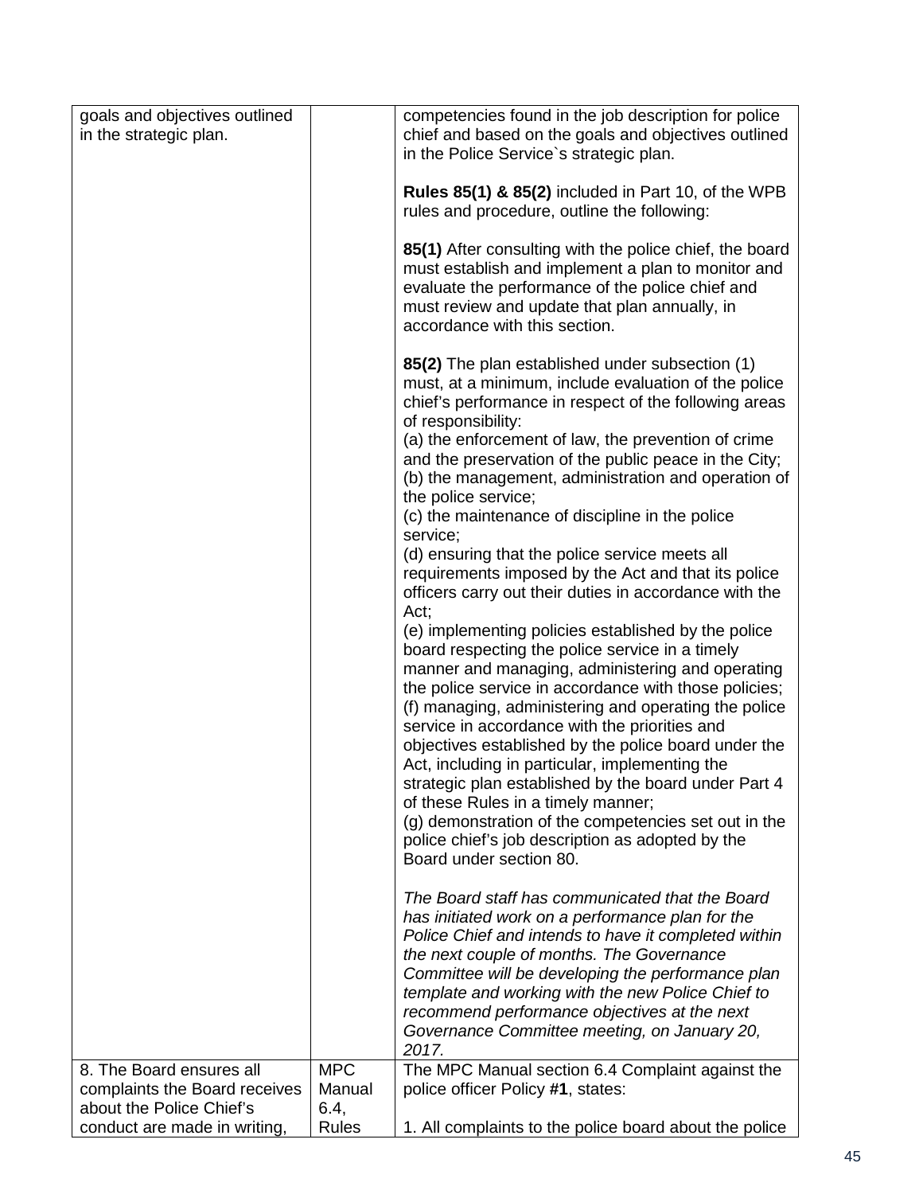| | | |
|---|---|---|
| goals and objectives outlined in the strategic plan. | | competencies found in the job description for police chief and based on the goals and objectives outlined in the Police Service`s strategic plan.<br><br>**Rules 85(1) & 85(2)** included in Part 10, of the WPB rules and procedure, outline the following:<br><br>**85(1)** After consulting with the police chief, the board must establish and implement a plan to monitor and evaluate the performance of the police chief and must review and update that plan annually, in accordance with this section.<br><br>**85(2)** The plan established under subsection (1) must, at a minimum, include evaluation of the police chief's performance in respect of the following areas of responsibility:<br>(a) the enforcement of law, the prevention of crime and the preservation of the public peace in the City;<br>(b) the management, administration and operation of the police service;<br>(c) the maintenance of discipline in the police service;<br>(d) ensuring that the police service meets all requirements imposed by the Act and that its police officers carry out their duties in accordance with the Act;<br>(e) implementing policies established by the police board respecting the police service in a timely manner and managing, administering and operating the police service in accordance with those policies;<br>(f) managing, administering and operating the police service in accordance with the priorities and objectives established by the police board under the Act, including in particular, implementing the strategic plan established by the board under Part 4 of these Rules in a timely manner;<br>(g) demonstration of the competencies set out in the police chief's job description as adopted by the Board under section 80.<br><br>*The Board staff has communicated that the Board has initiated work on a performance plan for the Police Chief and intends to have it completed within the next couple of months. The Governance Committee will be developing the performance plan template and working with the new Police Chief to recommend performance objectives at the next Governance Committee meeting, on January 20, 2017.* |
| 8. The Board ensures all complaints the Board receives about the Police Chief's conduct are made in writing, | MPC Manual 6.4, Rules | The MPC Manual section 6.4 Complaint against the police officer Policy **#1**, states:<br><br>1. All complaints to the police board about the police |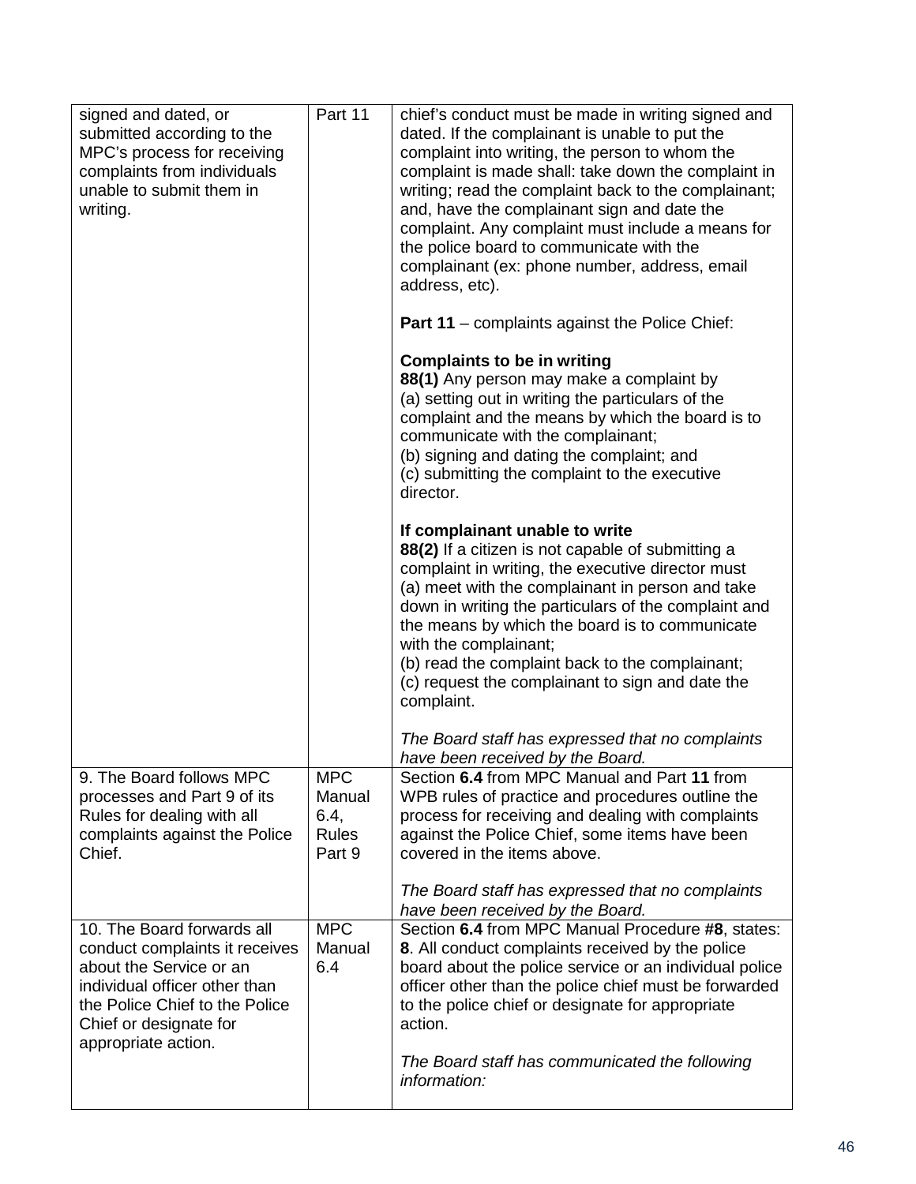| | | |
|---|---|---|
| signed and dated, or submitted according to the MPC's process for receiving complaints from individuals unable to submit them in writing. | Part 11 | chief's conduct must be made in writing signed and dated. If the complainant is unable to put the complaint into writing, the person to whom the complaint is made shall: take down the complaint in writing; read the complaint back to the complainant; and, have the complainant sign and date the complaint. Any complaint must include a means for the police board to communicate with the complainant (ex: phone number, address, email address, etc).<br><br>**Part 11** – complaints against the Police Chief:<br><br>**Complaints to be in writing**<br>**88(1)** Any person may make a complaint by<br>(a) setting out in writing the particulars of the complaint and the means by which the board is to communicate with the complainant;<br>(b) signing and dating the complaint; and<br>(c) submitting the complaint to the executive director.<br><br>**If complainant unable to write**<br>**88(2)** If a citizen is not capable of submitting a complaint in writing, the executive director must<br>(a) meet with the complainant in person and take down in writing the particulars of the complaint and the means by which the board is to communicate with the complainant;<br>(b) read the complaint back to the complainant;<br>(c) request the complainant to sign and date the complaint.<br><br>*The Board staff has expressed that no complaints have been received by the Board.* |
| 9. The Board follows MPC processes and Part 9 of its Rules for dealing with all complaints against the Police Chief. | MPC Manual 6.4, Rules Part 9 | Section **6.4** from MPC Manual and Part **11** from WPB rules of practice and procedures outline the process for receiving and dealing with complaints against the Police Chief, some items have been covered in the items above.<br><br>*The Board staff has expressed that no complaints have been received by the Board.* |
| 10. The Board forwards all conduct complaints it receives about the Service or an individual officer other than the Police Chief to the Police Chief or designate for appropriate action. | MPC Manual 6.4 | Section **6.4** from MPC Manual Procedure **#8**, states: **8**. All conduct complaints received by the police board about the police service or an individual police officer other than the police chief must be forwarded to the police chief or designate for appropriate action.<br><br>*The Board staff has communicated the following information:* |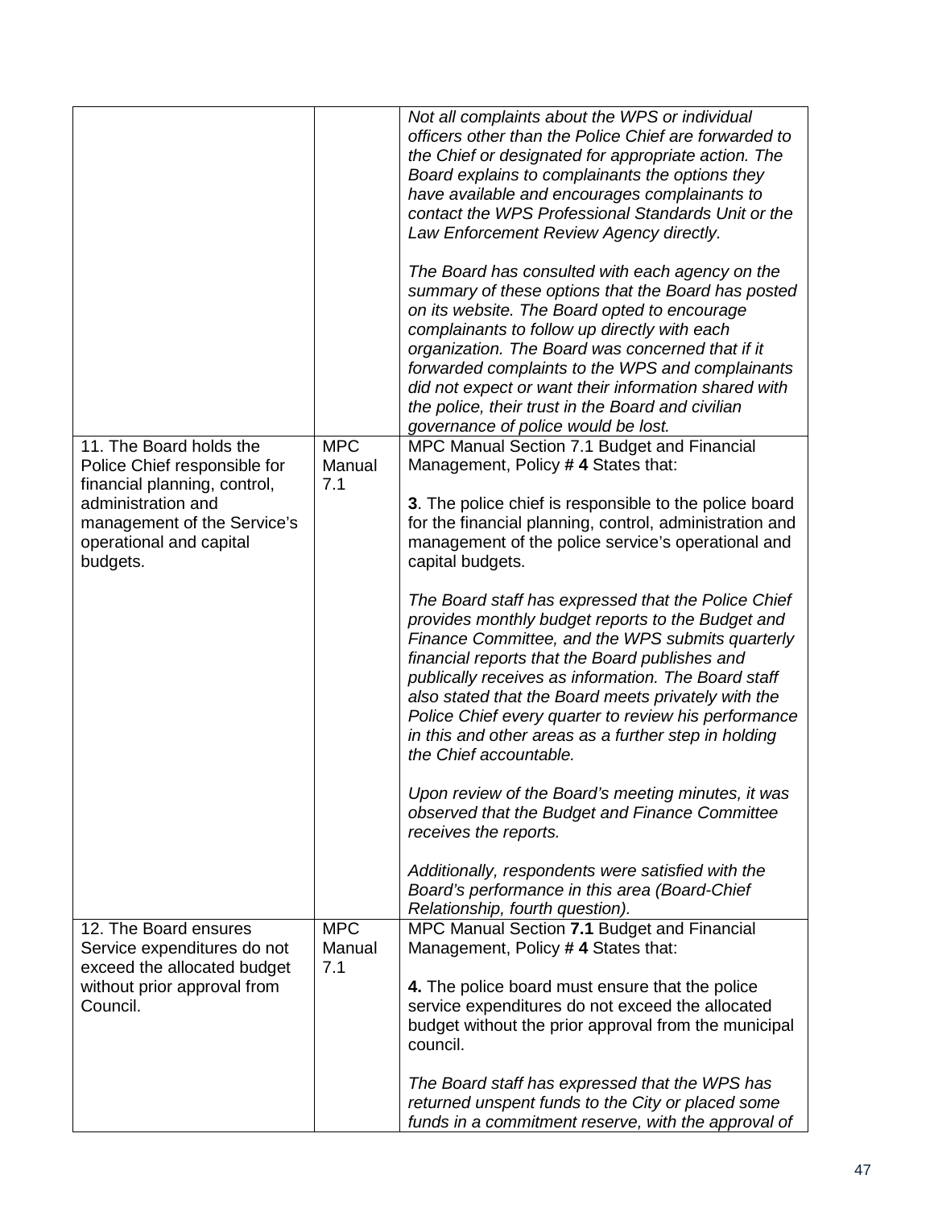| | | |
|---|---|---|
| | | *Not all complaints about the WPS or individual officers other than the Police Chief are forwarded to the Chief or designated for appropriate action. The Board explains to complainants the options they have available and encourages complainants to contact the WPS Professional Standards Unit or the Law Enforcement Review Agency directly.*<br><br>*The Board has consulted with each agency on the summary of these options that the Board has posted on its website. The Board opted to encourage complainants to follow up directly with each organization. The Board was concerned that if it forwarded complaints to the WPS and complainants did not expect or want their information shared with the police, their trust in the Board and civilian governance of police would be lost.* |
| 11. The Board holds the Police Chief responsible for financial planning, control, administration and management of the Service's operational and capital budgets. | MPC Manual 7.1 | MPC Manual Section 7.1 Budget and Financial Management, Policy # **4** States that:<br><br>**3**. The police chief is responsible to the police board for the financial planning, control, administration and management of the police service's operational and capital budgets.<br><br>*The Board staff has expressed that the Police Chief provides monthly budget reports to the Budget and Finance Committee, and the WPS submits quarterly financial reports that the Board publishes and publically receives as information. The Board staff also stated that the Board meets privately with the Police Chief every quarter to review his performance in this and other areas as a further step in holding the Chief accountable.*<br><br>*Upon review of the Board's meeting minutes, it was observed that the Budget and Finance Committee receives the reports.*<br><br>*Additionally, respondents were satisfied with the Board's performance in this area (Board-Chief Relationship, fourth question).* |
| 12. The Board ensures Service expenditures do not exceed the allocated budget without prior approval from Council. | MPC Manual 7.1 | MPC Manual Section **7.1** Budget and Financial Management, Policy # **4** States that:<br><br>**4.** The police board must ensure that the police service expenditures do not exceed the allocated budget without the prior approval from the municipal council.<br><br>*The Board staff has expressed that the WPS has returned unspent funds to the City or placed some funds in a commitment reserve, with the approval of* |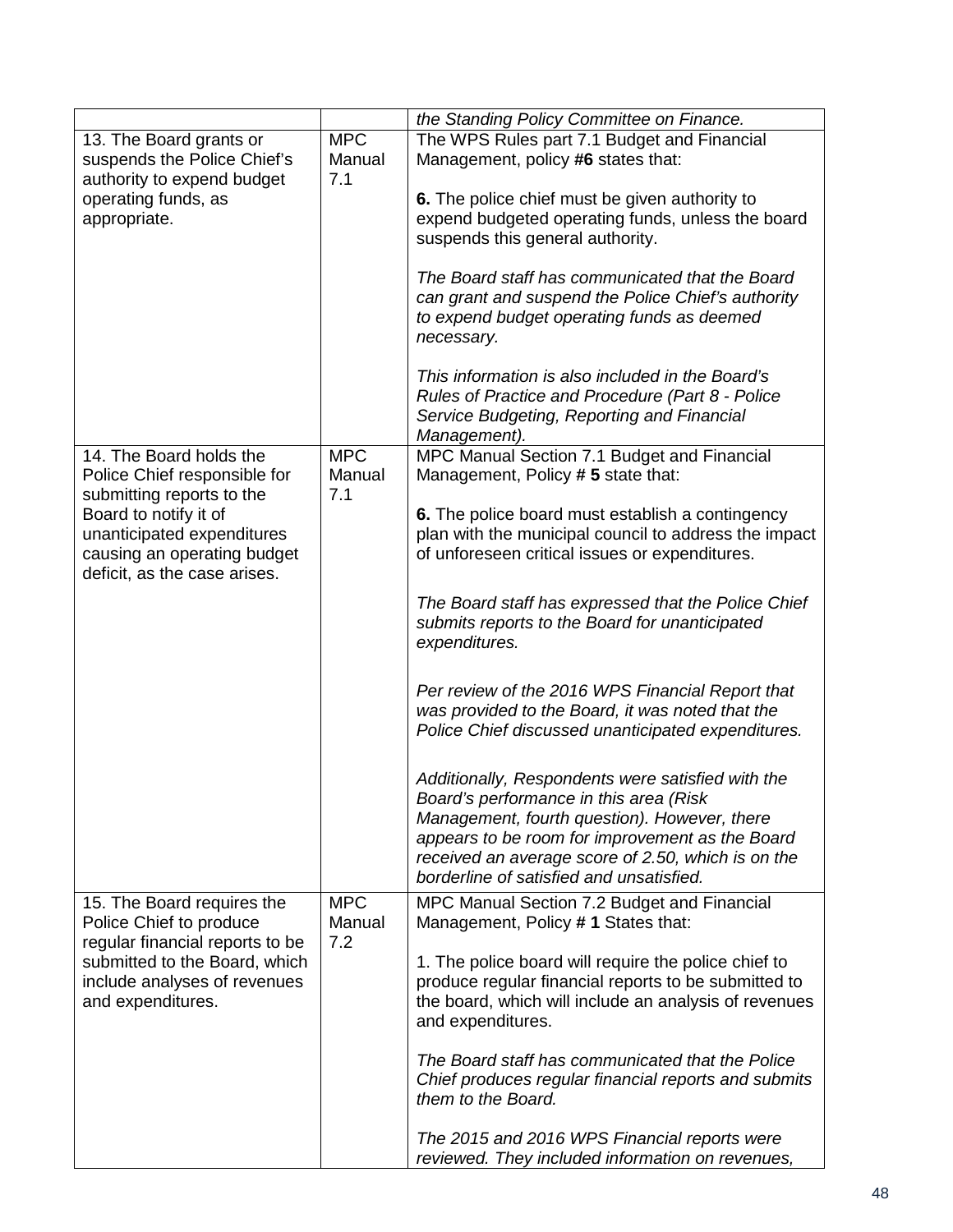| | | |
|---|---|---|
| | | *the Standing Policy Committee on Finance.* |
| 13. The Board grants or suspends the Police Chief's authority to expend budget operating funds, as appropriate. | MPC Manual 7.1 | The WPS Rules part 7.1 Budget and Financial Management, policy #**6** states that:<br><br>**6.** The police chief must be given authority to expend budgeted operating funds, unless the board suspends this general authority.<br><br>*The Board staff has communicated that the Board can grant and suspend the Police Chief's authority to expend budget operating funds as deemed necessary.*<br><br>*This information is also included in the Board's Rules of Practice and Procedure (Part 8 - Police Service Budgeting, Reporting and Financial Management).* |
| 14. The Board holds the Police Chief responsible for submitting reports to the Board to notify it of unanticipated expenditures causing an operating budget deficit, as the case arises. | MPC Manual 7.1 | MPC Manual Section 7.1 Budget and Financial Management, Policy # **5** state that:<br><br>**6.** The police board must establish a contingency plan with the municipal council to address the impact of unforeseen critical issues or expenditures.<br><br>*The Board staff has expressed that the Police Chief submits reports to the Board for unanticipated expenditures.*<br><br>*Per review of the 2016 WPS Financial Report that was provided to the Board, it was noted that the Police Chief discussed unanticipated expenditures.*<br><br>*Additionally, Respondents were satisfied with the Board's performance in this area (Risk Management, fourth question). However, there appears to be room for improvement as the Board received an average score of 2.50, which is on the borderline of satisfied and unsatisfied.* |
| 15. The Board requires the Police Chief to produce regular financial reports to be submitted to the Board, which include analyses of revenues and expenditures. | MPC Manual 7.2 | MPC Manual Section 7.2 Budget and Financial Management, Policy # **1** States that:<br><br>1. The police board will require the police chief to produce regular financial reports to be submitted to the board, which will include an analysis of revenues and expenditures.<br><br>*The Board staff has communicated that the Police Chief produces regular financial reports and submits them to the Board.*<br><br>*The 2015 and 2016 WPS Financial reports were reviewed. They included information on revenues,* |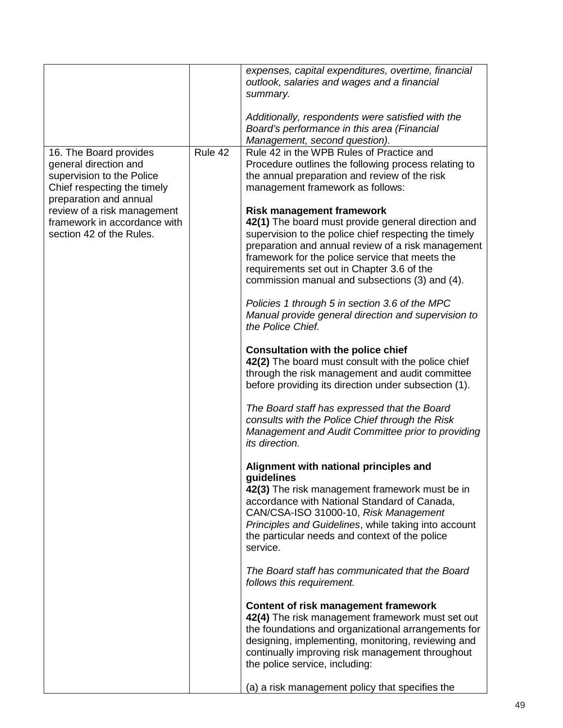| | | |
|---|---|---|
| | | *expenses, capital expenditures, overtime, financial outlook, salaries and wages and a financial summary.*<br><br>*Additionally, respondents were satisfied with the Board's performance in this area (Financial Management, second question).* |
| 16. The Board provides general direction and supervision to the Police Chief respecting the timely preparation and annual review of a risk management framework in accordance with section 42 of the Rules. | Rule 42 | Rule 42 in the WPB Rules of Practice and Procedure outlines the following process relating to the annual preparation and review of the risk management framework as follows:<br><br>**Risk management framework**<br>**42(1)** The board must provide general direction and supervision to the police chief respecting the timely preparation and annual review of a risk management framework for the police service that meets the requirements set out in Chapter 3.6 of the commission manual and subsections (3) and (4).<br><br>*Policies 1 through 5 in section 3.6 of the MPC Manual provide general direction and supervision to the Police Chief.*<br><br>**Consultation with the police chief**<br>**42(2)** The board must consult with the police chief through the risk management and audit committee before providing its direction under subsection (1).<br><br>*The Board staff has expressed that the Board consults with the Police Chief through the Risk Management and Audit Committee prior to providing its direction.*<br><br>**Alignment with national principles and guidelines**<br>**42(3)** The risk management framework must be in accordance with National Standard of Canada, CAN/CSA-ISO 31000-10, *Risk Management Principles and Guidelines*, while taking into account the particular needs and context of the police service.<br><br>*The Board staff has communicated that the Board follows this requirement.*<br><br>**Content of risk management framework**<br>**42(4)** The risk management framework must set out the foundations and organizational arrangements for designing, implementing, monitoring, reviewing and continually improving risk management throughout the police service, including:<br><br>(a) a risk management policy that specifies the |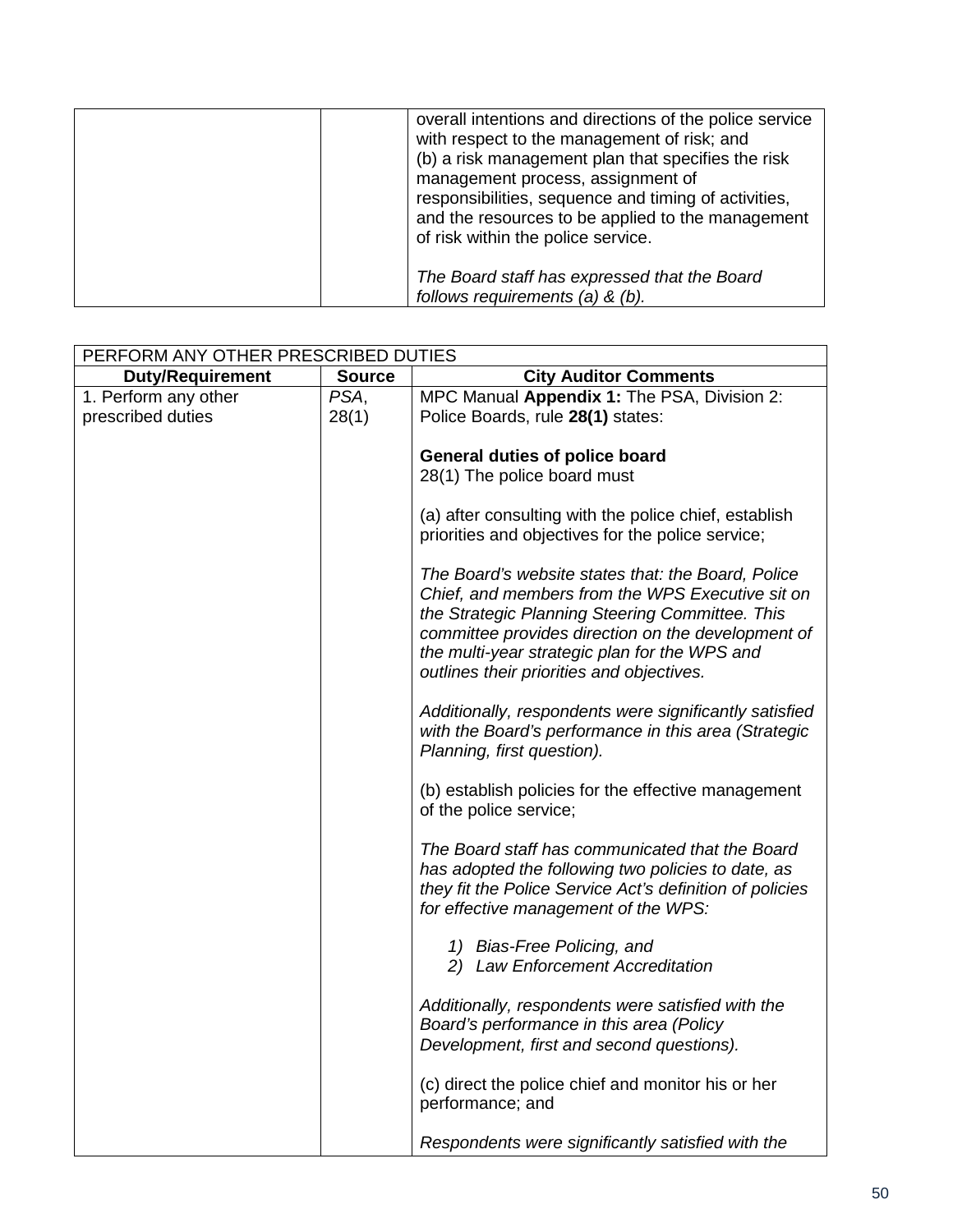| | | |
|---|---|---|
| | | overall intentions and directions of the police service with respect to the management of risk; and<br>(b) a risk management plan that specifies the risk management process, assignment of responsibilities, sequence and timing of activities, and the resources to be applied to the management of risk within the police service.<br><br>*The Board staff has expressed that the Board follows requirements (a) & (b).* |

| PERFORM ANY OTHER PRESCRIBED DUTIES | | |
|---|---|---|
| **Duty/Requirement** | **Source** | **City Auditor Comments** |
| 1. Perform any other prescribed duties | *PSA*, 28(1) | MPC Manual **Appendix 1:** The PSA, Division 2: Police Boards, rule **28(1)** states:<br><br>**General duties of police board**<br>28(1) The police board must<br><br>(a) after consulting with the police chief, establish priorities and objectives for the police service;<br><br>*The Board's website states that: the Board, Police Chief, and members from the WPS Executive sit on the Strategic Planning Steering Committee. This committee provides direction on the development of the multi-year strategic plan for the WPS and outlines their priorities and objectives.*<br><br>*Additionally, respondents were significantly satisfied with the Board's performance in this area (Strategic Planning, first question).*<br><br>(b) establish policies for the effective management of the police service;<br><br>*The Board staff has communicated that the Board has adopted the following two policies to date, as they fit the Police Service Act's definition of policies for effective management of the WPS:*<br><br>*1) Bias-Free Policing, and*<br>*2) Law Enforcement Accreditation*<br><br>*Additionally, respondents were satisfied with the Board's performance in this area (Policy Development, first and second questions).*<br><br>(c) direct the police chief and monitor his or her performance; and<br><br>*Respondents were significantly satisfied with the* |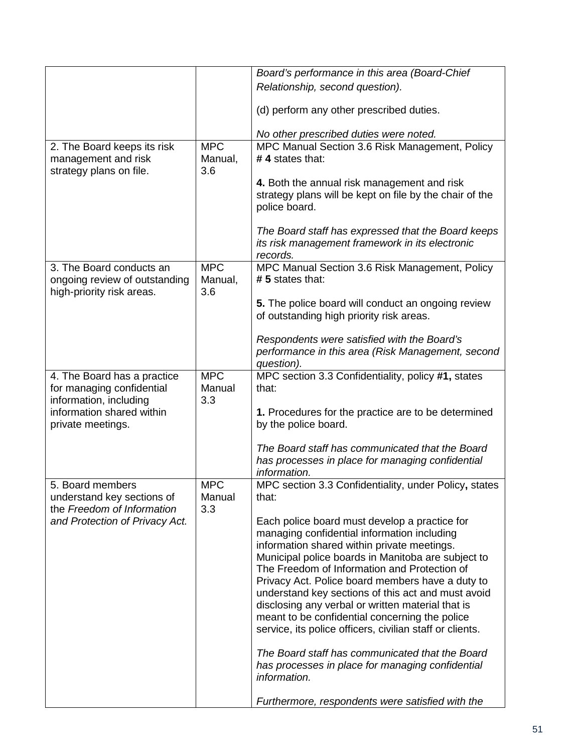| | | |
|---|---|---|
| | | *Board's performance in this area (Board-Chief Relationship, second question).*<br><br>(d) perform any other prescribed duties.<br><br>*No other prescribed duties were noted.* |
| 2. The Board keeps its risk management and risk strategy plans on file. | MPC Manual, 3.6 | MPC Manual Section 3.6 Risk Management, Policy # **4** states that:<br><br>**4.** Both the annual risk management and risk strategy plans will be kept on file by the chair of the police board.<br><br>*The Board staff has expressed that the Board keeps its risk management framework in its electronic records.* |
| 3. The Board conducts an ongoing review of outstanding high-priority risk areas. | MPC Manual, 3.6 | MPC Manual Section 3.6 Risk Management, Policy # **5** states that:<br><br>**5.** The police board will conduct an ongoing review of outstanding high priority risk areas.<br><br>*Respondents were satisfied with the Board's performance in this area (Risk Management, second question).* |
| 4. The Board has a practice for managing confidential information, including information shared within private meetings. | MPC Manual 3.3 | MPC section 3.3 Confidentiality, policy **#1,** states that:<br><br>**1.** Procedures for the practice are to be determined by the police board.<br><br>*The Board staff has communicated that the Board has processes in place for managing confidential information.* |
| 5. Board members understand key sections of the *Freedom of Information and Protection of Privacy Act.* | MPC Manual 3.3 | MPC section 3.3 Confidentiality, under Policy**,** states that:<br><br>Each police board must develop a practice for managing confidential information including information shared within private meetings. Municipal police boards in Manitoba are subject to The Freedom of Information and Protection of Privacy Act. Police board members have a duty to understand key sections of this act and must avoid disclosing any verbal or written material that is meant to be confidential concerning the police service, its police officers, civilian staff or clients.<br><br>*The Board staff has communicated that the Board has processes in place for managing confidential information.*<br><br>*Furthermore, respondents were satisfied with the* |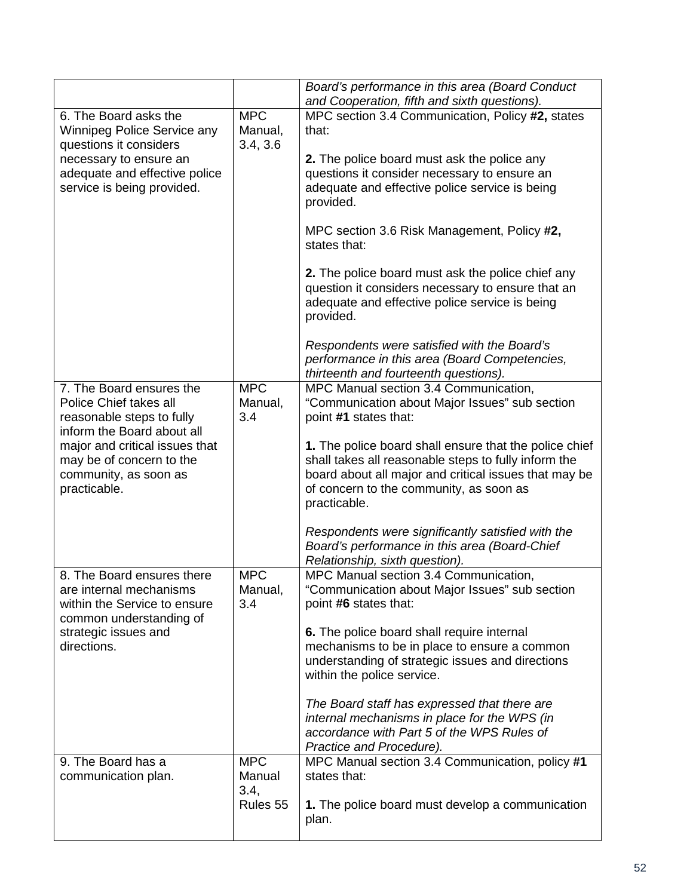| | | |
|---|---|---|
| | | *Board's performance in this area (Board Conduct and Cooperation, fifth and sixth questions).* |
| 6. The Board asks the Winnipeg Police Service any questions it considers necessary to ensure an adequate and effective police service is being provided. | MPC Manual, 3.4, 3.6 | MPC section 3.4 Communication, Policy **#2,** states that:<br><br>**2.** The police board must ask the police any questions it consider necessary to ensure an adequate and effective police service is being provided.<br><br>MPC section 3.6 Risk Management, Policy **#2,** states that:<br><br>**2.** The police board must ask the police chief any question it considers necessary to ensure that an adequate and effective police service is being provided.<br><br>*Respondents were satisfied with the Board's performance in this area (Board Competencies, thirteenth and fourteenth questions).* |
| 7. The Board ensures the Police Chief takes all reasonable steps to fully inform the Board about all major and critical issues that may be of concern to the community, as soon as practicable. | MPC Manual, 3.4 | MPC Manual section 3.4 Communication, "Communication about Major Issues" sub section point **#1** states that:<br><br>**1.** The police board shall ensure that the police chief shall takes all reasonable steps to fully inform the board about all major and critical issues that may be of concern to the community, as soon as practicable.<br><br>*Respondents were significantly satisfied with the Board's performance in this area (Board-Chief Relationship, sixth question).* |
| 8. The Board ensures there are internal mechanisms within the Service to ensure common understanding of strategic issues and directions. | MPC Manual, 3.4 | MPC Manual section 3.4 Communication, "Communication about Major Issues" sub section point **#6** states that:<br><br>**6.** The police board shall require internal mechanisms to be in place to ensure a common understanding of strategic issues and directions within the police service.<br><br>*The Board staff has expressed that there are internal mechanisms in place for the WPS (in accordance with Part 5 of the WPS Rules of Practice and Procedure).* |
| 9. The Board has a communication plan. | MPC Manual 3.4, Rules 55 | MPC Manual section 3.4 Communication, policy **#1** states that:<br><br>**1.** The police board must develop a communication plan. |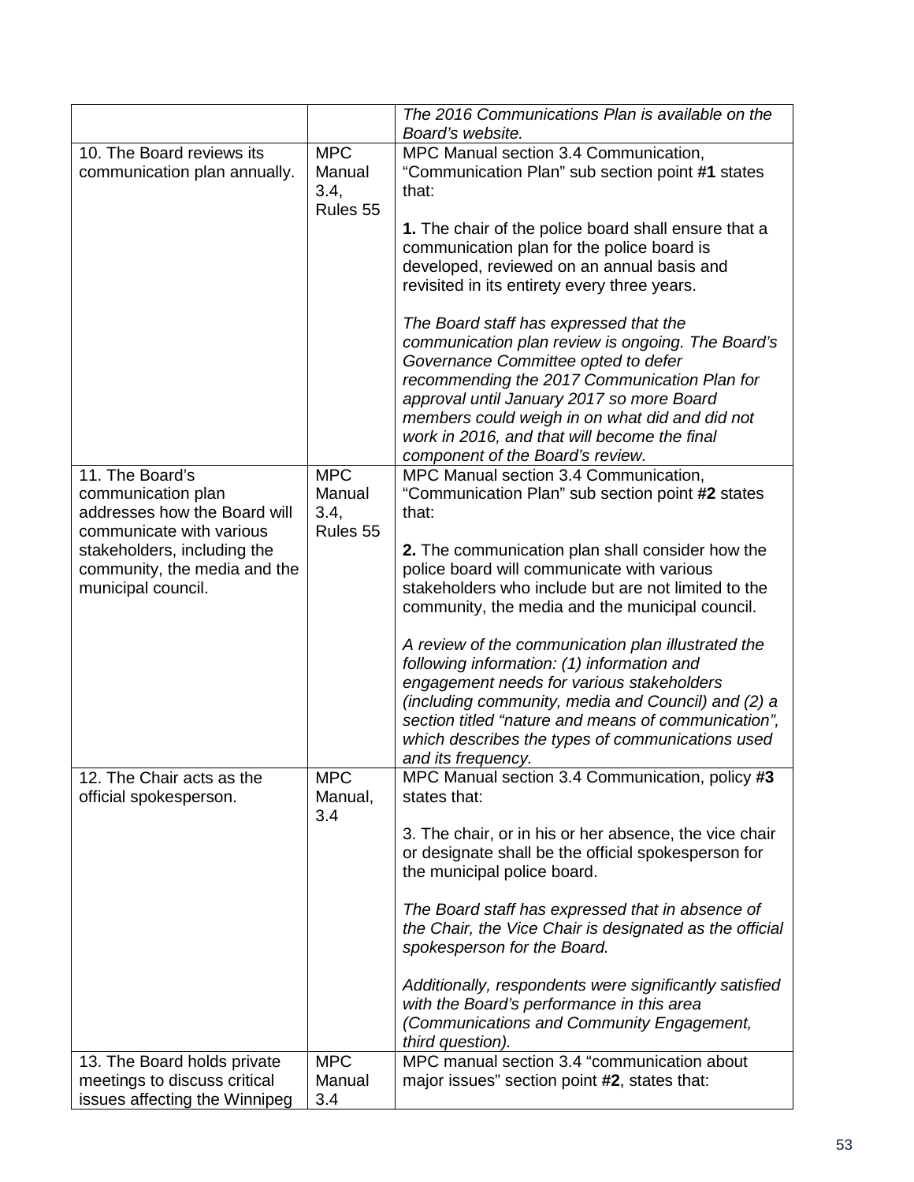| | | |
|---|---|---|
| | | *The 2016 Communications Plan is available on the Board's website.* |
| 10. The Board reviews its communication plan annually. | MPC Manual 3.4, Rules 55 | MPC Manual section 3.4 Communication, "Communication Plan" sub section point **#1** states that:<br><br>**1.** The chair of the police board shall ensure that a communication plan for the police board is developed, reviewed on an annual basis and revisited in its entirety every three years.<br><br>*The Board staff has expressed that the communication plan review is ongoing. The Board's Governance Committee opted to defer recommending the 2017 Communication Plan for approval until January 2017 so more Board members could weigh in on what did and did not work in 2016, and that will become the final component of the Board's review.* |
| 11. The Board's communication plan addresses how the Board will communicate with various stakeholders, including the community, the media and the municipal council. | MPC Manual 3.4, Rules 55 | MPC Manual section 3.4 Communication, "Communication Plan" sub section point **#2** states that:<br><br>**2.** The communication plan shall consider how the police board will communicate with various stakeholders who include but are not limited to the community, the media and the municipal council.<br><br>*A review of the communication plan illustrated the following information: (1) information and engagement needs for various stakeholders (including community, media and Council) and (2) a section titled "nature and means of communication", which describes the types of communications used and its frequency.* |
| 12. The Chair acts as the official spokesperson. | MPC Manual, 3.4 | MPC Manual section 3.4 Communication, policy **#3** states that:<br><br>3. The chair, or in his or her absence, the vice chair or designate shall be the official spokesperson for the municipal police board.<br><br>*The Board staff has expressed that in absence of the Chair, the Vice Chair is designated as the official spokesperson for the Board.*<br><br>*Additionally, respondents were significantly satisfied with the Board's performance in this area (Communications and Community Engagement, third question).* |
| 13. The Board holds private meetings to discuss critical issues affecting the Winnipeg | MPC Manual 3.4 | MPC manual section 3.4 "communication about major issues" section point **#2**, states that: |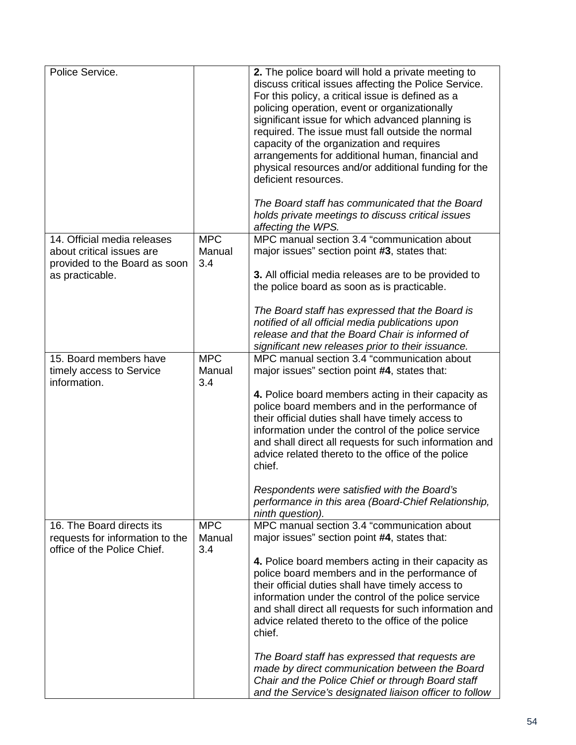| | | |
|---|---|---|
| Police Service. | | **2.** The police board will hold a private meeting to discuss critical issues affecting the Police Service. For this policy, a critical issue is defined as a policing operation, event or organizationally significant issue for which advanced planning is required. The issue must fall outside the normal capacity of the organization and requires arrangements for additional human, financial and physical resources and/or additional funding for the deficient resources.<br><br>*The Board staff has communicated that the Board holds private meetings to discuss critical issues affecting the WPS.* |
| 14. Official media releases about critical issues are provided to the Board as soon as practicable. | MPC Manual 3.4 | MPC manual section 3.4 “communication about major issues” section point **#3**, states that:<br><br>**3.** All official media releases are to be provided to the police board as soon as is practicable.<br><br>*The Board staff has expressed that the Board is notified of all official media publications upon release and that the Board Chair is informed of significant new releases prior to their issuance.* |
| 15. Board members have timely access to Service information. | MPC Manual 3.4 | MPC manual section 3.4 “communication about major issues” section point **#4**, states that:<br><br>**4.** Police board members acting in their capacity as police board members and in the performance of their official duties shall have timely access to information under the control of the police service and shall direct all requests for such information and advice related thereto to the office of the police chief.<br><br>*Respondents were satisfied with the Board’s performance in this area (Board-Chief Relationship, ninth question).* |
| 16. The Board directs its requests for information to the office of the Police Chief. | MPC Manual 3.4 | MPC manual section 3.4 “communication about major issues” section point **#4**, states that:<br><br>**4.** Police board members acting in their capacity as police board members and in the performance of their official duties shall have timely access to information under the control of the police service and shall direct all requests for such information and advice related thereto to the office of the police chief.<br><br>*The Board staff has expressed that requests are made by direct communication between the Board Chair and the Police Chief or through Board staff and the Service’s designated liaison officer to follow* |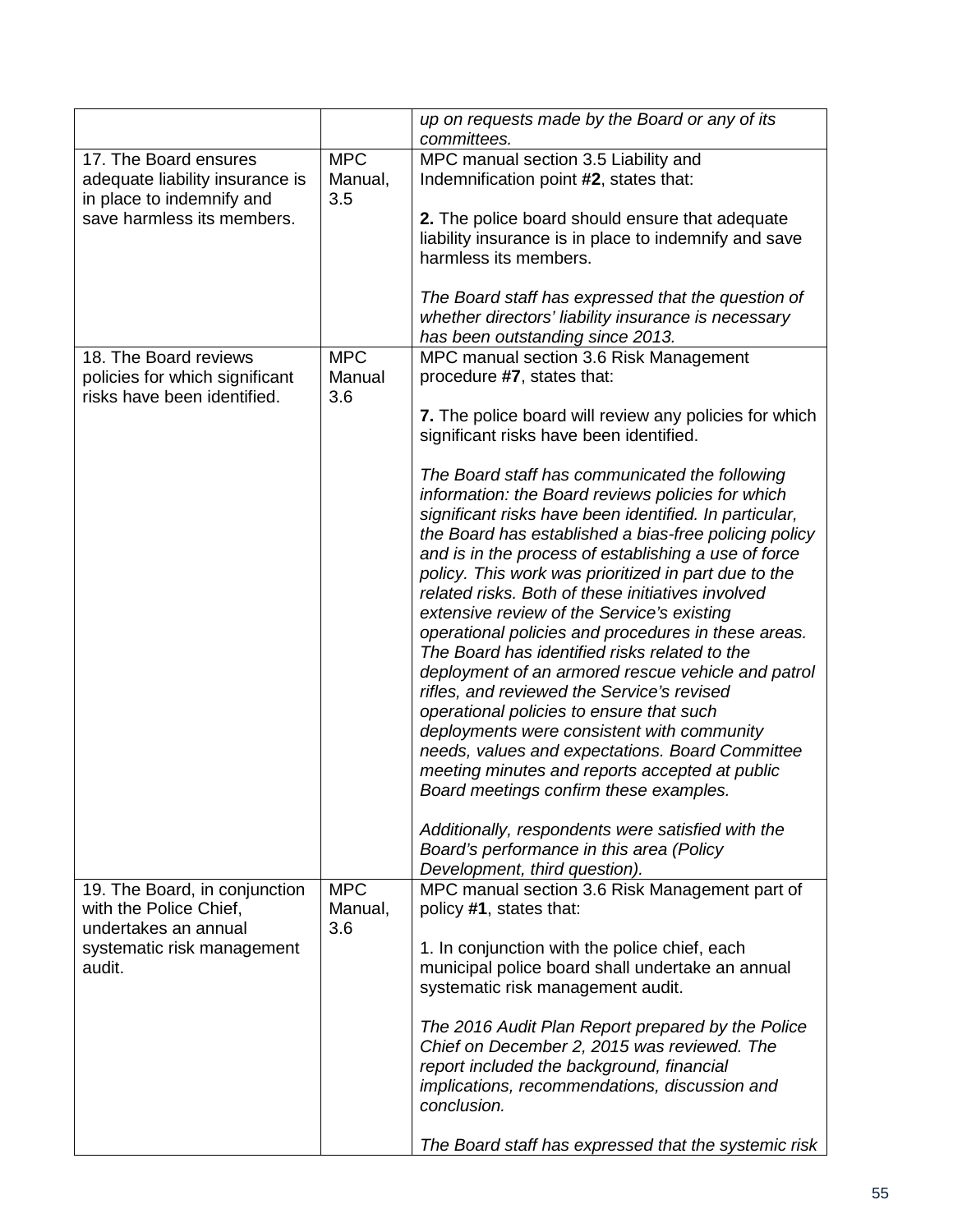| | | *up on requests made by the Board or any of its committees.* |
|---|---|---|
| 17. The Board ensures adequate liability insurance is in place to indemnify and save harmless its members. | MPC Manual, 3.5 | MPC manual section 3.5 Liability and Indemnification point **#2**, states that:<br><br>**2.** The police board should ensure that adequate liability insurance is in place to indemnify and save harmless its members.<br><br>*The Board staff has expressed that the question of whether directors' liability insurance is necessary has been outstanding since 2013.* |
| 18. The Board reviews policies for which significant risks have been identified. | MPC Manual 3.6 | MPC manual section 3.6 Risk Management procedure **#7**, states that:<br><br>**7.** The police board will review any policies for which significant risks have been identified.<br><br>*The Board staff has communicated the following information: the Board reviews policies for which significant risks have been identified. In particular, the Board has established a bias-free policing policy and is in the process of establishing a use of force policy. This work was prioritized in part due to the related risks. Both of these initiatives involved extensive review of the Service's existing operational policies and procedures in these areas. The Board has identified risks related to the deployment of an armored rescue vehicle and patrol rifles, and reviewed the Service's revised operational policies to ensure that such deployments were consistent with community needs, values and expectations. Board Committee meeting minutes and reports accepted at public Board meetings confirm these examples.*<br><br>*Additionally, respondents were satisfied with the Board's performance in this area (Policy Development, third question).* |
| 19. The Board, in conjunction with the Police Chief, undertakes an annual systematic risk management audit. | MPC Manual, 3.6 | MPC manual section 3.6 Risk Management part of policy **#1**, states that:<br><br>1. In conjunction with the police chief, each municipal police board shall undertake an annual systematic risk management audit.<br><br>*The 2016 Audit Plan Report prepared by the Police Chief on December 2, 2015 was reviewed. The report included the background, financial implications, recommendations, discussion and conclusion.*<br><br>*The Board staff has expressed that the systemic risk* |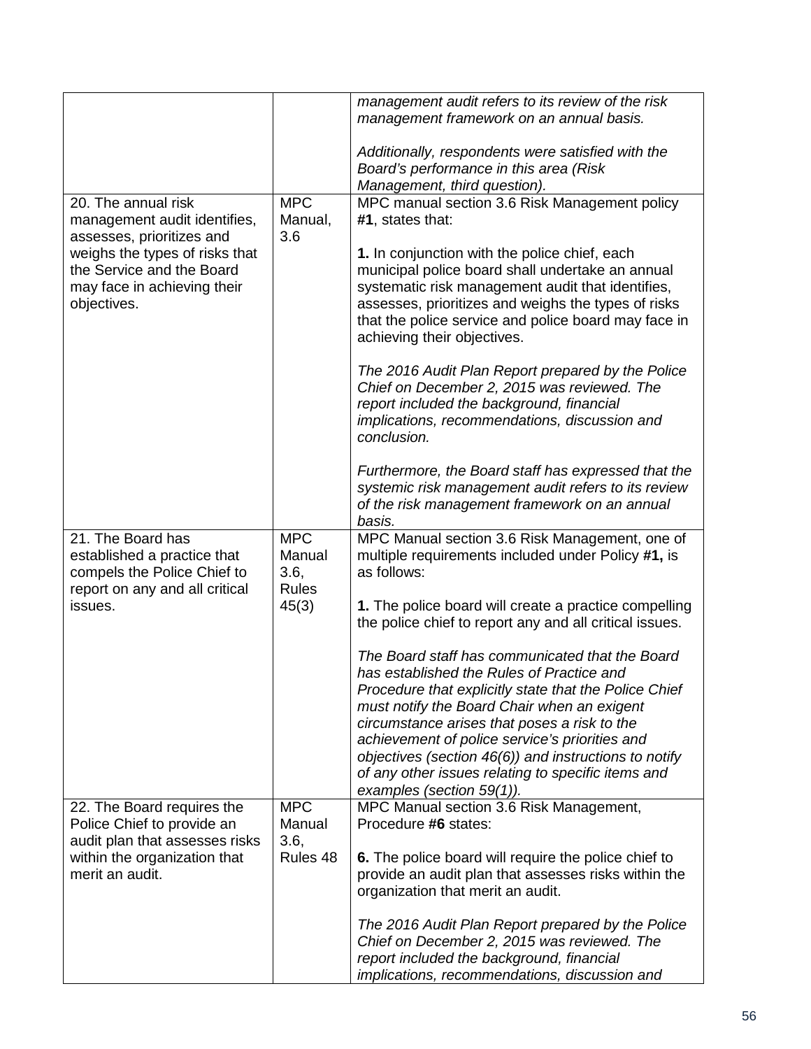| | | |
|---|---|---|
| | | *management audit refers to its review of the risk management framework on an annual basis.*<br><br>*Additionally, respondents were satisfied with the Board's performance in this area (Risk Management, third question).* |
| 20. The annual risk management audit identifies, assesses, prioritizes and weighs the types of risks that the Service and the Board may face in achieving their objectives. | MPC Manual, 3.6 | MPC manual section 3.6 Risk Management policy **#1**, states that:<br><br>**1.** In conjunction with the police chief, each municipal police board shall undertake an annual systematic risk management audit that identifies, assesses, prioritizes and weighs the types of risks that the police service and police board may face in achieving their objectives.<br><br>*The 2016 Audit Plan Report prepared by the Police Chief on December 2, 2015 was reviewed. The report included the background, financial implications, recommendations, discussion and conclusion.*<br><br>*Furthermore, the Board staff has expressed that the systemic risk management audit refers to its review of the risk management framework on an annual basis.* |
| 21. The Board has established a practice that compels the Police Chief to report on any and all critical issues. | MPC Manual 3.6, Rules 45(3) | MPC Manual section 3.6 Risk Management, one of multiple requirements included under Policy **#1,** is as follows:<br><br>**1.** The police board will create a practice compelling the police chief to report any and all critical issues.<br><br>*The Board staff has communicated that the Board has established the Rules of Practice and Procedure that explicitly state that the Police Chief must notify the Board Chair when an exigent circumstance arises that poses a risk to the achievement of police service's priorities and objectives (section 46(6)) and instructions to notify of any other issues relating to specific items and examples (section 59(1)).* |
| 22. The Board requires the Police Chief to provide an audit plan that assesses risks within the organization that merit an audit. | MPC Manual 3.6, Rules 48 | MPC Manual section 3.6 Risk Management, Procedure **#6** states:<br><br>**6.** The police board will require the police chief to provide an audit plan that assesses risks within the organization that merit an audit.<br><br>*The 2016 Audit Plan Report prepared by the Police Chief on December 2, 2015 was reviewed. The report included the background, financial implications, recommendations, discussion and* |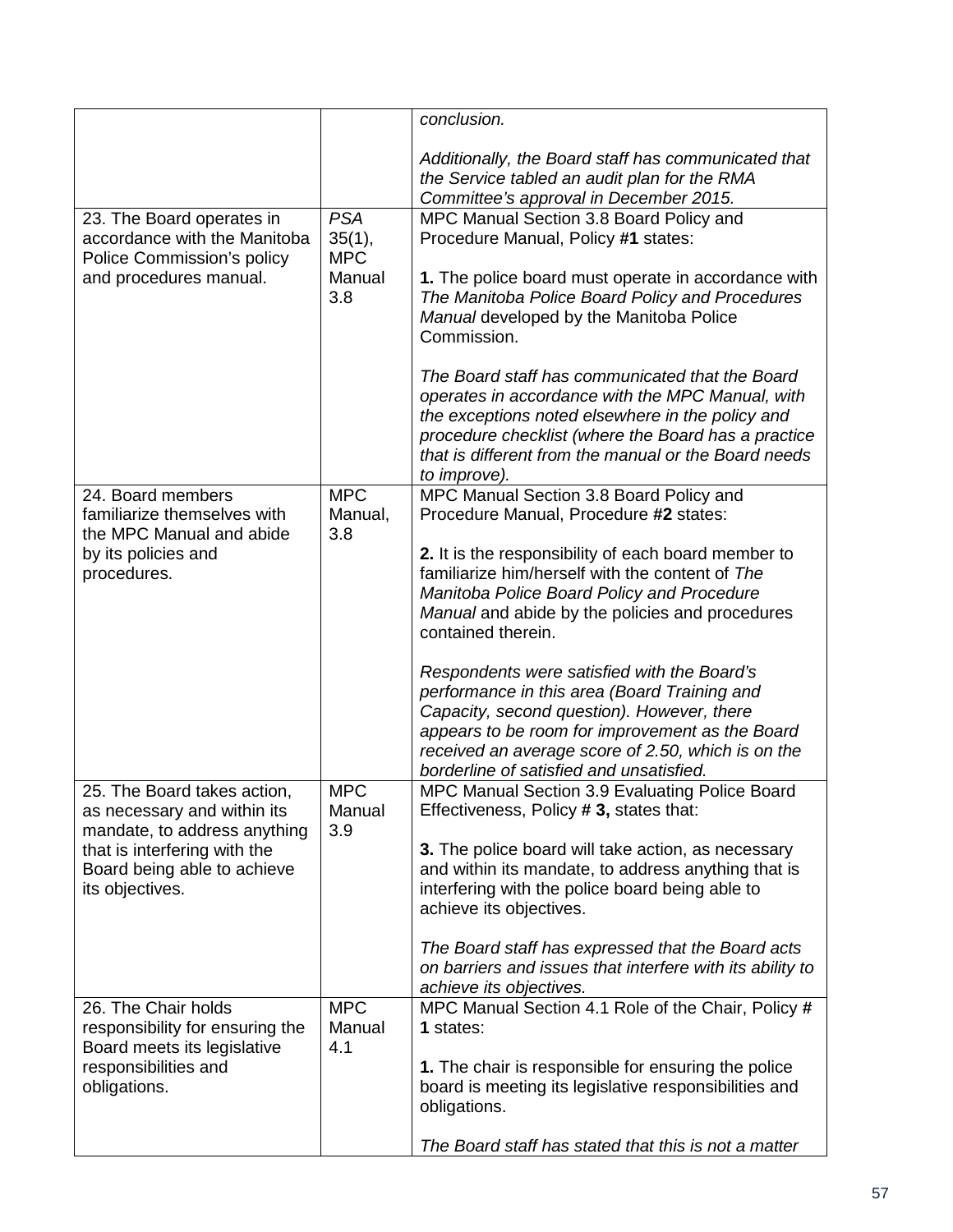| | | *conclusion.*<br><br>*Additionally, the Board staff has communicated that the Service tabled an audit plan for the RMA Committee's approval in December 2015.* |
|---|---|---|
| 23. The Board operates in accordance with the Manitoba Police Commission's policy and procedures manual. | *PSA* 35(1), MPC Manual 3.8 | MPC Manual Section 3.8 Board Policy and Procedure Manual, Policy **#1** states:<br><br>**1.** The police board must operate in accordance with *The Manitoba Police Board Policy and Procedures Manual* developed by the Manitoba Police Commission.<br><br>*The Board staff has communicated that the Board operates in accordance with the MPC Manual, with the exceptions noted elsewhere in the policy and procedure checklist (where the Board has a practice that is different from the manual or the Board needs to improve).* |
| 24. Board members familiarize themselves with the MPC Manual and abide by its policies and procedures. | MPC Manual, 3.8 | MPC Manual Section 3.8 Board Policy and Procedure Manual, Procedure **#2** states:<br><br>**2.** It is the responsibility of each board member to familiarize him/herself with the content of *The Manitoba Police Board Policy and Procedure Manual* and abide by the policies and procedures contained therein.<br><br>*Respondents were satisfied with the Board's performance in this area (Board Training and Capacity, second question). However, there appears to be room for improvement as the Board received an average score of 2.50, which is on the borderline of satisfied and unsatisfied.* |
| 25. The Board takes action, as necessary and within its mandate, to address anything that is interfering with the Board being able to achieve its objectives. | MPC Manual 3.9 | MPC Manual Section 3.9 Evaluating Police Board Effectiveness, Policy **# 3,** states that:<br><br>**3.** The police board will take action, as necessary and within its mandate, to address anything that is interfering with the police board being able to achieve its objectives.<br><br>*The Board staff has expressed that the Board acts on barriers and issues that interfere with its ability to achieve its objectives.* |
| 26. The Chair holds responsibility for ensuring the Board meets its legislative responsibilities and obligations. | MPC Manual 4.1 | MPC Manual Section 4.1 Role of the Chair, Policy **# 1** states:<br><br>**1.** The chair is responsible for ensuring the police board is meeting its legislative responsibilities and obligations.<br><br>*The Board staff has stated that this is not a matter* |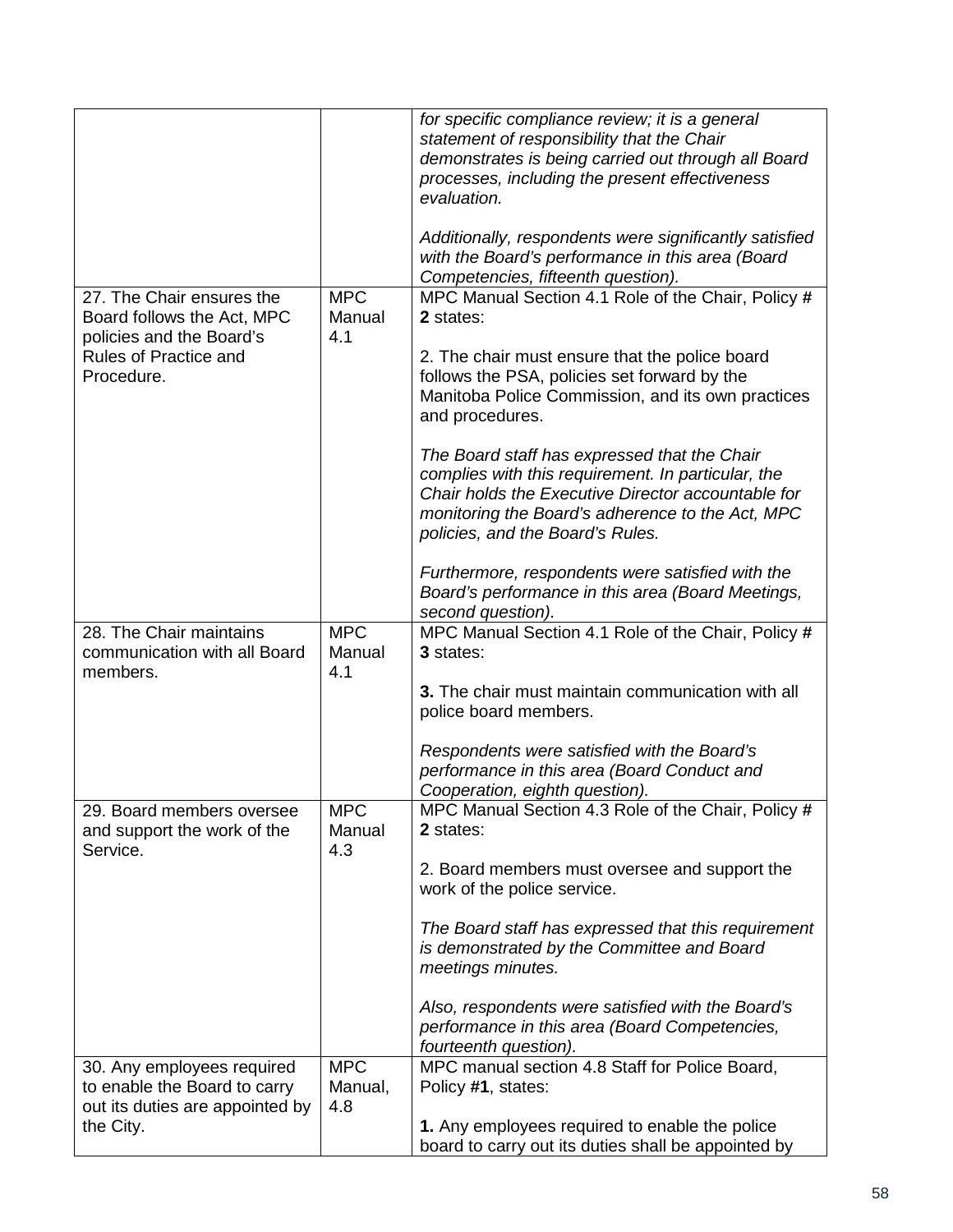| | | |
|---|---|---|
| | | *for specific compliance review; it is a general statement of responsibility that the Chair demonstrates is being carried out through all Board processes, including the present effectiveness evaluation.*<br><br>*Additionally, respondents were significantly satisfied with the Board's performance in this area (Board Competencies, fifteenth question).* |
| 27. The Chair ensures the Board follows the Act, MPC policies and the Board's Rules of Practice and Procedure. | MPC Manual 4.1 | MPC Manual Section 4.1 Role of the Chair, Policy **# 2** states:<br><br>2. The chair must ensure that the police board follows the PSA, policies set forward by the Manitoba Police Commission, and its own practices and procedures.<br><br>*The Board staff has expressed that the Chair complies with this requirement. In particular, the Chair holds the Executive Director accountable for monitoring the Board's adherence to the Act, MPC policies, and the Board's Rules.*<br><br>*Furthermore, respondents were satisfied with the Board's performance in this area (Board Meetings, second question).* |
| 28. The Chair maintains communication with all Board members. | MPC Manual 4.1 | MPC Manual Section 4.1 Role of the Chair, Policy **# 3** states:<br><br>**3.** The chair must maintain communication with all police board members.<br><br>*Respondents were satisfied with the Board's performance in this area (Board Conduct and Cooperation, eighth question).* |
| 29. Board members oversee and support the work of the Service. | MPC Manual 4.3 | MPC Manual Section 4.3 Role of the Chair, Policy **# 2** states:<br><br>2. Board members must oversee and support the work of the police service.<br><br>*The Board staff has expressed that this requirement is demonstrated by the Committee and Board meetings minutes.*<br><br>*Also, respondents were satisfied with the Board's performance in this area (Board Competencies, fourteenth question).* |
| 30. Any employees required to enable the Board to carry out its duties are appointed by the City. | MPC Manual, 4.8 | MPC manual section 4.8 Staff for Police Board, Policy **#1**, states:<br><br>**1.** Any employees required to enable the police board to carry out its duties shall be appointed by |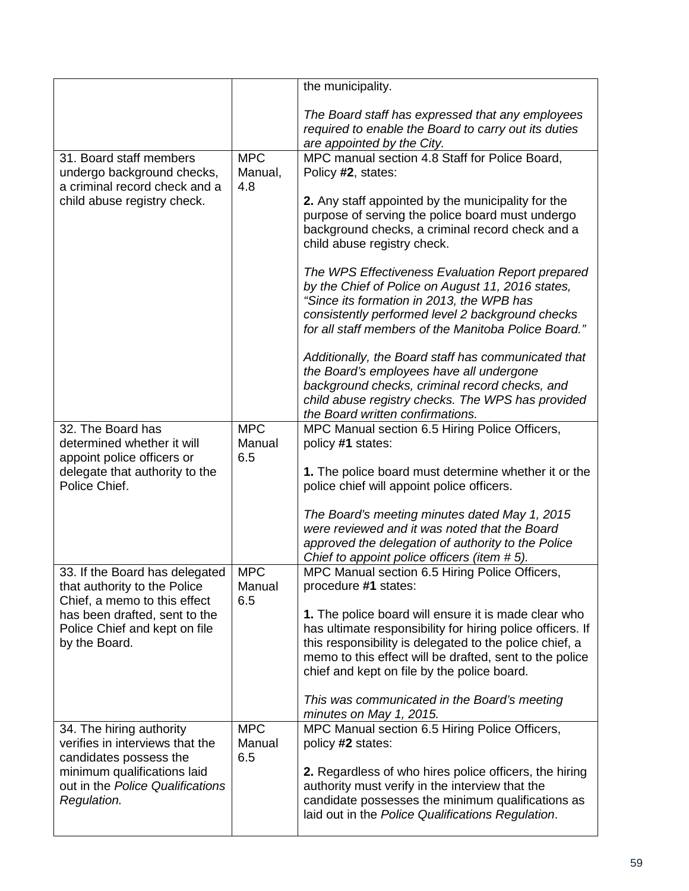| | | |
|---|---|---|
| | | the municipality.<br><br>*The Board staff has expressed that any employees required to enable the Board to carry out its duties are appointed by the City.* |
| 31. Board staff members undergo background checks, a criminal record check and a child abuse registry check. | MPC Manual, 4.8 | MPC manual section 4.8 Staff for Police Board, Policy **#2**, states:<br><br>**2.** Any staff appointed by the municipality for the purpose of serving the police board must undergo background checks, a criminal record check and a child abuse registry check.<br><br>*The WPS Effectiveness Evaluation Report prepared by the Chief of Police on August 11, 2016 states, "Since its formation in 2013, the WPB has consistently performed level 2 background checks for all staff members of the Manitoba Police Board."*<br><br>*Additionally, the Board staff has communicated that the Board's employees have all undergone background checks, criminal record checks, and child abuse registry checks. The WPS has provided the Board written confirmations.* |
| 32. The Board has determined whether it will appoint police officers or delegate that authority to the Police Chief. | MPC Manual 6.5 | MPC Manual section 6.5 Hiring Police Officers, policy **#1** states:<br><br>**1.** The police board must determine whether it or the police chief will appoint police officers.<br><br>*The Board's meeting minutes dated May 1, 2015 were reviewed and it was noted that the Board approved the delegation of authority to the Police Chief to appoint police officers (item # 5).* |
| 33. If the Board has delegated that authority to the Police Chief, a memo to this effect has been drafted, sent to the Police Chief and kept on file by the Board. | MPC Manual 6.5 | MPC Manual section 6.5 Hiring Police Officers, procedure **#1** states:<br><br>**1.** The police board will ensure it is made clear who has ultimate responsibility for hiring police officers. If this responsibility is delegated to the police chief, a memo to this effect will be drafted, sent to the police chief and kept on file by the police board.<br><br>*This was communicated in the Board's meeting minutes on May 1, 2015.* |
| 34. The hiring authority verifies in interviews that the candidates possess the minimum qualifications laid out in the *Police Qualifications Regulation.* | MPC Manual 6.5 | MPC Manual section 6.5 Hiring Police Officers, policy **#2** states:<br><br>**2.** Regardless of who hires police officers, the hiring authority must verify in the interview that the candidate possesses the minimum qualifications as laid out in the *Police Qualifications Regulation*. |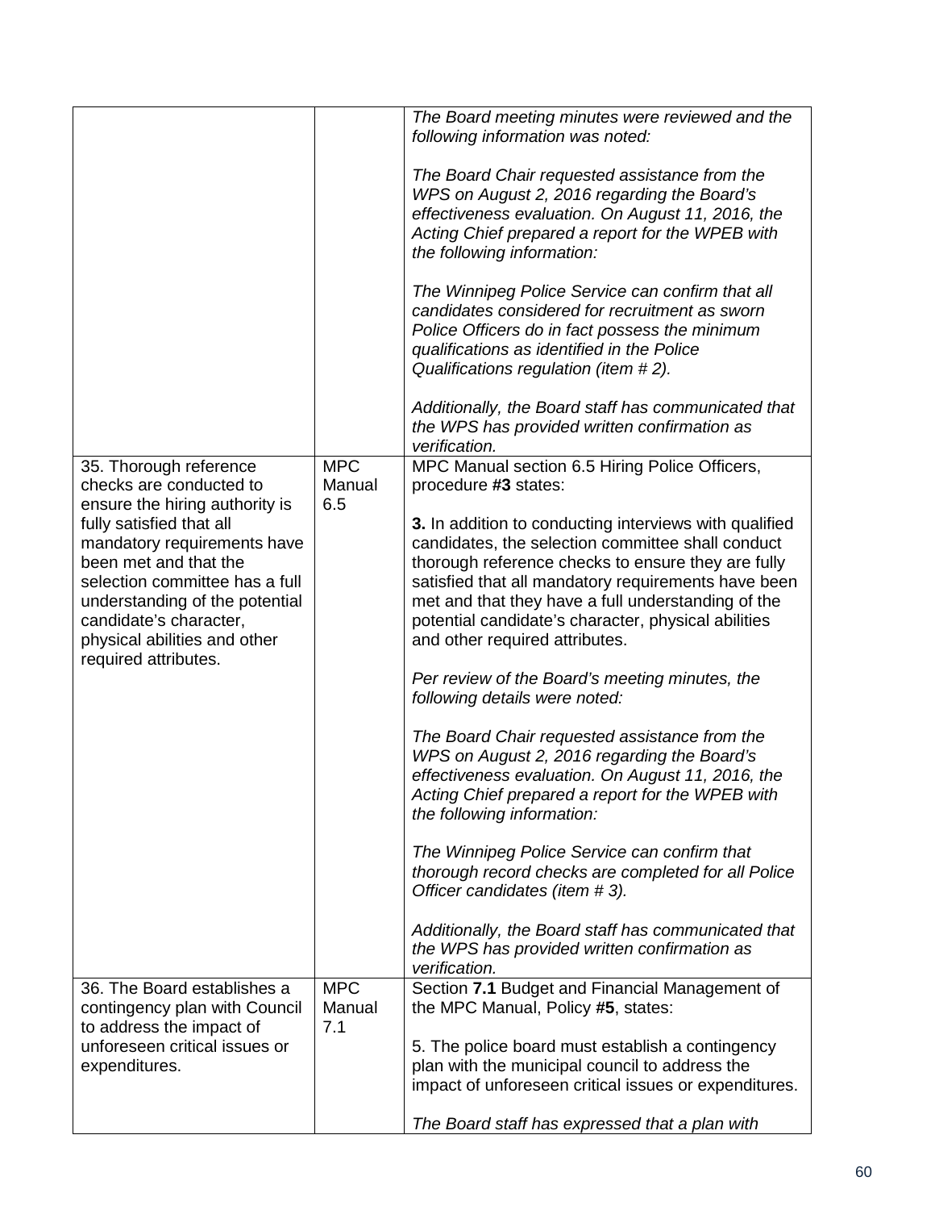| | | |
|---|---|---|
| | | *The Board meeting minutes were reviewed and the following information was noted:*<br><br>*The Board Chair requested assistance from the WPS on August 2, 2016 regarding the Board's effectiveness evaluation. On August 11, 2016, the Acting Chief prepared a report for the WPEB with the following information:*<br><br>*The Winnipeg Police Service can confirm that all candidates considered for recruitment as sworn Police Officers do in fact possess the minimum qualifications as identified in the Police Qualifications regulation (item # 2).*<br><br>*Additionally, the Board staff has communicated that the WPS has provided written confirmation as verification.* |
| 35. Thorough reference checks are conducted to ensure the hiring authority is fully satisfied that all mandatory requirements have been met and that the selection committee has a full understanding of the potential candidate's character, physical abilities and other required attributes. | MPC Manual 6.5 | MPC Manual section 6.5 Hiring Police Officers, procedure **#3** states:<br><br>**3.** In addition to conducting interviews with qualified candidates, the selection committee shall conduct thorough reference checks to ensure they are fully satisfied that all mandatory requirements have been met and that they have a full understanding of the potential candidate's character, physical abilities and other required attributes.<br><br>*Per review of the Board's meeting minutes, the following details were noted:*<br><br>*The Board Chair requested assistance from the WPS on August 2, 2016 regarding the Board's effectiveness evaluation. On August 11, 2016, the Acting Chief prepared a report for the WPEB with the following information:*<br><br>*The Winnipeg Police Service can confirm that thorough record checks are completed for all Police Officer candidates (item # 3).*<br><br>*Additionally, the Board staff has communicated that the WPS has provided written confirmation as verification.* |
| 36. The Board establishes a contingency plan with Council to address the impact of unforeseen critical issues or expenditures. | MPC Manual 7.1 | Section **7.1** Budget and Financial Management of the MPC Manual, Policy **#5**, states:<br><br>5. The police board must establish a contingency plan with the municipal council to address the impact of unforeseen critical issues or expenditures.<br><br>*The Board staff has expressed that a plan with* |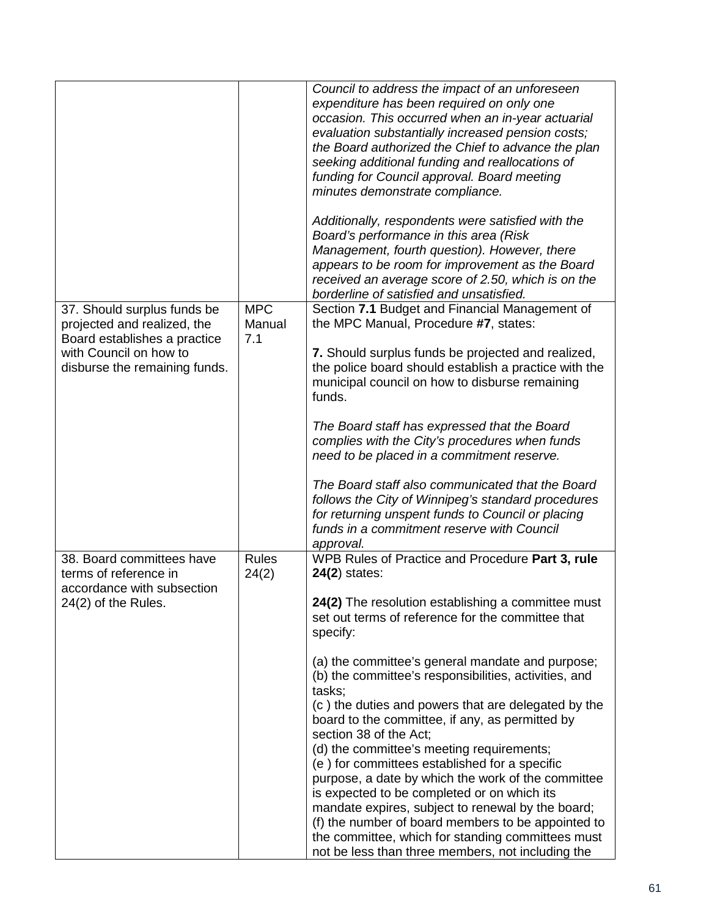|  |  |  |
|---|---|---|
|  |  | *Council to address the impact of an unforeseen expenditure has been required on only one occasion. This occurred when an in-year actuarial evaluation substantially increased pension costs; the Board authorized the Chief to advance the plan seeking additional funding and reallocations of funding for Council approval. Board meeting minutes demonstrate compliance.*<br><br>*Additionally, respondents were satisfied with the Board's performance in this area (Risk Management, fourth question). However, there appears to be room for improvement as the Board received an average score of 2.50, which is on the borderline of satisfied and unsatisfied.* |
| 37. Should surplus funds be projected and realized, the Board establishes a practice with Council on how to disburse the remaining funds. | MPC Manual 7.1 | Section **7.1** Budget and Financial Management of the MPC Manual, Procedure **#7**, states:<br><br>**7.** Should surplus funds be projected and realized, the police board should establish a practice with the municipal council on how to disburse remaining funds.<br><br>*The Board staff has expressed that the Board complies with the City's procedures when funds need to be placed in a commitment reserve.*<br><br>*The Board staff also communicated that the Board follows the City of Winnipeg's standard procedures for returning unspent funds to Council or placing funds in a commitment reserve with Council approval.* |
| 38. Board committees have terms of reference in accordance with subsection 24(2) of the Rules. | Rules 24(2) | WPB Rules of Practice and Procedure **Part 3, rule 24(2**) states:<br><br>**24(2)** The resolution establishing a committee must set out terms of reference for the committee that specify:<br><br>(a) the committee's general mandate and purpose;<br>(b) the committee's responsibilities, activities, and tasks;<br>(c ) the duties and powers that are delegated by the board to the committee, if any, as permitted by section 38 of the Act;<br>(d) the committee's meeting requirements;<br>(e ) for committees established for a specific purpose, a date by which the work of the committee is expected to be completed or on which its mandate expires, subject to renewal by the board;<br>(f) the number of board members to be appointed to the committee, which for standing committees must not be less than three members, not including the |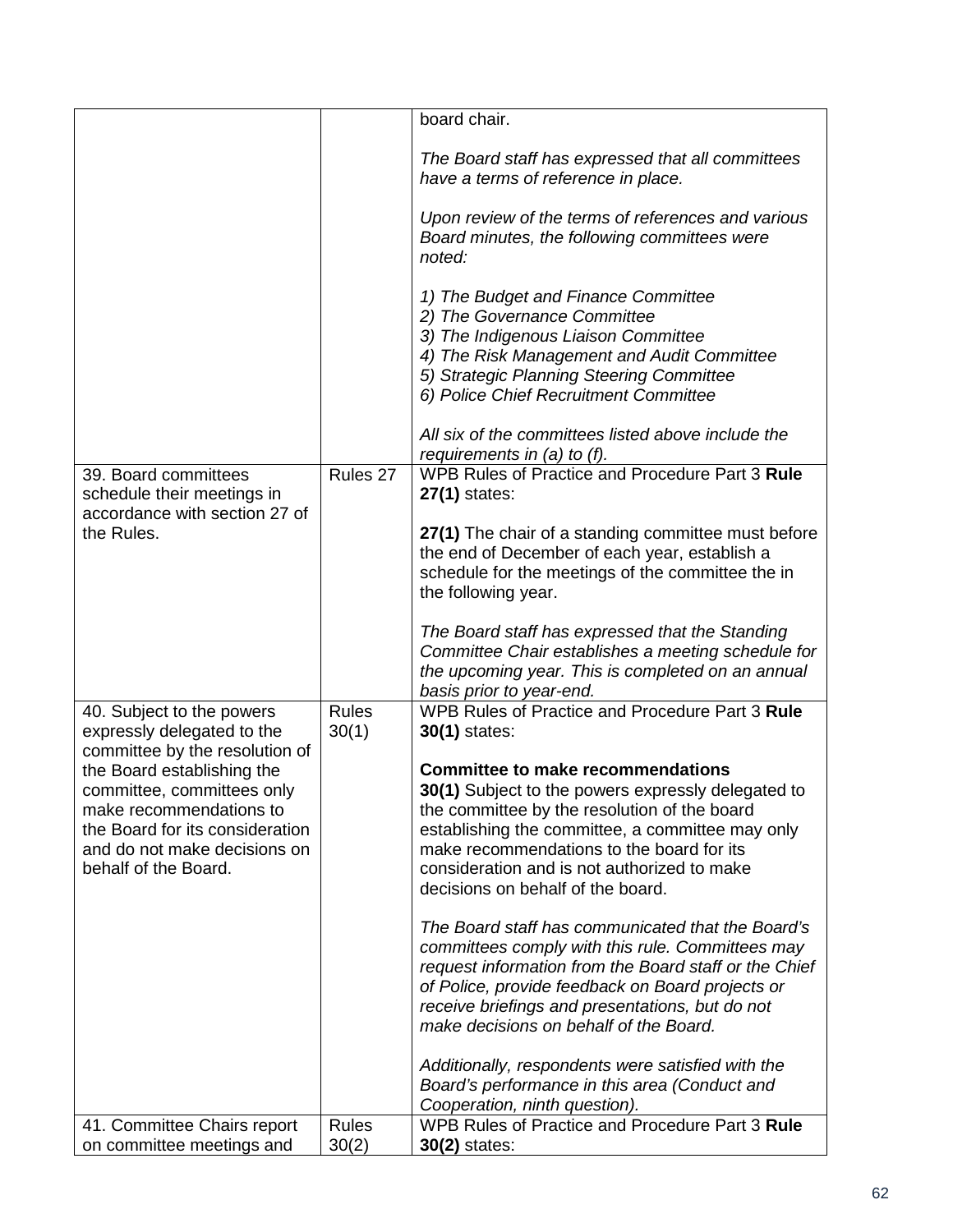| | | |
|---|---|---|
| | | board chair.<br><br>*The Board staff has expressed that all committees have a terms of reference in place.*<br><br>*Upon review of the terms of references and various Board minutes, the following committees were noted:*<br><br>*1) The Budget and Finance Committee*<br>*2) The Governance Committee*<br>*3) The Indigenous Liaison Committee*<br>*4) The Risk Management and Audit Committee*<br>*5) Strategic Planning Steering Committee*<br>*6) Police Chief Recruitment Committee*<br><br>*All six of the committees listed above include the requirements in (a) to (f).* |
| 39. Board committees schedule their meetings in accordance with section 27 of the Rules. | Rules 27 | WPB Rules of Practice and Procedure Part 3 **Rule 27(1)** states:<br><br>**27(1)** The chair of a standing committee must before the end of December of each year, establish a schedule for the meetings of the committee the in the following year.<br><br>*The Board staff has expressed that the Standing Committee Chair establishes a meeting schedule for the upcoming year. This is completed on an annual basis prior to year-end.* |
| 40. Subject to the powers expressly delegated to the committee by the resolution of the Board establishing the committee, committees only make recommendations to the Board for its consideration and do not make decisions on behalf of the Board. | Rules 30(1) | WPB Rules of Practice and Procedure Part 3 **Rule 30(1)** states:<br><br>**Committee to make recommendations**<br>**30(1)** Subject to the powers expressly delegated to the committee by the resolution of the board establishing the committee, a committee may only make recommendations to the board for its consideration and is not authorized to make decisions on behalf of the board.<br><br>*The Board staff has communicated that the Board's committees comply with this rule. Committees may request information from the Board staff or the Chief of Police, provide feedback on Board projects or receive briefings and presentations, but do not make decisions on behalf of the Board.*<br><br>*Additionally, respondents were satisfied with the Board's performance in this area (Conduct and Cooperation, ninth question).* |
| 41. Committee Chairs report on committee meetings and | Rules 30(2) | WPB Rules of Practice and Procedure Part 3 **Rule 30(2)** states: |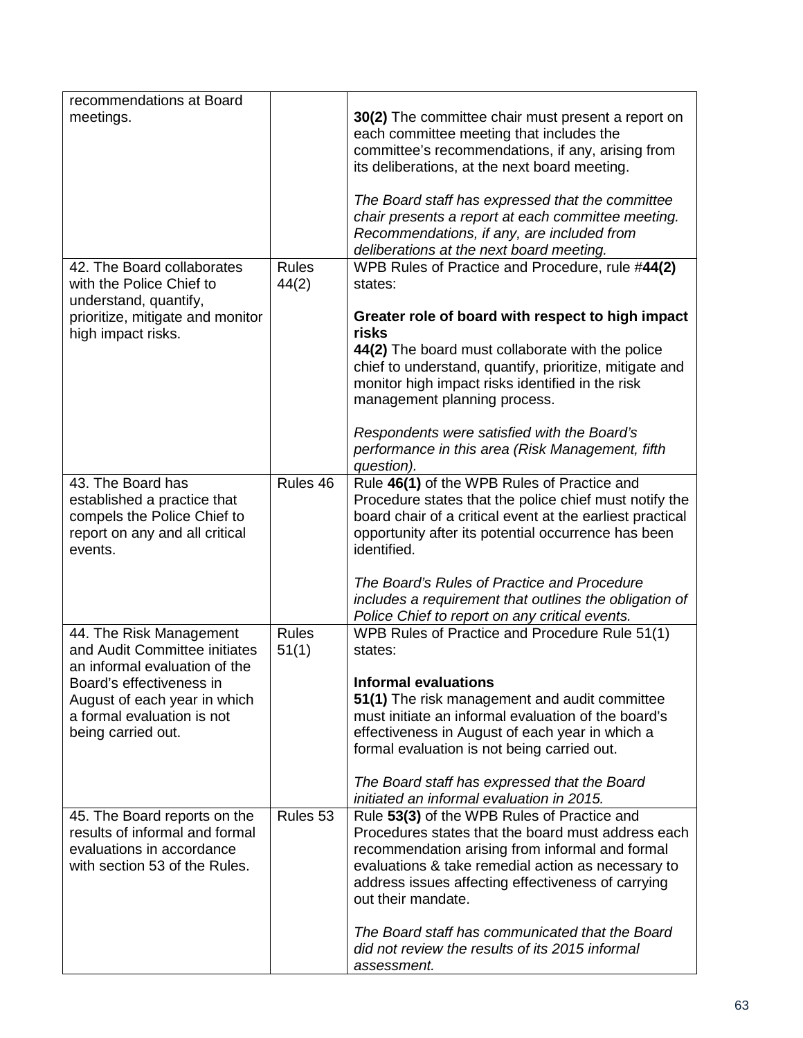| | | |
|---|---|---|
| recommendations at Board meetings. | | **30(2)** The committee chair must present a report on each committee meeting that includes the committee's recommendations, if any, arising from its deliberations, at the next board meeting.<br><br>*The Board staff has expressed that the committee chair presents a report at each committee meeting. Recommendations, if any, are included from deliberations at the next board meeting.* |
| 42. The Board collaborates with the Police Chief to understand, quantify, prioritize, mitigate and monitor high impact risks. | Rules 44(2) | WPB Rules of Practice and Procedure, rule #**44(2)** states:<br><br>**Greater role of board with respect to high impact risks**<br>**44(2)** The board must collaborate with the police chief to understand, quantify, prioritize, mitigate and monitor high impact risks identified in the risk management planning process.<br><br>*Respondents were satisfied with the Board's performance in this area (Risk Management, fifth question).* |
| 43. The Board has established a practice that compels the Police Chief to report on any and all critical events. | Rules 46 | Rule **46(1)** of the WPB Rules of Practice and Procedure states that the police chief must notify the board chair of a critical event at the earliest practical opportunity after its potential occurrence has been identified.<br><br>*The Board's Rules of Practice and Procedure includes a requirement that outlines the obligation of Police Chief to report on any critical events.* |
| 44. The Risk Management and Audit Committee initiates an informal evaluation of the Board's effectiveness in August of each year in which a formal evaluation is not being carried out. | Rules 51(1) | WPB Rules of Practice and Procedure Rule 51(1) states:<br><br>**Informal evaluations**<br>**51(1)** The risk management and audit committee must initiate an informal evaluation of the board's effectiveness in August of each year in which a formal evaluation is not being carried out.<br><br>*The Board staff has expressed that the Board initiated an informal evaluation in 2015.* |
| 45. The Board reports on the results of informal and formal evaluations in accordance with section 53 of the Rules. | Rules 53 | Rule **53(3)** of the WPB Rules of Practice and Procedures states that the board must address each recommendation arising from informal and formal evaluations & take remedial action as necessary to address issues affecting effectiveness of carrying out their mandate.<br><br>*The Board staff has communicated that the Board did not review the results of its 2015 informal assessment.* |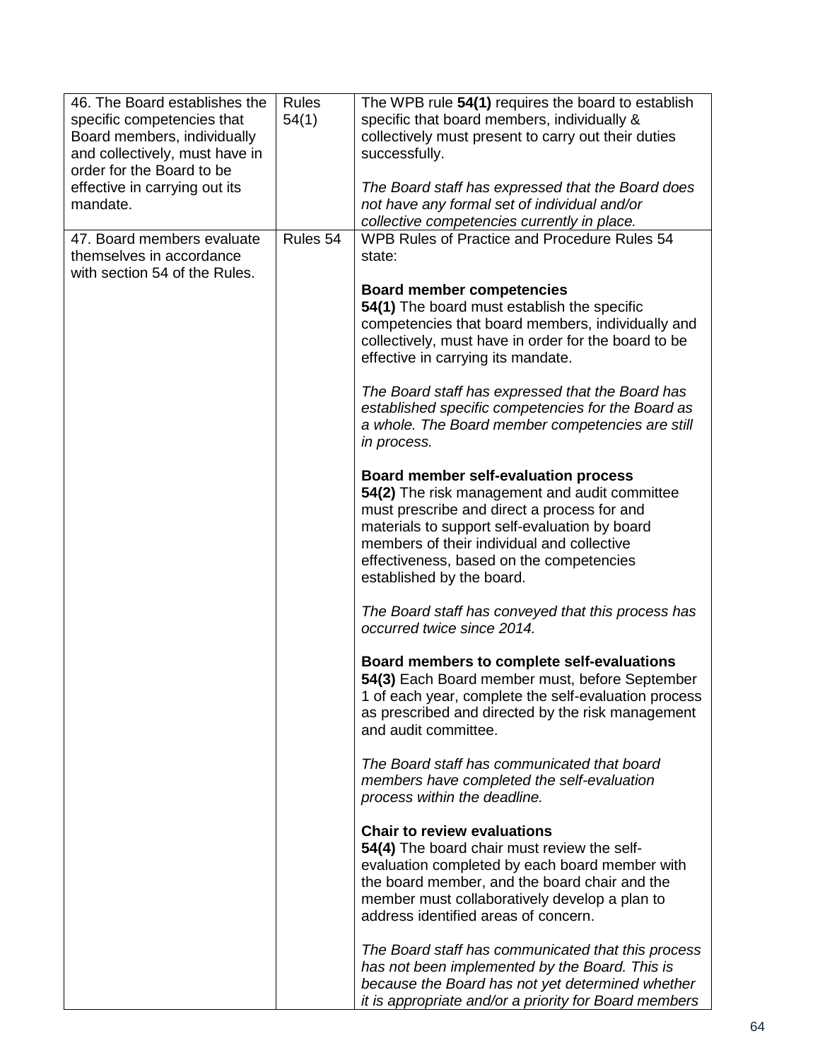| | | |
|---|---|---|
| 46. The Board establishes the specific competencies that Board members, individually and collectively, must have in order for the Board to be effective in carrying out its mandate. | Rules 54(1) | The WPB rule **54(1)** requires the board to establish specific that board members, individually & collectively must present to carry out their duties successfully.<br><br>*The Board staff has expressed that the Board does not have any formal set of individual and/or collective competencies currently in place.* |
| 47. Board members evaluate themselves in accordance with section 54 of the Rules. | Rules 54 | WPB Rules of Practice and Procedure Rules 54 state:<br><br>**Board member competencies**<br>**54(1)** The board must establish the specific competencies that board members, individually and collectively, must have in order for the board to be effective in carrying its mandate.<br><br>*The Board staff has expressed that the Board has established specific competencies for the Board as a whole. The Board member competencies are still in process.*<br><br>**Board member self-evaluation process**<br>**54(2)** The risk management and audit committee must prescribe and direct a process for and materials to support self-evaluation by board members of their individual and collective effectiveness, based on the competencies established by the board.<br><br>*The Board staff has conveyed that this process has occurred twice since 2014.*<br><br>**Board members to complete self-evaluations**<br>**54(3)** Each Board member must, before September 1 of each year, complete the self-evaluation process as prescribed and directed by the risk management and audit committee.<br><br>*The Board staff has communicated that board members have completed the self-evaluation process within the deadline.*<br><br>**Chair to review evaluations**<br>**54(4)** The board chair must review the self-evaluation completed by each board member with the board member, and the board chair and the member must collaboratively develop a plan to address identified areas of concern.<br><br>*The Board staff has communicated that this process has not been implemented by the Board. This is because the Board has not yet determined whether it is appropriate and/or a priority for Board members* |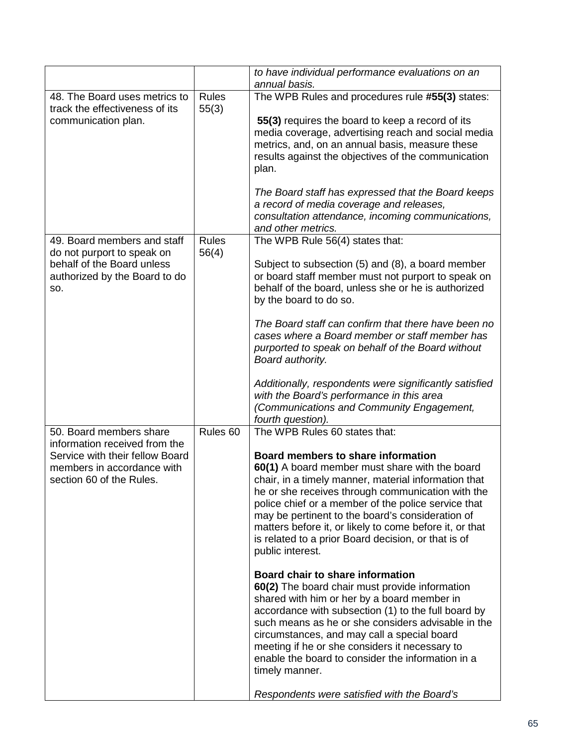| | | *to have individual performance evaluations on an annual basis.* |
|---|---|---|
| 48. The Board uses metrics to track the effectiveness of its communication plan. | Rules 55(3) | The WPB Rules and procedures rule **#55(3)** states:<br><br>**55(3)** requires the board to keep a record of its media coverage, advertising reach and social media metrics, and, on an annual basis, measure these results against the objectives of the communication plan.<br><br>*The Board staff has expressed that the Board keeps a record of media coverage and releases, consultation attendance, incoming communications, and other metrics.* |
| 49. Board members and staff do not purport to speak on behalf of the Board unless authorized by the Board to do so. | Rules 56(4) | The WPB Rule 56(4) states that:<br><br>Subject to subsection (5) and (8), a board member or board staff member must not purport to speak on behalf of the board, unless she or he is authorized by the board to do so.<br><br>*The Board staff can confirm that there have been no cases where a Board member or staff member has purported to speak on behalf of the Board without Board authority.*<br><br>*Additionally, respondents were significantly satisfied with the Board's performance in this area (Communications and Community Engagement, fourth question).* |
| 50. Board members share information received from the Service with their fellow Board members in accordance with section 60 of the Rules. | Rules 60 | The WPB Rules 60 states that:<br><br>**Board members to share information**<br>**60(1)** A board member must share with the board chair, in a timely manner, material information that he or she receives through communication with the police chief or a member of the police service that may be pertinent to the board's consideration of matters before it, or likely to come before it, or that is related to a prior Board decision, or that is of public interest.<br><br>**Board chair to share information**<br>**60(2)** The board chair must provide information shared with him or her by a board member in accordance with subsection (1) to the full board by such means as he or she considers advisable in the circumstances, and may call a special board meeting if he or she considers it necessary to enable the board to consider the information in a timely manner.<br><br>*Respondents were satisfied with the Board's* |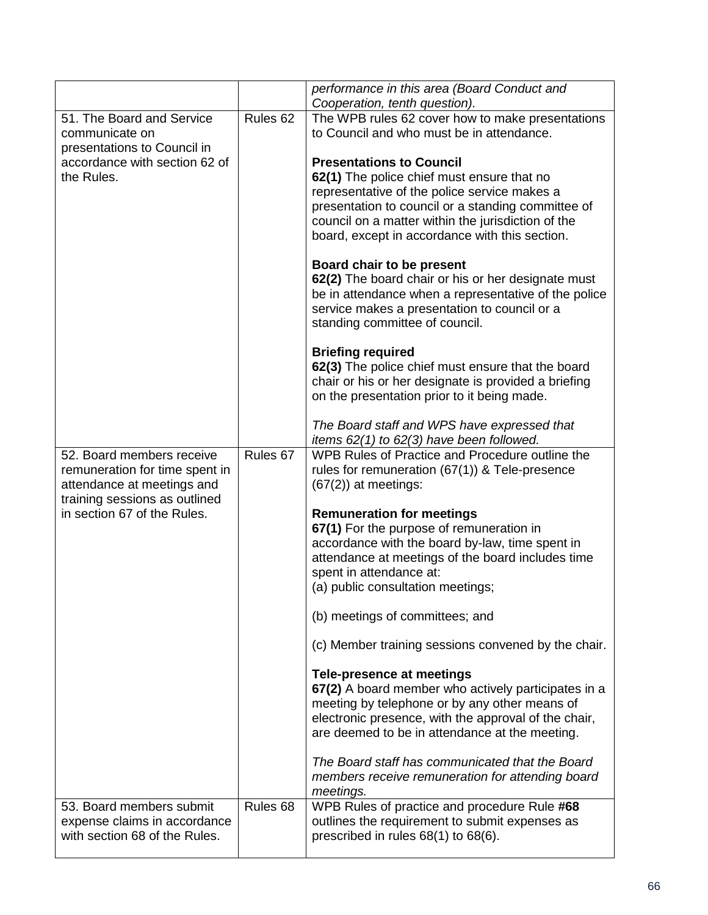| | | |
|---|---|---|
| | | *performance in this area (Board Conduct and Cooperation, tenth question).* |
| 51. The Board and Service communicate on presentations to Council in accordance with section 62 of the Rules. | Rules 62 | The WPB rules 62 cover how to make presentations to Council and who must be in attendance.<br><br>**Presentations to Council**<br>**62(1)** The police chief must ensure that no representative of the police service makes a presentation to council or a standing committee of council on a matter within the jurisdiction of the board, except in accordance with this section.<br><br>**Board chair to be present**<br>**62(2)** The board chair or his or her designate must be in attendance when a representative of the police service makes a presentation to council or a standing committee of council.<br><br>**Briefing required**<br>**62(3)** The police chief must ensure that the board chair or his or her designate is provided a briefing on the presentation prior to it being made.<br><br>*The Board staff and WPS have expressed that items 62(1) to 62(3) have been followed.* |
| 52. Board members receive remuneration for time spent in attendance at meetings and training sessions as outlined in section 67 of the Rules. | Rules 67 | WPB Rules of Practice and Procedure outline the rules for remuneration (67(1)) & Tele-presence (67(2)) at meetings:<br><br>**Remuneration for meetings**<br>**67(1)** For the purpose of remuneration in accordance with the board by-law, time spent in attendance at meetings of the board includes time spent in attendance at:<br>(a) public consultation meetings;<br><br>(b) meetings of committees; and<br><br>(c) Member training sessions convened by the chair.<br><br>**Tele-presence at meetings**<br>**67(2)** A board member who actively participates in a meeting by telephone or by any other means of electronic presence, with the approval of the chair, are deemed to be in attendance at the meeting.<br><br>*The Board staff has communicated that the Board members receive remuneration for attending board meetings.* |
| 53. Board members submit expense claims in accordance with section 68 of the Rules. | Rules 68 | WPB Rules of practice and procedure Rule **#68** outlines the requirement to submit expenses as prescribed in rules 68(1) to 68(6). |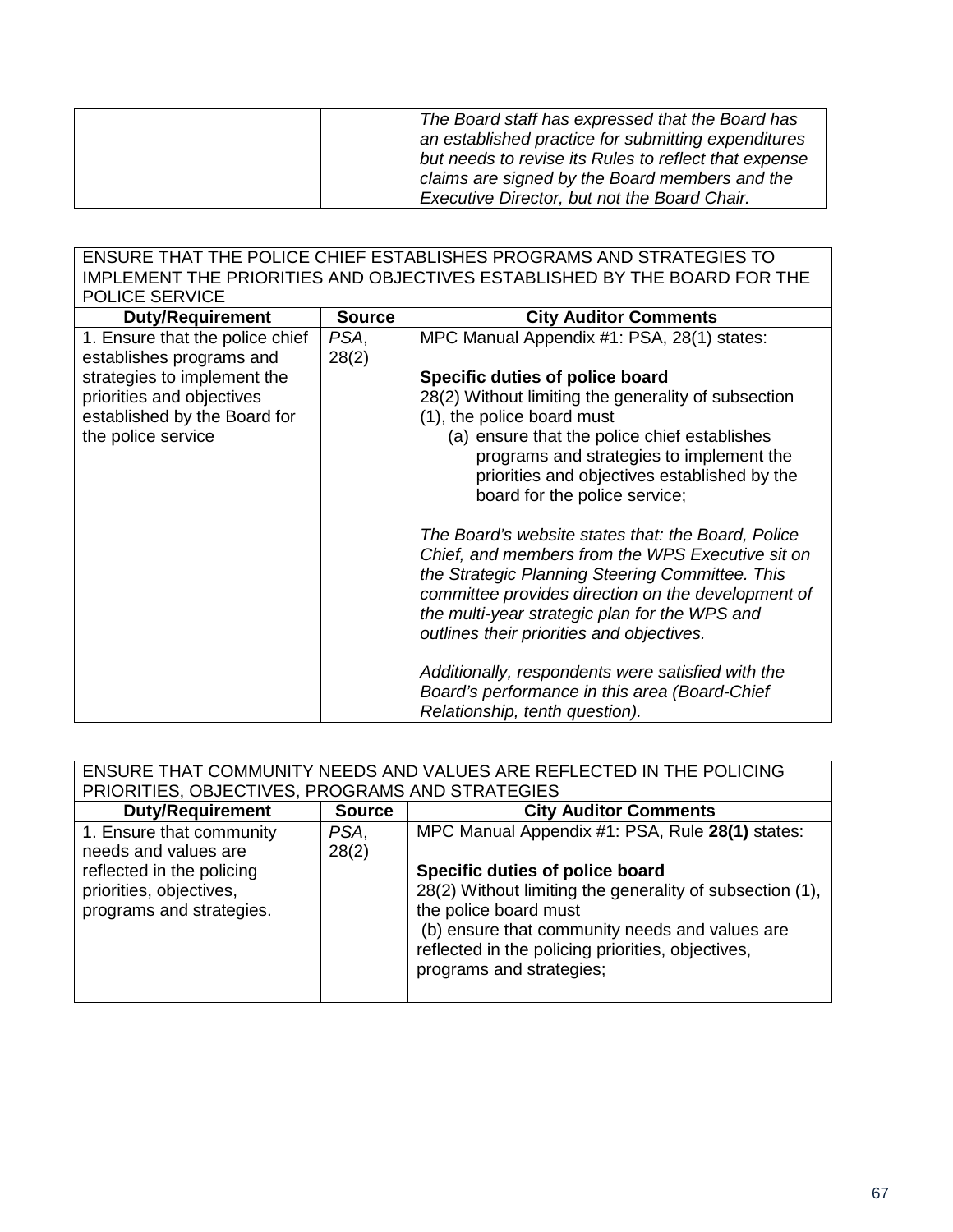| | | *The Board staff has expressed that the Board has an established practice for submitting expenditures but needs to revise its Rules to reflect that expense claims are signed by the Board members and the Executive Director, but not the Board Chair.* |
|---|---|---|

| ENSURE THAT THE POLICE CHIEF ESTABLISHES PROGRAMS AND STRATEGIES TO IMPLEMENT THE PRIORITIES AND OBJECTIVES ESTABLISHED BY THE BOARD FOR THE POLICE SERVICE | | |
|---|---|---|
| **Duty/Requirement** | **Source** | **City Auditor Comments** |
| 1. Ensure that the police chief establishes programs and strategies to implement the priorities and objectives established by the Board for the police service | *PSA*, 28(2) | MPC Manual Appendix #1: PSA, 28(1) states:<br><br>**Specific duties of police board**<br>28(2) Without limiting the generality of subsection (1), the police board must<br>(a) ensure that the police chief establishes programs and strategies to implement the priorities and objectives established by the board for the police service;<br><br>*The Board's website states that: the Board, Police Chief, and members from the WPS Executive sit on the Strategic Planning Steering Committee. This committee provides direction on the development of the multi-year strategic plan for the WPS and outlines their priorities and objectives.*<br><br>*Additionally, respondents were satisfied with the Board's performance in this area (Board-Chief Relationship, tenth question).* |

| ENSURE THAT COMMUNITY NEEDS AND VALUES ARE REFLECTED IN THE POLICING PRIORITIES, OBJECTIVES, PROGRAMS AND STRATEGIES | | |
|---|---|---|
| **Duty/Requirement** | **Source** | **City Auditor Comments** |
| 1. Ensure that community needs and values are reflected in the policing priorities, objectives, programs and strategies. | *PSA*, 28(2) | MPC Manual Appendix #1: PSA, Rule **28(1)** states:<br><br>**Specific duties of police board**<br>28(2) Without limiting the generality of subsection (1), the police board must<br>(b) ensure that community needs and values are reflected in the policing priorities, objectives, programs and strategies; |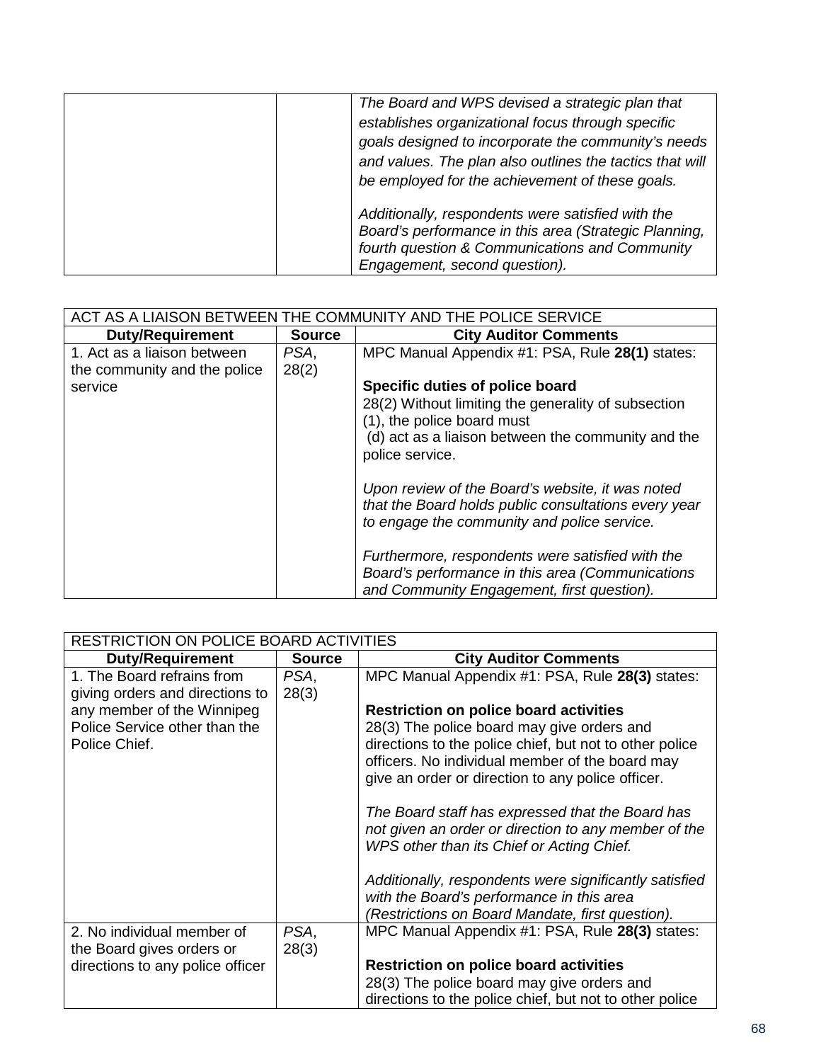| | | |
|---|---|---|
| | | *The Board and WPS devised a strategic plan that establishes organizational focus through specific goals designed to incorporate the community's needs and values. The plan also outlines the tactics that will be employed for the achievement of these goals.*<br><br>*Additionally, respondents were satisfied with the Board's performance in this area (Strategic Planning, fourth question & Communications and Community Engagement, second question).* |

| ACT AS A LIAISON BETWEEN THE COMMUNITY AND THE POLICE SERVICE | | |
|---|---|---|
| **Duty/Requirement** | **Source** | **City Auditor Comments** |
| 1. Act as a liaison between the community and the police service | *PSA*, 28(2) | MPC Manual Appendix #1: PSA, Rule **28(1)** states:<br><br>**Specific duties of police board**<br>28(2) Without limiting the generality of subsection (1), the police board must<br>(d) act as a liaison between the community and the police service.<br><br>*Upon review of the Board's website, it was noted that the Board holds public consultations every year to engage the community and police service.*<br><br>*Furthermore, respondents were satisfied with the Board's performance in this area (Communications and Community Engagement, first question).* |

| RESTRICTION ON POLICE BOARD ACTIVITIES | | |
|---|---|---|
| **Duty/Requirement** | **Source** | **City Auditor Comments** |
| 1. The Board refrains from giving orders and directions to any member of the Winnipeg Police Service other than the Police Chief. | *PSA*, 28(3) | MPC Manual Appendix #1: PSA, Rule **28(3)** states:<br><br>**Restriction on police board activities**<br>28(3) The police board may give orders and directions to the police chief, but not to other police officers. No individual member of the board may give an order or direction to any police officer.<br><br>*The Board staff has expressed that the Board has not given an order or direction to any member of the WPS other than its Chief or Acting Chief.*<br><br>*Additionally, respondents were significantly satisfied with the Board's performance in this area (Restrictions on Board Mandate, first question).* |
| 2. No individual member of the Board gives orders or directions to any police officer | *PSA*, 28(3) | MPC Manual Appendix #1: PSA, Rule **28(3)** states:<br><br>**Restriction on police board activities**<br>28(3) The police board may give orders and directions to the police chief, but not to other police |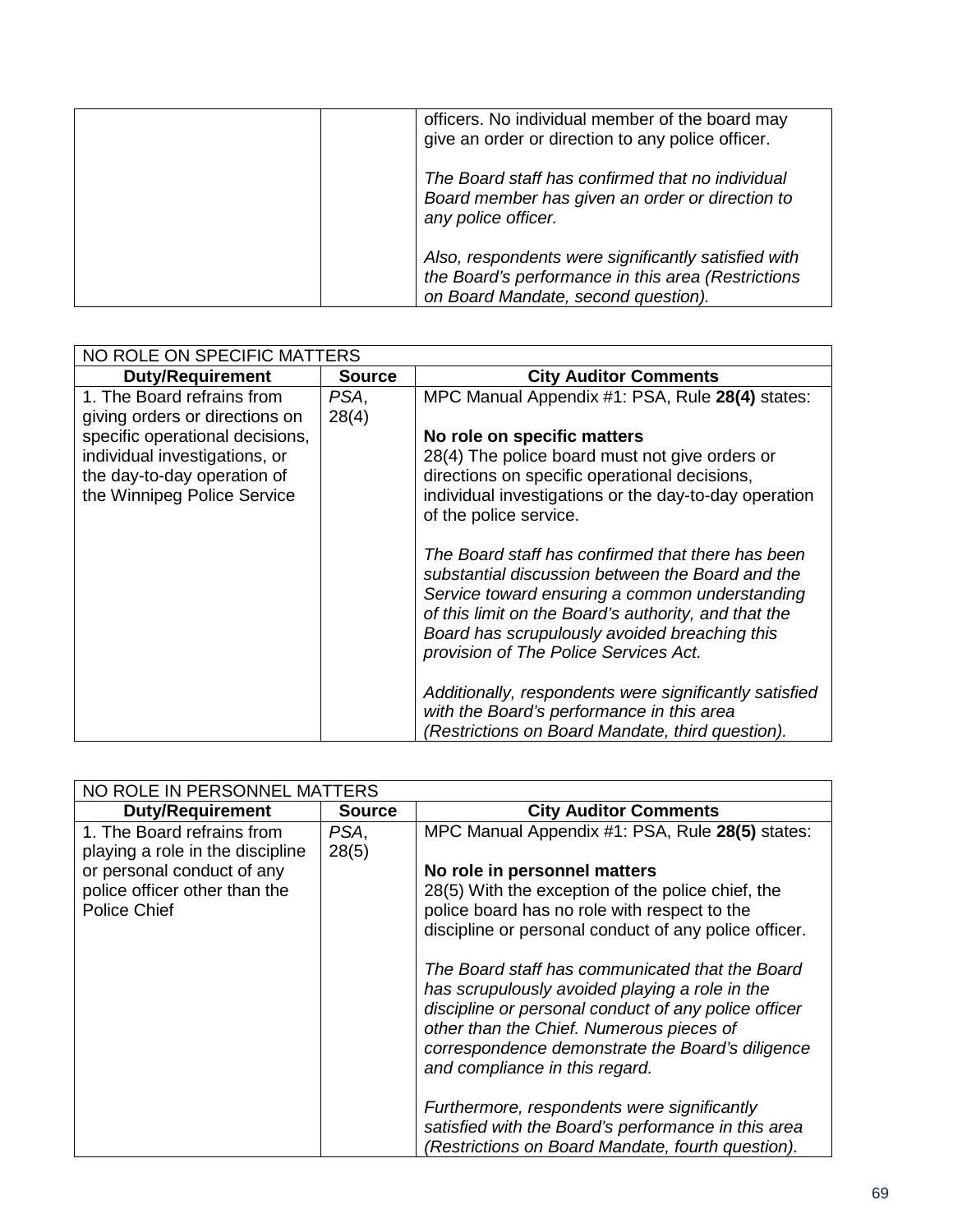| | | |
|---|---|---|
| | | officers. No individual member of the board may give an order or direction to any police officer.<br><br>*The Board staff has confirmed that no individual Board member has given an order or direction to any police officer.*<br><br>*Also, respondents were significantly satisfied with the Board's performance in this area (Restrictions on Board Mandate, second question).* |

| NO ROLE ON SPECIFIC MATTERS | | |
|---|---|---|
| **Duty/Requirement** | **Source** | **City Auditor Comments** |
| 1. The Board refrains from giving orders or directions on specific operational decisions, individual investigations, or the day-to-day operation of the Winnipeg Police Service | *PSA*, 28(4) | MPC Manual Appendix #1: PSA, Rule **28(4)** states:<br><br>**No role on specific matters**<br>28(4) The police board must not give orders or directions on specific operational decisions, individual investigations or the day-to-day operation of the police service.<br><br>*The Board staff has confirmed that there has been substantial discussion between the Board and the Service toward ensuring a common understanding of this limit on the Board's authority, and that the Board has scrupulously avoided breaching this provision of The Police Services Act.*<br><br>*Additionally, respondents were significantly satisfied with the Board's performance in this area (Restrictions on Board Mandate, third question).* |

| NO ROLE IN PERSONNEL MATTERS | | |
|---|---|---|
| **Duty/Requirement** | **Source** | **City Auditor Comments** |
| 1. The Board refrains from playing a role in the discipline or personal conduct of any police officer other than the Police Chief | *PSA*, 28(5) | MPC Manual Appendix #1: PSA, Rule **28(5)** states:<br><br>**No role in personnel matters**<br>28(5) With the exception of the police chief, the police board has no role with respect to the discipline or personal conduct of any police officer.<br><br>*The Board staff has communicated that the Board has scrupulously avoided playing a role in the discipline or personal conduct of any police officer other than the Chief. Numerous pieces of correspondence demonstrate the Board's diligence and compliance in this regard.*<br><br>*Furthermore, respondents were significantly satisfied with the Board's performance in this area (Restrictions on Board Mandate, fourth question).* |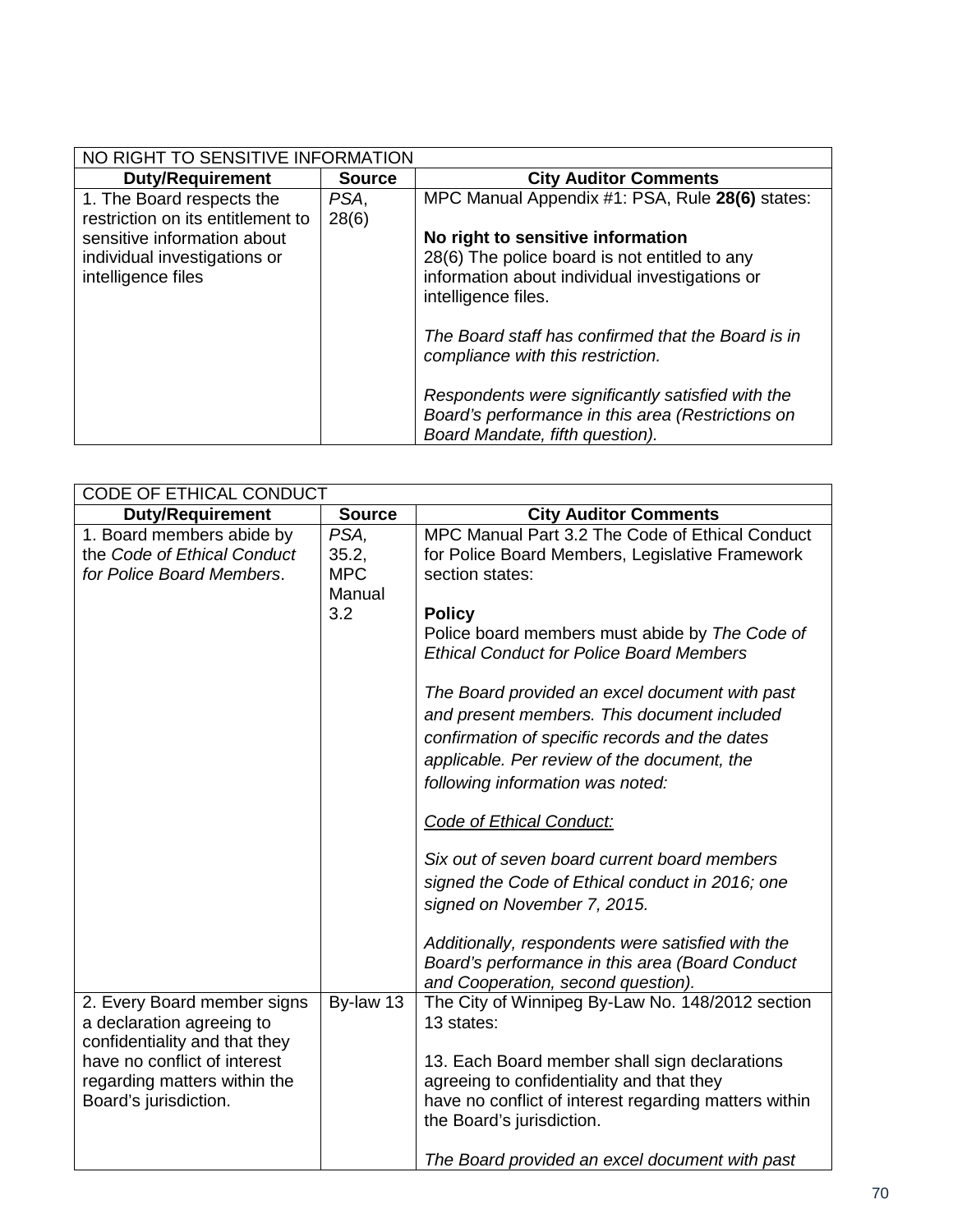| NO RIGHT TO SENSITIVE INFORMATION | | |
|---|---|---|
| **Duty/Requirement** | **Source** | **City Auditor Comments** |
| 1. The Board respects the restriction on its entitlement to sensitive information about individual investigations or intelligence files | *PSA*, 28(6) | MPC Manual Appendix #1: PSA, Rule **28(6)** states:<br><br>**No right to sensitive information**<br>28(6) The police board is not entitled to any information about individual investigations or intelligence files.<br><br>*The Board staff has confirmed that the Board is in compliance with this restriction.*<br><br>*Respondents were significantly satisfied with the Board's performance in this area (Restrictions on Board Mandate, fifth question).* |

| CODE OF ETHICAL CONDUCT | | |
|---|---|---|
| **Duty/Requirement** | **Source** | **City Auditor Comments** |
| 1. Board members abide by the *Code of Ethical Conduct for Police Board Members*. | *PSA,* 35.2, MPC Manual 3.2 | MPC Manual Part 3.2 The Code of Ethical Conduct for Police Board Members, Legislative Framework section states:<br><br>**Policy**<br>Police board members must abide by *The Code of Ethical Conduct for Police Board Members*<br><br>*The Board provided an excel document with past and present members. This document included confirmation of specific records and the dates applicable. Per review of the document, the following information was noted:*<br><br>*<u>Code of Ethical Conduct:</u>*<br><br>*Six out of seven board current board members signed the Code of Ethical conduct in 2016; one signed on November 7, 2015.*<br><br>*Additionally, respondents were satisfied with the Board's performance in this area (Board Conduct and Cooperation, second question).* |
| 2. Every Board member signs a declaration agreeing to confidentiality and that they have no conflict of interest regarding matters within the Board's jurisdiction. | By-law 13 | The City of Winnipeg By-Law No. 148/2012 section 13 states:<br><br>13. Each Board member shall sign declarations agreeing to confidentiality and that they have no conflict of interest regarding matters within the Board's jurisdiction.<br><br>*The Board provided an excel document with past* |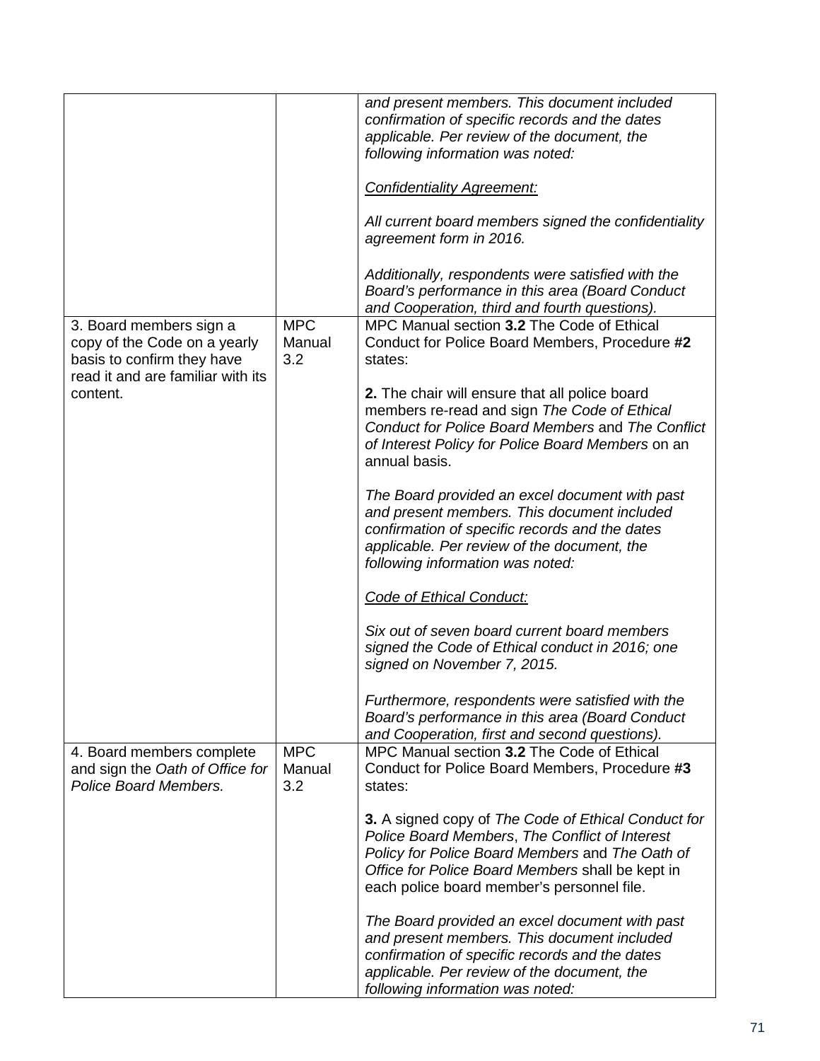| | | |
|---|---|---|
| | | *and present members. This document included confirmation of specific records and the dates applicable. Per review of the document, the following information was noted:*<br><br>*Confidentiality Agreement:*<br><br>*All current board members signed the confidentiality agreement form in 2016.*<br><br>*Additionally, respondents were satisfied with the Board's performance in this area (Board Conduct and Cooperation, third and fourth questions).* |
| 3. Board members sign a copy of the Code on a yearly basis to confirm they have read it and are familiar with its content. | MPC Manual 3.2 | MPC Manual section **3.2** The Code of Ethical Conduct for Police Board Members, Procedure **#2** states:<br><br>**2.** The chair will ensure that all police board members re-read and sign *The Code of Ethical Conduct for Police Board Members* and *The Conflict of Interest Policy for Police Board Members* on an annual basis.<br><br>*The Board provided an excel document with past and present members. This document included confirmation of specific records and the dates applicable. Per review of the document, the following information was noted:*<br><br>*Code of Ethical Conduct:*<br><br>*Six out of seven board current board members signed the Code of Ethical conduct in 2016; one signed on November 7, 2015.*<br><br>*Furthermore, respondents were satisfied with the Board's performance in this area (Board Conduct and Cooperation, first and second questions).* |
| 4. Board members complete and sign the *Oath of Office for Police Board Members.* | MPC Manual 3.2 | MPC Manual section **3.2** The Code of Ethical Conduct for Police Board Members, Procedure **#3** states:<br><br>**3.** A signed copy of *The Code of Ethical Conduct for Police Board Members*, *The Conflict of Interest Policy for Police Board Members* and *The Oath of Office for Police Board Members* shall be kept in each police board member's personnel file.<br><br>*The Board provided an excel document with past and present members. This document included confirmation of specific records and the dates applicable. Per review of the document, the following information was noted:* |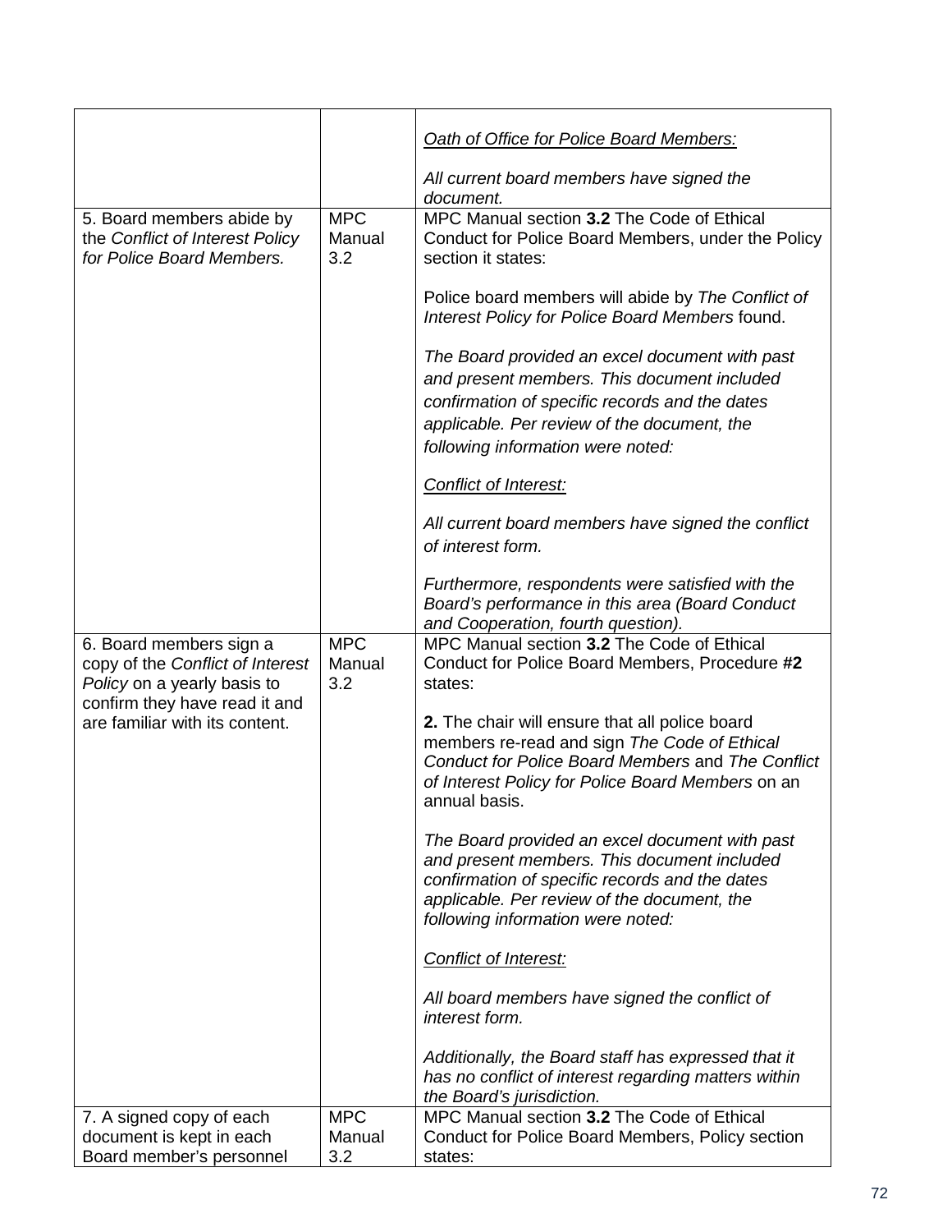| | | |
|---|---|---|
| | | <u>*Oath of Office for Police Board Members:*</u><br><br>*All current board members have signed the document.* |
| 5. Board members abide by the *Conflict of Interest Policy for Police Board Members.* | MPC Manual 3.2 | MPC Manual section **3.2** The Code of Ethical Conduct for Police Board Members, under the Policy section it states:<br><br>Police board members will abide by *The Conflict of Interest Policy for Police Board Members* found.<br><br>*The Board provided an excel document with past and present members. This document included confirmation of specific records and the dates applicable. Per review of the document, the following information were noted:*<br><br><u>*Conflict of Interest:*</u><br><br>*All current board members have signed the conflict of interest form.*<br><br>*Furthermore, respondents were satisfied with the Board's performance in this area (Board Conduct and Cooperation, fourth question).* |
| 6. Board members sign a copy of the *Conflict of Interest Policy* on a yearly basis to confirm they have read it and are familiar with its content. | MPC Manual 3.2 | MPC Manual section **3.2** The Code of Ethical Conduct for Police Board Members, Procedure **#2** states:<br><br>**2.** The chair will ensure that all police board members re-read and sign *The Code of Ethical Conduct for Police Board Members* and *The Conflict of Interest Policy for Police Board Members* on an annual basis.<br><br>*The Board provided an excel document with past and present members. This document included confirmation of specific records and the dates applicable. Per review of the document, the following information were noted:*<br><br><u>*Conflict of Interest:*</u><br><br>*All board members have signed the conflict of interest form.*<br><br>*Additionally, the Board staff has expressed that it has no conflict of interest regarding matters within the Board's jurisdiction.* |
| 7. A signed copy of each document is kept in each Board member's personnel | MPC Manual 3.2 | MPC Manual section **3.2** The Code of Ethical Conduct for Police Board Members, Policy section states: |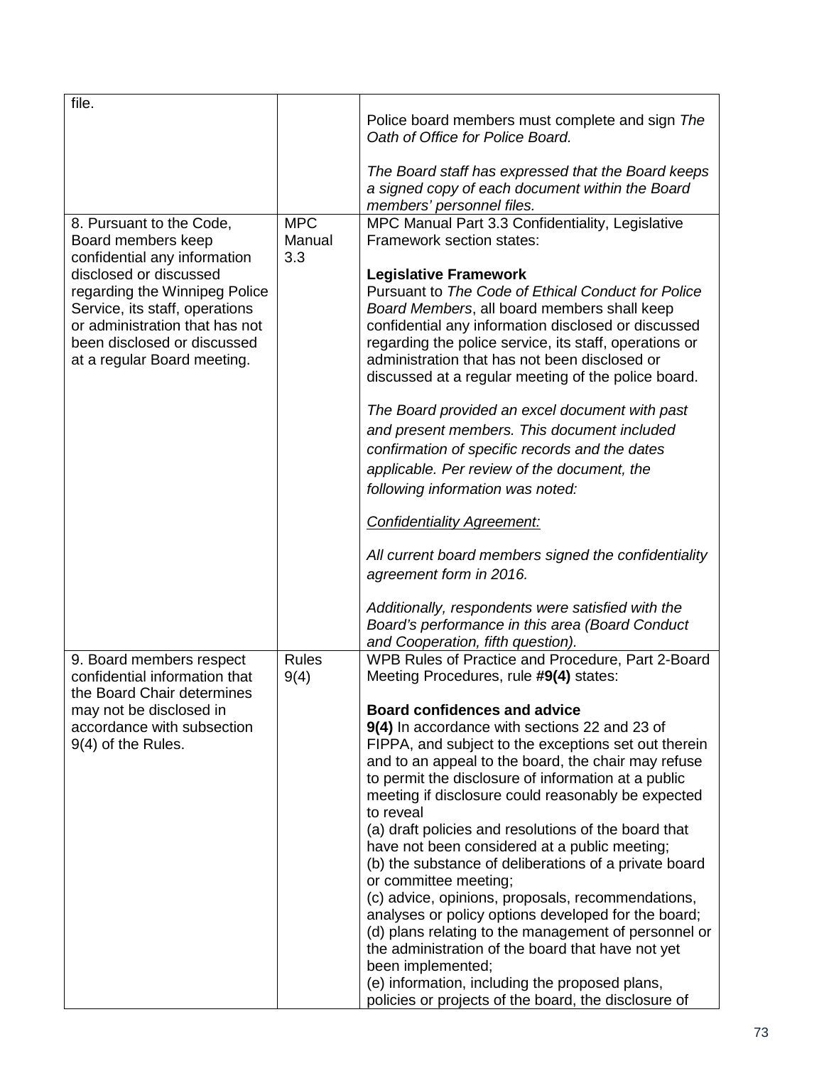| | | |
|---|---|---|
| file. | | Police board members must complete and sign *The Oath of Office for Police Board.*<br><br>*The Board staff has expressed that the Board keeps a signed copy of each document within the Board members' personnel files.* |
| 8. Pursuant to the Code, Board members keep confidential any information disclosed or discussed regarding the Winnipeg Police Service, its staff, operations or administration that has not been disclosed or discussed at a regular Board meeting. | MPC Manual 3.3 | MPC Manual Part 3.3 Confidentiality, Legislative Framework section states:<br><br>**Legislative Framework**<br>Pursuant to *The Code of Ethical Conduct for Police Board Members*, all board members shall keep confidential any information disclosed or discussed regarding the police service, its staff, operations or administration that has not been disclosed or discussed at a regular meeting of the police board.<br><br>*The Board provided an excel document with past and present members. This document included confirmation of specific records and the dates applicable. Per review of the document, the following information was noted:*<br><br><u>*Confidentiality Agreement:*</u><br><br>*All current board members signed the confidentiality agreement form in 2016.*<br><br>*Additionally, respondents were satisfied with the Board's performance in this area (Board Conduct and Cooperation, fifth question).* |
| 9. Board members respect confidential information that the Board Chair determines may not be disclosed in accordance with subsection 9(4) of the Rules. | Rules 9(4) | WPB Rules of Practice and Procedure, Part 2-Board Meeting Procedures, rule **#9(4)** states:<br><br>**Board confidences and advice**<br>**9(4)** In accordance with sections 22 and 23 of FIPPA, and subject to the exceptions set out therein and to an appeal to the board, the chair may refuse to permit the disclosure of information at a public meeting if disclosure could reasonably be expected to reveal<br>(a) draft policies and resolutions of the board that have not been considered at a public meeting;<br>(b) the substance of deliberations of a private board or committee meeting;<br>(c) advice, opinions, proposals, recommendations, analyses or policy options developed for the board;<br>(d) plans relating to the management of personnel or the administration of the board that have not yet been implemented;<br>(e) information, including the proposed plans, policies or projects of the board, the disclosure of |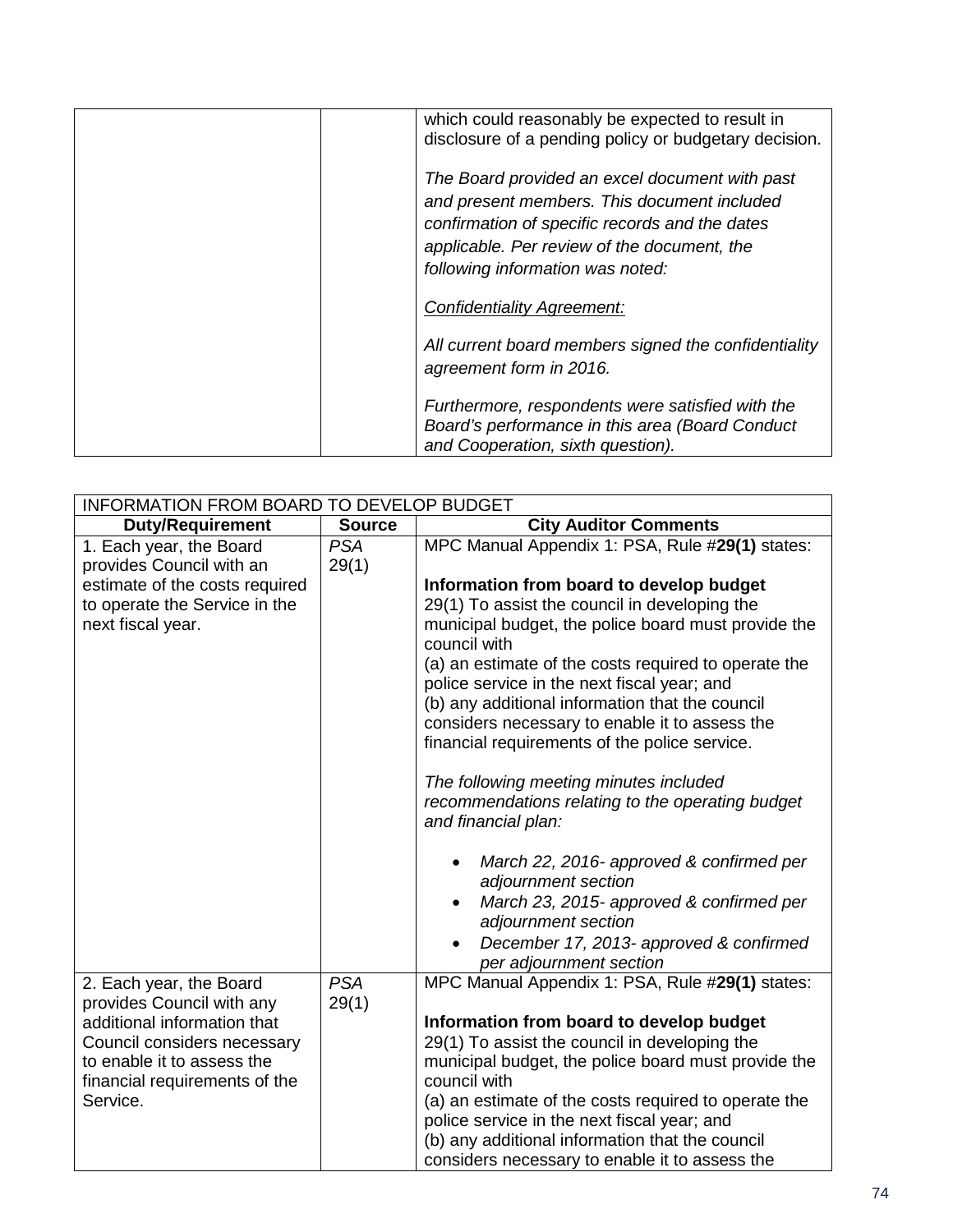| | | |
|---|---|---|
| | | which could reasonably be expected to result in disclosure of a pending policy or budgetary decision.<br><br>*The Board provided an excel document with past and present members. This document included confirmation of specific records and the dates applicable. Per review of the document, the following information was noted:*<br><br>*<u>Confidentiality Agreement:</u>*<br><br>*All current board members signed the confidentiality agreement form in 2016.*<br><br>*Furthermore, respondents were satisfied with the Board's performance in this area (Board Conduct and Cooperation, sixth question).* |

| INFORMATION FROM BOARD TO DEVELOP BUDGET | | |
|---|---|---|
| **Duty/Requirement** | **Source** | **City Auditor Comments** |
| 1. Each year, the Board provides Council with an estimate of the costs required to operate the Service in the next fiscal year. | *PSA* 29(1) | MPC Manual Appendix 1: PSA, Rule #**29(1)** states:<br><br>**Information from board to develop budget**<br>29(1) To assist the council in developing the municipal budget, the police board must provide the council with<br>(a) an estimate of the costs required to operate the police service in the next fiscal year; and<br>(b) any additional information that the council considers necessary to enable it to assess the financial requirements of the police service.<br><br>*The following meeting minutes included recommendations relating to the operating budget and financial plan:*<br><br>• *March 22, 2016- approved & confirmed per adjournment section*<br>• *March 23, 2015- approved & confirmed per adjournment section*<br>• *December 17, 2013- approved & confirmed per adjournment section* |
| 2. Each year, the Board provides Council with any additional information that Council considers necessary to enable it to assess the financial requirements of the Service. | *PSA* 29(1) | MPC Manual Appendix 1: PSA, Rule #**29(1)** states:<br><br>**Information from board to develop budget**<br>29(1) To assist the council in developing the municipal budget, the police board must provide the council with<br>(a) an estimate of the costs required to operate the police service in the next fiscal year; and<br>(b) any additional information that the council considers necessary to enable it to assess the |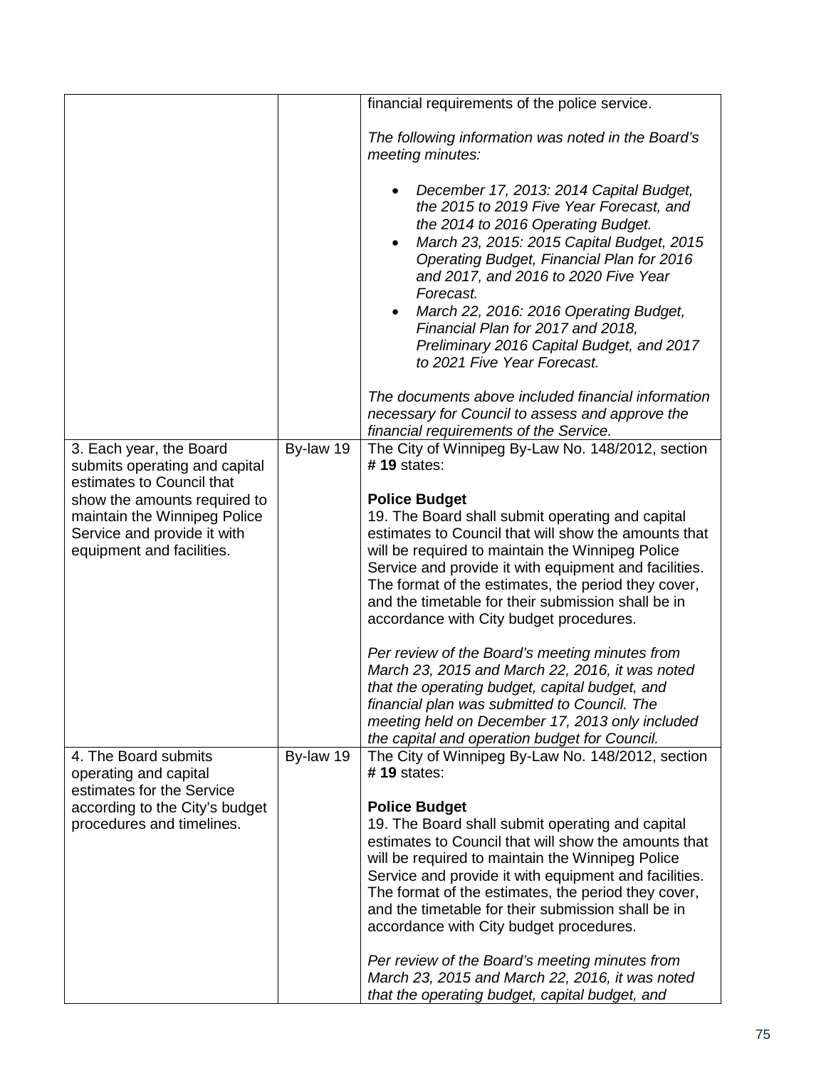| | | financial requirements of the police service.<br><br>*The following information was noted in the Board's meeting minutes:*<br><br>• *December 17, 2013: 2014 Capital Budget, the 2015 to 2019 Five Year Forecast, and the 2014 to 2016 Operating Budget.*<br>• *March 23, 2015: 2015 Capital Budget, 2015 Operating Budget, Financial Plan for 2016 and 2017, and 2016 to 2020 Five Year Forecast.*<br>• *March 22, 2016: 2016 Operating Budget, Financial Plan for 2017 and 2018, Preliminary 2016 Capital Budget, and 2017 to 2021 Five Year Forecast.*<br><br>*The documents above included financial information necessary for Council to assess and approve the financial requirements of the Service.* |
|---|---|---|
| 3. Each year, the Board submits operating and capital estimates to Council that show the amounts required to maintain the Winnipeg Police Service and provide it with equipment and facilities. | By-law 19 | The City of Winnipeg By-Law No. 148/2012, section **# 19** states:<br><br>**Police Budget**<br>19. The Board shall submit operating and capital estimates to Council that will show the amounts that will be required to maintain the Winnipeg Police Service and provide it with equipment and facilities. The format of the estimates, the period they cover, and the timetable for their submission shall be in accordance with City budget procedures.<br><br>*Per review of the Board's meeting minutes from March 23, 2015 and March 22, 2016, it was noted that the operating budget, capital budget, and financial plan was submitted to Council. The meeting held on December 17, 2013 only included the capital and operation budget for Council.* |
| 4. The Board submits operating and capital estimates for the Service according to the City's budget procedures and timelines. | By-law 19 | The City of Winnipeg By-Law No. 148/2012, section **# 19** states:<br><br>**Police Budget**<br>19. The Board shall submit operating and capital estimates to Council that will show the amounts that will be required to maintain the Winnipeg Police Service and provide it with equipment and facilities. The format of the estimates, the period they cover, and the timetable for their submission shall be in accordance with City budget procedures.<br><br>*Per review of the Board's meeting minutes from March 23, 2015 and March 22, 2016, it was noted that the operating budget, capital budget, and* |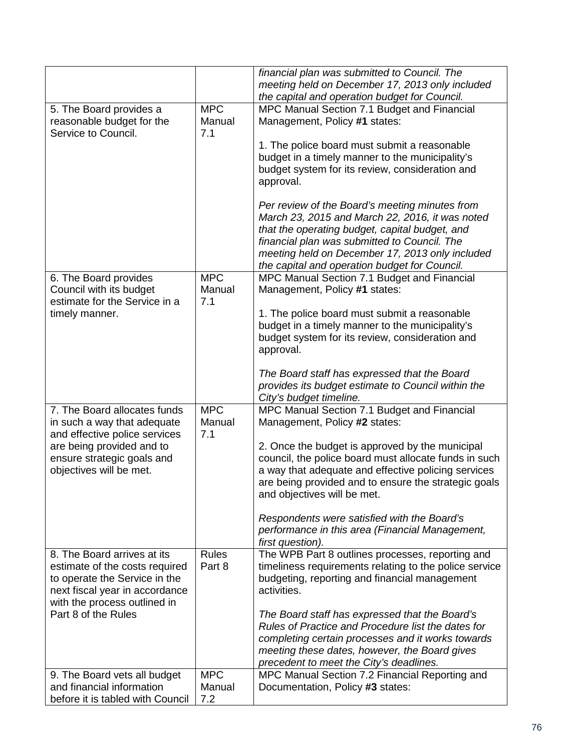| | | |
|---|---|---|
| | | *financial plan was submitted to Council. The meeting held on December 17, 2013 only included the capital and operation budget for Council.* |
| 5. The Board provides a reasonable budget for the Service to Council. | MPC Manual 7.1 | MPC Manual Section 7.1 Budget and Financial Management, Policy **#1** states:<br><br>1. The police board must submit a reasonable budget in a timely manner to the municipality's budget system for its review, consideration and approval.<br><br>*Per review of the Board's meeting minutes from March 23, 2015 and March 22, 2016, it was noted that the operating budget, capital budget, and financial plan was submitted to Council. The meeting held on December 17, 2013 only included the capital and operation budget for Council.* |
| 6. The Board provides Council with its budget estimate for the Service in a timely manner. | MPC Manual 7.1 | MPC Manual Section 7.1 Budget and Financial Management, Policy **#1** states:<br><br>1. The police board must submit a reasonable budget in a timely manner to the municipality's budget system for its review, consideration and approval.<br><br>*The Board staff has expressed that the Board provides its budget estimate to Council within the City's budget timeline.* |
| 7. The Board allocates funds in such a way that adequate and effective police services are being provided and to ensure strategic goals and objectives will be met. | MPC Manual 7.1 | MPC Manual Section 7.1 Budget and Financial Management, Policy **#2** states:<br><br>2. Once the budget is approved by the municipal council, the police board must allocate funds in such a way that adequate and effective policing services are being provided and to ensure the strategic goals and objectives will be met.<br><br>*Respondents were satisfied with the Board's performance in this area (Financial Management, first question).* |
| 8. The Board arrives at its estimate of the costs required to operate the Service in the next fiscal year in accordance with the process outlined in Part 8 of the Rules | Rules Part 8 | The WPB Part 8 outlines processes, reporting and timeliness requirements relating to the police service budgeting, reporting and financial management activities.<br><br>*The Board staff has expressed that the Board's Rules of Practice and Procedure list the dates for completing certain processes and it works towards meeting these dates, however, the Board gives precedent to meet the City's deadlines.* |
| 9. The Board vets all budget and financial information before it is tabled with Council | MPC Manual 7.2 | MPC Manual Section 7.2 Financial Reporting and Documentation, Policy **#3** states: |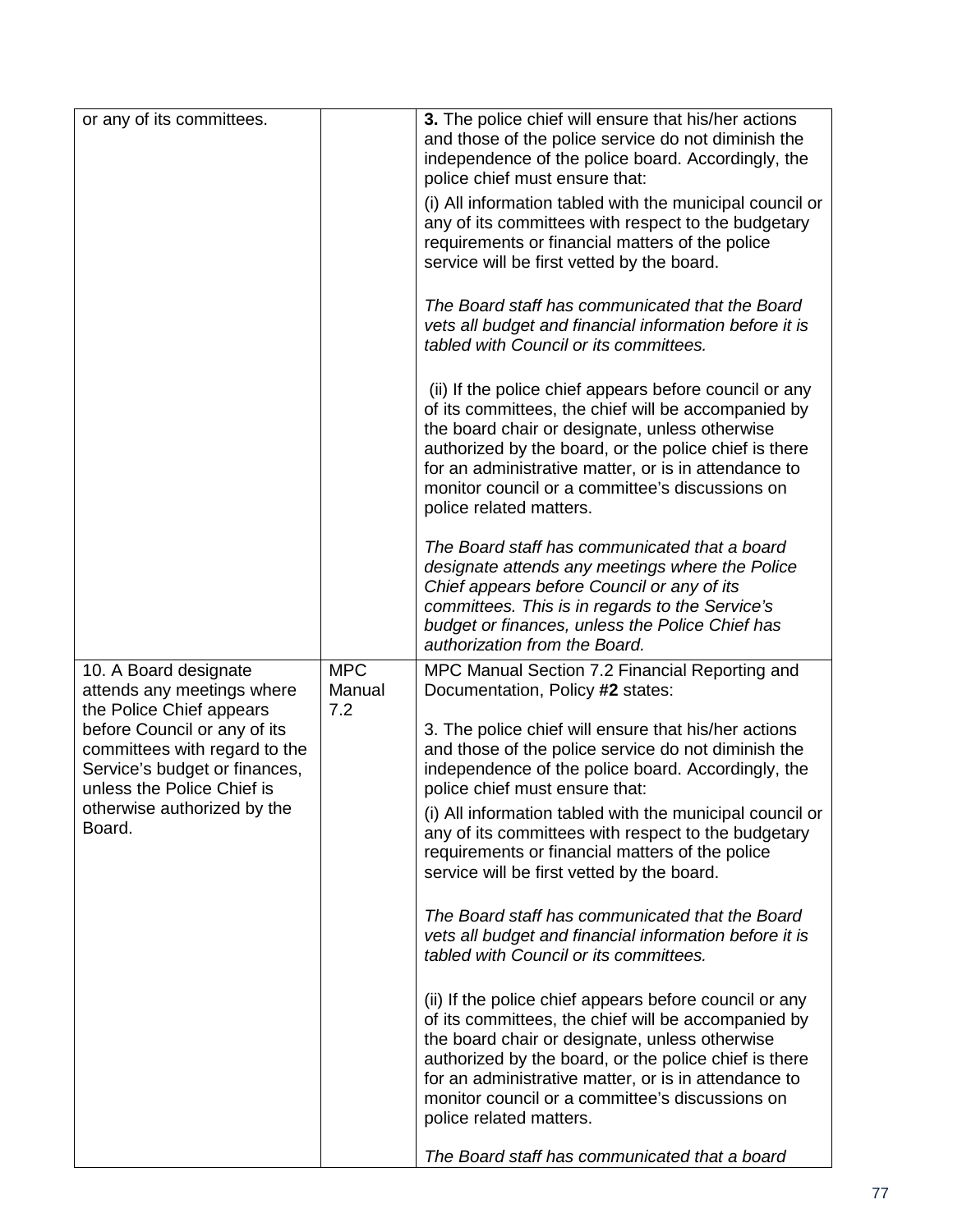| | | |
|---|---|---|
| or any of its committees. | | **3.** The police chief will ensure that his/her actions and those of the police service do not diminish the independence of the police board. Accordingly, the police chief must ensure that:<br><br>(i) All information tabled with the municipal council or any of its committees with respect to the budgetary requirements or financial matters of the police service will be first vetted by the board.<br><br>*The Board staff has communicated that the Board vets all budget and financial information before it is tabled with Council or its committees.*<br><br>(ii) If the police chief appears before council or any of its committees, the chief will be accompanied by the board chair or designate, unless otherwise authorized by the board, or the police chief is there for an administrative matter, or is in attendance to monitor council or a committee's discussions on police related matters.<br><br>*The Board staff has communicated that a board designate attends any meetings where the Police Chief appears before Council or any of its committees. This is in regards to the Service's budget or finances, unless the Police Chief has authorization from the Board.* |
| 10. A Board designate attends any meetings where the Police Chief appears before Council or any of its committees with regard to the Service's budget or finances, unless the Police Chief is otherwise authorized by the Board. | MPC Manual 7.2 | MPC Manual Section 7.2 Financial Reporting and Documentation, Policy **#2** states:<br><br>3. The police chief will ensure that his/her actions and those of the police service do not diminish the independence of the police board. Accordingly, the police chief must ensure that:<br><br>(i) All information tabled with the municipal council or any of its committees with respect to the budgetary requirements or financial matters of the police service will be first vetted by the board.<br><br>*The Board staff has communicated that the Board vets all budget and financial information before it is tabled with Council or its committees.*<br><br>(ii) If the police chief appears before council or any of its committees, the chief will be accompanied by the board chair or designate, unless otherwise authorized by the board, or the police chief is there for an administrative matter, or is in attendance to monitor council or a committee's discussions on police related matters.<br><br>*The Board staff has communicated that a board* |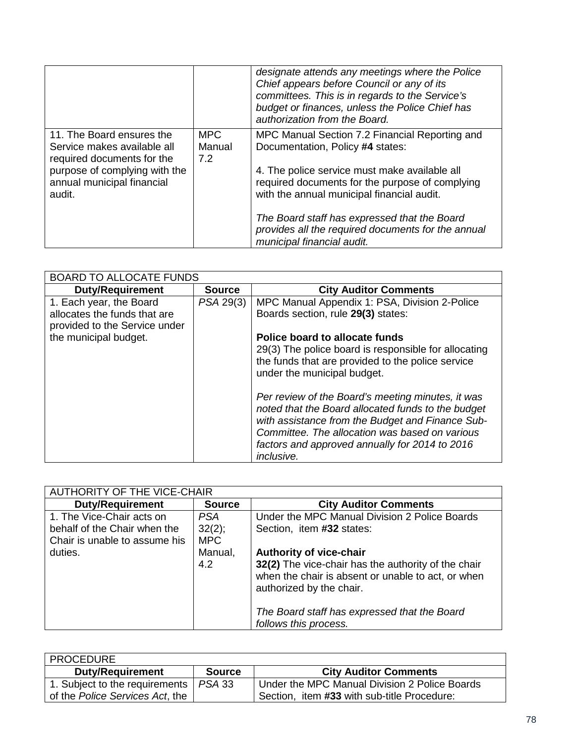| | | |
|---|---|---|
| | | *designate attends any meetings where the Police Chief appears before Council or any of its committees. This is in regards to the Service's budget or finances, unless the Police Chief has authorization from the Board.* |
| 11. The Board ensures the Service makes available all required documents for the purpose of complying with the annual municipal financial audit. | MPC Manual 7.2 | MPC Manual Section 7.2 Financial Reporting and Documentation, Policy #**4** states:<br><br>4. The police service must make available all required documents for the purpose of complying with the annual municipal financial audit.<br><br>*The Board staff has expressed that the Board provides all the required documents for the annual municipal financial audit.* |

| BOARD TO ALLOCATE FUNDS | | |
|---|---|---|
| **Duty/Requirement** | **Source** | **City Auditor Comments** |
| 1. Each year, the Board allocates the funds that are provided to the Service under the municipal budget. | *PSA* 29(3) | MPC Manual Appendix 1: PSA, Division 2-Police Boards section, rule **29(3)** states:<br><br>**Police board to allocate funds**<br>29(3) The police board is responsible for allocating the funds that are provided to the police service under the municipal budget.<br><br>*Per review of the Board's meeting minutes, it was noted that the Board allocated funds to the budget with assistance from the Budget and Finance Sub-Committee. The allocation was based on various factors and approved annually for 2014 to 2016 inclusive.* |

| AUTHORITY OF THE VICE-CHAIR | | |
|---|---|---|
| **Duty/Requirement** | **Source** | **City Auditor Comments** |
| 1. The Vice-Chair acts on behalf of the Chair when the Chair is unable to assume his duties. | *PSA* 32(2); MPC Manual, 4.2 | Under the MPC Manual Division 2 Police Boards Section, item #**32** states:<br><br>**Authority of vice-chair**<br>**32(2)** The vice-chair has the authority of the chair when the chair is absent or unable to act, or when authorized by the chair.<br><br>*The Board staff has expressed that the Board follows this process.* |

| PROCEDURE | | |
|---|---|---|
| **Duty/Requirement** | **Source** | **City Auditor Comments** |
| 1. Subject to the requirements of the *Police Services Act*, the | *PSA* 33 | Under the MPC Manual Division 2 Police Boards Section, item #**33** with sub-title Procedure: |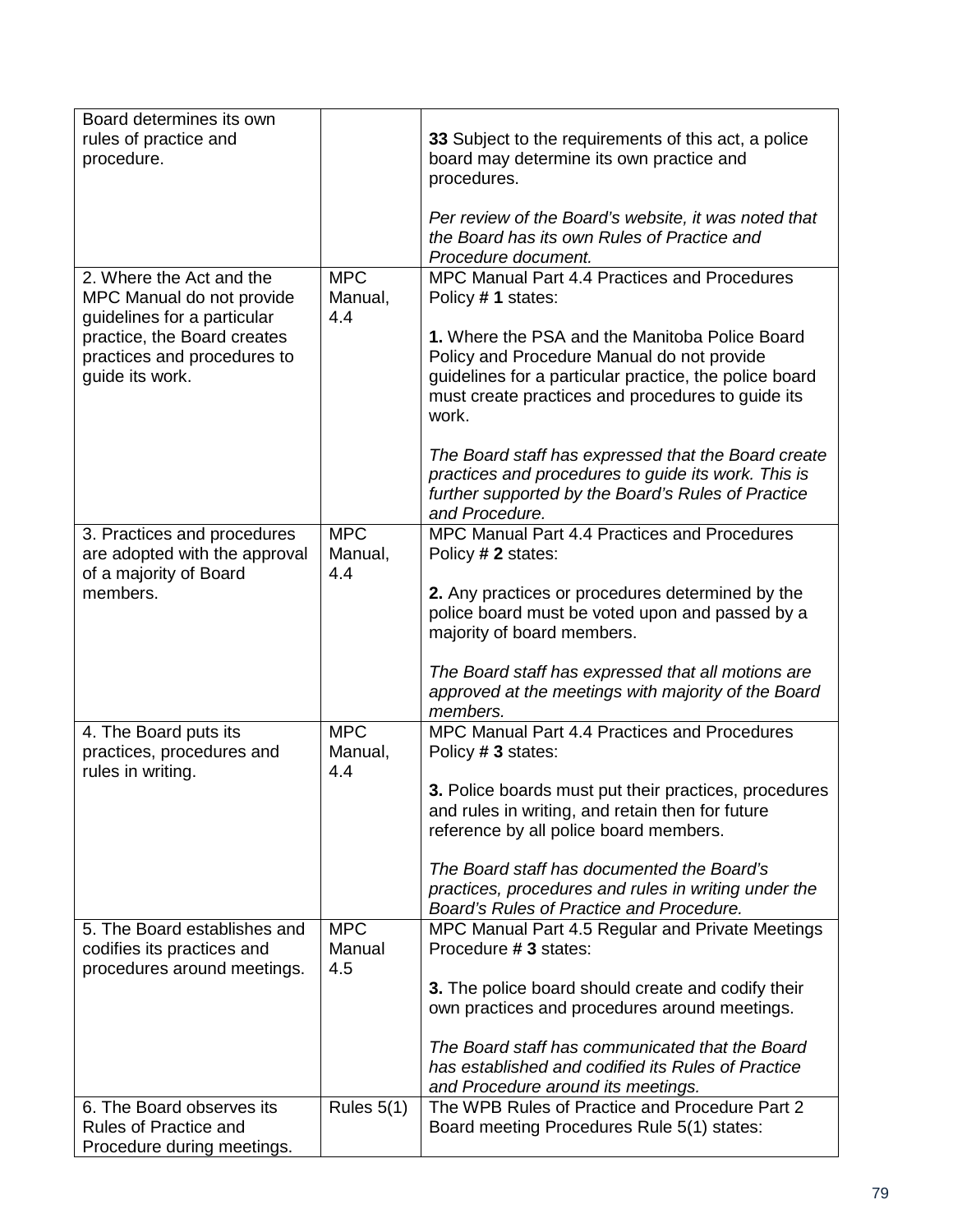| Board determines its own rules of practice and procedure. | | **33** Subject to the requirements of this act, a police board may determine its own practice and procedures.<br><br>*Per review of the Board's website, it was noted that the Board has its own Rules of Practice and Procedure document.* |
|---|---|---|
| 2. Where the Act and the MPC Manual do not provide guidelines for a particular practice, the Board creates practices and procedures to guide its work. | MPC Manual, 4.4 | MPC Manual Part 4.4 Practices and Procedures Policy # **1** states:<br><br>**1.** Where the PSA and the Manitoba Police Board Policy and Procedure Manual do not provide guidelines for a particular practice, the police board must create practices and procedures to guide its work.<br><br>*The Board staff has expressed that the Board create practices and procedures to guide its work. This is further supported by the Board's Rules of Practice and Procedure.* |
| 3. Practices and procedures are adopted with the approval of a majority of Board members. | MPC Manual, 4.4 | MPC Manual Part 4.4 Practices and Procedures Policy # **2** states:<br><br>**2.** Any practices or procedures determined by the police board must be voted upon and passed by a majority of board members.<br><br>*The Board staff has expressed that all motions are approved at the meetings with majority of the Board members.* |
| 4. The Board puts its practices, procedures and rules in writing. | MPC Manual, 4.4 | MPC Manual Part 4.4 Practices and Procedures Policy # **3** states:<br><br>**3.** Police boards must put their practices, procedures and rules in writing, and retain then for future reference by all police board members.<br><br>*The Board staff has documented the Board's practices, procedures and rules in writing under the Board's Rules of Practice and Procedure.* |
| 5. The Board establishes and codifies its practices and procedures around meetings. | MPC Manual 4.5 | MPC Manual Part 4.5 Regular and Private Meetings Procedure # **3** states:<br><br>**3.** The police board should create and codify their own practices and procedures around meetings.<br><br>*The Board staff has communicated that the Board has established and codified its Rules of Practice and Procedure around its meetings.* |
| 6. The Board observes its Rules of Practice and Procedure during meetings. | Rules 5(1) | The WPB Rules of Practice and Procedure Part 2 Board meeting Procedures Rule 5(1) states: |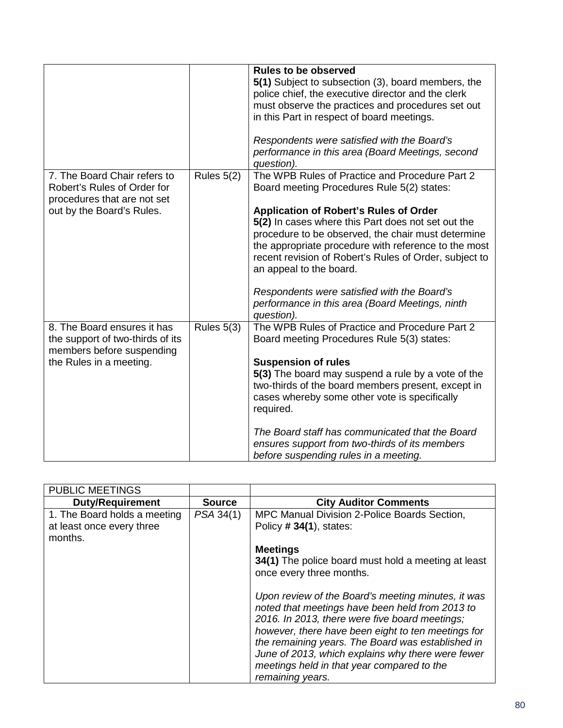| | | |
|---|---|---|
| | | **Rules to be observed**<br>**5(1)** Subject to subsection (3), board members, the police chief, the executive director and the clerk must observe the practices and procedures set out in this Part in respect of board meetings.<br><br>*Respondents were satisfied with the Board's performance in this area (Board Meetings, second question).* |
| 7. The Board Chair refers to Robert's Rules of Order for procedures that are not set out by the Board's Rules. | Rules 5(2) | The WPB Rules of Practice and Procedure Part 2 Board meeting Procedures Rule 5(2) states:<br><br>**Application of Robert's Rules of Order**<br>**5(2)** In cases where this Part does not set out the procedure to be observed, the chair must determine the appropriate procedure with reference to the most recent revision of Robert's Rules of Order, subject to an appeal to the board.<br><br>*Respondents were satisfied with the Board's performance in this area (Board Meetings, ninth question).* |
| 8. The Board ensures it has the support of two-thirds of its members before suspending the Rules in a meeting. | Rules 5(3) | The WPB Rules of Practice and Procedure Part 2 Board meeting Procedures Rule 5(3) states:<br><br>**Suspension of rules**<br>**5(3)** The board may suspend a rule by a vote of the two-thirds of the board members present, except in cases whereby some other vote is specifically required.<br><br>*The Board staff has communicated that the Board ensures support from two-thirds of its members before suspending rules in a meeting.* |

| PUBLIC MEETINGS | | |
|---|---|---|
| **Duty/Requirement** | **Source** | **City Auditor Comments** |
| 1. The Board holds a meeting at least once every three months. | *PSA* 34(1) | MPC Manual Division 2-Police Boards Section, Policy # **34(1**), states:<br><br>**Meetings**<br>**34(1)** The police board must hold a meeting at least once every three months.<br><br>*Upon review of the Board's meeting minutes, it was noted that meetings have been held from 2013 to 2016. In 2013, there were five board meetings; however, there have been eight to ten meetings for the remaining years. The Board was established in June of 2013, which explains why there were fewer meetings held in that year compared to the remaining years.* |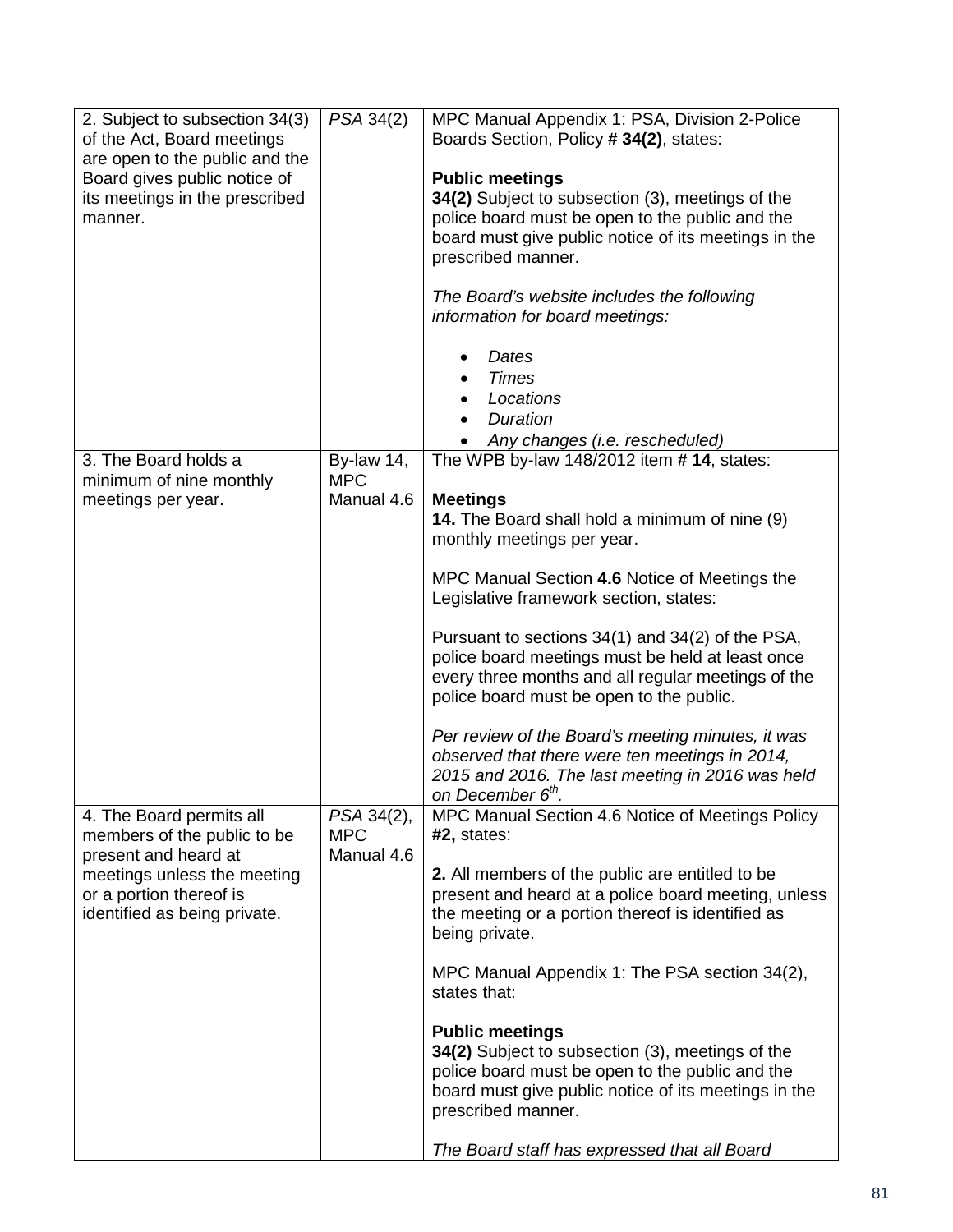| | | |
|---|---|---|
| 2. Subject to subsection 34(3) of the Act, Board meetings are open to the public and the Board gives public notice of its meetings in the prescribed manner. | *PSA* 34(2) | MPC Manual Appendix 1: PSA, Division 2-Police Boards Section, Policy # **34(2)**, states:<br><br>**Public meetings**<br>**34(2)** Subject to subsection (3), meetings of the police board must be open to the public and the board must give public notice of its meetings in the prescribed manner.<br><br>*The Board's website includes the following information for board meetings:*<br><br>• *Dates*<br>• *Times*<br>• *Locations*<br>• *Duration*<br>• *Any changes (i.e. rescheduled)* |
| 3. The Board holds a minimum of nine monthly meetings per year. | By-law 14, MPC Manual 4.6 | The WPB by-law 148/2012 item # **14**, states:<br><br>**Meetings**<br>**14.** The Board shall hold a minimum of nine (9) monthly meetings per year.<br><br>MPC Manual Section **4.6** Notice of Meetings the Legislative framework section, states:<br><br>Pursuant to sections 34(1) and 34(2) of the PSA, police board meetings must be held at least once every three months and all regular meetings of the police board must be open to the public.<br><br>*Per review of the Board's meeting minutes, it was observed that there were ten meetings in 2014, 2015 and 2016. The last meeting in 2016 was held on December 6th.* |
| 4. The Board permits all members of the public to be present and heard at meetings unless the meeting or a portion thereof is identified as being private. | *PSA* 34(2), MPC Manual 4.6 | MPC Manual Section 4.6 Notice of Meetings Policy #**2,** states:<br><br>**2.** All members of the public are entitled to be present and heard at a police board meeting, unless the meeting or a portion thereof is identified as being private.<br><br>MPC Manual Appendix 1: The PSA section 34(2), states that:<br><br>**Public meetings**<br>**34(2)** Subject to subsection (3), meetings of the police board must be open to the public and the board must give public notice of its meetings in the prescribed manner.<br><br>*The Board staff has expressed that all Board* |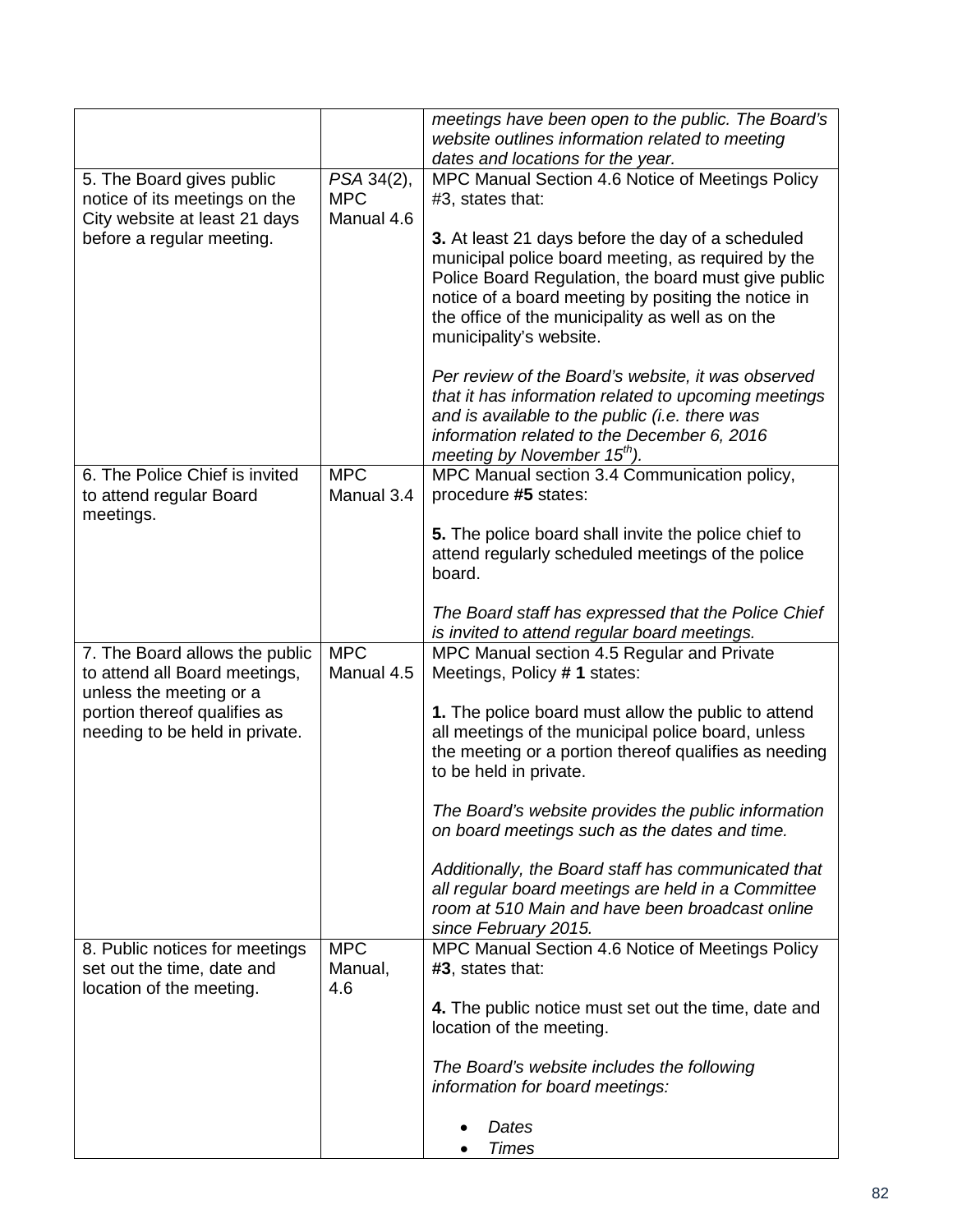|  |  | *meetings have been open to the public. The Board's website outlines information related to meeting dates and locations for the year.* |
|---|---|---|
| 5. The Board gives public notice of its meetings on the City website at least 21 days before a regular meeting. | *PSA* 34(2), MPC Manual 4.6 | MPC Manual Section 4.6 Notice of Meetings Policy #3, states that:<br><br>**3.** At least 21 days before the day of a scheduled municipal police board meeting, as required by the Police Board Regulation, the board must give public notice of a board meeting by positing the notice in the office of the municipality as well as on the municipality's website.<br><br>*Per review of the Board's website, it was observed that it has information related to upcoming meetings and is available to the public (i.e. there was information related to the December 6, 2016 meeting by November 15th).* |
| 6. The Police Chief is invited to attend regular Board meetings. | MPC Manual 3.4 | MPC Manual section 3.4 Communication policy, procedure **#5** states:<br><br>**5.** The police board shall invite the police chief to attend regularly scheduled meetings of the police board.<br><br>*The Board staff has expressed that the Police Chief is invited to attend regular board meetings.* |
| 7. The Board allows the public to attend all Board meetings, unless the meeting or a portion thereof qualifies as needing to be held in private. | MPC Manual 4.5 | MPC Manual section 4.5 Regular and Private Meetings, Policy **# 1** states:<br><br>**1.** The police board must allow the public to attend all meetings of the municipal police board, unless the meeting or a portion thereof qualifies as needing to be held in private.<br><br>*The Board's website provides the public information on board meetings such as the dates and time.*<br><br>*Additionally, the Board staff has communicated that all regular board meetings are held in a Committee room at 510 Main and have been broadcast online since February 2015.* |
| 8. Public notices for meetings set out the time, date and location of the meeting. | MPC Manual, 4.6 | MPC Manual Section 4.6 Notice of Meetings Policy **#3**, states that:<br><br>**4.** The public notice must set out the time, date and location of the meeting.<br><br>*The Board's website includes the following information for board meetings:*<br><br>• *Dates*<br>• *Times* |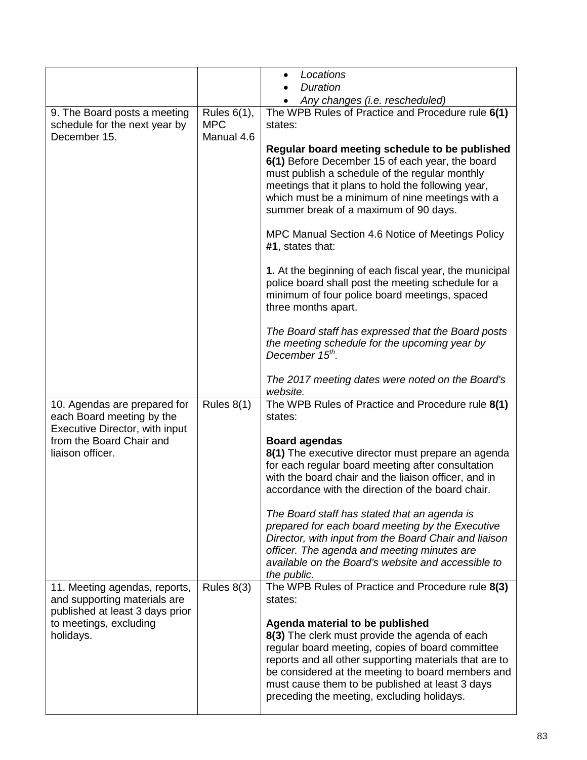| | | |
|---|---|---|
| | | • *Locations*<br>• *Duration*<br>• *Any changes (i.e. rescheduled)* |
| 9. The Board posts a meeting schedule for the next year by December 15. | Rules 6(1), MPC Manual 4.6 | The WPB Rules of Practice and Procedure rule **6(1)** states:<br><br>**Regular board meeting schedule to be published**<br>**6(1)** Before December 15 of each year, the board must publish a schedule of the regular monthly meetings that it plans to hold the following year, which must be a minimum of nine meetings with a summer break of a maximum of 90 days.<br><br>MPC Manual Section 4.6 Notice of Meetings Policy **#1**, states that:<br><br>**1.** At the beginning of each fiscal year, the municipal police board shall post the meeting schedule for a minimum of four police board meetings, spaced three months apart.<br><br>*The Board staff has expressed that the Board posts the meeting schedule for the upcoming year by December 15th.*<br><br>*The 2017 meeting dates were noted on the Board's website.* |
| 10. Agendas are prepared for each Board meeting by the Executive Director, with input from the Board Chair and liaison officer. | Rules 8(1) | The WPB Rules of Practice and Procedure rule **8(1)** states:<br><br>**Board agendas**<br>**8(1)** The executive director must prepare an agenda for each regular board meeting after consultation with the board chair and the liaison officer, and in accordance with the direction of the board chair.<br><br>*The Board staff has stated that an agenda is prepared for each board meeting by the Executive Director, with input from the Board Chair and liaison officer. The agenda and meeting minutes are available on the Board's website and accessible to the public.* |
| 11. Meeting agendas, reports, and supporting materials are published at least 3 days prior to meetings, excluding holidays. | Rules 8(3) | The WPB Rules of Practice and Procedure rule **8(3)** states:<br><br>**Agenda material to be published**<br>**8(3)** The clerk must provide the agenda of each regular board meeting, copies of board committee reports and all other supporting materials that are to be considered at the meeting to board members and must cause them to be published at least 3 days preceding the meeting, excluding holidays. |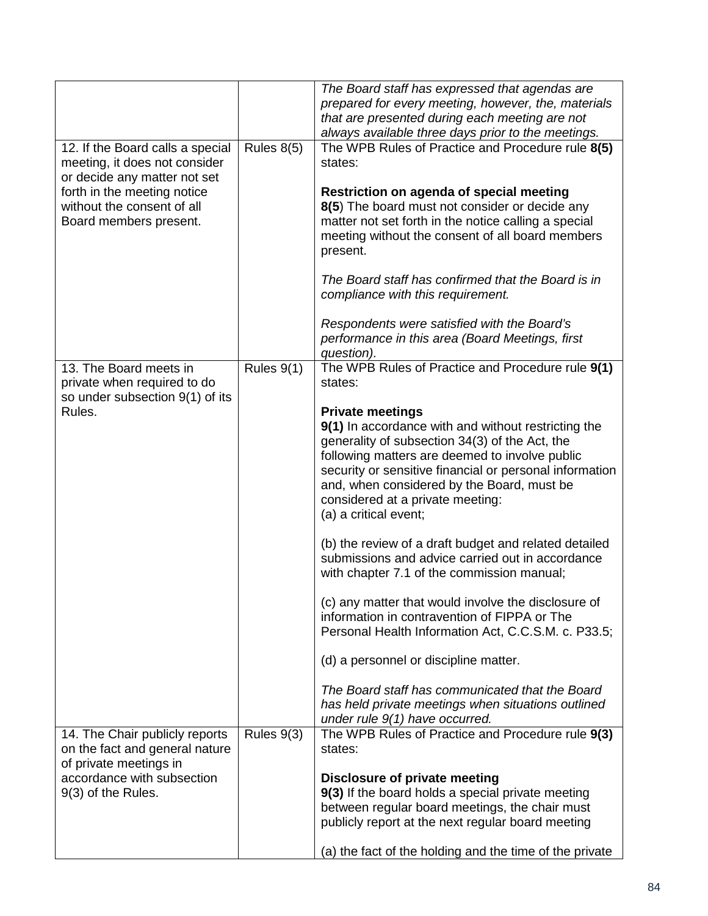| | | |
|---|---|---|
| | | *The Board staff has expressed that agendas are prepared for every meeting, however, the, materials that are presented during each meeting are not always available three days prior to the meetings.* |
| 12. If the Board calls a special meeting, it does not consider or decide any matter not set forth in the meeting notice without the consent of all Board members present. | Rules 8(5) | The WPB Rules of Practice and Procedure rule **8(5)** states:<br><br>**Restriction on agenda of special meeting**<br>**8(5**) The board must not consider or decide any matter not set forth in the notice calling a special meeting without the consent of all board members present.<br><br>*The Board staff has confirmed that the Board is in compliance with this requirement.*<br><br>*Respondents were satisfied with the Board's performance in this area (Board Meetings, first question).* |
| 13. The Board meets in private when required to do so under subsection 9(1) of its Rules. | Rules 9(1) | The WPB Rules of Practice and Procedure rule **9(1)** states:<br><br>**Private meetings**<br>**9(1)** In accordance with and without restricting the generality of subsection 34(3) of the Act, the following matters are deemed to involve public security or sensitive financial or personal information and, when considered by the Board, must be considered at a private meeting:<br>(a) a critical event;<br><br>(b) the review of a draft budget and related detailed submissions and advice carried out in accordance with chapter 7.1 of the commission manual;<br><br>(c) any matter that would involve the disclosure of information in contravention of FIPPA or The Personal Health Information Act, C.C.S.M. c. P33.5;<br><br>(d) a personnel or discipline matter.<br><br>*The Board staff has communicated that the Board has held private meetings when situations outlined under rule 9(1) have occurred.* |
| 14. The Chair publicly reports on the fact and general nature of private meetings in accordance with subsection 9(3) of the Rules. | Rules 9(3) | The WPB Rules of Practice and Procedure rule **9(3)** states:<br><br>**Disclosure of private meeting**<br>**9(3)** If the board holds a special private meeting between regular board meetings, the chair must publicly report at the next regular board meeting<br><br>(a) the fact of the holding and the time of the private |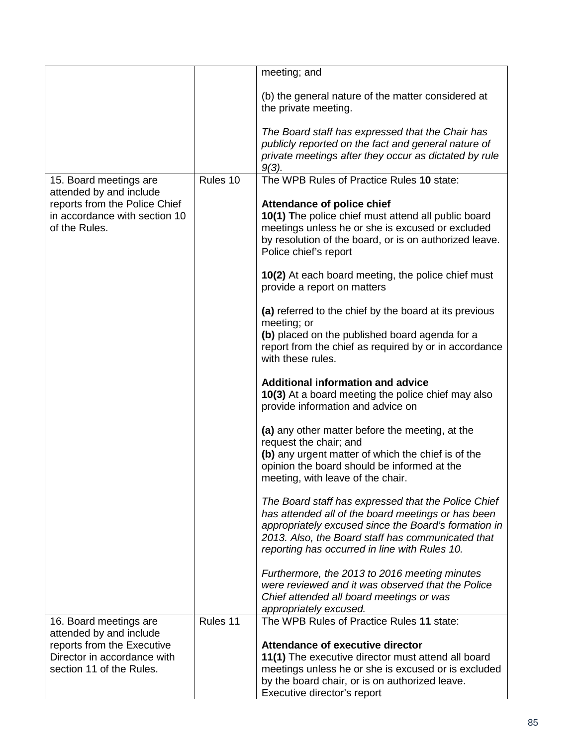| | | |
|---|---|---|
| | | meeting; and<br><br>(b) the general nature of the matter considered at the private meeting.<br><br>*The Board staff has expressed that the Chair has publicly reported on the fact and general nature of private meetings after they occur as dictated by rule 9(3).* |
| 15. Board meetings are attended by and include reports from the Police Chief in accordance with section 10 of the Rules. | Rules 10 | The WPB Rules of Practice Rules **10** state:<br><br>**Attendance of police chief**<br>**10(1) T**he police chief must attend all public board meetings unless he or she is excused or excluded by resolution of the board, or is on authorized leave. Police chief's report<br><br>**10(2)** At each board meeting, the police chief must provide a report on matters<br><br>**(a)** referred to the chief by the board at its previous meeting; or<br>**(b)** placed on the published board agenda for a report from the chief as required by or in accordance with these rules.<br><br>**Additional information and advice**<br>**10(3)** At a board meeting the police chief may also provide information and advice on<br><br>**(a)** any other matter before the meeting, at the request the chair; and<br>**(b)** any urgent matter of which the chief is of the opinion the board should be informed at the meeting, with leave of the chair.<br><br>*The Board staff has expressed that the Police Chief has attended all of the board meetings or has been appropriately excused since the Board's formation in 2013. Also, the Board staff has communicated that reporting has occurred in line with Rules 10.*<br><br>*Furthermore, the 2013 to 2016 meeting minutes were reviewed and it was observed that the Police Chief attended all board meetings or was appropriately excused.* |
| 16. Board meetings are attended by and include reports from the Executive Director in accordance with section 11 of the Rules. | Rules 11 | The WPB Rules of Practice Rules **11** state:<br><br>**Attendance of executive director**<br>**11(1)** The executive director must attend all board meetings unless he or she is excused or is excluded by the board chair, or is on authorized leave. Executive director's report |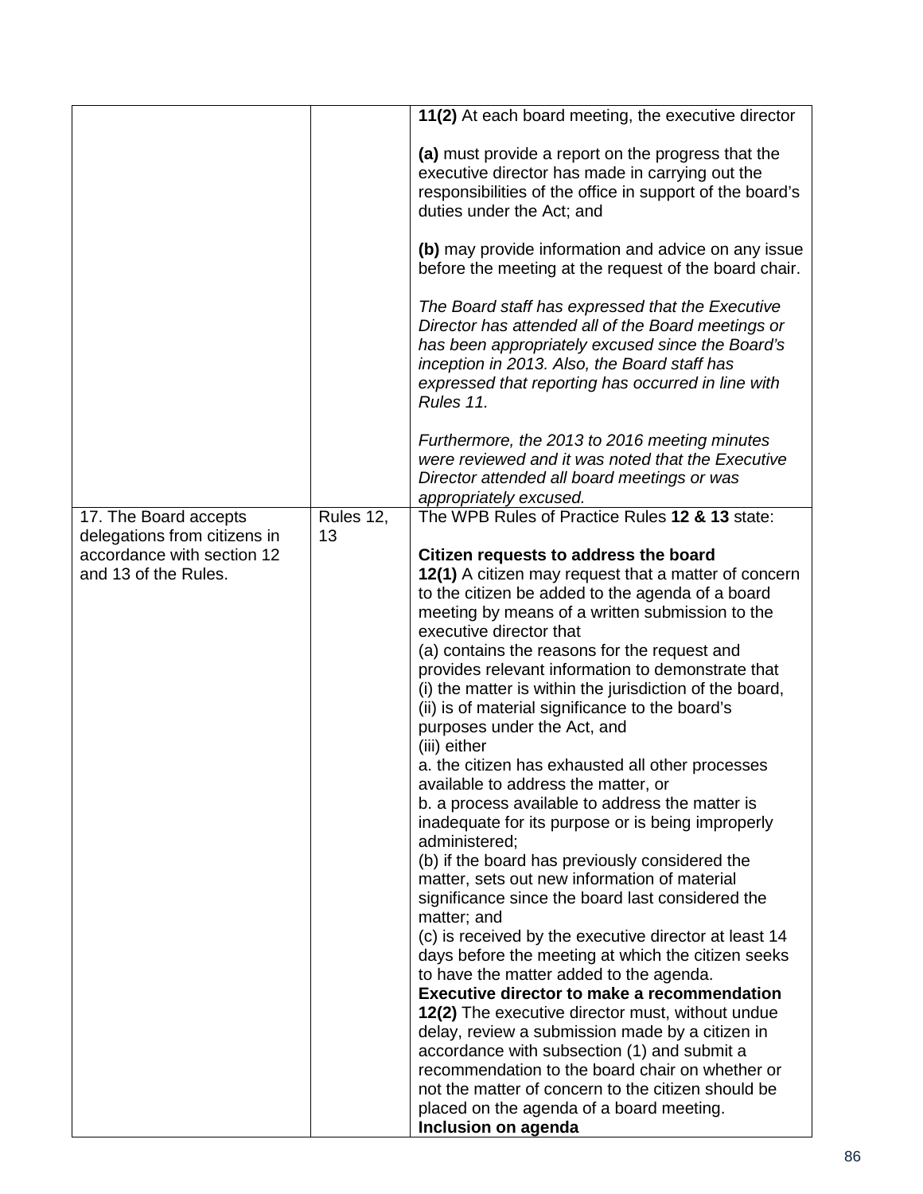| | | |
|---|---|---|
| | | **11(2)** At each board meeting, the executive director<br><br>**(a)** must provide a report on the progress that the executive director has made in carrying out the responsibilities of the office in support of the board's duties under the Act; and<br><br>**(b)** may provide information and advice on any issue before the meeting at the request of the board chair.<br><br>*The Board staff has expressed that the Executive Director has attended all of the Board meetings or has been appropriately excused since the Board's inception in 2013. Also, the Board staff has expressed that reporting has occurred in line with Rules 11.*<br><br>*Furthermore, the 2013 to 2016 meeting minutes were reviewed and it was noted that the Executive Director attended all board meetings or was appropriately excused.* |
| 17. The Board accepts delegations from citizens in accordance with section 12 and 13 of the Rules. | Rules 12, 13 | The WPB Rules of Practice Rules **12 & 13** state:<br><br>**Citizen requests to address the board**<br>**12(1)** A citizen may request that a matter of concern to the citizen be added to the agenda of a board meeting by means of a written submission to the executive director that<br>(a) contains the reasons for the request and provides relevant information to demonstrate that<br>(i) the matter is within the jurisdiction of the board,<br>(ii) is of material significance to the board's purposes under the Act, and<br>(iii) either<br>a. the citizen has exhausted all other processes available to address the matter, or<br>b. a process available to address the matter is inadequate for its purpose or is being improperly administered;<br>(b) if the board has previously considered the matter, sets out new information of material significance since the board last considered the matter; and<br>(c) is received by the executive director at least 14 days before the meeting at which the citizen seeks to have the matter added to the agenda.<br>**Executive director to make a recommendation**<br>**12(2)** The executive director must, without undue delay, review a submission made by a citizen in accordance with subsection (1) and submit a recommendation to the board chair on whether or not the matter of concern to the citizen should be placed on the agenda of a board meeting.<br>**Inclusion on agenda** |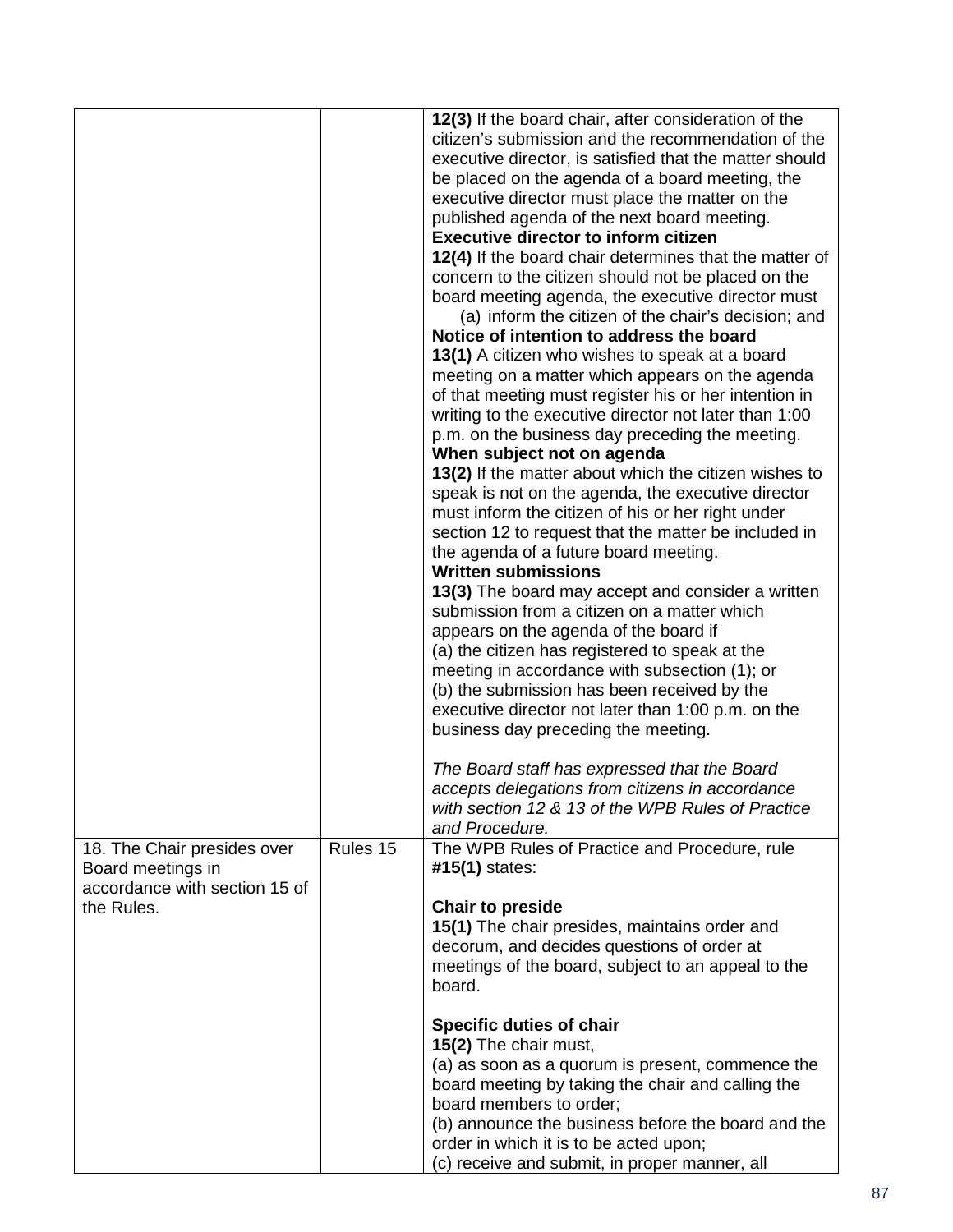| | | |
|---|---|---|
| | | **12(3)** If the board chair, after consideration of the citizen's submission and the recommendation of the executive director, is satisfied that the matter should be placed on the agenda of a board meeting, the executive director must place the matter on the published agenda of the next board meeting.<br>**Executive director to inform citizen**<br>**12(4)** If the board chair determines that the matter of concern to the citizen should not be placed on the board meeting agenda, the executive director must<br>(a) inform the citizen of the chair's decision; and<br>**Notice of intention to address the board**<br>**13(1)** A citizen who wishes to speak at a board meeting on a matter which appears on the agenda of that meeting must register his or her intention in writing to the executive director not later than 1:00 p.m. on the business day preceding the meeting.<br>**When subject not on agenda**<br>**13(2)** If the matter about which the citizen wishes to speak is not on the agenda, the executive director must inform the citizen of his or her right under section 12 to request that the matter be included in the agenda of a future board meeting.<br>**Written submissions**<br>**13(3)** The board may accept and consider a written submission from a citizen on a matter which appears on the agenda of the board if<br>(a) the citizen has registered to speak at the meeting in accordance with subsection (1); or<br>(b) the submission has been received by the executive director not later than 1:00 p.m. on the business day preceding the meeting.<br><br>*The Board staff has expressed that the Board accepts delegations from citizens in accordance with section 12 & 13 of the WPB Rules of Practice and Procedure.* |
| 18. The Chair presides over Board meetings in accordance with section 15 of the Rules. | Rules 15 | The WPB Rules of Practice and Procedure, rule **#15(1)** states:<br><br>**Chair to preside**<br>**15(1)** The chair presides, maintains order and decorum, and decides questions of order at meetings of the board, subject to an appeal to the board.<br><br>**Specific duties of chair**<br>**15(2)** The chair must,<br>(a) as soon as a quorum is present, commence the board meeting by taking the chair and calling the board members to order;<br>(b) announce the business before the board and the order in which it is to be acted upon;<br>(c) receive and submit, in proper manner, all |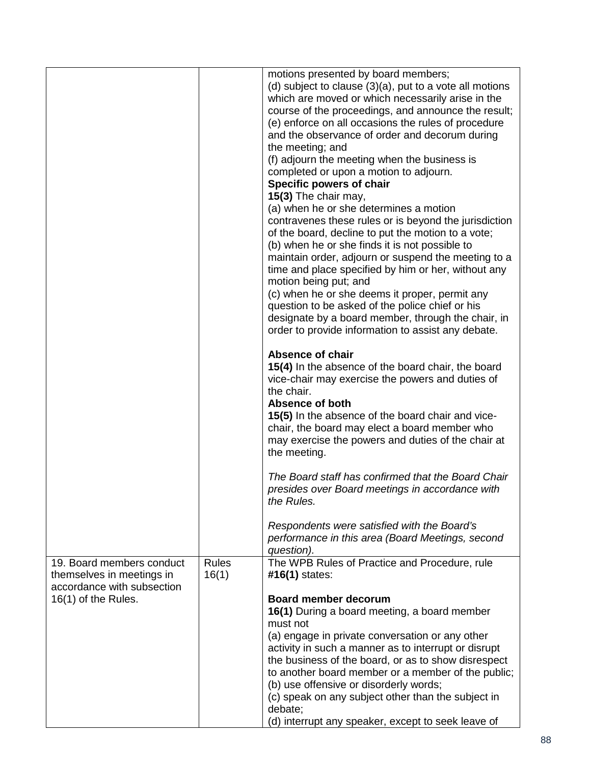| | | |
|---|---|---|
| | | motions presented by board members;<br>(d) subject to clause (3)(a), put to a vote all motions which are moved or which necessarily arise in the course of the proceedings, and announce the result;<br>(e) enforce on all occasions the rules of procedure and the observance of order and decorum during the meeting; and<br>(f) adjourn the meeting when the business is completed or upon a motion to adjourn.<br>**Specific powers of chair**<br>**15(3)** The chair may,<br>(a) when he or she determines a motion contravenes these rules or is beyond the jurisdiction of the board, decline to put the motion to a vote;<br>(b) when he or she finds it is not possible to maintain order, adjourn or suspend the meeting to a time and place specified by him or her, without any motion being put; and<br>(c) when he or she deems it proper, permit any question to be asked of the police chief or his designate by a board member, through the chair, in order to provide information to assist any debate.<br><br>**Absence of chair**<br>**15(4)** In the absence of the board chair, the board vice-chair may exercise the powers and duties of the chair.<br>**Absence of both**<br>**15(5)** In the absence of the board chair and vice-chair, the board may elect a board member who may exercise the powers and duties of the chair at the meeting.<br><br>*The Board staff has confirmed that the Board Chair presides over Board meetings in accordance with the Rules.*<br><br>*Respondents were satisfied with the Board's performance in this area (Board Meetings, second question).* |
| 19. Board members conduct themselves in meetings in accordance with subsection 16(1) of the Rules. | Rules 16(1) | The WPB Rules of Practice and Procedure, rule **#16(1)** states:<br><br>**Board member decorum**<br>**16(1)** During a board meeting, a board member must not<br>(a) engage in private conversation or any other activity in such a manner as to interrupt or disrupt the business of the board, or as to show disrespect to another board member or a member of the public;<br>(b) use offensive or disorderly words;<br>(c) speak on any subject other than the subject in debate;<br>(d) interrupt any speaker, except to seek leave of |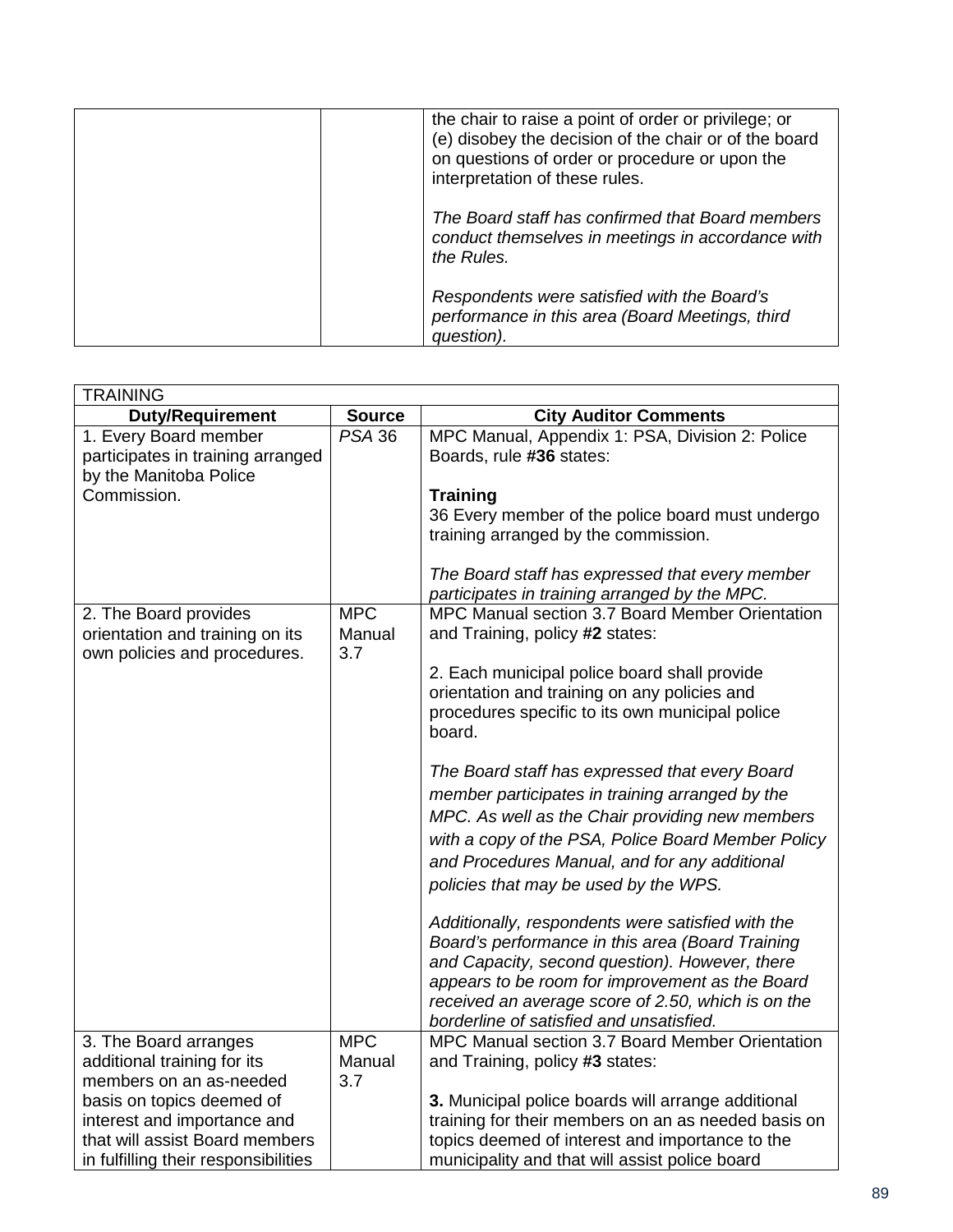| | | |
|---|---|---|
| | | the chair to raise a point of order or privilege; or<br>(e) disobey the decision of the chair or of the board on questions of order or procedure or upon the interpretation of these rules.<br><br>*The Board staff has confirmed that Board members conduct themselves in meetings in accordance with the Rules.*<br><br>*Respondents were satisfied with the Board's performance in this area (Board Meetings, third question).* |

| TRAINING | | |
|---|---|---|
| **Duty/Requirement** | **Source** | **City Auditor Comments** |
| 1. Every Board member participates in training arranged by the Manitoba Police Commission. | *PSA* 36 | MPC Manual, Appendix 1: PSA, Division 2: Police Boards, rule **#36** states:<br><br>**Training**<br>36 Every member of the police board must undergo training arranged by the commission.<br><br>*The Board staff has expressed that every member participates in training arranged by the MPC.* |
| 2. The Board provides orientation and training on its own policies and procedures. | MPC Manual 3.7 | MPC Manual section 3.7 Board Member Orientation and Training, policy **#2** states:<br><br>2. Each municipal police board shall provide orientation and training on any policies and procedures specific to its own municipal police board.<br><br>*The Board staff has expressed that every Board member participates in training arranged by the MPC. As well as the Chair providing new members with a copy of the PSA, Police Board Member Policy and Procedures Manual, and for any additional policies that may be used by the WPS.*<br><br>*Additionally, respondents were satisfied with the Board's performance in this area (Board Training and Capacity, second question). However, there appears to be room for improvement as the Board received an average score of 2.50, which is on the borderline of satisfied and unsatisfied.* |
| 3. The Board arranges additional training for its members on an as-needed basis on topics deemed of interest and importance and that will assist Board members in fulfilling their responsibilities | MPC Manual 3.7 | MPC Manual section 3.7 Board Member Orientation and Training, policy **#3** states:<br><br>**3.** Municipal police boards will arrange additional training for their members on an as needed basis on topics deemed of interest and importance to the municipality and that will assist police board |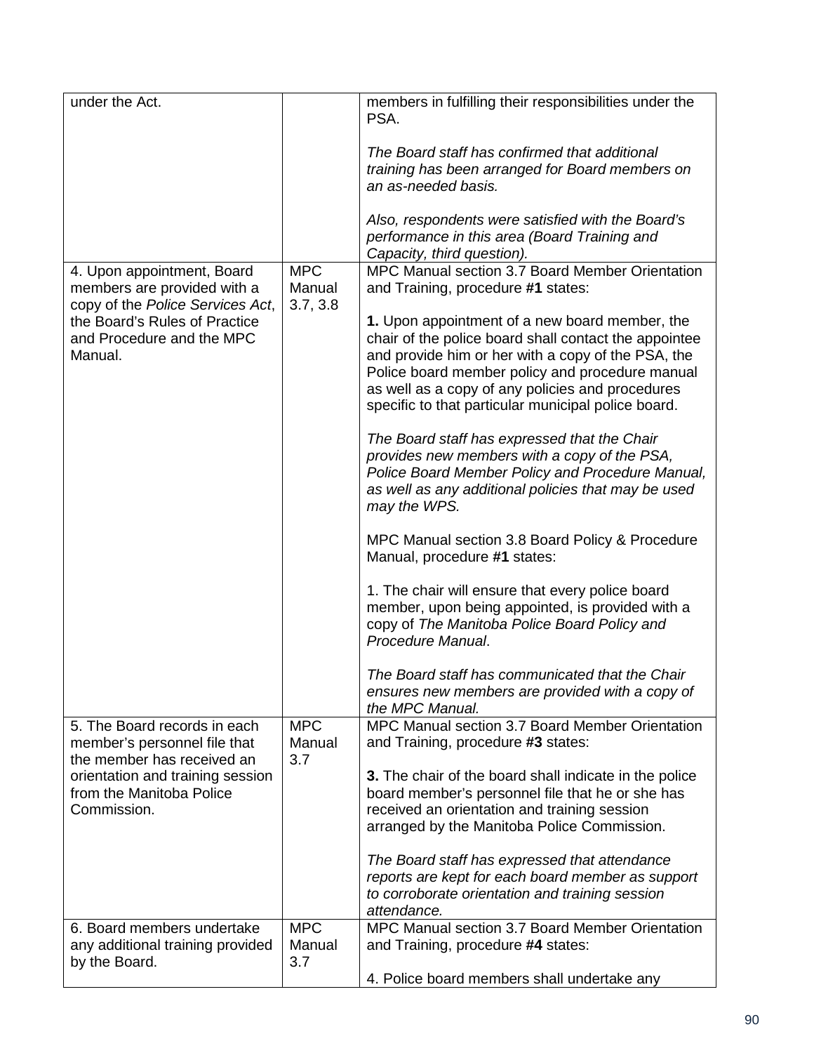| | | |
|---|---|---|
| under the Act. | | members in fulfilling their responsibilities under the PSA.<br><br>*The Board staff has confirmed that additional training has been arranged for Board members on an as-needed basis.*<br><br>*Also, respondents were satisfied with the Board's performance in this area (Board Training and Capacity, third question).* |
| 4. Upon appointment, Board members are provided with a copy of the *Police Services Act*, the Board's Rules of Practice and Procedure and the MPC Manual. | MPC Manual 3.7, 3.8 | MPC Manual section 3.7 Board Member Orientation and Training, procedure **#1** states:<br><br>**1.** Upon appointment of a new board member, the chair of the police board shall contact the appointee and provide him or her with a copy of the PSA, the Police board member policy and procedure manual as well as a copy of any policies and procedures specific to that particular municipal police board.<br><br>*The Board staff has expressed that the Chair provides new members with a copy of the PSA, Police Board Member Policy and Procedure Manual, as well as any additional policies that may be used may the WPS.*<br><br>MPC Manual section 3.8 Board Policy & Procedure Manual, procedure **#1** states:<br><br>1. The chair will ensure that every police board member, upon being appointed, is provided with a copy of *The Manitoba Police Board Policy and Procedure Manual*.<br><br>*The Board staff has communicated that the Chair ensures new members are provided with a copy of the MPC Manual.* |
| 5. The Board records in each member's personnel file that the member has received an orientation and training session from the Manitoba Police Commission. | MPC Manual 3.7 | MPC Manual section 3.7 Board Member Orientation and Training, procedure **#3** states:<br><br>**3.** The chair of the board shall indicate in the police board member's personnel file that he or she has received an orientation and training session arranged by the Manitoba Police Commission.<br><br>*The Board staff has expressed that attendance reports are kept for each board member as support to corroborate orientation and training session attendance.* |
| 6. Board members undertake any additional training provided by the Board. | MPC Manual 3.7 | MPC Manual section 3.7 Board Member Orientation and Training, procedure **#4** states:<br><br>4. Police board members shall undertake any |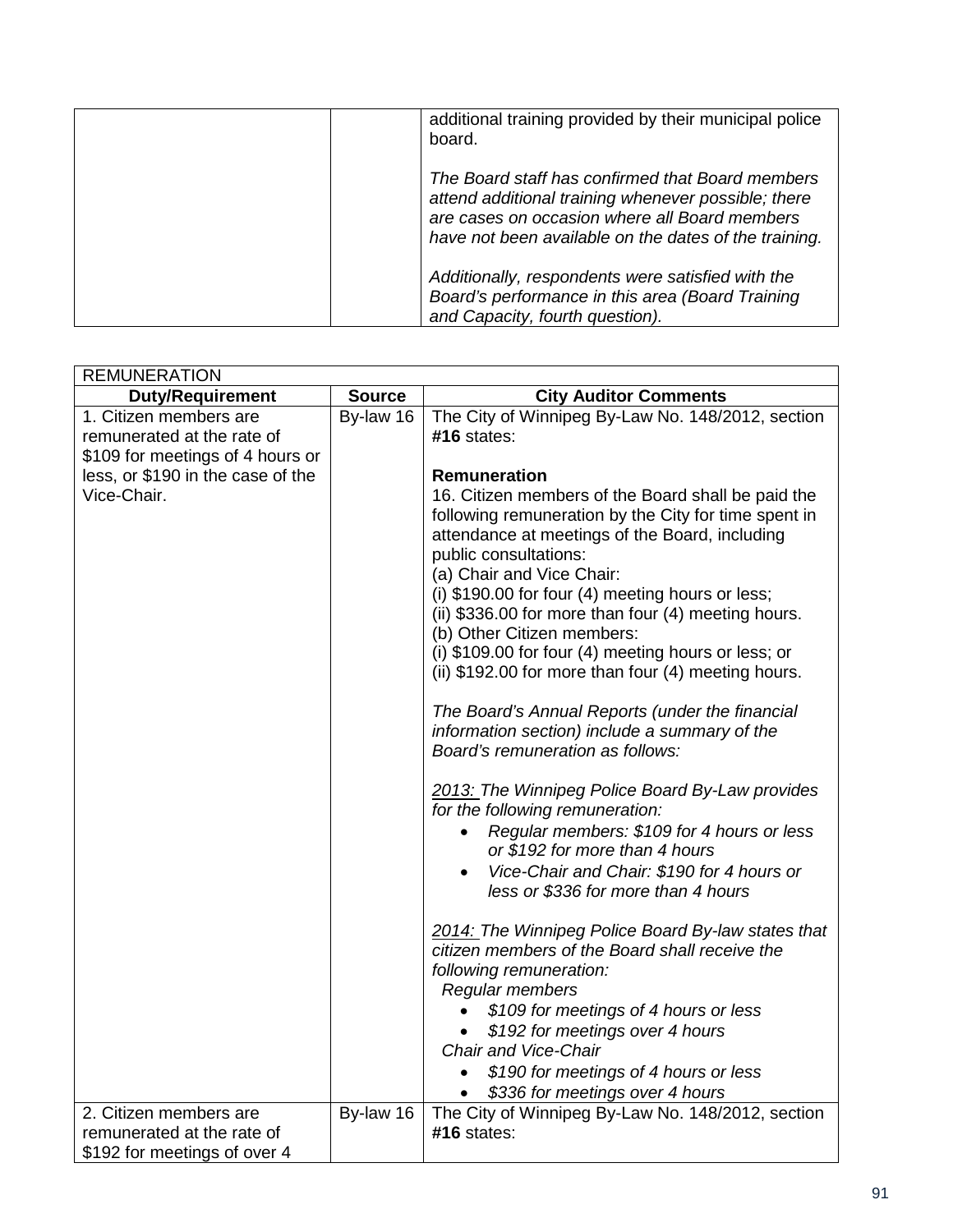| | | |
|---|---|---|
| | | additional training provided by their municipal police board.<br><br>*The Board staff has confirmed that Board members attend additional training whenever possible; there are cases on occasion where all Board members have not been available on the dates of the training.*<br><br>*Additionally, respondents were satisfied with the Board's performance in this area (Board Training and Capacity, fourth question).* |

| REMUNERATION | | |
|---|---|---|
| **Duty/Requirement** | **Source** | **City Auditor Comments** |
| 1. Citizen members are remunerated at the rate of $109 for meetings of 4 hours or less, or $190 in the case of the Vice-Chair. | By-law 16 | The City of Winnipeg By-Law No. 148/2012, section #**16** states:<br><br>**Remuneration**<br>16. Citizen members of the Board shall be paid the following remuneration by the City for time spent in attendance at meetings of the Board, including public consultations:<br>(a) Chair and Vice Chair:<br>(i) $190.00 for four (4) meeting hours or less;<br>(ii) $336.00 for more than four (4) meeting hours.<br>(b) Other Citizen members:<br>(i) $109.00 for four (4) meeting hours or less; or<br>(ii) $192.00 for more than four (4) meeting hours.<br><br>*The Board's Annual Reports (under the financial information section) include a summary of the Board's remuneration as follows:*<br><br>*<u>2013:</u> The Winnipeg Police Board By-Law provides for the following remuneration:*<br>• *Regular members: $109 for 4 hours or less or $192 for more than 4 hours*<br>• *Vice-Chair and Chair: $190 for 4 hours or less or $336 for more than 4 hours*<br><br>*<u>2014:</u> The Winnipeg Police Board By-law states that citizen members of the Board shall receive the following remuneration:*<br>*Regular members*<br>• *$109 for meetings of 4 hours or less*<br>• *$192 for meetings over 4 hours*<br>*Chair and Vice-Chair*<br>• *$190 for meetings of 4 hours or less*<br>• *$336 for meetings over 4 hours* |
| 2. Citizen members are remunerated at the rate of $192 for meetings of over 4 | By-law 16 | The City of Winnipeg By-Law No. 148/2012, section #**16** states: |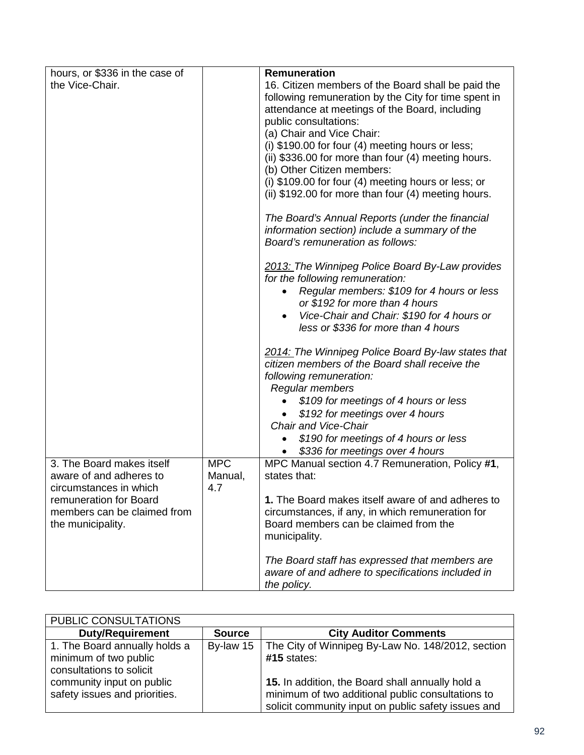| | | |
|---|---|---|
| hours, or $336 in the case of the Vice-Chair. | | **Remuneration**<br>16. Citizen members of the Board shall be paid the following remuneration by the City for time spent in attendance at meetings of the Board, including public consultations:<br>(a) Chair and Vice Chair:<br>(i) $190.00 for four (4) meeting hours or less;<br>(ii) $336.00 for more than four (4) meeting hours.<br>(b) Other Citizen members:<br>(i) $109.00 for four (4) meeting hours or less; or<br>(ii) $192.00 for more than four (4) meeting hours.<br><br>*The Board's Annual Reports (under the financial information section) include a summary of the Board's remuneration as follows:*<br><br>*2013: The Winnipeg Police Board By-Law provides for the following remuneration:*<br>• *Regular members: $109 for 4 hours or less or $192 for more than 4 hours*<br>• *Vice-Chair and Chair: $190 for 4 hours or less or $336 for more than 4 hours*<br><br>*2014: The Winnipeg Police Board By-law states that citizen members of the Board shall receive the following remuneration:*<br>*Regular members*<br>• *$109 for meetings of 4 hours or less*<br>• *$192 for meetings over 4 hours*<br>*Chair and Vice-Chair*<br>• *$190 for meetings of 4 hours or less*<br>• *$336 for meetings over 4 hours* |
| 3. The Board makes itself aware of and adheres to circumstances in which remuneration for Board members can be claimed from the municipality. | MPC Manual, 4.7 | MPC Manual section 4.7 Remuneration, Policy **#1**, states that:<br><br>**1.** The Board makes itself aware of and adheres to circumstances, if any, in which remuneration for Board members can be claimed from the municipality.<br><br>*The Board staff has expressed that members are aware of and adhere to specifications included in the policy.* |

| PUBLIC CONSULTATIONS | | |
|---|---|---|
| **Duty/Requirement** | **Source** | **City Auditor Comments** |
| 1. The Board annually holds a minimum of two public consultations to solicit community input on public safety issues and priorities. | By-law 15 | The City of Winnipeg By-Law No. 148/2012, section **#15** states:<br><br>**15.** In addition, the Board shall annually hold a minimum of two additional public consultations to solicit community input on public safety issues and |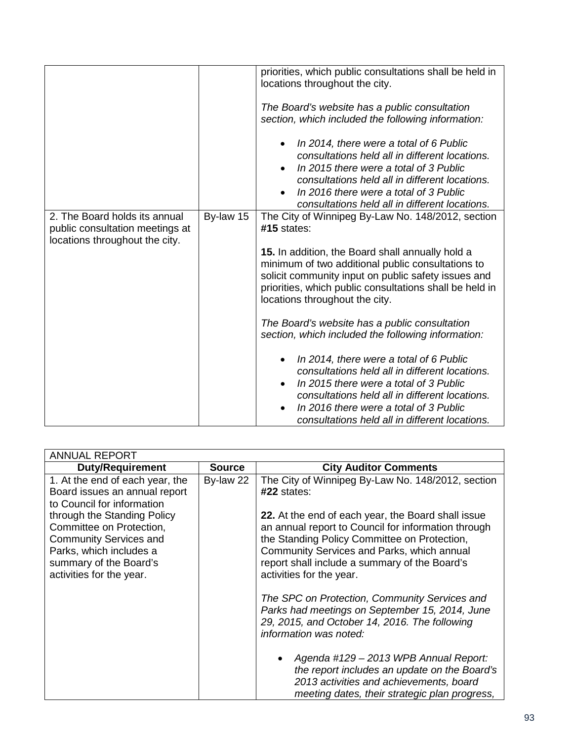| | | |
|---|---|---|
| | | priorities, which public consultations shall be held in locations throughout the city.<br><br>*The Board's website has a public consultation section, which included the following information:*<br><br>• *In 2014, there were a total of 6 Public consultations held all in different locations.*<br>• *In 2015 there were a total of 3 Public consultations held all in different locations.*<br>• *In 2016 there were a total of 3 Public consultations held all in different locations.* |
| 2. The Board holds its annual public consultation meetings at locations throughout the city. | By-law 15 | The City of Winnipeg By-Law No. 148/2012, section **#15** states:<br><br>**15.** In addition, the Board shall annually hold a minimum of two additional public consultations to solicit community input on public safety issues and priorities, which public consultations shall be held in locations throughout the city.<br><br>*The Board's website has a public consultation section, which included the following information:*<br><br>• *In 2014, there were a total of 6 Public consultations held all in different locations.*<br>• *In 2015 there were a total of 3 Public consultations held all in different locations.*<br>• *In 2016 there were a total of 3 Public consultations held all in different locations.* |

| ANNUAL REPORT | | |
|---|---|---|
| **Duty/Requirement** | **Source** | **City Auditor Comments** |
| 1. At the end of each year, the Board issues an annual report to Council for information through the Standing Policy Committee on Protection, Community Services and Parks, which includes a summary of the Board's activities for the year. | By-law 22 | The City of Winnipeg By-Law No. 148/2012, section **#22** states:<br><br>**22.** At the end of each year, the Board shall issue an annual report to Council for information through the Standing Policy Committee on Protection, Community Services and Parks, which annual report shall include a summary of the Board's activities for the year.<br><br>*The SPC on Protection, Community Services and Parks had meetings on September 15, 2014, June 29, 2015, and October 14, 2016. The following information was noted:*<br><br>• *Agenda #129 – 2013 WPB Annual Report: the report includes an update on the Board's 2013 activities and achievements, board meeting dates, their strategic plan progress,* |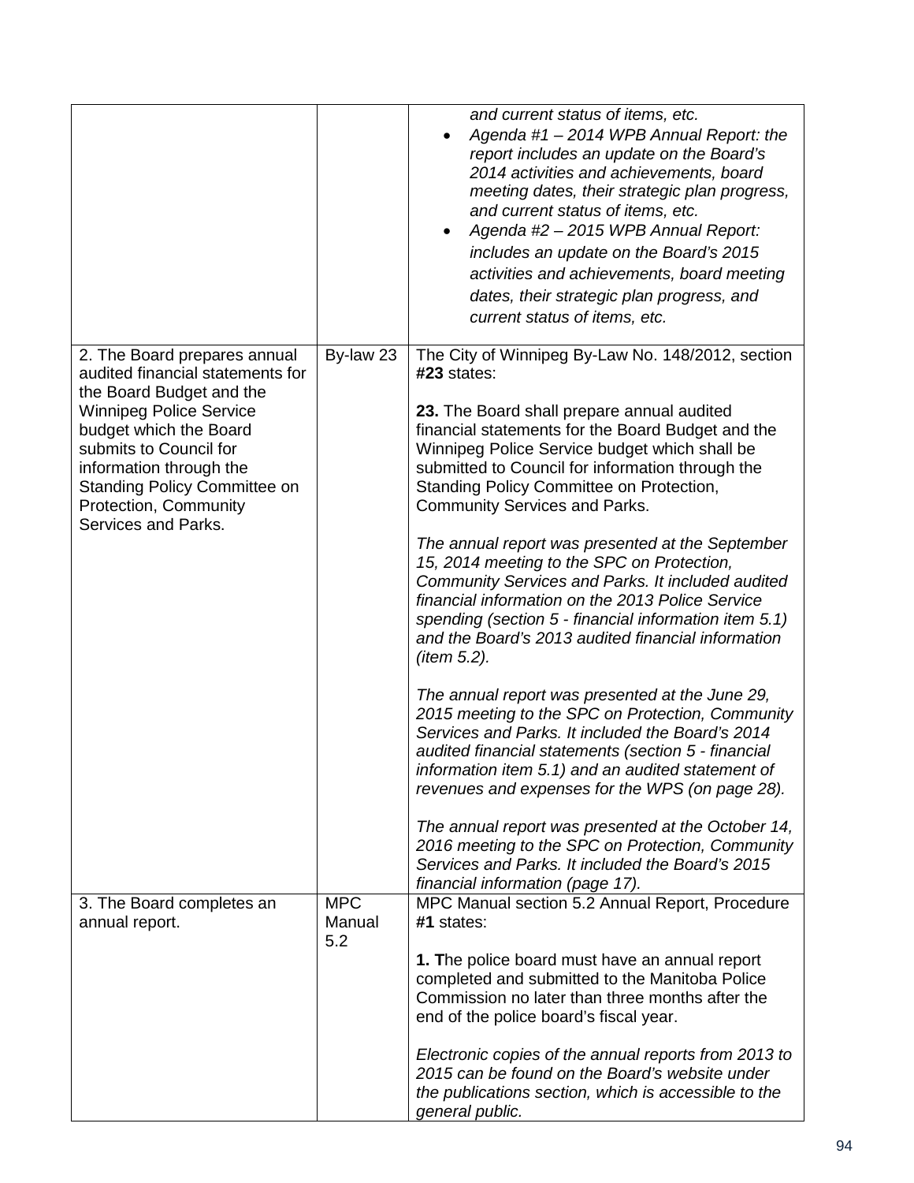| | | |
|---|---|---|
| | | *and current status of items, etc.*<br>• *Agenda #1 – 2014 WPB Annual Report: the report includes an update on the Board's 2014 activities and achievements, board meeting dates, their strategic plan progress, and current status of items, etc.*<br>• *Agenda #2 – 2015 WPB Annual Report: includes an update on the Board's 2015 activities and achievements, board meeting dates, their strategic plan progress, and current status of items, etc.* |
| 2. The Board prepares annual audited financial statements for the Board Budget and the Winnipeg Police Service budget which the Board submits to Council for information through the Standing Policy Committee on Protection, Community Services and Parks. | By-law 23 | The City of Winnipeg By-Law No. 148/2012, section **#23** states:<br><br>**23.** The Board shall prepare annual audited financial statements for the Board Budget and the Winnipeg Police Service budget which shall be submitted to Council for information through the Standing Policy Committee on Protection, Community Services and Parks.<br><br>*The annual report was presented at the September 15, 2014 meeting to the SPC on Protection, Community Services and Parks. It included audited financial information on the 2013 Police Service spending (section 5 - financial information item 5.1) and the Board's 2013 audited financial information (item 5.2).*<br><br>*The annual report was presented at the June 29, 2015 meeting to the SPC on Protection, Community Services and Parks. It included the Board's 2014 audited financial statements (section 5 - financial information item 5.1) and an audited statement of revenues and expenses for the WPS (on page 28).*<br><br>*The annual report was presented at the October 14, 2016 meeting to the SPC on Protection, Community Services and Parks. It included the Board's 2015 financial information (page 17).* |
| 3. The Board completes an annual report. | MPC Manual 5.2 | MPC Manual section 5.2 Annual Report, Procedure **#1** states:<br><br>**1. T**he police board must have an annual report completed and submitted to the Manitoba Police Commission no later than three months after the end of the police board's fiscal year.<br><br>*Electronic copies of the annual reports from 2013 to 2015 can be found on the Board's website under the publications section, which is accessible to the general public.* |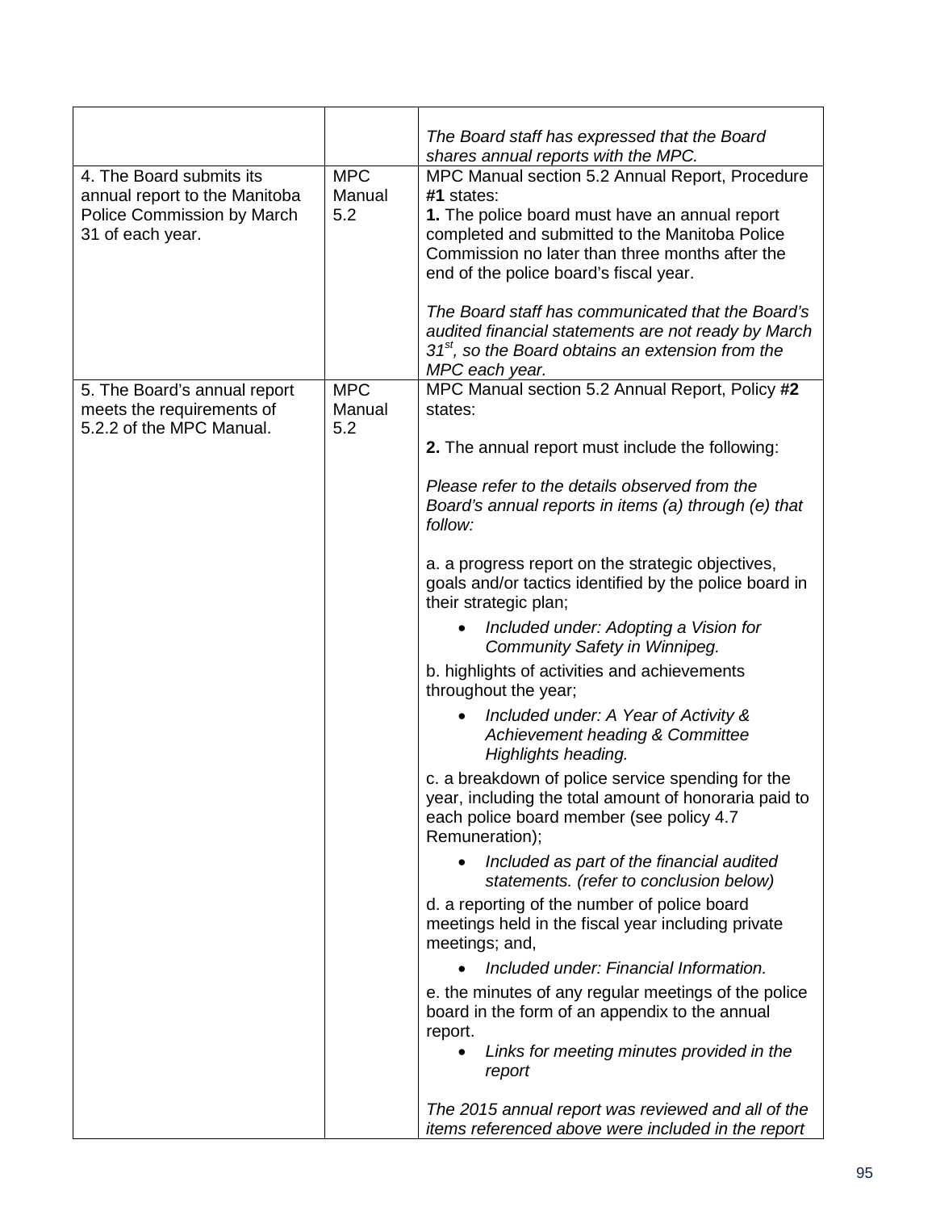| | | |
|---|---|---|
| | | *The Board staff has expressed that the Board shares annual reports with the MPC.* |
| 4. The Board submits its annual report to the Manitoba Police Commission by March 31 of each year. | MPC Manual 5.2 | MPC Manual section 5.2 Annual Report, Procedure **#1** states:<br>**1.** The police board must have an annual report completed and submitted to the Manitoba Police Commission no later than three months after the end of the police board's fiscal year.<br><br>*The Board staff has communicated that the Board's audited financial statements are not ready by March 31st, so the Board obtains an extension from the MPC each year.* |
| 5. The Board's annual report meets the requirements of 5.2.2 of the MPC Manual. | MPC Manual 5.2 | MPC Manual section 5.2 Annual Report, Policy **#2** states:<br><br>**2.** The annual report must include the following:<br><br>*Please refer to the details observed from the Board's annual reports in items (a) through (e) that follow:*<br><br>a. a progress report on the strategic objectives, goals and/or tactics identified by the police board in their strategic plan;<br>• *Included under: Adopting a Vision for Community Safety in Winnipeg.*<br>b. highlights of activities and achievements throughout the year;<br>• *Included under: A Year of Activity & Achievement heading & Committee Highlights heading.*<br>c. a breakdown of police service spending for the year, including the total amount of honoraria paid to each police board member (see policy 4.7 Remuneration);<br>• *Included as part of the financial audited statements. (refer to conclusion below)*<br>d. a reporting of the number of police board meetings held in the fiscal year including private meetings; and,<br>• *Included under: Financial Information.*<br>e. the minutes of any regular meetings of the police board in the form of an appendix to the annual report.<br>• *Links for meeting minutes provided in the report*<br><br>*The 2015 annual report was reviewed and all of the items referenced above were included in the report* |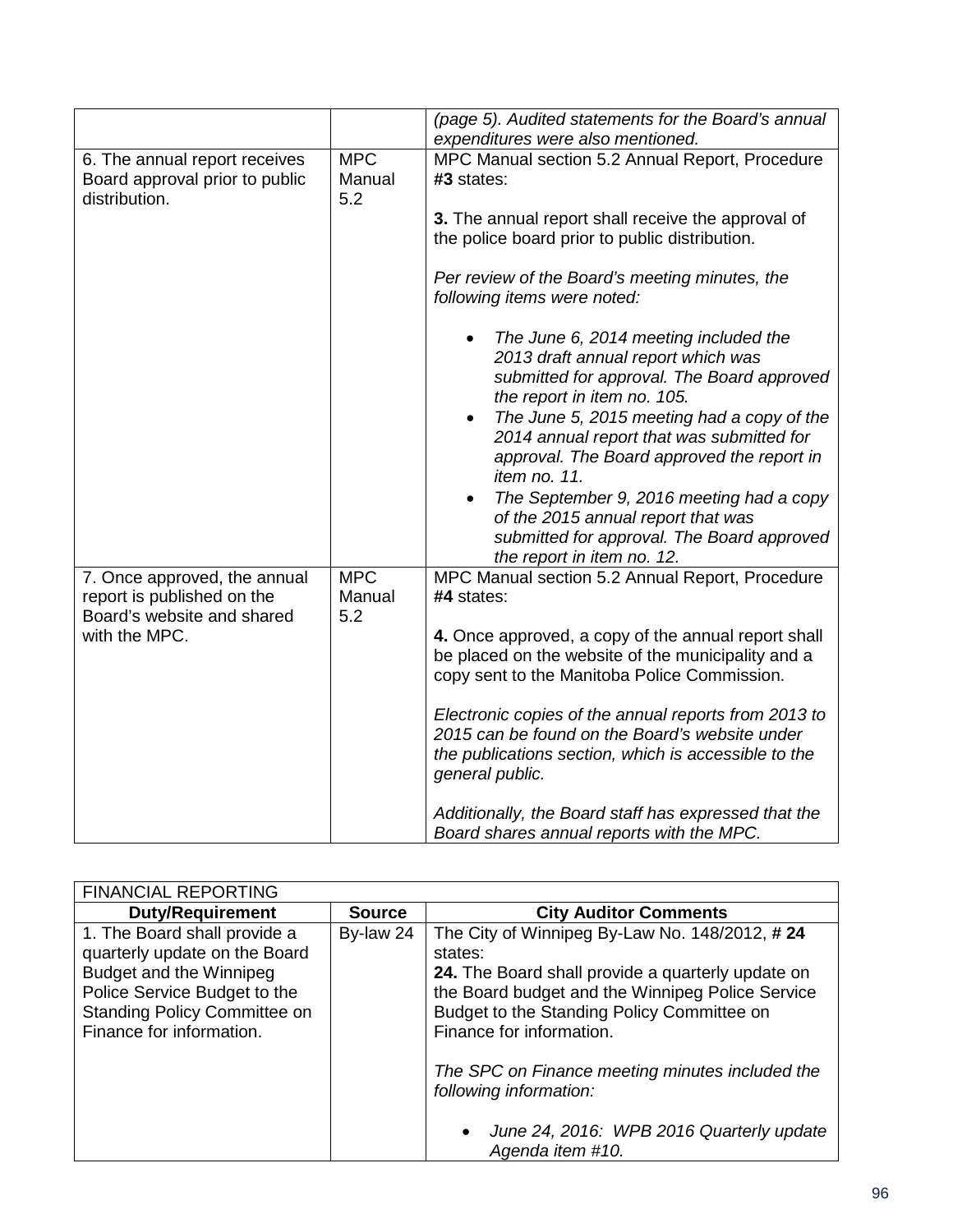| | | *(page 5). Audited statements for the Board's annual expenditures were also mentioned.* |
|---|---|---|
| 6. The annual report receives Board approval prior to public distribution. | MPC Manual 5.2 | MPC Manual section 5.2 Annual Report, Procedure **#3** states:<br><br>**3.** The annual report shall receive the approval of the police board prior to public distribution.<br><br>*Per review of the Board's meeting minutes, the following items were noted:*<br><br>• *The June 6, 2014 meeting included the 2013 draft annual report which was submitted for approval. The Board approved the report in item no. 105.*<br>• *The June 5, 2015 meeting had a copy of the 2014 annual report that was submitted for approval. The Board approved the report in item no. 11.*<br>• *The September 9, 2016 meeting had a copy of the 2015 annual report that was submitted for approval. The Board approved the report in item no. 12.* |
| 7. Once approved, the annual report is published on the Board's website and shared with the MPC. | MPC Manual 5.2 | MPC Manual section 5.2 Annual Report, Procedure **#4** states:<br><br>**4.** Once approved, a copy of the annual report shall be placed on the website of the municipality and a copy sent to the Manitoba Police Commission.<br><br>*Electronic copies of the annual reports from 2013 to 2015 can be found on the Board's website under the publications section, which is accessible to the general public.*<br><br>*Additionally, the Board staff has expressed that the Board shares annual reports with the MPC.* |

| FINANCIAL REPORTING | | |
|---|---|---|
| **Duty/Requirement** | **Source** | **City Auditor Comments** |
| 1. The Board shall provide a quarterly update on the Board Budget and the Winnipeg Police Service Budget to the Standing Policy Committee on Finance for information. | By-law 24 | The City of Winnipeg By-Law No. 148/2012, **# 24** states:<br>**24.** The Board shall provide a quarterly update on the Board budget and the Winnipeg Police Service Budget to the Standing Policy Committee on Finance for information.<br><br>*The SPC on Finance meeting minutes included the following information:*<br><br>• *June 24, 2016: WPB 2016 Quarterly update Agenda item #10.* |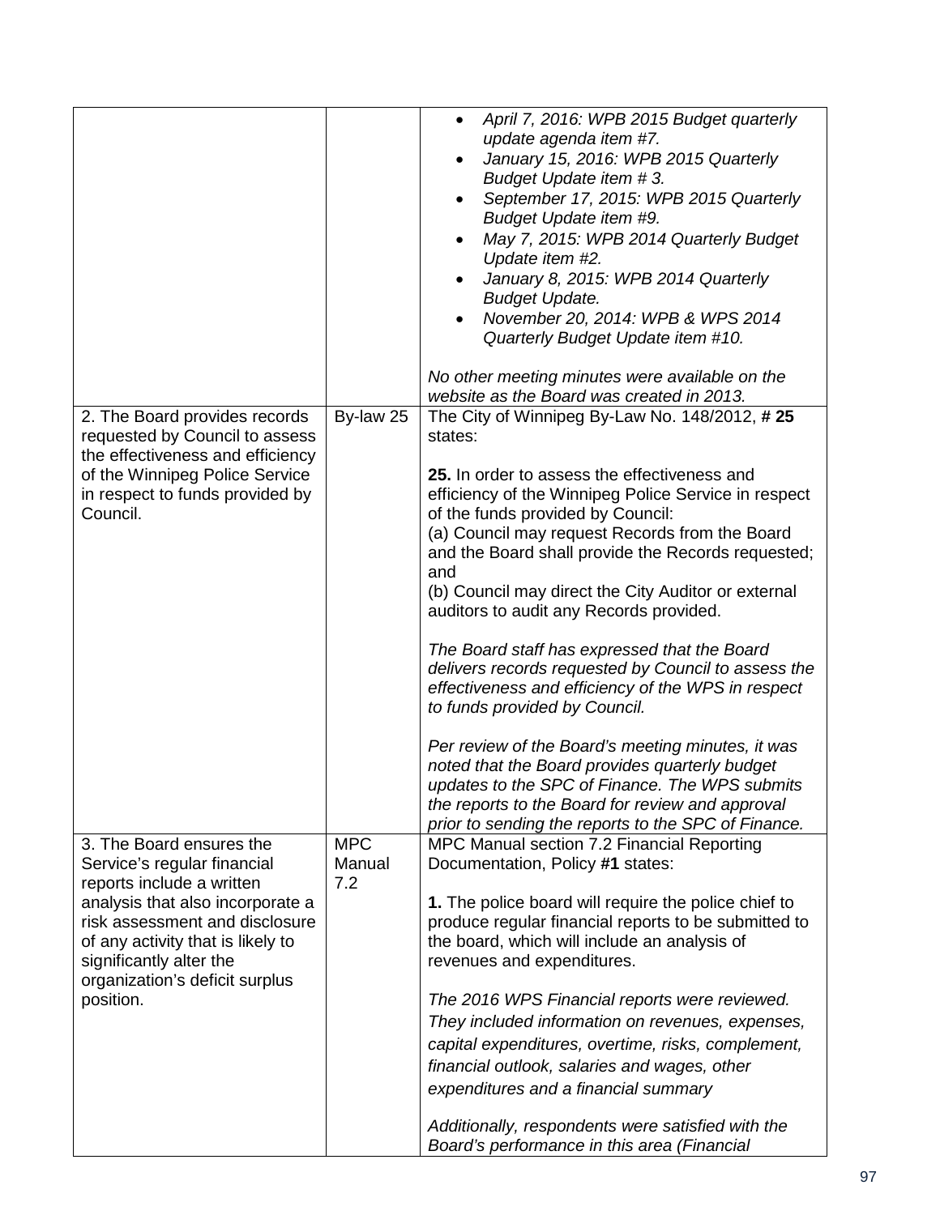| | | |
|---|---|---|
| | | • *April 7, 2016: WPB 2015 Budget quarterly update agenda item #7.*<br>• *January 15, 2016: WPB 2015 Quarterly Budget Update item # 3.*<br>• *September 17, 2015: WPB 2015 Quarterly Budget Update item #9.*<br>• *May 7, 2015: WPB 2014 Quarterly Budget Update item #2.*<br>• *January 8, 2015: WPB 2014 Quarterly Budget Update.*<br>• *November 20, 2014: WPB & WPS 2014 Quarterly Budget Update item #10.*<br><br>*No other meeting minutes were available on the website as the Board was created in 2013.* |
| 2. The Board provides records requested by Council to assess the effectiveness and efficiency of the Winnipeg Police Service in respect to funds provided by Council. | By-law 25 | The City of Winnipeg By-Law No. 148/2012, **# 25** states:<br><br>**25.** In order to assess the effectiveness and efficiency of the Winnipeg Police Service in respect of the funds provided by Council:<br>(a) Council may request Records from the Board and the Board shall provide the Records requested; and<br>(b) Council may direct the City Auditor or external auditors to audit any Records provided.<br><br>*The Board staff has expressed that the Board delivers records requested by Council to assess the effectiveness and efficiency of the WPS in respect to funds provided by Council.*<br><br>*Per review of the Board's meeting minutes, it was noted that the Board provides quarterly budget updates to the SPC of Finance. The WPS submits the reports to the Board for review and approval prior to sending the reports to the SPC of Finance.* |
| 3. The Board ensures the Service's regular financial reports include a written analysis that also incorporate a risk assessment and disclosure of any activity that is likely to significantly alter the organization's deficit surplus position. | MPC Manual 7.2 | MPC Manual section 7.2 Financial Reporting Documentation, Policy **#1** states:<br><br>**1.** The police board will require the police chief to produce regular financial reports to be submitted to the board, which will include an analysis of revenues and expenditures.<br><br>*The 2016 WPS Financial reports were reviewed. They included information on revenues, expenses, capital expenditures, overtime, risks, complement, financial outlook, salaries and wages, other expenditures and a financial summary*<br><br>*Additionally, respondents were satisfied with the Board's performance in this area (Financial* |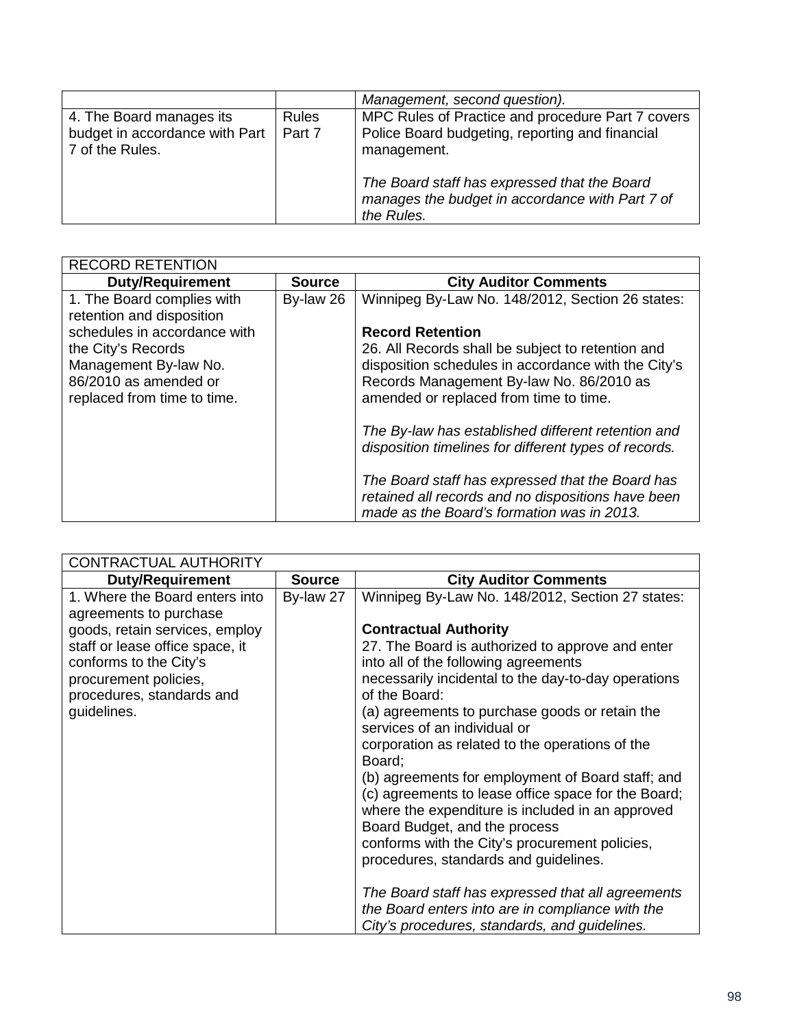| | | *Management, second question).* |
|---|---|---|
| 4. The Board manages its budget in accordance with Part 7 of the Rules. | Rules Part 7 | MPC Rules of Practice and procedure Part 7 covers Police Board budgeting, reporting and financial management.<br><br>*The Board staff has expressed that the Board manages the budget in accordance with Part 7 of the Rules.* |

| RECORD RETENTION | | |
|---|---|---|
| **Duty/Requirement** | **Source** | **City Auditor Comments** |
| 1. The Board complies with retention and disposition schedules in accordance with the City's Records Management By-law No. 86/2010 as amended or replaced from time to time. | By-law 26 | Winnipeg By-Law No. 148/2012, Section 26 states:<br><br>**Record Retention**<br>26. All Records shall be subject to retention and disposition schedules in accordance with the City's Records Management By-law No. 86/2010 as amended or replaced from time to time.<br><br>*The By-law has established different retention and disposition timelines for different types of records.*<br><br>*The Board staff has expressed that the Board has retained all records and no dispositions have been made as the Board's formation was in 2013.* |

| CONTRACTUAL AUTHORITY | | |
|---|---|---|
| **Duty/Requirement** | **Source** | **City Auditor Comments** |
| 1. Where the Board enters into agreements to purchase goods, retain services, employ staff or lease office space, it conforms to the City's procurement policies, procedures, standards and guidelines. | By-law 27 | Winnipeg By-Law No. 148/2012, Section 27 states:<br><br>**Contractual Authority**<br>27. The Board is authorized to approve and enter into all of the following agreements necessarily incidental to the day-to-day operations of the Board:<br>(a) agreements to purchase goods or retain the services of an individual or corporation as related to the operations of the Board;<br>(b) agreements for employment of Board staff; and<br>(c) agreements to lease office space for the Board;<br>where the expenditure is included in an approved Board Budget, and the process conforms with the City's procurement policies, procedures, standards and guidelines.<br><br>*The Board staff has expressed that all agreements the Board enters into are in compliance with the City's procedures, standards, and guidelines.* |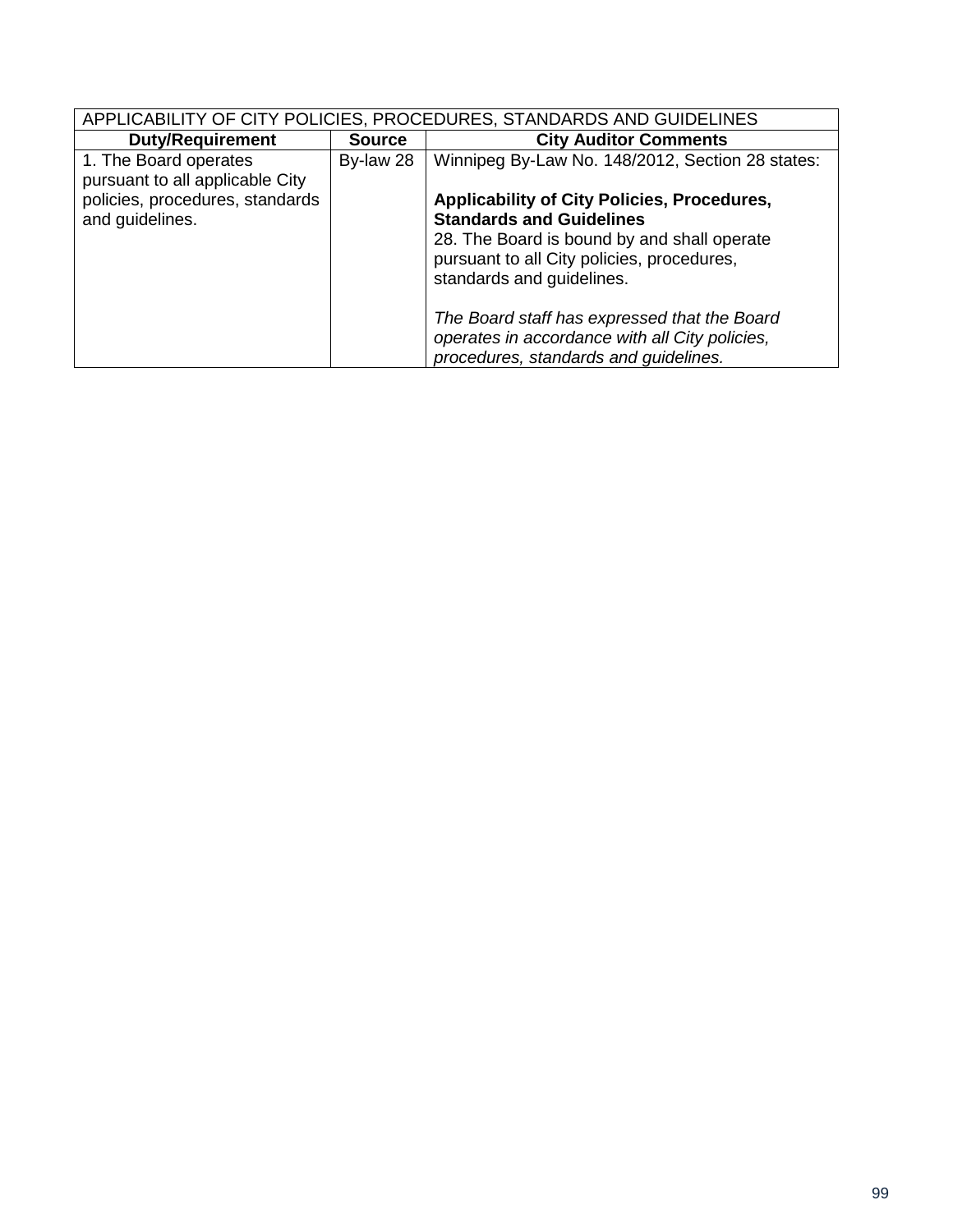| APPLICABILITY OF CITY POLICIES, PROCEDURES, STANDARDS AND GUIDELINES | | |
|---|---|---|
| **Duty/Requirement** | **Source** | **City Auditor Comments** |
| 1. The Board operates pursuant to all applicable City policies, procedures, standards and guidelines. | By-law 28 | Winnipeg By-Law No. 148/2012, Section 28 states:<br><br>**Applicability of City Policies, Procedures, Standards and Guidelines**<br>28. The Board is bound by and shall operate pursuant to all City policies, procedures, standards and guidelines.<br><br>*The Board staff has expressed that the Board operates in accordance with all City policies, procedures, standards and guidelines.* |